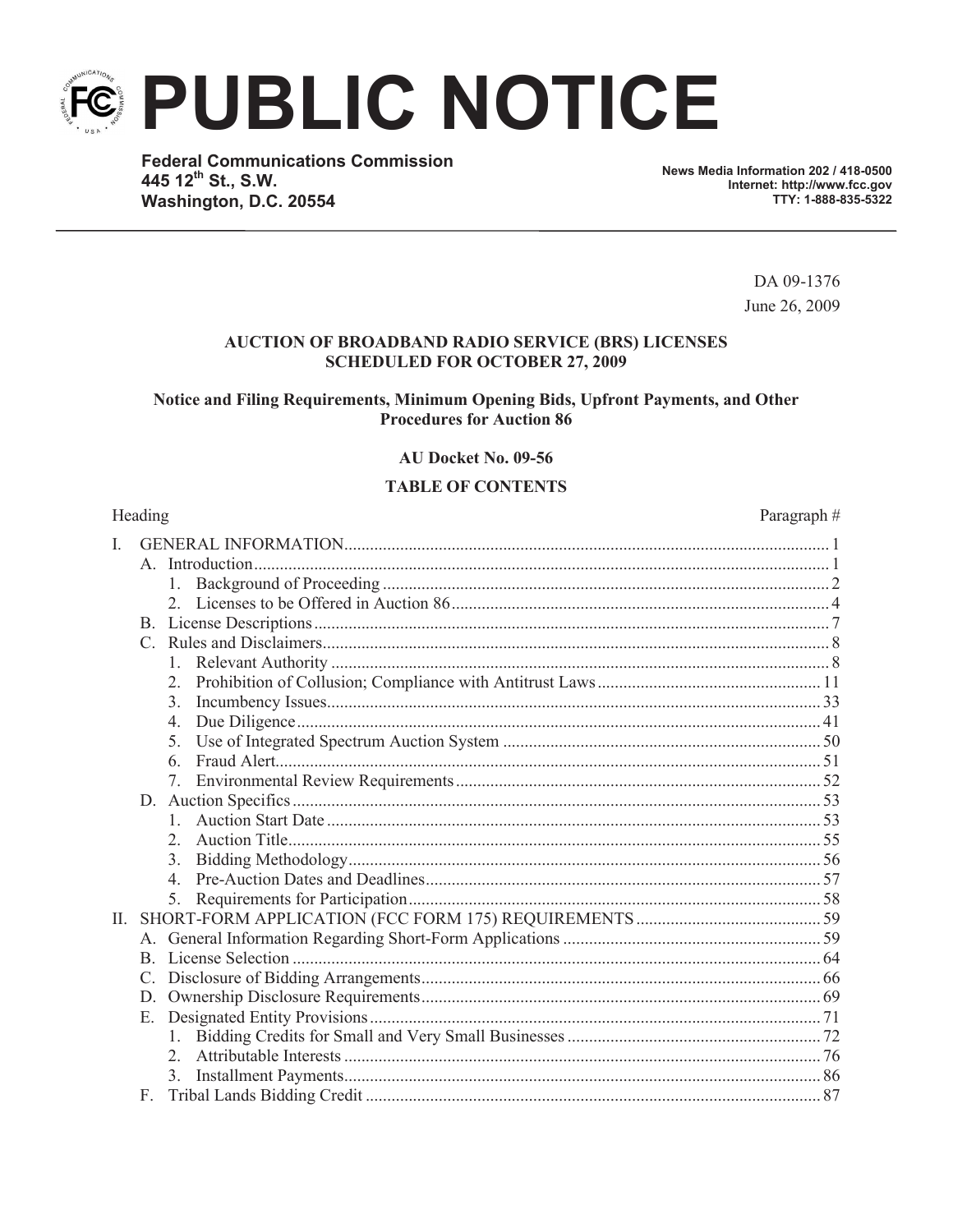# PUBLIC NOTICE

**Federal Communications Commission**
**445 12th St., S.W.**
**Washington, D.C. 20554**

**News Media Information 202 / 418-0500**
**Internet: http://www.fcc.gov**
**TTY: 1-888-835-5322**

DA 09-1376
June 26, 2009

**AUCTION OF BROADBAND RADIO SERVICE (BRS) LICENSES SCHEDULED FOR OCTOBER 27, 2009**

**Notice and Filing Requirements, Minimum Opening Bids, Upfront Payments, and Other Procedures for Auction 86**

**AU Docket No. 09-56**

**TABLE OF CONTENTS**

| Heading | Paragraph # |
|---|---|
| I. GENERAL INFORMATION | 1 |
| A. Introduction | 1 |
| 1. Background of Proceeding | 2 |
| 2. Licenses to be Offered in Auction 86 | 4 |
| B. License Descriptions | 7 |
| C. Rules and Disclaimers | 8 |
| 1. Relevant Authority | 8 |
| 2. Prohibition of Collusion; Compliance with Antitrust Laws | 11 |
| 3. Incumbency Issues | 33 |
| 4. Due Diligence | 41 |
| 5. Use of Integrated Spectrum Auction System | 50 |
| 6. Fraud Alert | 51 |
| 7. Environmental Review Requirements | 52 |
| D. Auction Specifics | 53 |
| 1. Auction Start Date | 53 |
| 2. Auction Title | 55 |
| 3. Bidding Methodology | 56 |
| 4. Pre-Auction Dates and Deadlines | 57 |
| 5. Requirements for Participation | 58 |
| II. SHORT-FORM APPLICATION (FCC FORM 175) REQUIREMENTS | 59 |
| A. General Information Regarding Short-Form Applications | 59 |
| B. License Selection | 64 |
| C. Disclosure of Bidding Arrangements | 66 |
| D. Ownership Disclosure Requirements | 69 |
| E. Designated Entity Provisions | 71 |
| 1. Bidding Credits for Small and Very Small Businesses | 72 |
| 2. Attributable Interests | 76 |
| 3. Installment Payments | 86 |
| F. Tribal Lands Bidding Credit | 87 |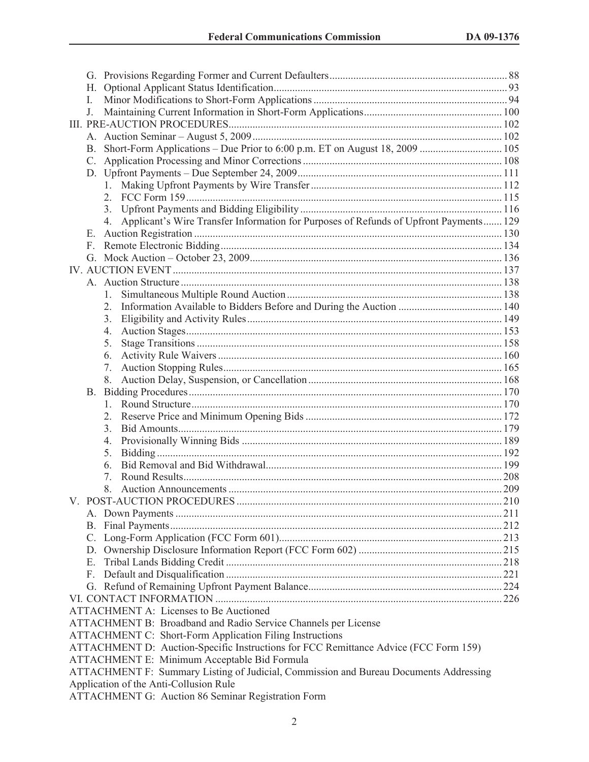G. Provisions Regarding Former and Current Defaulters .......... 88
H. Optional Applicant Status Identification .......... 93
I. Minor Modifications to Short-Form Applications .......... 94
J. Maintaining Current Information in Short-Form Applications .......... 100

III. PRE-AUCTION PROCEDURES .......... 102
A. Auction Seminar – August 5, 2009 .......... 102
B. Short-Form Applications – Due Prior to 6:00 p.m. ET on August 18, 2009 .......... 105
C. Application Processing and Minor Corrections .......... 108
D. Upfront Payments – Due September 24, 2009 .......... 111
1. Making Upfront Payments by Wire Transfer .......... 112
2. FCC Form 159 .......... 115
3. Upfront Payments and Bidding Eligibility .......... 116
4. Applicant's Wire Transfer Information for Purposes of Refunds of Upfront Payments .......... 129
E. Auction Registration .......... 130
F. Remote Electronic Bidding .......... 134
G. Mock Auction – October 23, 2009 .......... 136

IV. AUCTION EVENT .......... 137
A. Auction Structure .......... 138
1. Simultaneous Multiple Round Auction .......... 138
2. Information Available to Bidders Before and During the Auction .......... 140
3. Eligibility and Activity Rules .......... 149
4. Auction Stages .......... 153
5. Stage Transitions .......... 158
6. Activity Rule Waivers .......... 160
7. Auction Stopping Rules .......... 165
8. Auction Delay, Suspension, or Cancellation .......... 168
B. Bidding Procedures .......... 170
1. Round Structure .......... 170
2. Reserve Price and Minimum Opening Bids .......... 172
3. Bid Amounts .......... 179
4. Provisionally Winning Bids .......... 189
5. Bidding .......... 192
6. Bid Removal and Bid Withdrawal .......... 199
7. Round Results .......... 208
8. Auction Announcements .......... 209

V. POST-AUCTION PROCEDURES .......... 210
A. Down Payments .......... 211
B. Final Payments .......... 212
C. Long-Form Application (FCC Form 601) .......... 213
D. Ownership Disclosure Information Report (FCC Form 602) .......... 215
E. Tribal Lands Bidding Credit .......... 218
F. Default and Disqualification .......... 221
G. Refund of Remaining Upfront Payment Balance .......... 224

VI. CONTACT INFORMATION .......... 226

ATTACHMENT A: Licenses to Be Auctioned
ATTACHMENT B: Broadband and Radio Service Channels per License
ATTACHMENT C: Short-Form Application Filing Instructions
ATTACHMENT D: Auction-Specific Instructions for FCC Remittance Advice (FCC Form 159)
ATTACHMENT E: Minimum Acceptable Bid Formula
ATTACHMENT F: Summary Listing of Judicial, Commission and Bureau Documents Addressing Application of the Anti-Collusion Rule
ATTACHMENT G: Auction 86 Seminar Registration Form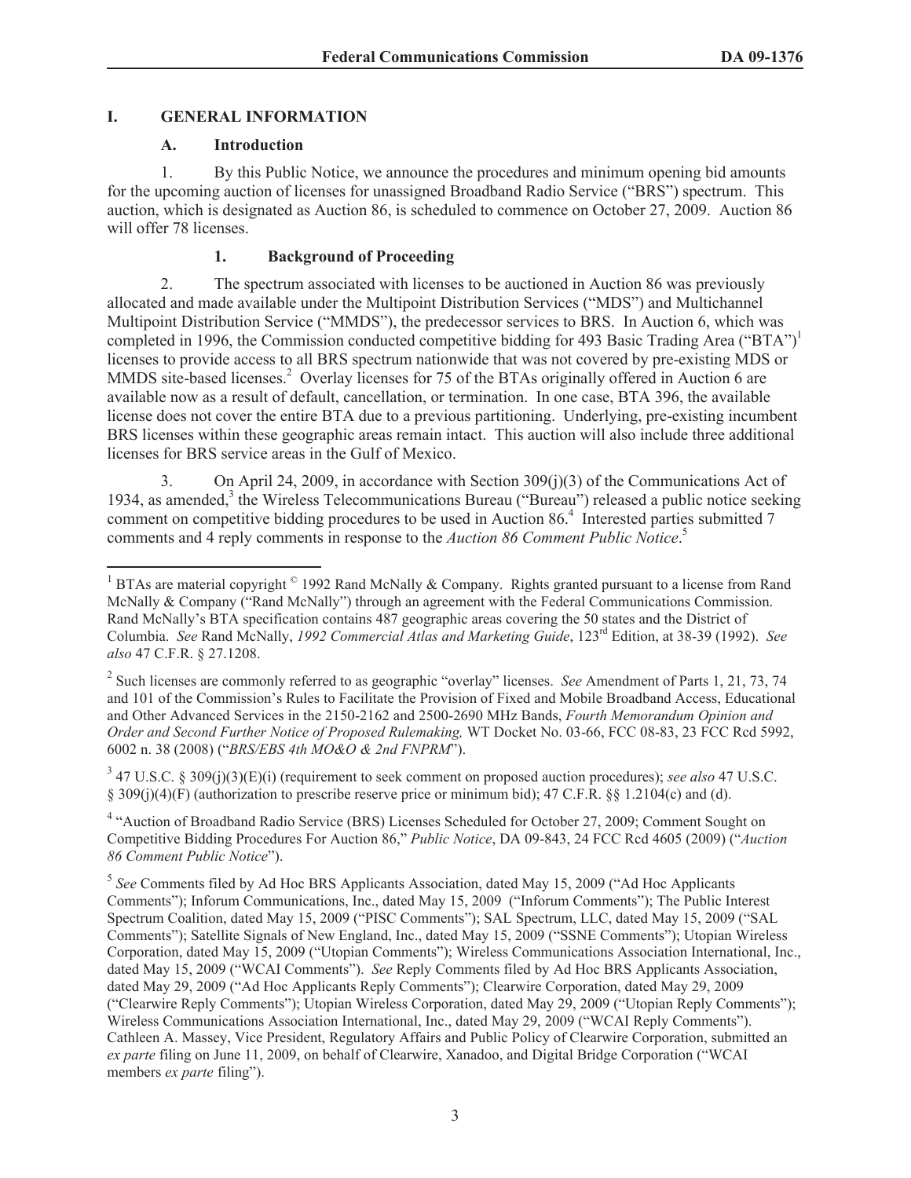# I. GENERAL INFORMATION

## A. Introduction

1. By this Public Notice, we announce the procedures and minimum opening bid amounts for the upcoming auction of licenses for unassigned Broadband Radio Service ("BRS") spectrum. This auction, which is designated as Auction 86, is scheduled to commence on October 27, 2009. Auction 86 will offer 78 licenses.

### 1. Background of Proceeding

2. The spectrum associated with licenses to be auctioned in Auction 86 was previously allocated and made available under the Multipoint Distribution Services ("MDS") and Multichannel Multipoint Distribution Service ("MMDS"), the predecessor services to BRS. In Auction 6, which was completed in 1996, the Commission conducted competitive bidding for 493 Basic Trading Area ("BTA")[1] licenses to provide access to all BRS spectrum nationwide that was not covered by pre-existing MDS or MMDS site-based licenses.[2] Overlay licenses for 75 of the BTAs originally offered in Auction 6 are available now as a result of default, cancellation, or termination. In one case, BTA 396, the available license does not cover the entire BTA due to a previous partitioning. Underlying, pre-existing incumbent BRS licenses within these geographic areas remain intact. This auction will also include three additional licenses for BRS service areas in the Gulf of Mexico.

3. On April 24, 2009, in accordance with Section 309(j)(3) of the Communications Act of 1934, as amended,[3] the Wireless Telecommunications Bureau ("Bureau") released a public notice seeking comment on competitive bidding procedures to be used in Auction 86.[4] Interested parties submitted 7 comments and 4 reply comments in response to the *Auction 86 Comment Public Notice*.[5]

---

[1] BTAs are material copyright © 1992 Rand McNally & Company. Rights granted pursuant to a license from Rand McNally & Company ("Rand McNally") through an agreement with the Federal Communications Commission. Rand McNally's BTA specification contains 487 geographic areas covering the 50 states and the District of Columbia. *See* Rand McNally, *1992 Commercial Atlas and Marketing Guide*, 123rd Edition, at 38-39 (1992). *See also* 47 C.F.R. § 27.1208.

[2] Such licenses are commonly referred to as geographic "overlay" licenses. *See* Amendment of Parts 1, 21, 73, 74 and 101 of the Commission's Rules to Facilitate the Provision of Fixed and Mobile Broadband Access, Educational and Other Advanced Services in the 2150-2162 and 2500-2690 MHz Bands, *Fourth Memorandum Opinion and Order and Second Further Notice of Proposed Rulemaking,* WT Docket No. 03-66, FCC 08-83, 23 FCC Rcd 5992, 6002 n. 38 (2008) ("*BRS/EBS 4th MO&O & 2nd FNPRM*").

[3] 47 U.S.C. § 309(j)(3)(E)(i) (requirement to seek comment on proposed auction procedures); *see also* 47 U.S.C. § 309(j)(4)(F) (authorization to prescribe reserve price or minimum bid); 47 C.F.R. §§ 1.2104(c) and (d).

[4] "Auction of Broadband Radio Service (BRS) Licenses Scheduled for October 27, 2009; Comment Sought on Competitive Bidding Procedures For Auction 86," *Public Notice*, DA 09-843, 24 FCC Rcd 4605 (2009) ("*Auction 86 Comment Public Notice*").

[5] *See* Comments filed by Ad Hoc BRS Applicants Association, dated May 15, 2009 ("Ad Hoc Applicants Comments"); Inforum Communications, Inc., dated May 15, 2009 ("Inforum Comments"); The Public Interest Spectrum Coalition, dated May 15, 2009 ("PISC Comments"); SAL Spectrum, LLC, dated May 15, 2009 ("SAL Comments"); Satellite Signals of New England, Inc., dated May 15, 2009 ("SSNE Comments"); Utopian Wireless Corporation, dated May 15, 2009 ("Utopian Comments"); Wireless Communications Association International, Inc., dated May 15, 2009 ("WCAI Comments"). *See* Reply Comments filed by Ad Hoc BRS Applicants Association, dated May 29, 2009 ("Ad Hoc Applicants Reply Comments"); Clearwire Corporation, dated May 29, 2009 ("Clearwire Reply Comments"); Utopian Wireless Corporation, dated May 29, 2009 ("Utopian Reply Comments"); Wireless Communications Association International, Inc., dated May 29, 2009 ("WCAI Reply Comments"). Cathleen A. Massey, Vice President, Regulatory Affairs and Public Policy of Clearwire Corporation, submitted an *ex parte* filing on June 11, 2009, on behalf of Clearwire, Xanadoo, and Digital Bridge Corporation ("WCAI members *ex parte* filing").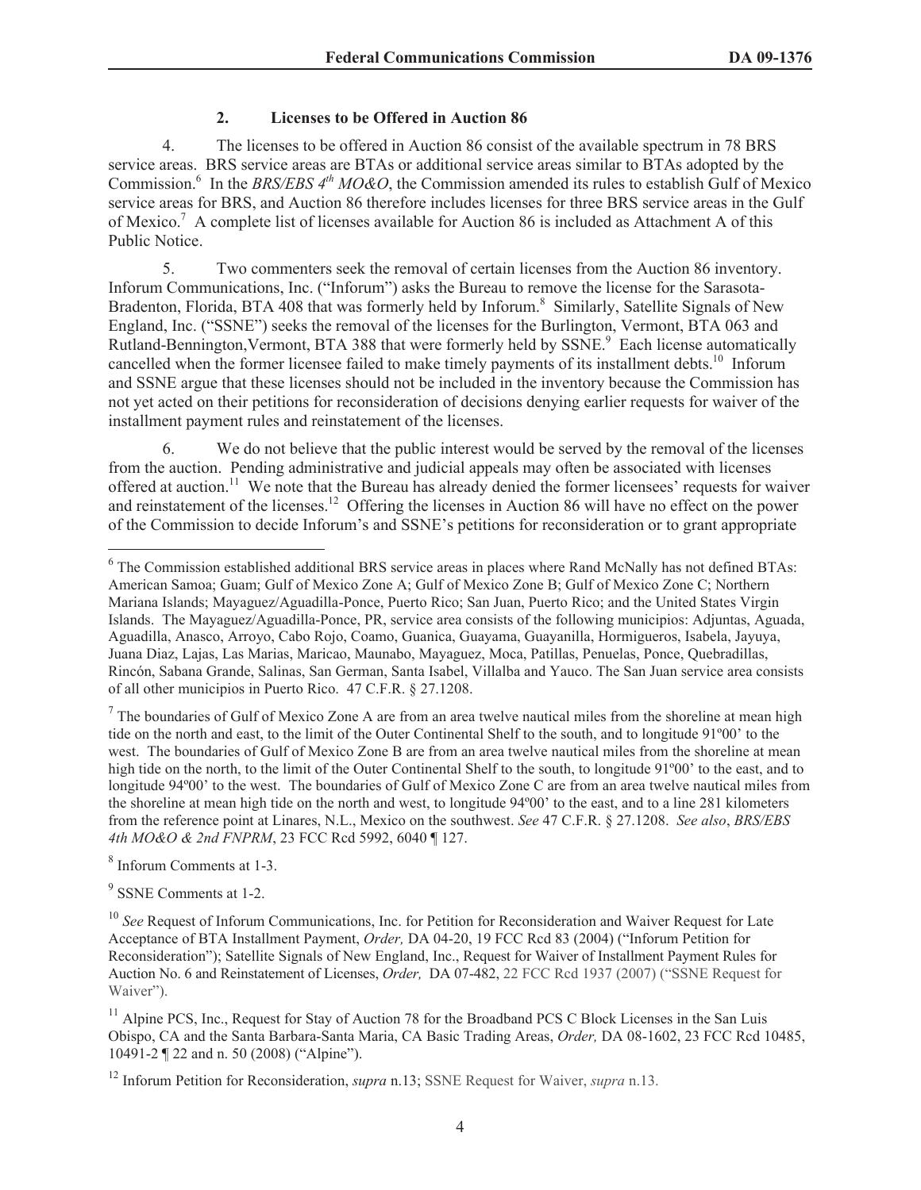### 2. Licenses to be Offered in Auction 86

4. The licenses to be offered in Auction 86 consist of the available spectrum in 78 BRS service areas. BRS service areas are BTAs or additional service areas similar to BTAs adopted by the Commission.[6] In the *BRS/EBS 4th MO&O*, the Commission amended its rules to establish Gulf of Mexico service areas for BRS, and Auction 86 therefore includes licenses for three BRS service areas in the Gulf of Mexico.[7] A complete list of licenses available for Auction 86 is included as Attachment A of this Public Notice.

5. Two commenters seek the removal of certain licenses from the Auction 86 inventory. Inforum Communications, Inc. ("Inforum") asks the Bureau to remove the license for the Sarasota-Bradenton, Florida, BTA 408 that was formerly held by Inforum.[8] Similarly, Satellite Signals of New England, Inc. ("SSNE") seeks the removal of the licenses for the Burlington, Vermont, BTA 063 and Rutland-Bennington,Vermont, BTA 388 that were formerly held by SSNE.[9] Each license automatically cancelled when the former licensee failed to make timely payments of its installment debts.[10] Inforum and SSNE argue that these licenses should not be included in the inventory because the Commission has not yet acted on their petitions for reconsideration of decisions denying earlier requests for waiver of the installment payment rules and reinstatement of the licenses.

6. We do not believe that the public interest would be served by the removal of the licenses from the auction. Pending administrative and judicial appeals may often be associated with licenses offered at auction.[11] We note that the Bureau has already denied the former licensees' requests for waiver and reinstatement of the licenses.[12] Offering the licenses in Auction 86 will have no effect on the power of the Commission to decide Inforum's and SSNE's petitions for reconsideration or to grant appropriate

---

[6] The Commission established additional BRS service areas in places where Rand McNally has not defined BTAs: American Samoa; Guam; Gulf of Mexico Zone A; Gulf of Mexico Zone B; Gulf of Mexico Zone C; Northern Mariana Islands; Mayaguez/Aguadilla-Ponce, Puerto Rico; San Juan, Puerto Rico; and the United States Virgin Islands. The Mayaguez/Aguadilla-Ponce, PR, service area consists of the following municipios: Adjuntas, Aguada, Aguadilla, Anasco, Arroyo, Cabo Rojo, Coamo, Guanica, Guayama, Guayanilla, Hormigueros, Isabela, Jayuya, Juana Diaz, Lajas, Las Marias, Maricao, Maunabo, Mayaguez, Moca, Patillas, Penuelas, Ponce, Quebradillas, Rincón, Sabana Grande, Salinas, San German, Santa Isabel, Villalba and Yauco. The San Juan service area consists of all other municipios in Puerto Rico. 47 C.F.R. § 27.1208.

[7] The boundaries of Gulf of Mexico Zone A are from an area twelve nautical miles from the shoreline at mean high tide on the north and east, to the limit of the Outer Continental Shelf to the south, and to longitude 91º00' to the west. The boundaries of Gulf of Mexico Zone B are from an area twelve nautical miles from the shoreline at mean high tide on the north, to the limit of the Outer Continental Shelf to the south, to longitude 91º00' to the east, and to longitude 94º00' to the west. The boundaries of Gulf of Mexico Zone C are from an area twelve nautical miles from the shoreline at mean high tide on the north and west, to longitude 94º00' to the east, and to a line 281 kilometers from the reference point at Linares, N.L., Mexico on the southwest. *See* 47 C.F.R. § 27.1208. *See also*, *BRS/EBS 4th MO&O & 2nd FNPRM*, 23 FCC Rcd 5992, 6040 ¶ 127.

[8] Inforum Comments at 1-3.

[9] SSNE Comments at 1-2.

[10] *See* Request of Inforum Communications, Inc. for Petition for Reconsideration and Waiver Request for Late Acceptance of BTA Installment Payment, *Order,* DA 04-20, 19 FCC Rcd 83 (2004) ("Inforum Petition for Reconsideration"); Satellite Signals of New England, Inc., Request for Waiver of Installment Payment Rules for Auction No. 6 and Reinstatement of Licenses, *Order,* DA 07-482, 22 FCC Rcd 1937 (2007) ("SSNE Request for Waiver").

[11] Alpine PCS, Inc., Request for Stay of Auction 78 for the Broadband PCS C Block Licenses in the San Luis Obispo, CA and the Santa Barbara-Santa Maria, CA Basic Trading Areas, *Order,* DA 08-1602, 23 FCC Rcd 10485, 10491-2 ¶ 22 and n. 50 (2008) ("Alpine").

[12] Inforum Petition for Reconsideration, *supra* n.13; SSNE Request for Waiver, *supra* n.13.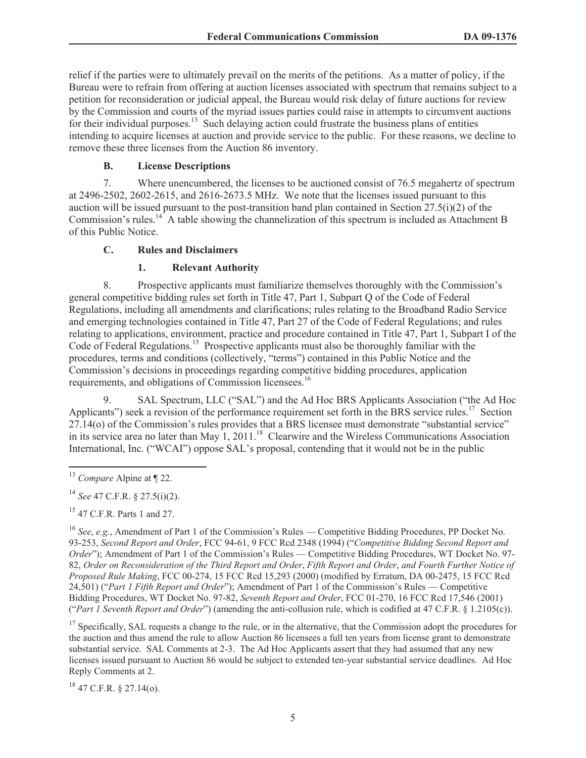relief if the parties were to ultimately prevail on the merits of the petitions. As a matter of policy, if the Bureau were to refrain from offering at auction licenses associated with spectrum that remains subject to a petition for reconsideration or judicial appeal, the Bureau would risk delay of future auctions for review by the Commission and courts of the myriad issues parties could raise in attempts to circumvent auctions for their individual purposes.[13] Such delaying action could frustrate the business plans of entities intending to acquire licenses at auction and provide service to the public. For these reasons, we decline to remove these three licenses from the Auction 86 inventory.

### B. License Descriptions

7. Where unencumbered, the licenses to be auctioned consist of 76.5 megahertz of spectrum at 2496-2502, 2602-2615, and 2616-2673.5 MHz. We note that the licenses issued pursuant to this auction will be issued pursuant to the post-transition band plan contained in Section 27.5(i)(2) of the Commission's rules.[14] A table showing the channelization of this spectrum is included as Attachment B of this Public Notice.

### C. Rules and Disclaimers

#### 1. Relevant Authority

8. Prospective applicants must familiarize themselves thoroughly with the Commission's general competitive bidding rules set forth in Title 47, Part 1, Subpart Q of the Code of Federal Regulations, including all amendments and clarifications; rules relating to the Broadband Radio Service and emerging technologies contained in Title 47, Part 27 of the Code of Federal Regulations; and rules relating to applications, environment, practice and procedure contained in Title 47, Part 1, Subpart I of the Code of Federal Regulations.[15] Prospective applicants must also be thoroughly familiar with the procedures, terms and conditions (collectively, "terms") contained in this Public Notice and the Commission's decisions in proceedings regarding competitive bidding procedures, application requirements, and obligations of Commission licensees.[16]

9. SAL Spectrum, LLC ("SAL") and the Ad Hoc BRS Applicants Association ("the Ad Hoc Applicants") seek a revision of the performance requirement set forth in the BRS service rules.[17] Section 27.14(o) of the Commission's rules provides that a BRS licensee must demonstrate "substantial service" in its service area no later than May 1, 2011.[18] Clearwire and the Wireless Communications Association International, Inc. ("WCAI") oppose SAL's proposal, contending that it would not be in the public

---

[13] *Compare* Alpine at ¶ 22.

[14] *See* 47 C.F.R. § 27.5(i)(2).

[15] 47 C.F.R. Parts 1 and 27.

[16] *See*, *e.g.*, Amendment of Part 1 of the Commission's Rules — Competitive Bidding Procedures, PP Docket No. 93-253, *Second Report and Order*, FCC 94-61, 9 FCC Rcd 2348 (1994) ("*Competitive Bidding Second Report and Order*"); Amendment of Part 1 of the Commission's Rules — Competitive Bidding Procedures, WT Docket No. 97-82, *Order on Reconsideration of the Third Report and Order*, *Fifth Report and Order*, *and Fourth Further Notice of Proposed Rule Making*, FCC 00-274, 15 FCC Rcd 15,293 (2000) (modified by Erratum, DA 00-2475, 15 FCC Rcd 24,501) ("*Part 1 Fifth Report and Order*"); Amendment of Part 1 of the Commission's Rules — Competitive Bidding Procedures, WT Docket No. 97-82, *Seventh Report and Order*, FCC 01-270, 16 FCC Rcd 17,546 (2001) ("*Part 1 Seventh Report and Order*") (amending the anti-collusion rule, which is codified at 47 C.F.R. § 1.2105(c)).

[17] Specifically, SAL requests a change to the rule, or in the alternative, that the Commission adopt the procedures for the auction and thus amend the rule to allow Auction 86 licensees a full ten years from license grant to demonstrate substantial service. SAL Comments at 2-3. The Ad Hoc Applicants assert that they had assumed that any new licenses issued pursuant to Auction 86 would be subject to extended ten-year substantial service deadlines. Ad Hoc Reply Comments at 2.

[18] 47 C.F.R. § 27.14(o).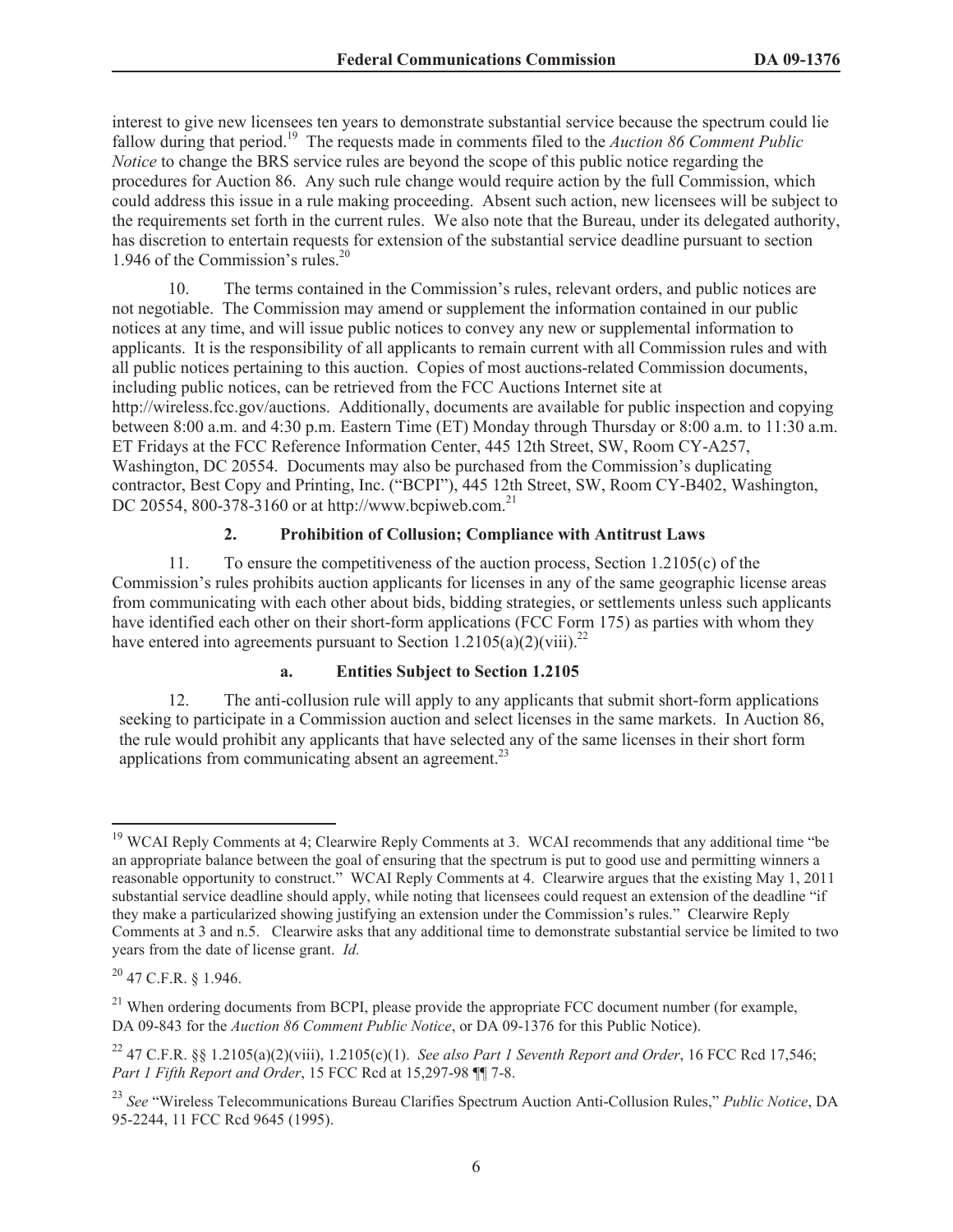interest to give new licensees ten years to demonstrate substantial service because the spectrum could lie fallow during that period.[19] The requests made in comments filed to the *Auction 86 Comment Public Notice* to change the BRS service rules are beyond the scope of this public notice regarding the procedures for Auction 86. Any such rule change would require action by the full Commission, which could address this issue in a rule making proceeding. Absent such action, new licensees will be subject to the requirements set forth in the current rules. We also note that the Bureau, under its delegated authority, has discretion to entertain requests for extension of the substantial service deadline pursuant to section 1.946 of the Commission's rules.[20]

10. The terms contained in the Commission's rules, relevant orders, and public notices are not negotiable. The Commission may amend or supplement the information contained in our public notices at any time, and will issue public notices to convey any new or supplemental information to applicants. It is the responsibility of all applicants to remain current with all Commission rules and with all public notices pertaining to this auction. Copies of most auctions-related Commission documents, including public notices, can be retrieved from the FCC Auctions Internet site at http://wireless.fcc.gov/auctions. Additionally, documents are available for public inspection and copying between 8:00 a.m. and 4:30 p.m. Eastern Time (ET) Monday through Thursday or 8:00 a.m. to 11:30 a.m. ET Fridays at the FCC Reference Information Center, 445 12th Street, SW, Room CY-A257, Washington, DC 20554. Documents may also be purchased from the Commission's duplicating contractor, Best Copy and Printing, Inc. ("BCPI"), 445 12th Street, SW, Room CY-B402, Washington, DC 20554, 800-378-3160 or at http://www.bcpiweb.com.[21]

### 2. Prohibition of Collusion; Compliance with Antitrust Laws

11. To ensure the competitiveness of the auction process, Section 1.2105(c) of the Commission's rules prohibits auction applicants for licenses in any of the same geographic license areas from communicating with each other about bids, bidding strategies, or settlements unless such applicants have identified each other on their short-form applications (FCC Form 175) as parties with whom they have entered into agreements pursuant to Section 1.2105(a)(2)(viii).[22]

#### a. Entities Subject to Section 1.2105

12. The anti-collusion rule will apply to any applicants that submit short-form applications seeking to participate in a Commission auction and select licenses in the same markets. In Auction 86, the rule would prohibit any applicants that have selected any of the same licenses in their short form applications from communicating absent an agreement.[23]

---

[19] WCAI Reply Comments at 4; Clearwire Reply Comments at 3. WCAI recommends that any additional time "be an appropriate balance between the goal of ensuring that the spectrum is put to good use and permitting winners a reasonable opportunity to construct." WCAI Reply Comments at 4. Clearwire argues that the existing May 1, 2011 substantial service deadline should apply, while noting that licensees could request an extension of the deadline "if they make a particularized showing justifying an extension under the Commission's rules." Clearwire Reply Comments at 3 and n.5. Clearwire asks that any additional time to demonstrate substantial service be limited to two years from the date of license grant. *Id.*

[20] 47 C.F.R. § 1.946.

[21] When ordering documents from BCPI, please provide the appropriate FCC document number (for example, DA 09-843 for the *Auction 86 Comment Public Notice*, or DA 09-1376 for this Public Notice).

[22] 47 C.F.R. §§ 1.2105(a)(2)(viii), 1.2105(c)(1). *See also Part 1 Seventh Report and Order*, 16 FCC Rcd 17,546; *Part 1 Fifth Report and Order*, 15 FCC Rcd at 15,297-98 ¶¶ 7-8.

[23] *See* "Wireless Telecommunications Bureau Clarifies Spectrum Auction Anti-Collusion Rules," *Public Notice*, DA 95-2244, 11 FCC Rcd 9645 (1995).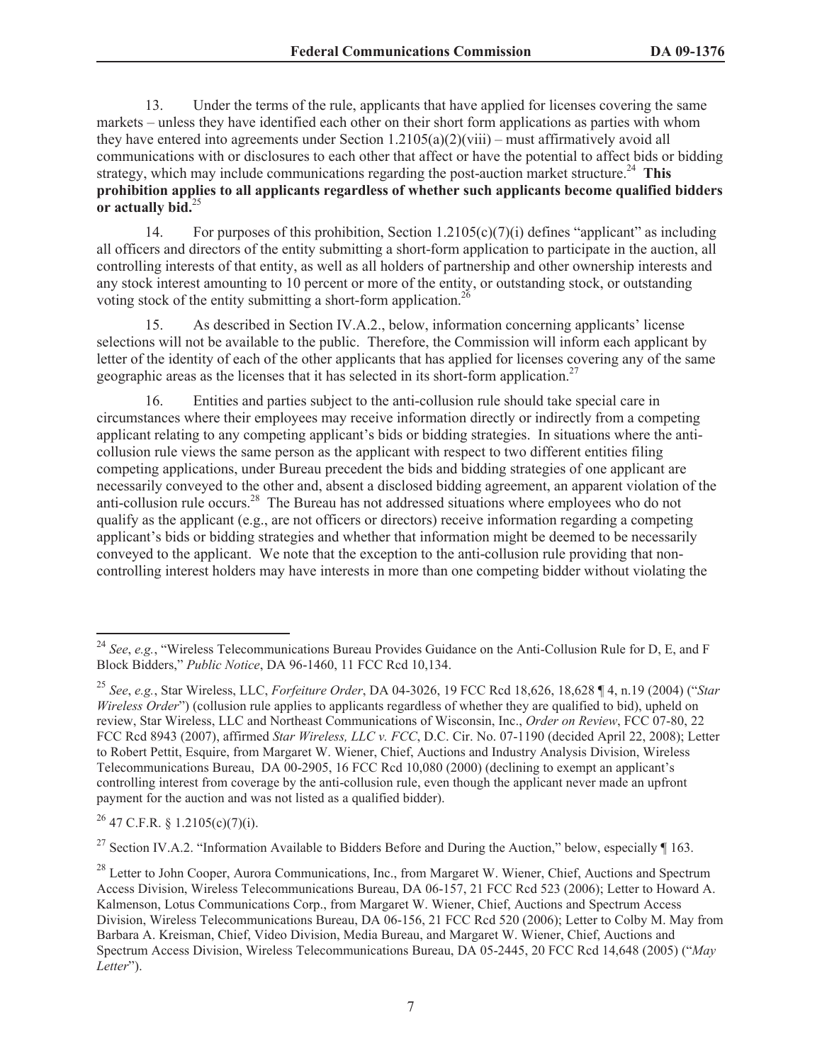13. Under the terms of the rule, applicants that have applied for licenses covering the same markets – unless they have identified each other on their short form applications as parties with whom they have entered into agreements under Section 1.2105(a)(2)(viii) – must affirmatively avoid all communications with or disclosures to each other that affect or have the potential to affect bids or bidding strategy, which may include communications regarding the post-auction market structure.[24] **This prohibition applies to all applicants regardless of whether such applicants become qualified bidders or actually bid.**[25]

14. For purposes of this prohibition, Section 1.2105(c)(7)(i) defines "applicant" as including all officers and directors of the entity submitting a short-form application to participate in the auction, all controlling interests of that entity, as well as all holders of partnership and other ownership interests and any stock interest amounting to 10 percent or more of the entity, or outstanding stock, or outstanding voting stock of the entity submitting a short-form application.[26]

15. As described in Section IV.A.2., below, information concerning applicants' license selections will not be available to the public. Therefore, the Commission will inform each applicant by letter of the identity of each of the other applicants that has applied for licenses covering any of the same geographic areas as the licenses that it has selected in its short-form application.[27]

16. Entities and parties subject to the anti-collusion rule should take special care in circumstances where their employees may receive information directly or indirectly from a competing applicant relating to any competing applicant's bids or bidding strategies. In situations where the anti-collusion rule views the same person as the applicant with respect to two different entities filing competing applications, under Bureau precedent the bids and bidding strategies of one applicant are necessarily conveyed to the other and, absent a disclosed bidding agreement, an apparent violation of the anti-collusion rule occurs.[28] The Bureau has not addressed situations where employees who do not qualify as the applicant (e.g., are not officers or directors) receive information regarding a competing applicant's bids or bidding strategies and whether that information might be deemed to be necessarily conveyed to the applicant. We note that the exception to the anti-collusion rule providing that non-controlling interest holders may have interests in more than one competing bidder without violating the

---

[24] *See*, *e.g.*, "Wireless Telecommunications Bureau Provides Guidance on the Anti-Collusion Rule for D, E, and F Block Bidders," *Public Notice*, DA 96-1460, 11 FCC Rcd 10,134.

[25] *See*, *e.g.*, Star Wireless, LLC, *Forfeiture Order*, DA 04-3026, 19 FCC Rcd 18,626, 18,628 ¶ 4, n.19 (2004) ("*Star Wireless Order*") (collusion rule applies to applicants regardless of whether they are qualified to bid), upheld on review, Star Wireless, LLC and Northeast Communications of Wisconsin, Inc., *Order on Review*, FCC 07-80, 22 FCC Rcd 8943 (2007), affirmed *Star Wireless, LLC v. FCC*, D.C. Cir. No. 07-1190 (decided April 22, 2008); Letter to Robert Pettit, Esquire, from Margaret W. Wiener, Chief, Auctions and Industry Analysis Division, Wireless Telecommunications Bureau, DA 00-2905, 16 FCC Rcd 10,080 (2000) (declining to exempt an applicant's controlling interest from coverage by the anti-collusion rule, even though the applicant never made an upfront payment for the auction and was not listed as a qualified bidder).

[26] 47 C.F.R. § 1.2105(c)(7)(i).

[27] Section IV.A.2. "Information Available to Bidders Before and During the Auction," below, especially ¶ 163.

[28] Letter to John Cooper, Aurora Communications, Inc., from Margaret W. Wiener, Chief, Auctions and Spectrum Access Division, Wireless Telecommunications Bureau, DA 06-157, 21 FCC Rcd 523 (2006); Letter to Howard A. Kalmenson, Lotus Communications Corp., from Margaret W. Wiener, Chief, Auctions and Spectrum Access Division, Wireless Telecommunications Bureau, DA 06-156, 21 FCC Rcd 520 (2006); Letter to Colby M. May from Barbara A. Kreisman, Chief, Video Division, Media Bureau, and Margaret W. Wiener, Chief, Auctions and Spectrum Access Division, Wireless Telecommunications Bureau, DA 05-2445, 20 FCC Rcd 14,648 (2005) ("*May Letter*").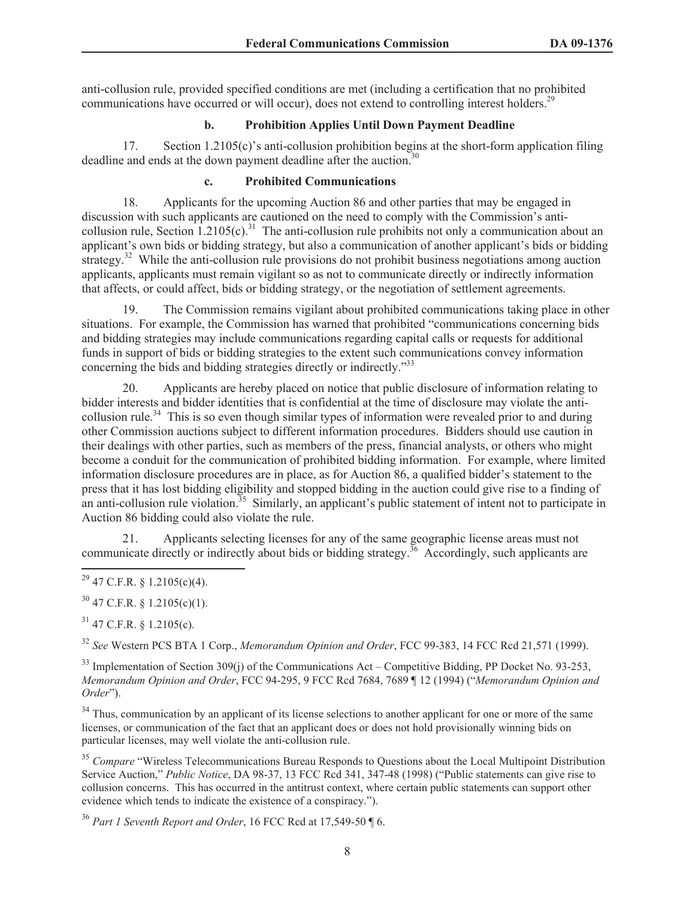anti-collusion rule, provided specified conditions are met (including a certification that no prohibited communications have occurred or will occur), does not extend to controlling interest holders.[29]

#### b. Prohibition Applies Until Down Payment Deadline

17. Section 1.2105(c)'s anti-collusion prohibition begins at the short-form application filing deadline and ends at the down payment deadline after the auction.[30]

#### c. Prohibited Communications

18. Applicants for the upcoming Auction 86 and other parties that may be engaged in discussion with such applicants are cautioned on the need to comply with the Commission's anti-collusion rule, Section 1.2105(c).[31] The anti-collusion rule prohibits not only a communication about an applicant's own bids or bidding strategy, but also a communication of another applicant's bids or bidding strategy.[32] While the anti-collusion rule provisions do not prohibit business negotiations among auction applicants, applicants must remain vigilant so as not to communicate directly or indirectly information that affects, or could affect, bids or bidding strategy, or the negotiation of settlement agreements.

19. The Commission remains vigilant about prohibited communications taking place in other situations. For example, the Commission has warned that prohibited "communications concerning bids and bidding strategies may include communications regarding capital calls or requests for additional funds in support of bids or bidding strategies to the extent such communications convey information concerning the bids and bidding strategies directly or indirectly."[33]

20. Applicants are hereby placed on notice that public disclosure of information relating to bidder interests and bidder identities that is confidential at the time of disclosure may violate the anti-collusion rule.[34] This is so even though similar types of information were revealed prior to and during other Commission auctions subject to different information procedures. Bidders should use caution in their dealings with other parties, such as members of the press, financial analysts, or others who might become a conduit for the communication of prohibited bidding information. For example, where limited information disclosure procedures are in place, as for Auction 86, a qualified bidder's statement to the press that it has lost bidding eligibility and stopped bidding in the auction could give rise to a finding of an anti-collusion rule violation.[35] Similarly, an applicant's public statement of intent not to participate in Auction 86 bidding could also violate the rule.

21. Applicants selecting licenses for any of the same geographic license areas must not communicate directly or indirectly about bids or bidding strategy.[36] Accordingly, such applicants are

---

[29] 47 C.F.R. § 1.2105(c)(4).

[30] 47 C.F.R. § 1.2105(c)(1).

[31] 47 C.F.R. § 1.2105(c).

[32] *See* Western PCS BTA 1 Corp., *Memorandum Opinion and Order*, FCC 99-383, 14 FCC Rcd 21,571 (1999).

[33] Implementation of Section 309(j) of the Communications Act – Competitive Bidding, PP Docket No. 93-253, *Memorandum Opinion and Order*, FCC 94-295, 9 FCC Rcd 7684, 7689 ¶ 12 (1994) ("*Memorandum Opinion and Order*").

[34] Thus, communication by an applicant of its license selections to another applicant for one or more of the same licenses, or communication of the fact that an applicant does or does not hold provisionally winning bids on particular licenses, may well violate the anti-collusion rule.

[35] *Compare* "Wireless Telecommunications Bureau Responds to Questions about the Local Multipoint Distribution Service Auction," *Public Notice*, DA 98-37, 13 FCC Rcd 341, 347-48 (1998) ("Public statements can give rise to collusion concerns. This has occurred in the antitrust context, where certain public statements can support other evidence which tends to indicate the existence of a conspiracy.").

[36] *Part 1 Seventh Report and Order*, 16 FCC Rcd at 17,549-50 ¶ 6.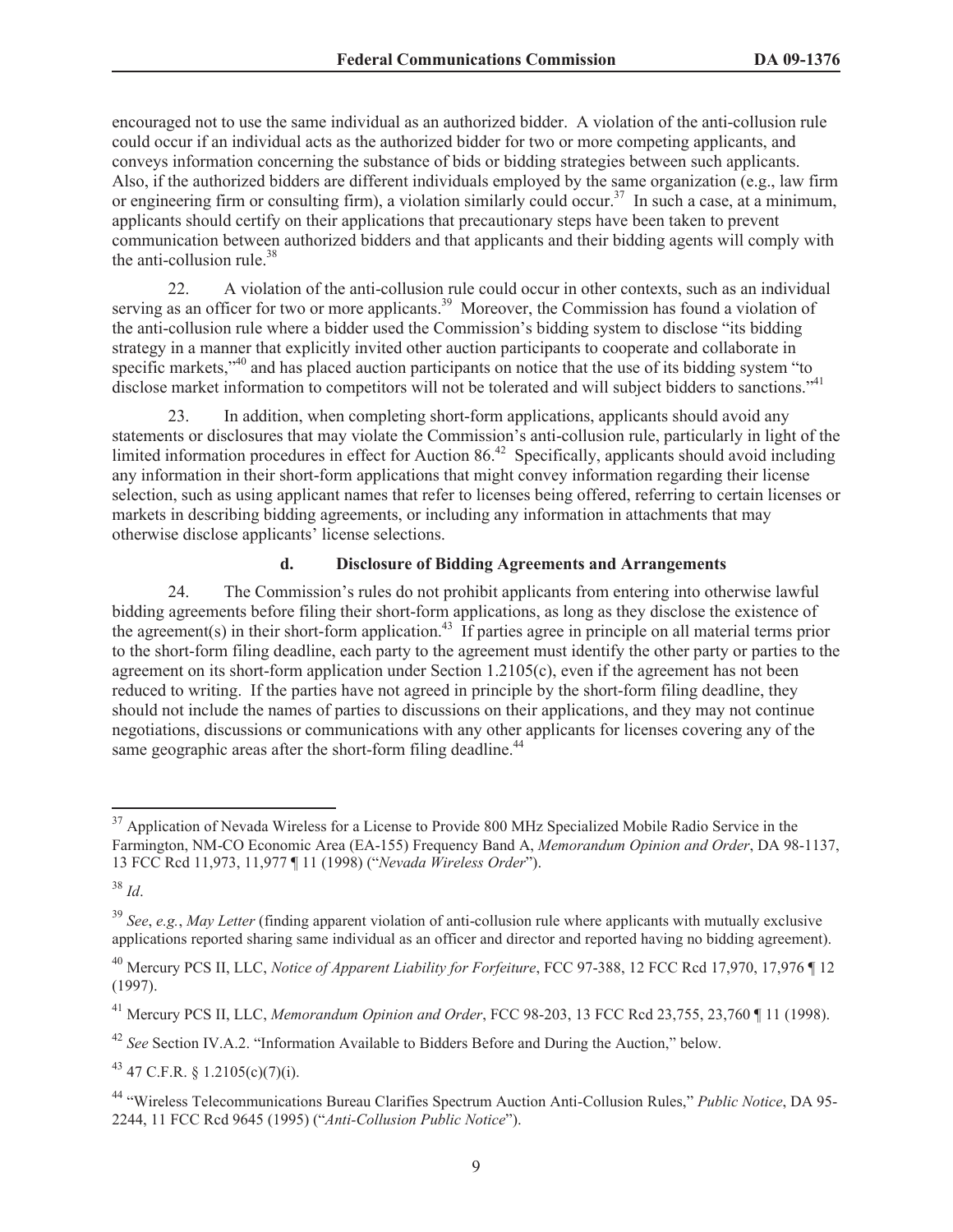encouraged not to use the same individual as an authorized bidder. A violation of the anti-collusion rule could occur if an individual acts as the authorized bidder for two or more competing applicants, and conveys information concerning the substance of bids or bidding strategies between such applicants. Also, if the authorized bidders are different individuals employed by the same organization (e.g., law firm or engineering firm or consulting firm), a violation similarly could occur.[37] In such a case, at a minimum, applicants should certify on their applications that precautionary steps have been taken to prevent communication between authorized bidders and that applicants and their bidding agents will comply with the anti-collusion rule.[38]

22. A violation of the anti-collusion rule could occur in other contexts, such as an individual serving as an officer for two or more applicants.[39] Moreover, the Commission has found a violation of the anti-collusion rule where a bidder used the Commission's bidding system to disclose "its bidding strategy in a manner that explicitly invited other auction participants to cooperate and collaborate in specific markets,"[40] and has placed auction participants on notice that the use of its bidding system "to disclose market information to competitors will not be tolerated and will subject bidders to sanctions."[41]

23. In addition, when completing short-form applications, applicants should avoid any statements or disclosures that may violate the Commission's anti-collusion rule, particularly in light of the limited information procedures in effect for Auction 86.[42] Specifically, applicants should avoid including any information in their short-form applications that might convey information regarding their license selection, such as using applicant names that refer to licenses being offered, referring to certain licenses or markets in describing bidding agreements, or including any information in attachments that may otherwise disclose applicants' license selections.

#### d. Disclosure of Bidding Agreements and Arrangements

24. The Commission's rules do not prohibit applicants from entering into otherwise lawful bidding agreements before filing their short-form applications, as long as they disclose the existence of the agreement(s) in their short-form application.[43] If parties agree in principle on all material terms prior to the short-form filing deadline, each party to the agreement must identify the other party or parties to the agreement on its short-form application under Section 1.2105(c), even if the agreement has not been reduced to writing. If the parties have not agreed in principle by the short-form filing deadline, they should not include the names of parties to discussions on their applications, and they may not continue negotiations, discussions or communications with any other applicants for licenses covering any of the same geographic areas after the short-form filing deadline.[44]

---

[37] Application of Nevada Wireless for a License to Provide 800 MHz Specialized Mobile Radio Service in the Farmington, NM-CO Economic Area (EA-155) Frequency Band A, *Memorandum Opinion and Order*, DA 98-1137, 13 FCC Rcd 11,973, 11,977 ¶ 11 (1998) ("*Nevada Wireless Order*").

[38] *Id*.

[39] *See*, *e.g.*, *May Letter* (finding apparent violation of anti-collusion rule where applicants with mutually exclusive applications reported sharing same individual as an officer and director and reported having no bidding agreement).

[40] Mercury PCS II, LLC, *Notice of Apparent Liability for Forfeiture*, FCC 97-388, 12 FCC Rcd 17,970, 17,976 ¶ 12 (1997).

[41] Mercury PCS II, LLC, *Memorandum Opinion and Order*, FCC 98-203, 13 FCC Rcd 23,755, 23,760 ¶ 11 (1998).

[42] *See* Section IV.A.2. "Information Available to Bidders Before and During the Auction," below.

[43] 47 C.F.R. § 1.2105(c)(7)(i).

[44] "Wireless Telecommunications Bureau Clarifies Spectrum Auction Anti-Collusion Rules," *Public Notice*, DA 95-2244, 11 FCC Rcd 9645 (1995) ("*Anti-Collusion Public Notice*").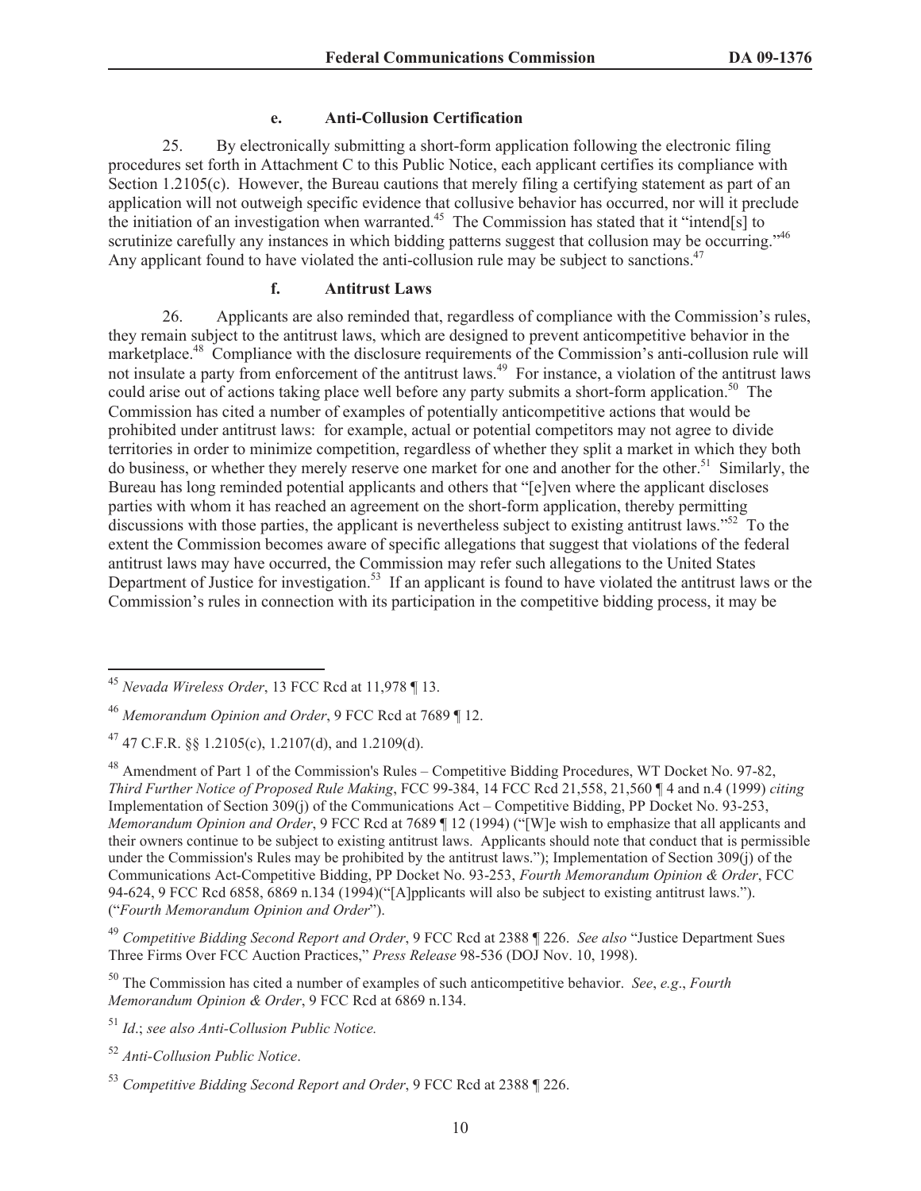#### e. Anti-Collusion Certification

25. By electronically submitting a short-form application following the electronic filing procedures set forth in Attachment C to this Public Notice, each applicant certifies its compliance with Section 1.2105(c). However, the Bureau cautions that merely filing a certifying statement as part of an application will not outweigh specific evidence that collusive behavior has occurred, nor will it preclude the initiation of an investigation when warranted.[45] The Commission has stated that it "intend[s] to scrutinize carefully any instances in which bidding patterns suggest that collusion may be occurring."[46] Any applicant found to have violated the anti-collusion rule may be subject to sanctions.[47]

#### f. Antitrust Laws

26. Applicants are also reminded that, regardless of compliance with the Commission's rules, they remain subject to the antitrust laws, which are designed to prevent anticompetitive behavior in the marketplace.[48] Compliance with the disclosure requirements of the Commission's anti-collusion rule will not insulate a party from enforcement of the antitrust laws.[49] For instance, a violation of the antitrust laws could arise out of actions taking place well before any party submits a short-form application.[50] The Commission has cited a number of examples of potentially anticompetitive actions that would be prohibited under antitrust laws: for example, actual or potential competitors may not agree to divide territories in order to minimize competition, regardless of whether they split a market in which they both do business, or whether they merely reserve one market for one and another for the other.[51] Similarly, the Bureau has long reminded potential applicants and others that "[e]ven where the applicant discloses parties with whom it has reached an agreement on the short-form application, thereby permitting discussions with those parties, the applicant is nevertheless subject to existing antitrust laws."[52] To the extent the Commission becomes aware of specific allegations that suggest that violations of the federal antitrust laws may have occurred, the Commission may refer such allegations to the United States Department of Justice for investigation.[53] If an applicant is found to have violated the antitrust laws or the Commission's rules in connection with its participation in the competitive bidding process, it may be

---

[45] *Nevada Wireless Order*, 13 FCC Rcd at 11,978 ¶ 13.

[46] *Memorandum Opinion and Order*, 9 FCC Rcd at 7689 ¶ 12.

[47] 47 C.F.R. §§ 1.2105(c), 1.2107(d), and 1.2109(d).

[48] Amendment of Part 1 of the Commission's Rules – Competitive Bidding Procedures, WT Docket No. 97-82, *Third Further Notice of Proposed Rule Making*, FCC 99-384, 14 FCC Rcd 21,558, 21,560 ¶ 4 and n.4 (1999) *citing* Implementation of Section 309(j) of the Communications Act – Competitive Bidding, PP Docket No. 93-253, *Memorandum Opinion and Order*, 9 FCC Rcd at 7689 ¶ 12 (1994) ("[W]e wish to emphasize that all applicants and their owners continue to be subject to existing antitrust laws. Applicants should note that conduct that is permissible under the Commission's Rules may be prohibited by the antitrust laws."); Implementation of Section 309(j) of the Communications Act-Competitive Bidding, PP Docket No. 93-253, *Fourth Memorandum Opinion & Order*, FCC 94-624, 9 FCC Rcd 6858, 6869 n.134 (1994)("[A]pplicants will also be subject to existing antitrust laws."). ("*Fourth Memorandum Opinion and Order*").

[49] *Competitive Bidding Second Report and Order*, 9 FCC Rcd at 2388 ¶ 226. *See also* "Justice Department Sues Three Firms Over FCC Auction Practices," *Press Release* 98-536 (DOJ Nov. 10, 1998).

[50] The Commission has cited a number of examples of such anticompetitive behavior. *See*, *e.g*., *Fourth Memorandum Opinion & Order*, 9 FCC Rcd at 6869 n.134.

[51] *Id*.; *see also Anti-Collusion Public Notice.*

[52] *Anti-Collusion Public Notice*.

[53] *Competitive Bidding Second Report and Order*, 9 FCC Rcd at 2388 ¶ 226.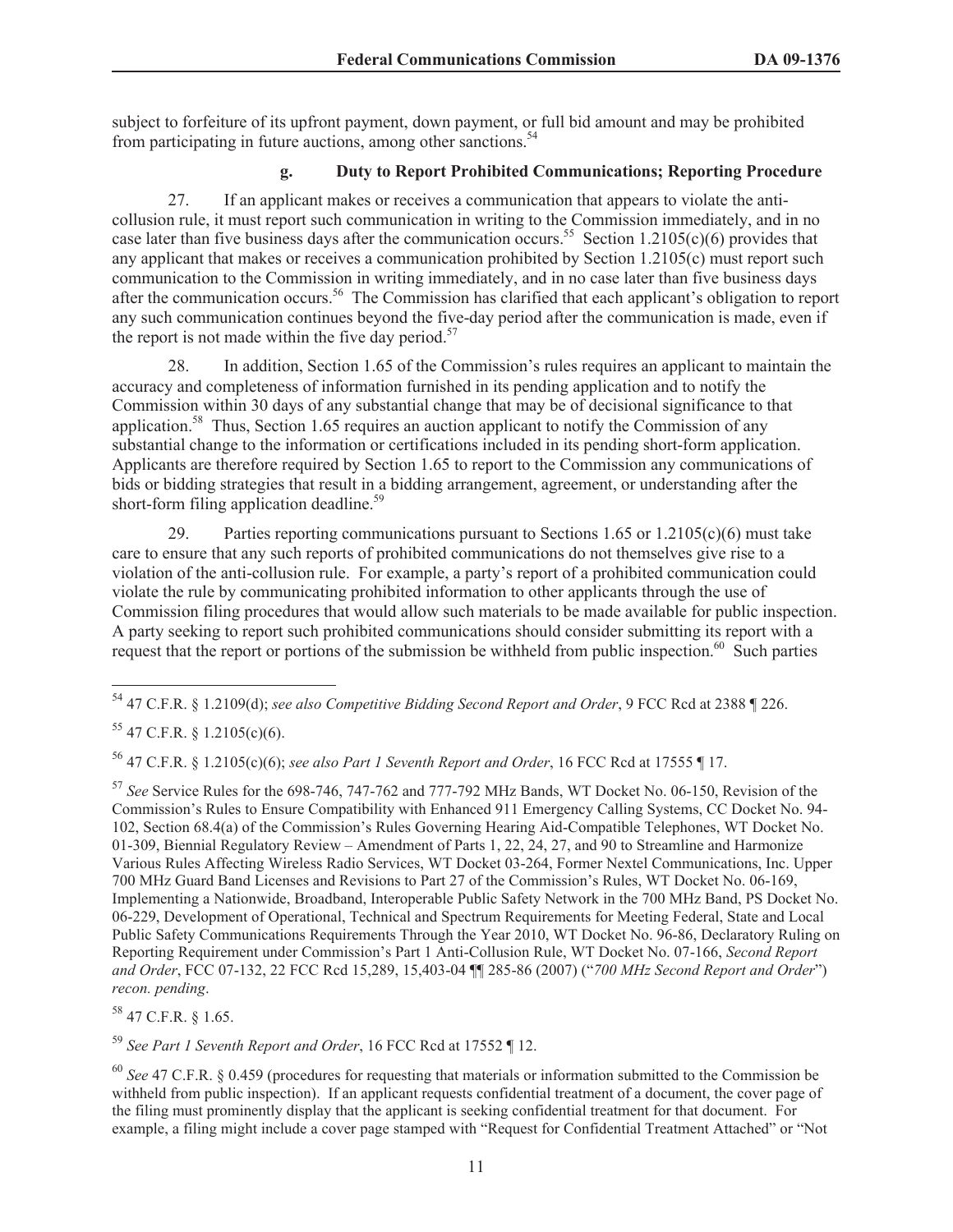subject to forfeiture of its upfront payment, down payment, or full bid amount and may be prohibited from participating in future auctions, among other sanctions.[54]

#### g. Duty to Report Prohibited Communications; Reporting Procedure

27. If an applicant makes or receives a communication that appears to violate the anti-collusion rule, it must report such communication in writing to the Commission immediately, and in no case later than five business days after the communication occurs.[55] Section 1.2105(c)(6) provides that any applicant that makes or receives a communication prohibited by Section 1.2105(c) must report such communication to the Commission in writing immediately, and in no case later than five business days after the communication occurs.[56] The Commission has clarified that each applicant's obligation to report any such communication continues beyond the five-day period after the communication is made, even if the report is not made within the five day period.[57]

28. In addition, Section 1.65 of the Commission's rules requires an applicant to maintain the accuracy and completeness of information furnished in its pending application and to notify the Commission within 30 days of any substantial change that may be of decisional significance to that application.[58] Thus, Section 1.65 requires an auction applicant to notify the Commission of any substantial change to the information or certifications included in its pending short-form application. Applicants are therefore required by Section 1.65 to report to the Commission any communications of bids or bidding strategies that result in a bidding arrangement, agreement, or understanding after the short-form filing application deadline.[59]

29. Parties reporting communications pursuant to Sections 1.65 or 1.2105(c)(6) must take care to ensure that any such reports of prohibited communications do not themselves give rise to a violation of the anti-collusion rule. For example, a party's report of a prohibited communication could violate the rule by communicating prohibited information to other applicants through the use of Commission filing procedures that would allow such materials to be made available for public inspection. A party seeking to report such prohibited communications should consider submitting its report with a request that the report or portions of the submission be withheld from public inspection.[60] Such parties

---

[54] 47 C.F.R. § 1.2109(d); *see also Competitive Bidding Second Report and Order*, 9 FCC Rcd at 2388 ¶ 226.

[55] 47 C.F.R. § 1.2105(c)(6).

[56] 47 C.F.R. § 1.2105(c)(6); *see also Part 1 Seventh Report and Order*, 16 FCC Rcd at 17555 ¶ 17.

[57] *See* Service Rules for the 698-746, 747-762 and 777-792 MHz Bands, WT Docket No. 06-150, Revision of the Commission's Rules to Ensure Compatibility with Enhanced 911 Emergency Calling Systems, CC Docket No. 94-102, Section 68.4(a) of the Commission's Rules Governing Hearing Aid-Compatible Telephones, WT Docket No. 01-309, Biennial Regulatory Review – Amendment of Parts 1, 22, 24, 27, and 90 to Streamline and Harmonize Various Rules Affecting Wireless Radio Services, WT Docket 03-264, Former Nextel Communications, Inc. Upper 700 MHz Guard Band Licenses and Revisions to Part 27 of the Commission's Rules, WT Docket No. 06-169, Implementing a Nationwide, Broadband, Interoperable Public Safety Network in the 700 MHz Band, PS Docket No. 06-229, Development of Operational, Technical and Spectrum Requirements for Meeting Federal, State and Local Public Safety Communications Requirements Through the Year 2010, WT Docket No. 96-86, Declaratory Ruling on Reporting Requirement under Commission's Part 1 Anti-Collusion Rule, WT Docket No. 07-166, *Second Report and Order*, FCC 07-132, 22 FCC Rcd 15,289, 15,403-04 ¶¶ 285-86 (2007) ("*700 MHz Second Report and Order*") *recon. pending*.

[58] 47 C.F.R. § 1.65.

[59] *See Part 1 Seventh Report and Order*, 16 FCC Rcd at 17552 ¶ 12.

[60] *See* 47 C.F.R. § 0.459 (procedures for requesting that materials or information submitted to the Commission be withheld from public inspection). If an applicant requests confidential treatment of a document, the cover page of the filing must prominently display that the applicant is seeking confidential treatment for that document. For example, a filing might include a cover page stamped with "Request for Confidential Treatment Attached" or "Not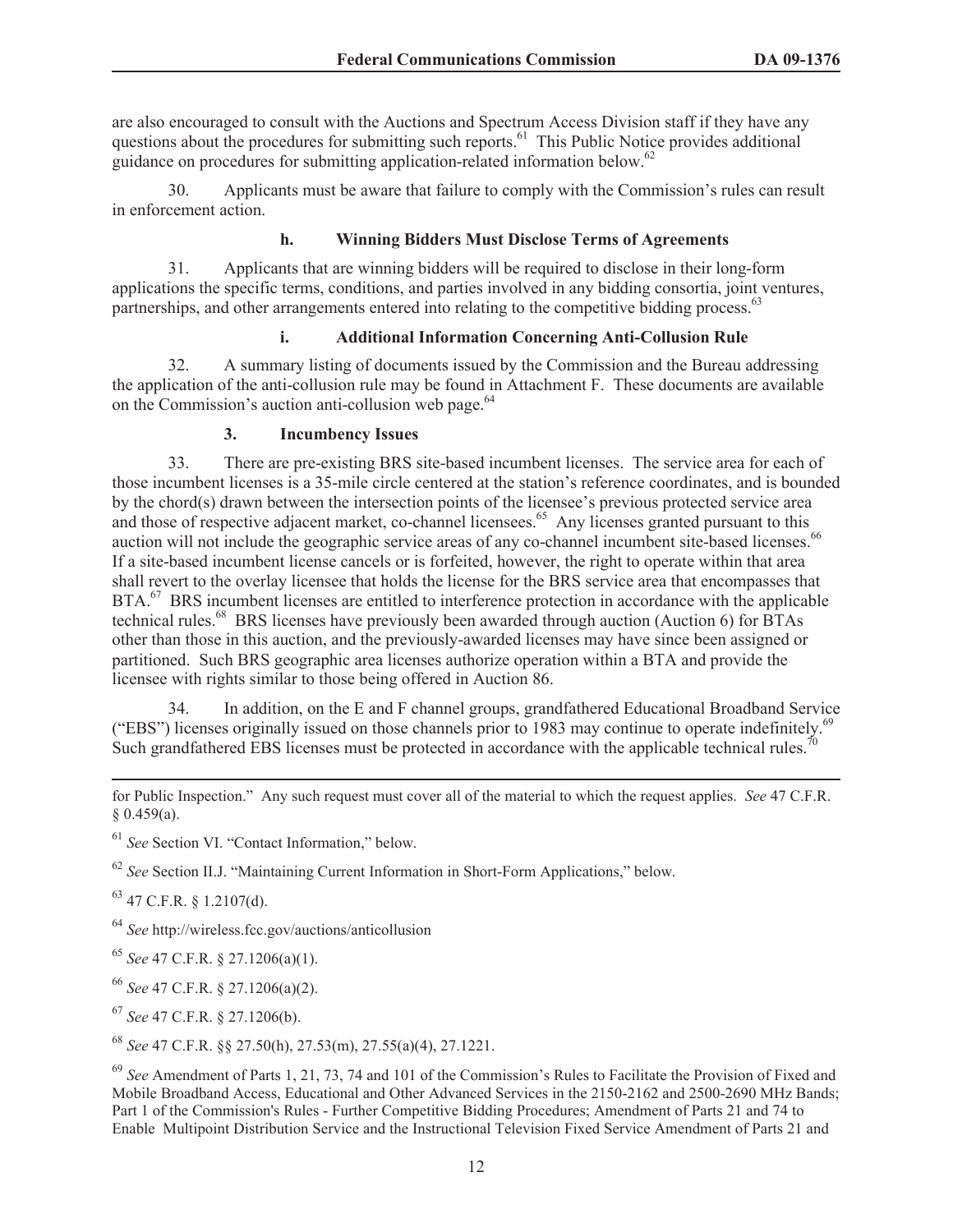are also encouraged to consult with the Auctions and Spectrum Access Division staff if they have any questions about the procedures for submitting such reports.[61] This Public Notice provides additional guidance on procedures for submitting application-related information below.[62]

30. Applicants must be aware that failure to comply with the Commission's rules can result in enforcement action.

#### h. Winning Bidders Must Disclose Terms of Agreements

31. Applicants that are winning bidders will be required to disclose in their long-form applications the specific terms, conditions, and parties involved in any bidding consortia, joint ventures, partnerships, and other arrangements entered into relating to the competitive bidding process.[63]

#### i. Additional Information Concerning Anti-Collusion Rule

32. A summary listing of documents issued by the Commission and the Bureau addressing the application of the anti-collusion rule may be found in Attachment F. These documents are available on the Commission's auction anti-collusion web page.[64]

### 3. Incumbency Issues

33. There are pre-existing BRS site-based incumbent licenses. The service area for each of those incumbent licenses is a 35-mile circle centered at the station's reference coordinates, and is bounded by the chord(s) drawn between the intersection points of the licensee's previous protected service area and those of respective adjacent market, co-channel licensees.[65] Any licenses granted pursuant to this auction will not include the geographic service areas of any co-channel incumbent site-based licenses.[66] If a site-based incumbent license cancels or is forfeited, however, the right to operate within that area shall revert to the overlay licensee that holds the license for the BRS service area that encompasses that BTA.[67] BRS incumbent licenses are entitled to interference protection in accordance with the applicable technical rules.[68] BRS licenses have previously been awarded through auction (Auction 6) for BTAs other than those in this auction, and the previously-awarded licenses may have since been assigned or partitioned. Such BRS geographic area licenses authorize operation within a BTA and provide the licensee with rights similar to those being offered in Auction 86.

34. In addition, on the E and F channel groups, grandfathered Educational Broadband Service ("EBS") licenses originally issued on those channels prior to 1983 may continue to operate indefinitely.[69] Such grandfathered EBS licenses must be protected in accordance with the applicable technical rules.[70]

---

for Public Inspection." Any such request must cover all of the material to which the request applies. *See* 47 C.F.R. § 0.459(a).

[61] *See* Section VI. "Contact Information," below.

[62] *See* Section II.J. "Maintaining Current Information in Short-Form Applications," below.

[63] 47 C.F.R. § 1.2107(d).

[64] *See* http://wireless.fcc.gov/auctions/anticollusion

[65] *See* 47 C.F.R. § 27.1206(a)(1).

[66] *See* 47 C.F.R. § 27.1206(a)(2).

[67] *See* 47 C.F.R. § 27.1206(b).

[68] *See* 47 C.F.R. §§ 27.50(h), 27.53(m), 27.55(a)(4), 27.1221.

[69] *See* Amendment of Parts 1, 21, 73, 74 and 101 of the Commission's Rules to Facilitate the Provision of Fixed and Mobile Broadband Access, Educational and Other Advanced Services in the 2150-2162 and 2500-2690 MHz Bands; Part 1 of the Commission's Rules - Further Competitive Bidding Procedures; Amendment of Parts 21 and 74 to Enable Multipoint Distribution Service and the Instructional Television Fixed Service Amendment of Parts 21 and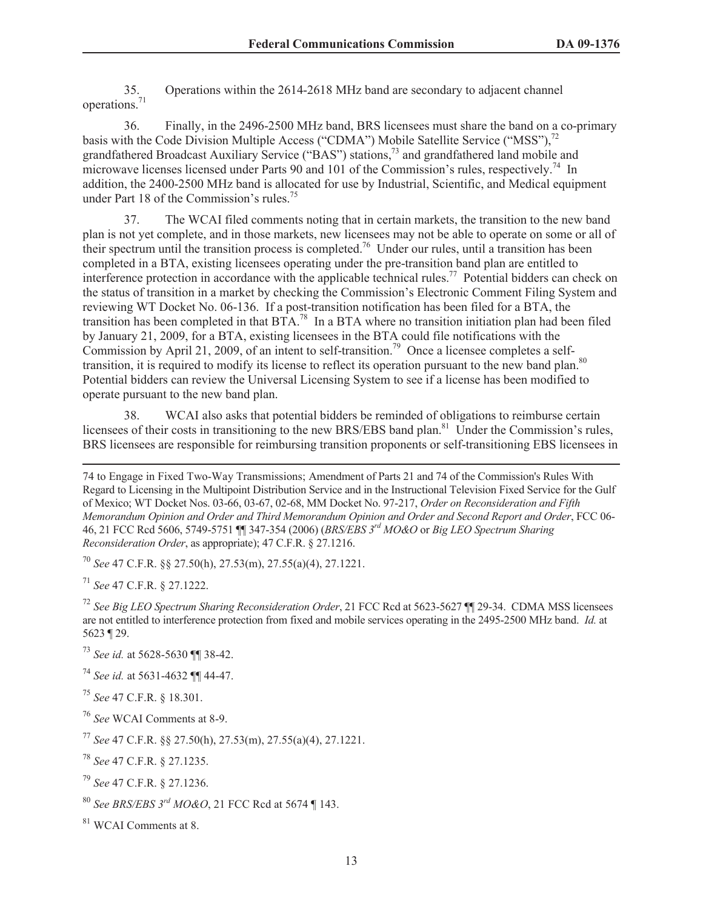35. Operations within the 2614-2618 MHz band are secondary to adjacent channel operations.[71]

36. Finally, in the 2496-2500 MHz band, BRS licensees must share the band on a co-primary basis with the Code Division Multiple Access ("CDMA") Mobile Satellite Service ("MSS"),[72] grandfathered Broadcast Auxiliary Service ("BAS") stations,[73] and grandfathered land mobile and microwave licenses licensed under Parts 90 and 101 of the Commission's rules, respectively.[74] In addition, the 2400-2500 MHz band is allocated for use by Industrial, Scientific, and Medical equipment under Part 18 of the Commission's rules.[75]

37. The WCAI filed comments noting that in certain markets, the transition to the new band plan is not yet complete, and in those markets, new licensees may not be able to operate on some or all of their spectrum until the transition process is completed.[76] Under our rules, until a transition has been completed in a BTA, existing licensees operating under the pre-transition band plan are entitled to interference protection in accordance with the applicable technical rules.[77] Potential bidders can check on the status of transition in a market by checking the Commission's Electronic Comment Filing System and reviewing WT Docket No. 06-136. If a post-transition notification has been filed for a BTA, the transition has been completed in that BTA.[78] In a BTA where no transition initiation plan had been filed by January 21, 2009, for a BTA, existing licensees in the BTA could file notifications with the Commission by April 21, 2009, of an intent to self-transition.[79] Once a licensee completes a self-transition, it is required to modify its license to reflect its operation pursuant to the new band plan.[80] Potential bidders can review the Universal Licensing System to see if a license has been modified to operate pursuant to the new band plan.

38. WCAI also asks that potential bidders be reminded of obligations to reimburse certain licensees of their costs in transitioning to the new BRS/EBS band plan.[81] Under the Commission's rules, BRS licensees are responsible for reimbursing transition proponents or self-transitioning EBS licensees in

---

74 to Engage in Fixed Two-Way Transmissions; Amendment of Parts 21 and 74 of the Commission's Rules With Regard to Licensing in the Multipoint Distribution Service and in the Instructional Television Fixed Service for the Gulf of Mexico; WT Docket Nos. 03-66, 03-67, 02-68, MM Docket No. 97-217, *Order on Reconsideration and Fifth Memorandum Opinion and Order and Third Memorandum Opinion and Order and Second Report and Order*, FCC 06-46, 21 FCC Rcd 5606, 5749-5751 ¶¶ 347-354 (2006) (*BRS/EBS 3rd MO&O* or *Big LEO Spectrum Sharing Reconsideration Order*, as appropriate); 47 C.F.R. § 27.1216.

[70] *See* 47 C.F.R. §§ 27.50(h), 27.53(m), 27.55(a)(4), 27.1221.

[71] *See* 47 C.F.R. § 27.1222.

[72] *See Big LEO Spectrum Sharing Reconsideration Order*, 21 FCC Rcd at 5623-5627 ¶¶ 29-34. CDMA MSS licensees are not entitled to interference protection from fixed and mobile services operating in the 2495-2500 MHz band. *Id.* at 5623 ¶ 29.

[73] *See id.* at 5628-5630 ¶¶ 38-42.

[74] *See id.* at 5631-4632 ¶¶ 44-47.

[75] *See* 47 C.F.R. § 18.301.

[76] *See* WCAI Comments at 8-9.

[77] *See* 47 C.F.R. §§ 27.50(h), 27.53(m), 27.55(a)(4), 27.1221.

[78] *See* 47 C.F.R. § 27.1235.

[79] *See* 47 C.F.R. § 27.1236.

[80] *See BRS/EBS 3rd MO&O*, 21 FCC Rcd at 5674 ¶ 143.

[81] WCAI Comments at 8.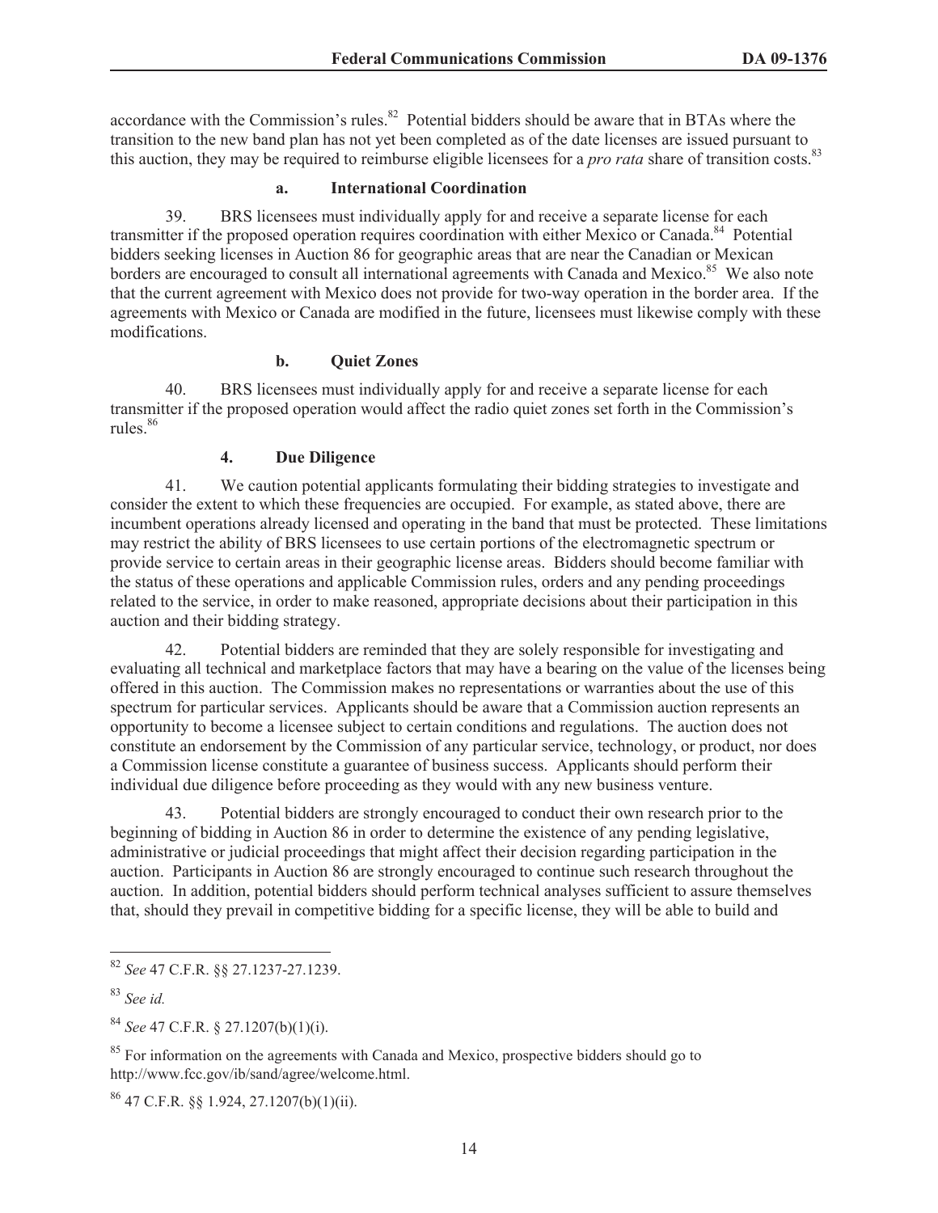accordance with the Commission's rules.[82] Potential bidders should be aware that in BTAs where the transition to the new band plan has not yet been completed as of the date licenses are issued pursuant to this auction, they may be required to reimburse eligible licensees for a *pro rata* share of transition costs.[83]

#### a. International Coordination

39. BRS licensees must individually apply for and receive a separate license for each transmitter if the proposed operation requires coordination with either Mexico or Canada.[84] Potential bidders seeking licenses in Auction 86 for geographic areas that are near the Canadian or Mexican borders are encouraged to consult all international agreements with Canada and Mexico.[85] We also note that the current agreement with Mexico does not provide for two-way operation in the border area. If the agreements with Mexico or Canada are modified in the future, licensees must likewise comply with these modifications.

#### b. Quiet Zones

40. BRS licensees must individually apply for and receive a separate license for each transmitter if the proposed operation would affect the radio quiet zones set forth in the Commission's rules.[86]

### 4. Due Diligence

41. We caution potential applicants formulating their bidding strategies to investigate and consider the extent to which these frequencies are occupied. For example, as stated above, there are incumbent operations already licensed and operating in the band that must be protected. These limitations may restrict the ability of BRS licensees to use certain portions of the electromagnetic spectrum or provide service to certain areas in their geographic license areas. Bidders should become familiar with the status of these operations and applicable Commission rules, orders and any pending proceedings related to the service, in order to make reasoned, appropriate decisions about their participation in this auction and their bidding strategy.

42. Potential bidders are reminded that they are solely responsible for investigating and evaluating all technical and marketplace factors that may have a bearing on the value of the licenses being offered in this auction. The Commission makes no representations or warranties about the use of this spectrum for particular services. Applicants should be aware that a Commission auction represents an opportunity to become a licensee subject to certain conditions and regulations. The auction does not constitute an endorsement by the Commission of any particular service, technology, or product, nor does a Commission license constitute a guarantee of business success. Applicants should perform their individual due diligence before proceeding as they would with any new business venture.

43. Potential bidders are strongly encouraged to conduct their own research prior to the beginning of bidding in Auction 86 in order to determine the existence of any pending legislative, administrative or judicial proceedings that might affect their decision regarding participation in the auction. Participants in Auction 86 are strongly encouraged to continue such research throughout the auction. In addition, potential bidders should perform technical analyses sufficient to assure themselves that, should they prevail in competitive bidding for a specific license, they will be able to build and

---

[82] *See* 47 C.F.R. §§ 27.1237-27.1239.

[83] *See id.*

[84] *See* 47 C.F.R. § 27.1207(b)(1)(i).

[85] For information on the agreements with Canada and Mexico, prospective bidders should go to http://www.fcc.gov/ib/sand/agree/welcome.html.

[86] 47 C.F.R. §§ 1.924, 27.1207(b)(1)(ii).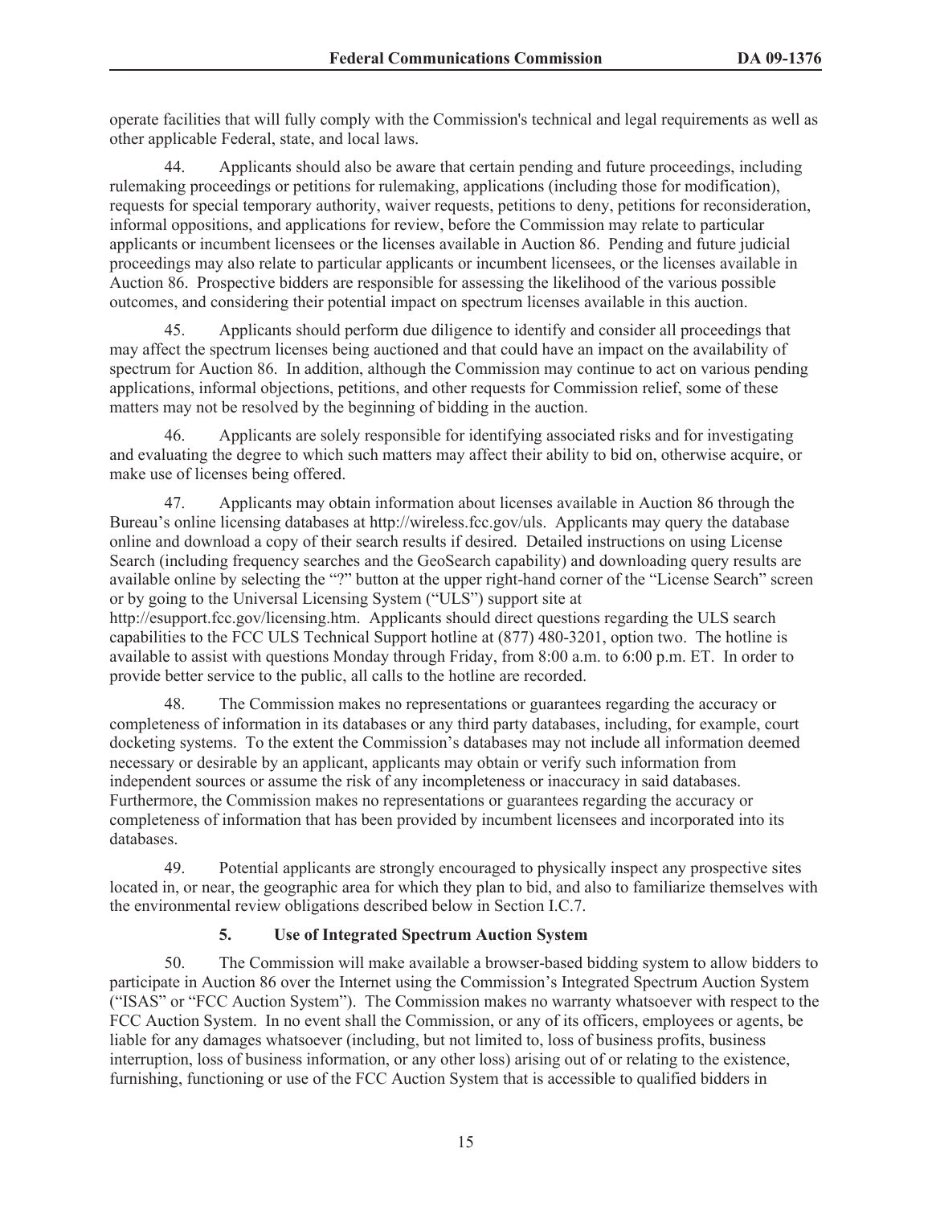operate facilities that will fully comply with the Commission's technical and legal requirements as well as other applicable Federal, state, and local laws.

44. Applicants should also be aware that certain pending and future proceedings, including rulemaking proceedings or petitions for rulemaking, applications (including those for modification), requests for special temporary authority, waiver requests, petitions to deny, petitions for reconsideration, informal oppositions, and applications for review, before the Commission may relate to particular applicants or incumbent licensees or the licenses available in Auction 86. Pending and future judicial proceedings may also relate to particular applicants or incumbent licensees, or the licenses available in Auction 86. Prospective bidders are responsible for assessing the likelihood of the various possible outcomes, and considering their potential impact on spectrum licenses available in this auction.

45. Applicants should perform due diligence to identify and consider all proceedings that may affect the spectrum licenses being auctioned and that could have an impact on the availability of spectrum for Auction 86. In addition, although the Commission may continue to act on various pending applications, informal objections, petitions, and other requests for Commission relief, some of these matters may not be resolved by the beginning of bidding in the auction.

46. Applicants are solely responsible for identifying associated risks and for investigating and evaluating the degree to which such matters may affect their ability to bid on, otherwise acquire, or make use of licenses being offered.

47. Applicants may obtain information about licenses available in Auction 86 through the Bureau's online licensing databases at http://wireless.fcc.gov/uls. Applicants may query the database online and download a copy of their search results if desired. Detailed instructions on using License Search (including frequency searches and the GeoSearch capability) and downloading query results are available online by selecting the "?" button at the upper right-hand corner of the "License Search" screen or by going to the Universal Licensing System ("ULS") support site at http://esupport.fcc.gov/licensing.htm. Applicants should direct questions regarding the ULS search capabilities to the FCC ULS Technical Support hotline at (877) 480-3201, option two. The hotline is available to assist with questions Monday through Friday, from 8:00 a.m. to 6:00 p.m. ET. In order to provide better service to the public, all calls to the hotline are recorded.

48. The Commission makes no representations or guarantees regarding the accuracy or completeness of information in its databases or any third party databases, including, for example, court docketing systems. To the extent the Commission's databases may not include all information deemed necessary or desirable by an applicant, applicants may obtain or verify such information from independent sources or assume the risk of any incompleteness or inaccuracy in said databases. Furthermore, the Commission makes no representations or guarantees regarding the accuracy or completeness of information that has been provided by incumbent licensees and incorporated into its databases.

49. Potential applicants are strongly encouraged to physically inspect any prospective sites located in, or near, the geographic area for which they plan to bid, and also to familiarize themselves with the environmental review obligations described below in Section I.C.7.

### 5. Use of Integrated Spectrum Auction System

50. The Commission will make available a browser-based bidding system to allow bidders to participate in Auction 86 over the Internet using the Commission's Integrated Spectrum Auction System ("ISAS" or "FCC Auction System"). The Commission makes no warranty whatsoever with respect to the FCC Auction System. In no event shall the Commission, or any of its officers, employees or agents, be liable for any damages whatsoever (including, but not limited to, loss of business profits, business interruption, loss of business information, or any other loss) arising out of or relating to the existence, furnishing, functioning or use of the FCC Auction System that is accessible to qualified bidders in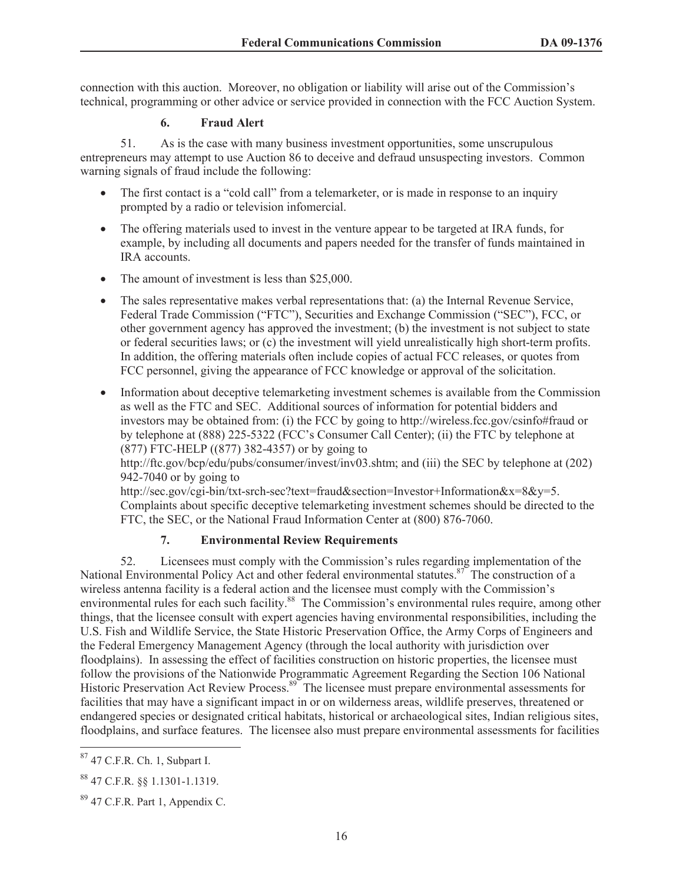connection with this auction. Moreover, no obligation or liability will arise out of the Commission's technical, programming or other advice or service provided in connection with the FCC Auction System.

### 6. Fraud Alert

51. As is the case with many business investment opportunities, some unscrupulous entrepreneurs may attempt to use Auction 86 to deceive and defraud unsuspecting investors. Common warning signals of fraud include the following:

- The first contact is a "cold call" from a telemarketer, or is made in response to an inquiry prompted by a radio or television infomercial.
- The offering materials used to invest in the venture appear to be targeted at IRA funds, for example, by including all documents and papers needed for the transfer of funds maintained in IRA accounts.
- The amount of investment is less than $25,000.
- The sales representative makes verbal representations that: (a) the Internal Revenue Service, Federal Trade Commission ("FTC"), Securities and Exchange Commission ("SEC"), FCC, or other government agency has approved the investment; (b) the investment is not subject to state or federal securities laws; or (c) the investment will yield unrealistically high short-term profits. In addition, the offering materials often include copies of actual FCC releases, or quotes from FCC personnel, giving the appearance of FCC knowledge or approval of the solicitation.
- Information about deceptive telemarketing investment schemes is available from the Commission as well as the FTC and SEC. Additional sources of information for potential bidders and investors may be obtained from: (i) the FCC by going to http://wireless.fcc.gov/csinfo#fraud or by telephone at (888) 225-5322 (FCC's Consumer Call Center); (ii) the FTC by telephone at (877) FTC-HELP ((877) 382-4357) or by going to http://ftc.gov/bcp/edu/pubs/consumer/invest/inv03.shtm; and (iii) the SEC by telephone at (202) 942-7040 or by going to http://sec.gov/cgi-bin/txt-srch-sec?text=fraud&section=Investor+Information&x=8&y=5. Complaints about specific deceptive telemarketing investment schemes should be directed to the FTC, the SEC, or the National Fraud Information Center at (800) 876-7060.

### 7. Environmental Review Requirements

52. Licensees must comply with the Commission's rules regarding implementation of the National Environmental Policy Act and other federal environmental statutes.[87] The construction of a wireless antenna facility is a federal action and the licensee must comply with the Commission's environmental rules for each such facility.[88] The Commission's environmental rules require, among other things, that the licensee consult with expert agencies having environmental responsibilities, including the U.S. Fish and Wildlife Service, the State Historic Preservation Office, the Army Corps of Engineers and the Federal Emergency Management Agency (through the local authority with jurisdiction over floodplains). In assessing the effect of facilities construction on historic properties, the licensee must follow the provisions of the Nationwide Programmatic Agreement Regarding the Section 106 National Historic Preservation Act Review Process.[89] The licensee must prepare environmental assessments for facilities that may have a significant impact in or on wilderness areas, wildlife preserves, threatened or endangered species or designated critical habitats, historical or archaeological sites, Indian religious sites, floodplains, and surface features. The licensee also must prepare environmental assessments for facilities

---

[87] 47 C.F.R. Ch. 1, Subpart I.

[88] 47 C.F.R. §§ 1.1301-1.1319.

[89] 47 C.F.R. Part 1, Appendix C.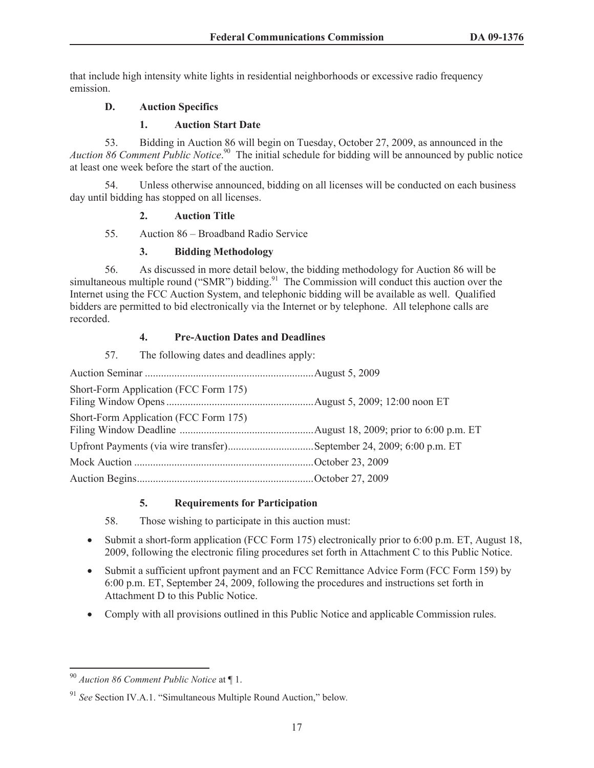that include high intensity white lights in residential neighborhoods or excessive radio frequency emission.

### D. Auction Specifics

#### 1. Auction Start Date

53. Bidding in Auction 86 will begin on Tuesday, October 27, 2009, as announced in the *Auction 86 Comment Public Notice*.[90] The initial schedule for bidding will be announced by public notice at least one week before the start of the auction.

54. Unless otherwise announced, bidding on all licenses will be conducted on each business day until bidding has stopped on all licenses.

#### 2. Auction Title

55. Auction 86 – Broadband Radio Service

#### 3. Bidding Methodology

56. As discussed in more detail below, the bidding methodology for Auction 86 will be simultaneous multiple round ("SMR") bidding.[91] The Commission will conduct this auction over the Internet using the FCC Auction System, and telephonic bidding will be available as well. Qualified bidders are permitted to bid electronically via the Internet or by telephone. All telephone calls are recorded.

#### 4. Pre-Auction Dates and Deadlines

57. The following dates and deadlines apply:

| Event | Date |
|---|---|
| Auction Seminar | August 5, 2009 |
| Short-Form Application (FCC Form 175) Filing Window Opens | August 5, 2009; 12:00 noon ET |
| Short-Form Application (FCC Form 175) Filing Window Deadline | August 18, 2009; prior to 6:00 p.m. ET |
| Upfront Payments (via wire transfer) | September 24, 2009; 6:00 p.m. ET |
| Mock Auction | October 23, 2009 |
| Auction Begins | October 27, 2009 |

#### 5. Requirements for Participation

58. Those wishing to participate in this auction must:

- Submit a short-form application (FCC Form 175) electronically prior to 6:00 p.m. ET, August 18, 2009, following the electronic filing procedures set forth in Attachment C to this Public Notice.
- Submit a sufficient upfront payment and an FCC Remittance Advice Form (FCC Form 159) by 6:00 p.m. ET, September 24, 2009, following the procedures and instructions set forth in Attachment D to this Public Notice.
- Comply with all provisions outlined in this Public Notice and applicable Commission rules.

---

[90] *Auction 86 Comment Public Notice* at ¶ 1.

[91] *See* Section IV.A.1. "Simultaneous Multiple Round Auction," below.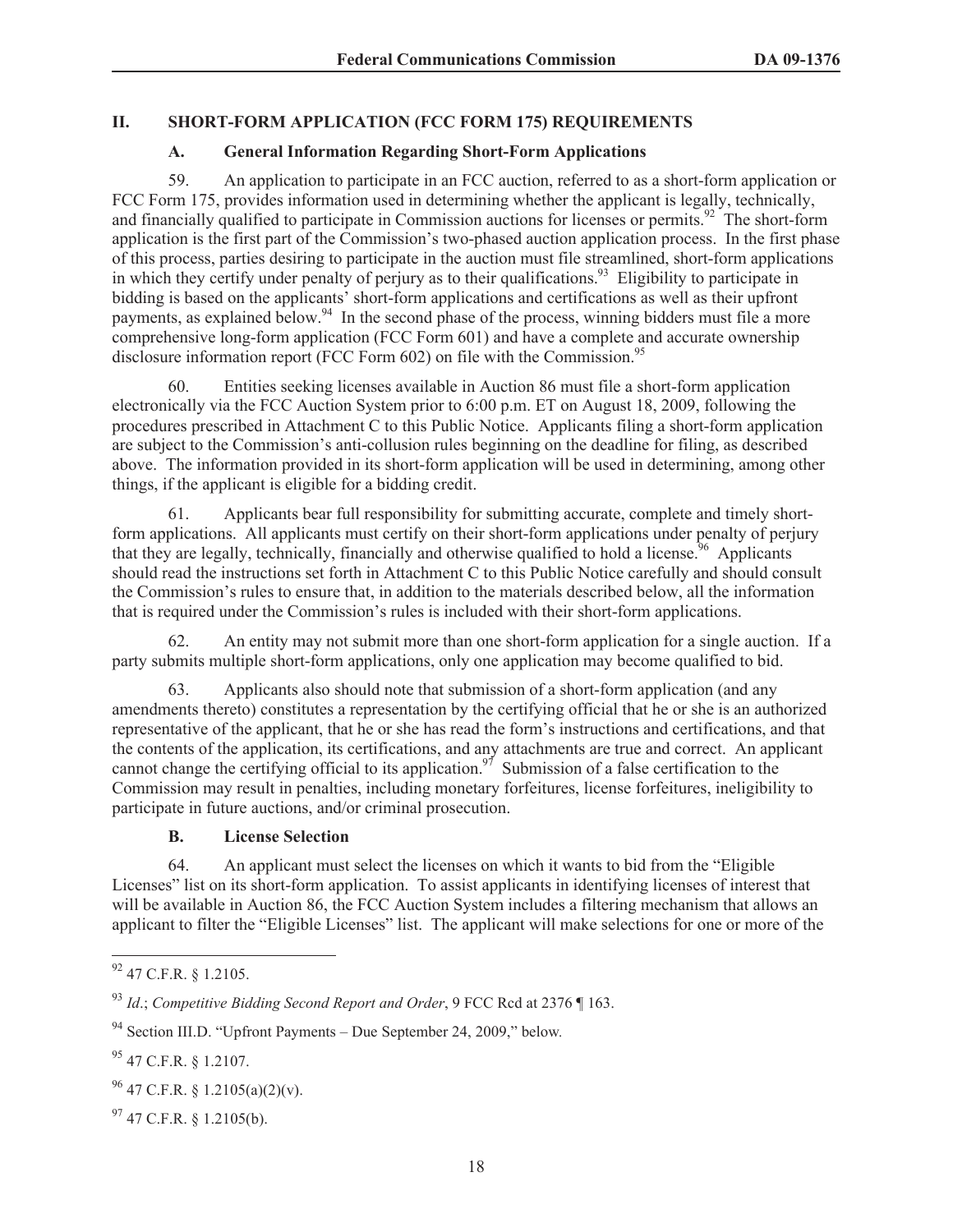## II. SHORT-FORM APPLICATION (FCC FORM 175) REQUIREMENTS

### A. General Information Regarding Short-Form Applications

59. An application to participate in an FCC auction, referred to as a short-form application or FCC Form 175, provides information used in determining whether the applicant is legally, technically, and financially qualified to participate in Commission auctions for licenses or permits.[92] The short-form application is the first part of the Commission's two-phased auction application process. In the first phase of this process, parties desiring to participate in the auction must file streamlined, short-form applications in which they certify under penalty of perjury as to their qualifications.[93] Eligibility to participate in bidding is based on the applicants' short-form applications and certifications as well as their upfront payments, as explained below.[94] In the second phase of the process, winning bidders must file a more comprehensive long-form application (FCC Form 601) and have a complete and accurate ownership disclosure information report (FCC Form 602) on file with the Commission.[95]

60. Entities seeking licenses available in Auction 86 must file a short-form application electronically via the FCC Auction System prior to 6:00 p.m. ET on August 18, 2009, following the procedures prescribed in Attachment C to this Public Notice. Applicants filing a short-form application are subject to the Commission's anti-collusion rules beginning on the deadline for filing, as described above. The information provided in its short-form application will be used in determining, among other things, if the applicant is eligible for a bidding credit.

61. Applicants bear full responsibility for submitting accurate, complete and timely short-form applications. All applicants must certify on their short-form applications under penalty of perjury that they are legally, technically, financially and otherwise qualified to hold a license.[96] Applicants should read the instructions set forth in Attachment C to this Public Notice carefully and should consult the Commission's rules to ensure that, in addition to the materials described below, all the information that is required under the Commission's rules is included with their short-form applications.

62. An entity may not submit more than one short-form application for a single auction. If a party submits multiple short-form applications, only one application may become qualified to bid.

63. Applicants also should note that submission of a short-form application (and any amendments thereto) constitutes a representation by the certifying official that he or she is an authorized representative of the applicant, that he or she has read the form's instructions and certifications, and that the contents of the application, its certifications, and any attachments are true and correct. An applicant cannot change the certifying official to its application.[97] Submission of a false certification to the Commission may result in penalties, including monetary forfeitures, license forfeitures, ineligibility to participate in future auctions, and/or criminal prosecution.

### B. License Selection

64. An applicant must select the licenses on which it wants to bid from the "Eligible Licenses" list on its short-form application. To assist applicants in identifying licenses of interest that will be available in Auction 86, the FCC Auction System includes a filtering mechanism that allows an applicant to filter the "Eligible Licenses" list. The applicant will make selections for one or more of the

---

[92] 47 C.F.R. § 1.2105.

[93] *Id.*; *Competitive Bidding Second Report and Order*, 9 FCC Rcd at 2376 ¶ 163.

[94] Section III.D. "Upfront Payments – Due September 24, 2009," below.

[95] 47 C.F.R. § 1.2107.

[96] 47 C.F.R. § 1.2105(a)(2)(v).

[97] 47 C.F.R. § 1.2105(b).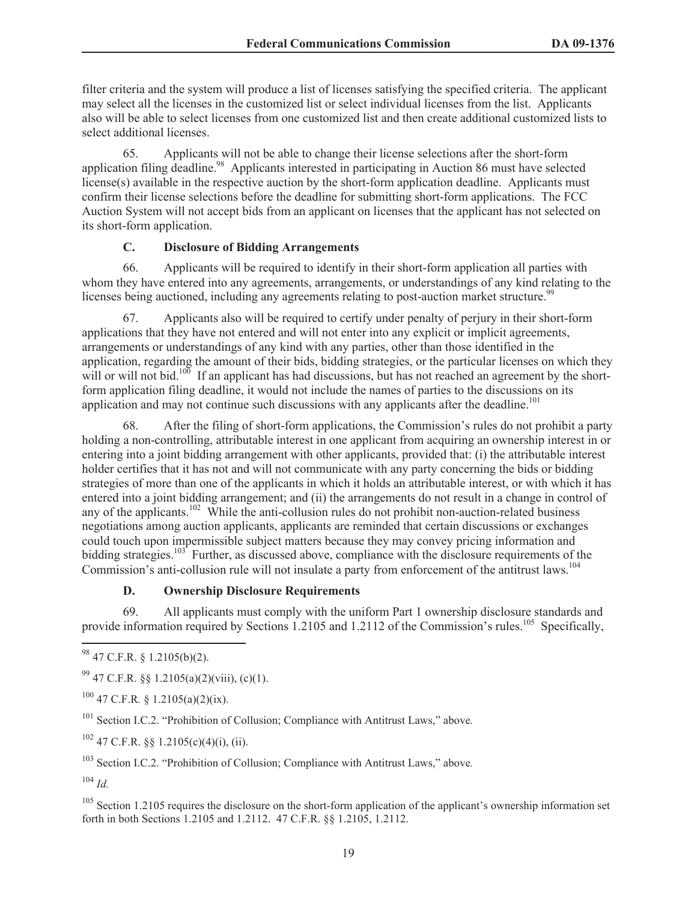filter criteria and the system will produce a list of licenses satisfying the specified criteria. The applicant may select all the licenses in the customized list or select individual licenses from the list. Applicants also will be able to select licenses from one customized list and then create additional customized lists to select additional licenses.

65. Applicants will not be able to change their license selections after the short-form application filing deadline.[98] Applicants interested in participating in Auction 86 must have selected license(s) available in the respective auction by the short-form application deadline. Applicants must confirm their license selections before the deadline for submitting short-form applications. The FCC Auction System will not accept bids from an applicant on licenses that the applicant has not selected on its short-form application.

### C. Disclosure of Bidding Arrangements

66. Applicants will be required to identify in their short-form application all parties with whom they have entered into any agreements, arrangements, or understandings of any kind relating to the licenses being auctioned, including any agreements relating to post-auction market structure.[99]

67. Applicants also will be required to certify under penalty of perjury in their short-form applications that they have not entered and will not enter into any explicit or implicit agreements, arrangements or understandings of any kind with any parties, other than those identified in the application, regarding the amount of their bids, bidding strategies, or the particular licenses on which they will or will not bid.[100] If an applicant has had discussions, but has not reached an agreement by the short-form application filing deadline, it would not include the names of parties to the discussions on its application and may not continue such discussions with any applicants after the deadline.[101]

68. After the filing of short-form applications, the Commission's rules do not prohibit a party holding a non-controlling, attributable interest in one applicant from acquiring an ownership interest in or entering into a joint bidding arrangement with other applicants, provided that: (i) the attributable interest holder certifies that it has not and will not communicate with any party concerning the bids or bidding strategies of more than one of the applicants in which it holds an attributable interest, or with which it has entered into a joint bidding arrangement; and (ii) the arrangements do not result in a change in control of any of the applicants.[102] While the anti-collusion rules do not prohibit non-auction-related business negotiations among auction applicants, applicants are reminded that certain discussions or exchanges could touch upon impermissible subject matters because they may convey pricing information and bidding strategies.[103] Further, as discussed above, compliance with the disclosure requirements of the Commission's anti-collusion rule will not insulate a party from enforcement of the antitrust laws.[104]

### D. Ownership Disclosure Requirements

69. All applicants must comply with the uniform Part 1 ownership disclosure standards and provide information required by Sections 1.2105 and 1.2112 of the Commission's rules.[105] Specifically,

---

[98] 47 C.F.R. § 1.2105(b)(2).

[99] 47 C.F.R. §§ 1.2105(a)(2)(viii), (c)(1).

[100] 47 C.F.R. § 1.2105(a)(2)(ix).

[101] Section I.C.2. "Prohibition of Collusion; Compliance with Antitrust Laws," above.

[102] 47 C.F.R. §§ 1.2105(c)(4)(i), (ii).

[103] Section I.C.2. "Prohibition of Collusion; Compliance with Antitrust Laws," above.

[104] *Id.*

[105] Section 1.2105 requires the disclosure on the short-form application of the applicant's ownership information set forth in both Sections 1.2105 and 1.2112. 47 C.F.R. §§ 1.2105, 1.2112.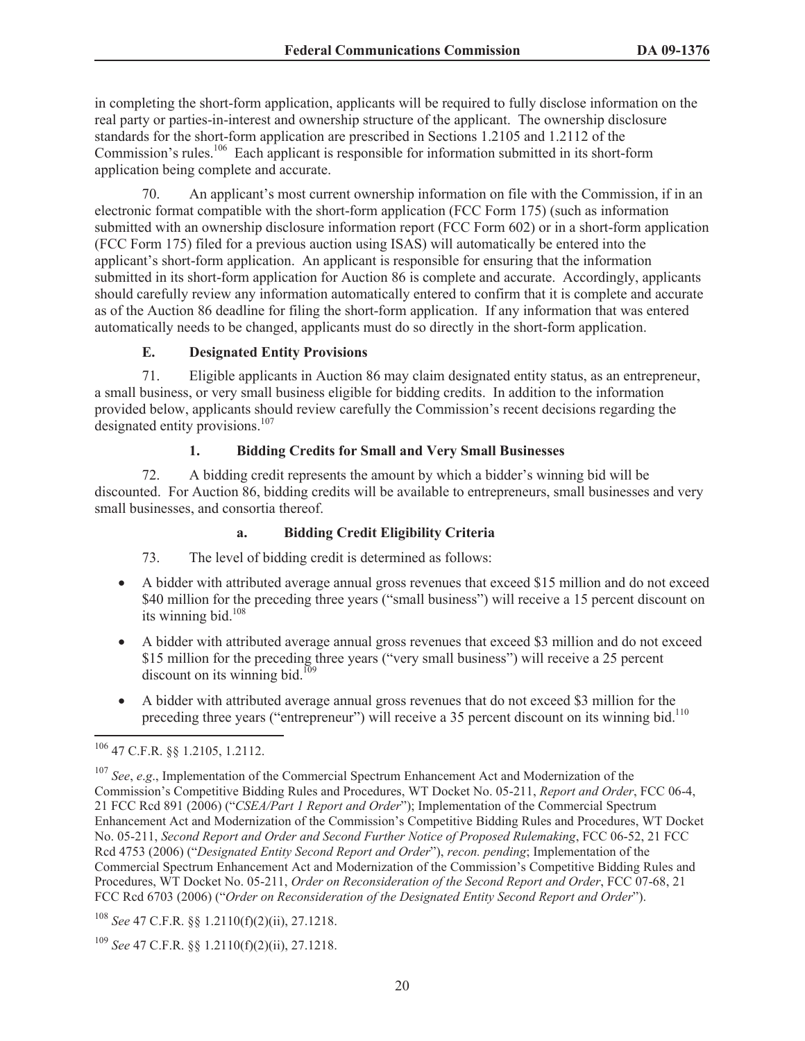in completing the short-form application, applicants will be required to fully disclose information on the real party or parties-in-interest and ownership structure of the applicant. The ownership disclosure standards for the short-form application are prescribed in Sections 1.2105 and 1.2112 of the Commission's rules.[106] Each applicant is responsible for information submitted in its short-form application being complete and accurate.

70. An applicant's most current ownership information on file with the Commission, if in an electronic format compatible with the short-form application (FCC Form 175) (such as information submitted with an ownership disclosure information report (FCC Form 602) or in a short-form application (FCC Form 175) filed for a previous auction using ISAS) will automatically be entered into the applicant's short-form application. An applicant is responsible for ensuring that the information submitted in its short-form application for Auction 86 is complete and accurate. Accordingly, applicants should carefully review any information automatically entered to confirm that it is complete and accurate as of the Auction 86 deadline for filing the short-form application. If any information that was entered automatically needs to be changed, applicants must do so directly in the short-form application.

### E. Designated Entity Provisions

71. Eligible applicants in Auction 86 may claim designated entity status, as an entrepreneur, a small business, or very small business eligible for bidding credits. In addition to the information provided below, applicants should review carefully the Commission's recent decisions regarding the designated entity provisions.[107]

#### 1. Bidding Credits for Small and Very Small Businesses

72. A bidding credit represents the amount by which a bidder's winning bid will be discounted. For Auction 86, bidding credits will be available to entrepreneurs, small businesses and very small businesses, and consortia thereof.

##### a. Bidding Credit Eligibility Criteria

73. The level of bidding credit is determined as follows:

- A bidder with attributed average annual gross revenues that exceed $15 million and do not exceed $40 million for the preceding three years ("small business") will receive a 15 percent discount on its winning bid.[108]
- A bidder with attributed average annual gross revenues that exceed $3 million and do not exceed $15 million for the preceding three years ("very small business") will receive a 25 percent discount on its winning bid.[109]
- A bidder with attributed average annual gross revenues that do not exceed $3 million for the preceding three years ("entrepreneur") will receive a 35 percent discount on its winning bid.[110]

---

[106] 47 C.F.R. §§ 1.2105, 1.2112.

[107] *See*, *e.g*., Implementation of the Commercial Spectrum Enhancement Act and Modernization of the Commission's Competitive Bidding Rules and Procedures, WT Docket No. 05-211, *Report and Order*, FCC 06-4, 21 FCC Rcd 891 (2006) ("*CSEA/Part 1 Report and Order*"); Implementation of the Commercial Spectrum Enhancement Act and Modernization of the Commission's Competitive Bidding Rules and Procedures, WT Docket No. 05-211, *Second Report and Order and Second Further Notice of Proposed Rulemaking*, FCC 06-52, 21 FCC Rcd 4753 (2006) ("*Designated Entity Second Report and Order*"), *recon. pending*; Implementation of the Commercial Spectrum Enhancement Act and Modernization of the Commission's Competitive Bidding Rules and Procedures, WT Docket No. 05-211, *Order on Reconsideration of the Second Report and Order*, FCC 07-68, 21 FCC Rcd 6703 (2006) ("*Order on Reconsideration of the Designated Entity Second Report and Order*").

[108] *See* 47 C.F.R. §§ 1.2110(f)(2)(ii), 27.1218.

[109] *See* 47 C.F.R. §§ 1.2110(f)(2)(ii), 27.1218.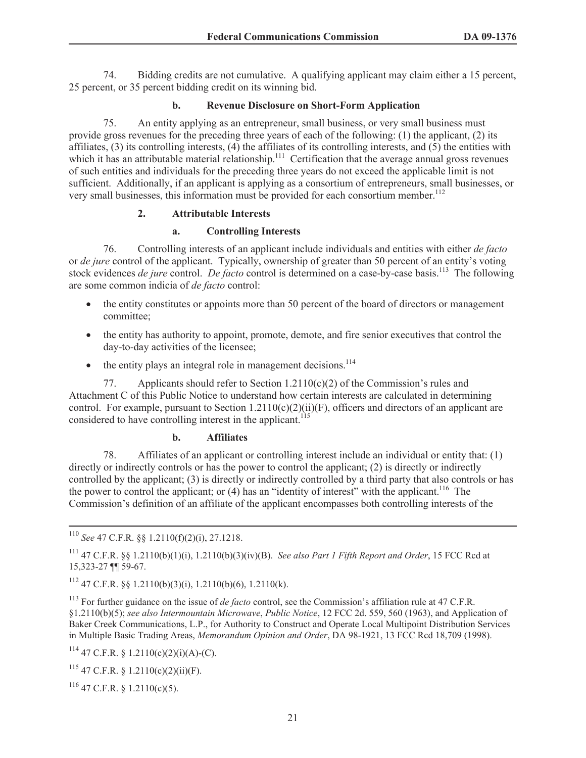74. Bidding credits are not cumulative. A qualifying applicant may claim either a 15 percent, 25 percent, or 35 percent bidding credit on its winning bid.

#### b. Revenue Disclosure on Short-Form Application

75. An entity applying as an entrepreneur, small business, or very small business must provide gross revenues for the preceding three years of each of the following: (1) the applicant, (2) its affiliates, (3) its controlling interests, (4) the affiliates of its controlling interests, and (5) the entities with which it has an attributable material relationship.[111] Certification that the average annual gross revenues of such entities and individuals for the preceding three years do not exceed the applicable limit is not sufficient. Additionally, if an applicant is applying as a consortium of entrepreneurs, small businesses, or very small businesses, this information must be provided for each consortium member.[112]

### 2. Attributable Interests

#### a. Controlling Interests

76. Controlling interests of an applicant include individuals and entities with either *de facto* or *de jure* control of the applicant. Typically, ownership of greater than 50 percent of an entity's voting stock evidences *de jure* control. *De facto* control is determined on a case-by-case basis.[113] The following are some common indicia of *de facto* control:

- the entity constitutes or appoints more than 50 percent of the board of directors or management committee;
- the entity has authority to appoint, promote, demote, and fire senior executives that control the day-to-day activities of the licensee;
- the entity plays an integral role in management decisions.[114]

77. Applicants should refer to Section 1.2110(c)(2) of the Commission's rules and Attachment C of this Public Notice to understand how certain interests are calculated in determining control. For example, pursuant to Section 1.2110(c)(2)(ii)(F), officers and directors of an applicant are considered to have controlling interest in the applicant.[115]

#### b. Affiliates

78. Affiliates of an applicant or controlling interest include an individual or entity that: (1) directly or indirectly controls or has the power to control the applicant; (2) is directly or indirectly controlled by the applicant; (3) is directly or indirectly controlled by a third party that also controls or has the power to control the applicant; or (4) has an "identity of interest" with the applicant.[116] The Commission's definition of an affiliate of the applicant encompasses both controlling interests of the

---

[110] *See* 47 C.F.R. §§ 1.2110(f)(2)(i), 27.1218.

[111] 47 C.F.R. §§ 1.2110(b)(1)(i), 1.2110(b)(3)(iv)(B). *See also Part 1 Fifth Report and Order*, 15 FCC Rcd at 15,323-27 ¶¶ 59-67.

[112] 47 C.F.R. §§ 1.2110(b)(3)(i), 1.2110(b)(6), 1.2110(k).

[113] For further guidance on the issue of *de facto* control, see the Commission's affiliation rule at 47 C.F.R. §1.2110(b)(5); *see also Intermountain Microwave*, *Public Notice*, 12 FCC 2d. 559, 560 (1963), and Application of Baker Creek Communications, L.P., for Authority to Construct and Operate Local Multipoint Distribution Services in Multiple Basic Trading Areas, *Memorandum Opinion and Order*, DA 98-1921, 13 FCC Rcd 18,709 (1998).

[114] 47 C.F.R. § 1.2110(c)(2)(i)(A)-(C).

[115] 47 C.F.R. § 1.2110(c)(2)(ii)(F).

[116] 47 C.F.R. § 1.2110(c)(5).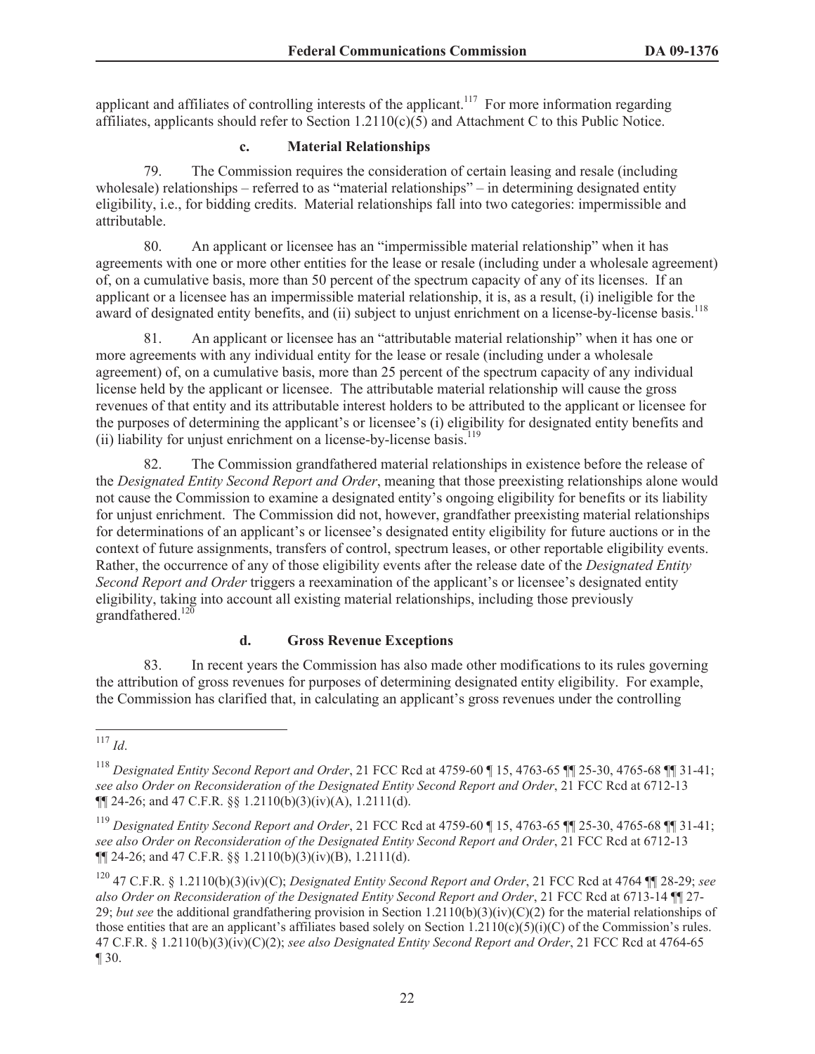applicant and affiliates of controlling interests of the applicant.[117] For more information regarding affiliates, applicants should refer to Section 1.2110(c)(5) and Attachment C to this Public Notice.

#### c. Material Relationships

79. The Commission requires the consideration of certain leasing and resale (including wholesale) relationships – referred to as "material relationships" – in determining designated entity eligibility, i.e., for bidding credits. Material relationships fall into two categories: impermissible and attributable.

80. An applicant or licensee has an "impermissible material relationship" when it has agreements with one or more other entities for the lease or resale (including under a wholesale agreement) of, on a cumulative basis, more than 50 percent of the spectrum capacity of any of its licenses. If an applicant or a licensee has an impermissible material relationship, it is, as a result, (i) ineligible for the award of designated entity benefits, and (ii) subject to unjust enrichment on a license-by-license basis.[118]

81. An applicant or licensee has an "attributable material relationship" when it has one or more agreements with any individual entity for the lease or resale (including under a wholesale agreement) of, on a cumulative basis, more than 25 percent of the spectrum capacity of any individual license held by the applicant or licensee. The attributable material relationship will cause the gross revenues of that entity and its attributable interest holders to be attributed to the applicant or licensee for the purposes of determining the applicant's or licensee's (i) eligibility for designated entity benefits and (ii) liability for unjust enrichment on a license-by-license basis.[119]

82. The Commission grandfathered material relationships in existence before the release of the *Designated Entity Second Report and Order*, meaning that those preexisting relationships alone would not cause the Commission to examine a designated entity's ongoing eligibility for benefits or its liability for unjust enrichment. The Commission did not, however, grandfather preexisting material relationships for determinations of an applicant's or licensee's designated entity eligibility for future auctions or in the context of future assignments, transfers of control, spectrum leases, or other reportable eligibility events. Rather, the occurrence of any of those eligibility events after the release date of the *Designated Entity Second Report and Order* triggers a reexamination of the applicant's or licensee's designated entity eligibility, taking into account all existing material relationships, including those previously grandfathered.[120]

#### d. Gross Revenue Exceptions

83. In recent years the Commission has also made other modifications to its rules governing the attribution of gross revenues for purposes of determining designated entity eligibility. For example, the Commission has clarified that, in calculating an applicant's gross revenues under the controlling

---

[117] *Id*.

[118] *Designated Entity Second Report and Order*, 21 FCC Rcd at 4759-60 ¶ 15, 4763-65 ¶¶ 25-30, 4765-68 ¶¶ 31-41; *see also Order on Reconsideration of the Designated Entity Second Report and Order*, 21 FCC Rcd at 6712-13 ¶¶ 24-26; and 47 C.F.R. §§ 1.2110(b)(3)(iv)(A), 1.2111(d).

[119] *Designated Entity Second Report and Order*, 21 FCC Rcd at 4759-60 ¶ 15, 4763-65 ¶¶ 25-30, 4765-68 ¶¶ 31-41; *see also Order on Reconsideration of the Designated Entity Second Report and Order*, 21 FCC Rcd at 6712-13 ¶¶ 24-26; and 47 C.F.R. §§ 1.2110(b)(3)(iv)(B), 1.2111(d).

[120] 47 C.F.R. § 1.2110(b)(3)(iv)(C); *Designated Entity Second Report and Order*, 21 FCC Rcd at 4764 ¶¶ 28-29; *see also Order on Reconsideration of the Designated Entity Second Report and Order*, 21 FCC Rcd at 6713-14 ¶¶ 27-29; *but see* the additional grandfathering provision in Section 1.2110(b)(3)(iv)(C)(2) for the material relationships of those entities that are an applicant's affiliates based solely on Section 1.2110(c)(5)(i)(C) of the Commission's rules. 47 C.F.R. § 1.2110(b)(3)(iv)(C)(2); *see also Designated Entity Second Report and Order*, 21 FCC Rcd at 4764-65 ¶ 30.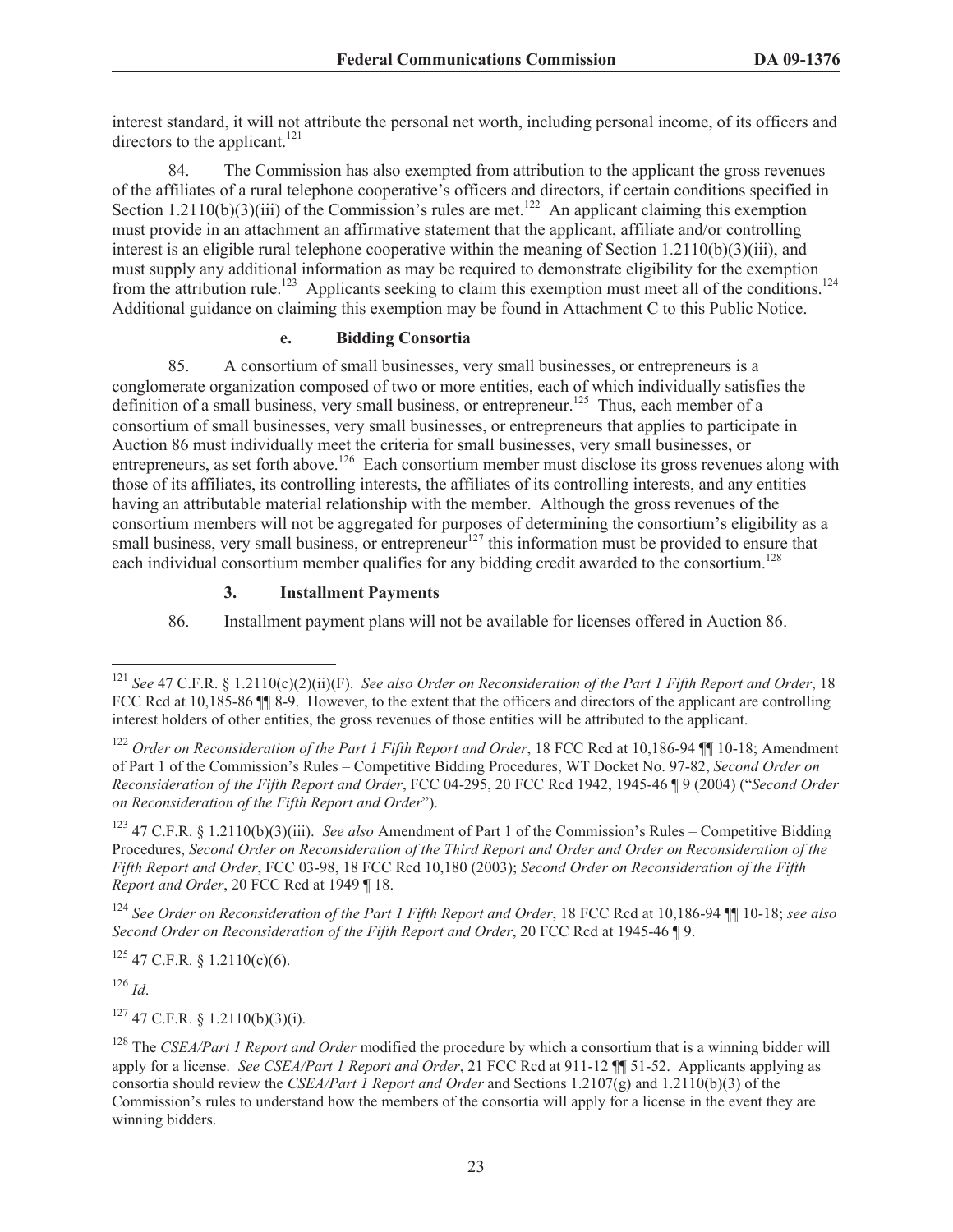interest standard, it will not attribute the personal net worth, including personal income, of its officers and directors to the applicant.[121]

84. The Commission has also exempted from attribution to the applicant the gross revenues of the affiliates of a rural telephone cooperative's officers and directors, if certain conditions specified in Section 1.2110(b)(3)(iii) of the Commission's rules are met.[122] An applicant claiming this exemption must provide in an attachment an affirmative statement that the applicant, affiliate and/or controlling interest is an eligible rural telephone cooperative within the meaning of Section 1.2110(b)(3)(iii), and must supply any additional information as may be required to demonstrate eligibility for the exemption from the attribution rule.[123] Applicants seeking to claim this exemption must meet all of the conditions.[124] Additional guidance on claiming this exemption may be found in Attachment C to this Public Notice.

#### e. Bidding Consortia

85. A consortium of small businesses, very small businesses, or entrepreneurs is a conglomerate organization composed of two or more entities, each of which individually satisfies the definition of a small business, very small business, or entrepreneur.[125] Thus, each member of a consortium of small businesses, very small businesses, or entrepreneurs that applies to participate in Auction 86 must individually meet the criteria for small businesses, very small businesses, or entrepreneurs, as set forth above.[126] Each consortium member must disclose its gross revenues along with those of its affiliates, its controlling interests, the affiliates of its controlling interests, and any entities having an attributable material relationship with the member. Although the gross revenues of the consortium members will not be aggregated for purposes of determining the consortium's eligibility as a small business, very small business, or entrepreneur[127] this information must be provided to ensure that each individual consortium member qualifies for any bidding credit awarded to the consortium.[128]

### 3. Installment Payments

86. Installment payment plans will not be available for licenses offered in Auction 86.

---

[121] *See* 47 C.F.R. § 1.2110(c)(2)(ii)(F). *See also Order on Reconsideration of the Part 1 Fifth Report and Order*, 18 FCC Rcd at 10,185-86 ¶¶ 8-9. However, to the extent that the officers and directors of the applicant are controlling interest holders of other entities, the gross revenues of those entities will be attributed to the applicant.

[122] *Order on Reconsideration of the Part 1 Fifth Report and Order*, 18 FCC Rcd at 10,186-94 ¶¶ 10-18; Amendment of Part 1 of the Commission's Rules – Competitive Bidding Procedures, WT Docket No. 97-82, *Second Order on Reconsideration of the Fifth Report and Order*, FCC 04-295, 20 FCC Rcd 1942, 1945-46 ¶ 9 (2004) ("*Second Order on Reconsideration of the Fifth Report and Order*").

[123] 47 C.F.R. § 1.2110(b)(3)(iii). *See also* Amendment of Part 1 of the Commission's Rules – Competitive Bidding Procedures, *Second Order on Reconsideration of the Third Report and Order and Order on Reconsideration of the Fifth Report and Order*, FCC 03-98, 18 FCC Rcd 10,180 (2003); *Second Order on Reconsideration of the Fifth Report and Order*, 20 FCC Rcd at 1949 ¶ 18.

[124] *See Order on Reconsideration of the Part 1 Fifth Report and Order*, 18 FCC Rcd at 10,186-94 ¶¶ 10-18; *see also Second Order on Reconsideration of the Fifth Report and Order*, 20 FCC Rcd at 1945-46 ¶ 9.

[125] 47 C.F.R. § 1.2110(c)(6).

[126] *Id*.

[127] 47 C.F.R. § 1.2110(b)(3)(i).

[128] The *CSEA/Part 1 Report and Order* modified the procedure by which a consortium that is a winning bidder will apply for a license. *See CSEA/Part 1 Report and Order*, 21 FCC Rcd at 911-12 ¶¶ 51-52. Applicants applying as consortia should review the *CSEA/Part 1 Report and Order* and Sections 1.2107(g) and 1.2110(b)(3) of the Commission's rules to understand how the members of the consortia will apply for a license in the event they are winning bidders.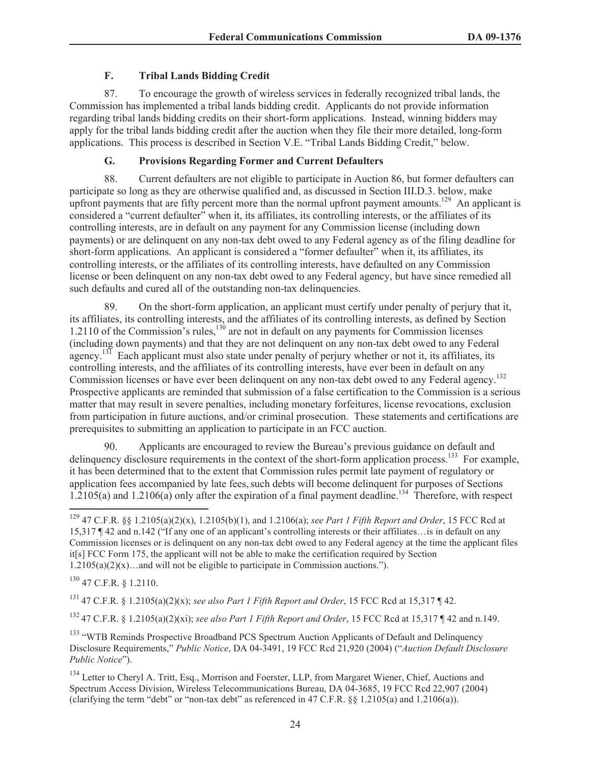### F. Tribal Lands Bidding Credit

87. To encourage the growth of wireless services in federally recognized tribal lands, the Commission has implemented a tribal lands bidding credit. Applicants do not provide information regarding tribal lands bidding credits on their short-form applications. Instead, winning bidders may apply for the tribal lands bidding credit after the auction when they file their more detailed, long-form applications. This process is described in Section V.E. "Tribal Lands Bidding Credit," below.

### G. Provisions Regarding Former and Current Defaulters

88. Current defaulters are not eligible to participate in Auction 86, but former defaulters can participate so long as they are otherwise qualified and, as discussed in Section III.D.3. below, make upfront payments that are fifty percent more than the normal upfront payment amounts.[129] An applicant is considered a "current defaulter" when it, its affiliates, its controlling interests, or the affiliates of its controlling interests, are in default on any payment for any Commission license (including down payments) or are delinquent on any non-tax debt owed to any Federal agency as of the filing deadline for short-form applications. An applicant is considered a "former defaulter" when it, its affiliates, its controlling interests, or the affiliates of its controlling interests, have defaulted on any Commission license or been delinquent on any non-tax debt owed to any Federal agency, but have since remedied all such defaults and cured all of the outstanding non-tax delinquencies.

89. On the short-form application, an applicant must certify under penalty of perjury that it, its affiliates, its controlling interests, and the affiliates of its controlling interests, as defined by Section 1.2110 of the Commission's rules,[130] are not in default on any payments for Commission licenses (including down payments) and that they are not delinquent on any non-tax debt owed to any Federal agency.[131] Each applicant must also state under penalty of perjury whether or not it, its affiliates, its controlling interests, and the affiliates of its controlling interests, have ever been in default on any Commission licenses or have ever been delinquent on any non-tax debt owed to any Federal agency.[132] Prospective applicants are reminded that submission of a false certification to the Commission is a serious matter that may result in severe penalties, including monetary forfeitures, license revocations, exclusion from participation in future auctions, and/or criminal prosecution. These statements and certifications are prerequisites to submitting an application to participate in an FCC auction.

90. Applicants are encouraged to review the Bureau's previous guidance on default and delinquency disclosure requirements in the context of the short-form application process.[133] For example, it has been determined that to the extent that Commission rules permit late payment of regulatory or application fees accompanied by late fees, such debts will become delinquent for purposes of Sections 1.2105(a) and 1.2106(a) only after the expiration of a final payment deadline.[134] Therefore, with respect

---

[129] 47 C.F.R. §§ 1.2105(a)(2)(x), 1.2105(b)(1), and 1.2106(a); *see Part 1 Fifth Report and Order*, 15 FCC Rcd at 15,317 ¶ 42 and n.142 ("If any one of an applicant's controlling interests or their affiliates…is in default on any Commission licenses or is delinquent on any non-tax debt owed to any Federal agency at the time the applicant files it[s] FCC Form 175, the applicant will not be able to make the certification required by Section 1.2105(a)(2)(x)…and will not be eligible to participate in Commission auctions.").

[130] 47 C.F.R. § 1.2110.

[131] 47 C.F.R. § 1.2105(a)(2)(x); *see also Part 1 Fifth Report and Order*, 15 FCC Rcd at 15,317 ¶ 42.

[132] 47 C.F.R. § 1.2105(a)(2)(xi); *see also Part 1 Fifth Report and Order*, 15 FCC Rcd at 15,317 ¶ 42 and n.149.

[133] "WTB Reminds Prospective Broadband PCS Spectrum Auction Applicants of Default and Delinquency Disclosure Requirements," *Public Notice*, DA 04-3491, 19 FCC Rcd 21,920 (2004) ("*Auction Default Disclosure Public Notice*").

[134] Letter to Cheryl A. Tritt, Esq., Morrison and Foerster, LLP, from Margaret Wiener, Chief, Auctions and Spectrum Access Division, Wireless Telecommunications Bureau, DA 04-3685, 19 FCC Rcd 22,907 (2004) (clarifying the term "debt" or "non-tax debt" as referenced in 47 C.F.R. §§ 1.2105(a) and 1.2106(a)).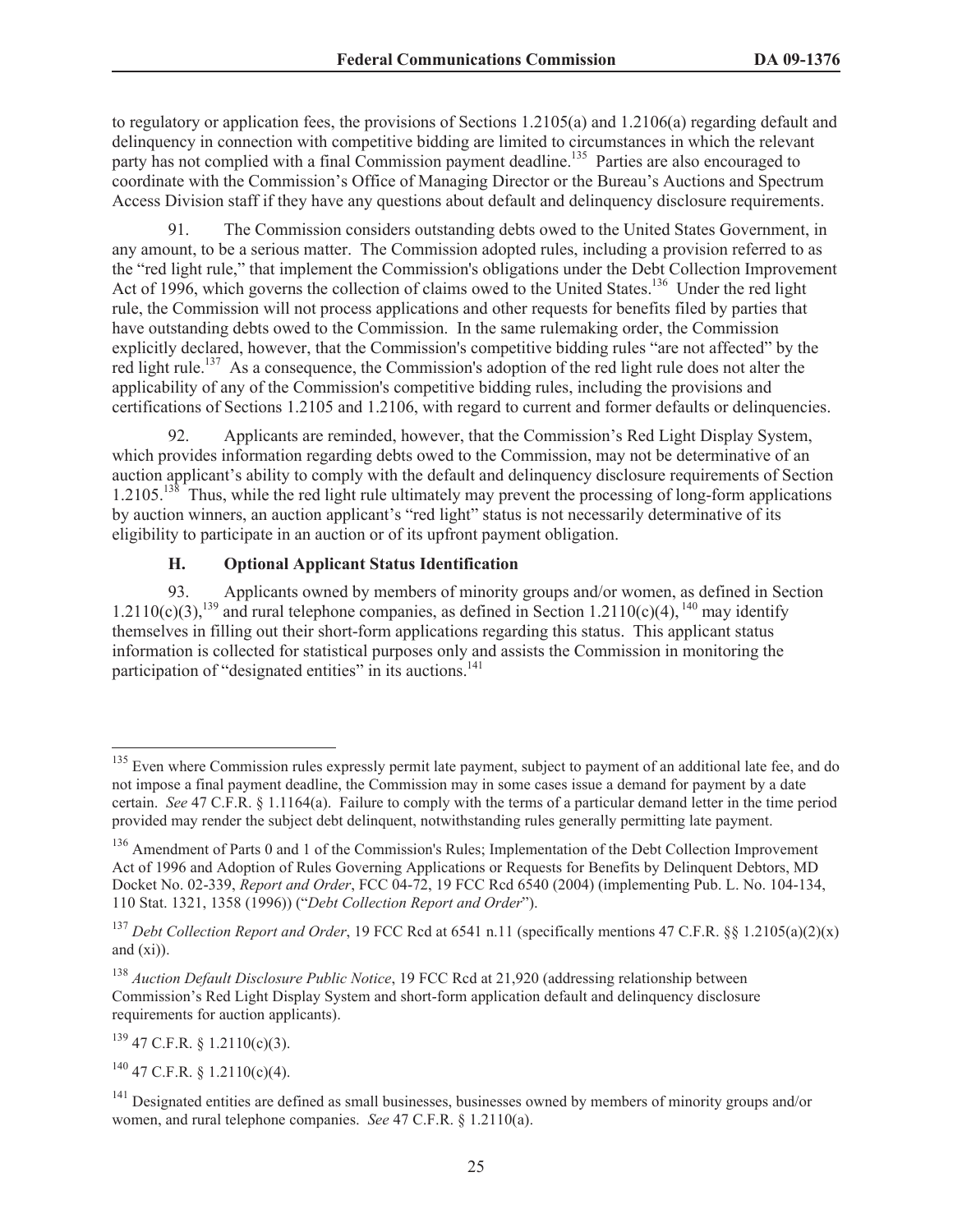to regulatory or application fees, the provisions of Sections 1.2105(a) and 1.2106(a) regarding default and delinquency in connection with competitive bidding are limited to circumstances in which the relevant party has not complied with a final Commission payment deadline.[135] Parties are also encouraged to coordinate with the Commission's Office of Managing Director or the Bureau's Auctions and Spectrum Access Division staff if they have any questions about default and delinquency disclosure requirements.

91. The Commission considers outstanding debts owed to the United States Government, in any amount, to be a serious matter. The Commission adopted rules, including a provision referred to as the "red light rule," that implement the Commission's obligations under the Debt Collection Improvement Act of 1996, which governs the collection of claims owed to the United States.[136] Under the red light rule, the Commission will not process applications and other requests for benefits filed by parties that have outstanding debts owed to the Commission. In the same rulemaking order, the Commission explicitly declared, however, that the Commission's competitive bidding rules "are not affected" by the red light rule.[137] As a consequence, the Commission's adoption of the red light rule does not alter the applicability of any of the Commission's competitive bidding rules, including the provisions and certifications of Sections 1.2105 and 1.2106, with regard to current and former defaults or delinquencies.

92. Applicants are reminded, however, that the Commission's Red Light Display System, which provides information regarding debts owed to the Commission, may not be determinative of an auction applicant's ability to comply with the default and delinquency disclosure requirements of Section 1.2105.[138] Thus, while the red light rule ultimately may prevent the processing of long-form applications by auction winners, an auction applicant's "red light" status is not necessarily determinative of its eligibility to participate in an auction or of its upfront payment obligation.

### H. Optional Applicant Status Identification

93. Applicants owned by members of minority groups and/or women, as defined in Section 1.2110(c)(3),[139] and rural telephone companies, as defined in Section 1.2110(c)(4),[140] may identify themselves in filling out their short-form applications regarding this status. This applicant status information is collected for statistical purposes only and assists the Commission in monitoring the participation of "designated entities" in its auctions.[141]

---

[135] Even where Commission rules expressly permit late payment, subject to payment of an additional late fee, and do not impose a final payment deadline, the Commission may in some cases issue a demand for payment by a date certain. *See* 47 C.F.R. § 1.1164(a). Failure to comply with the terms of a particular demand letter in the time period provided may render the subject debt delinquent, notwithstanding rules generally permitting late payment.

[136] Amendment of Parts 0 and 1 of the Commission's Rules; Implementation of the Debt Collection Improvement Act of 1996 and Adoption of Rules Governing Applications or Requests for Benefits by Delinquent Debtors, MD Docket No. 02-339, *Report and Order*, FCC 04-72, 19 FCC Rcd 6540 (2004) (implementing Pub. L. No. 104-134, 110 Stat. 1321, 1358 (1996)) ("*Debt Collection Report and Order*").

[137] *Debt Collection Report and Order*, 19 FCC Rcd at 6541 n.11 (specifically mentions 47 C.F.R. §§ 1.2105(a)(2)(x) and (xi)).

[138] *Auction Default Disclosure Public Notice*, 19 FCC Rcd at 21,920 (addressing relationship between Commission's Red Light Display System and short-form application default and delinquency disclosure requirements for auction applicants).

[139] 47 C.F.R. § 1.2110(c)(3).

[140] 47 C.F.R. § 1.2110(c)(4).

[141] Designated entities are defined as small businesses, businesses owned by members of minority groups and/or women, and rural telephone companies. *See* 47 C.F.R. § 1.2110(a).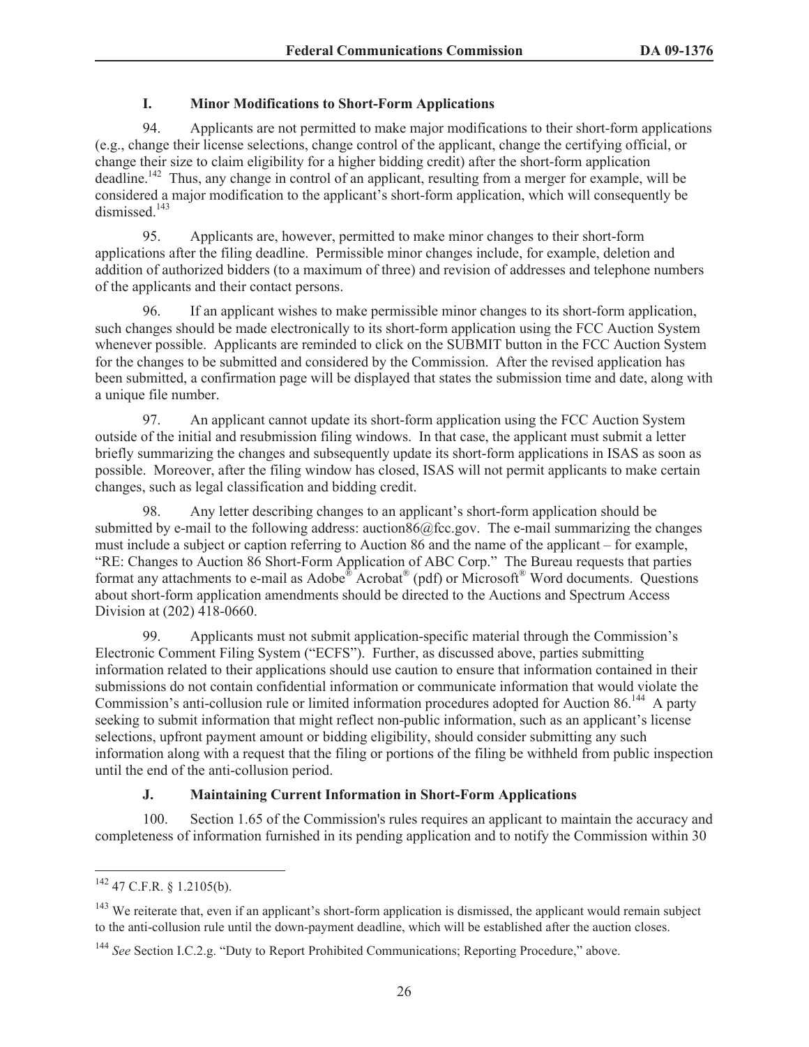### I. Minor Modifications to Short-Form Applications

94. Applicants are not permitted to make major modifications to their short-form applications (e.g., change their license selections, change control of the applicant, change the certifying official, or change their size to claim eligibility for a higher bidding credit) after the short-form application deadline.[142] Thus, any change in control of an applicant, resulting from a merger for example, will be considered a major modification to the applicant's short-form application, which will consequently be dismissed.[143]

95. Applicants are, however, permitted to make minor changes to their short-form applications after the filing deadline. Permissible minor changes include, for example, deletion and addition of authorized bidders (to a maximum of three) and revision of addresses and telephone numbers of the applicants and their contact persons.

96. If an applicant wishes to make permissible minor changes to its short-form application, such changes should be made electronically to its short-form application using the FCC Auction System whenever possible. Applicants are reminded to click on the SUBMIT button in the FCC Auction System for the changes to be submitted and considered by the Commission. After the revised application has been submitted, a confirmation page will be displayed that states the submission time and date, along with a unique file number.

97. An applicant cannot update its short-form application using the FCC Auction System outside of the initial and resubmission filing windows. In that case, the applicant must submit a letter briefly summarizing the changes and subsequently update its short-form applications in ISAS as soon as possible. Moreover, after the filing window has closed, ISAS will not permit applicants to make certain changes, such as legal classification and bidding credit.

98. Any letter describing changes to an applicant's short-form application should be submitted by e-mail to the following address: auction86@fcc.gov. The e-mail summarizing the changes must include a subject or caption referring to Auction 86 and the name of the applicant – for example, "RE: Changes to Auction 86 Short-Form Application of ABC Corp." The Bureau requests that parties format any attachments to e-mail as Adobe® Acrobat® (pdf) or Microsoft® Word documents. Questions about short-form application amendments should be directed to the Auctions and Spectrum Access Division at (202) 418-0660.

99. Applicants must not submit application-specific material through the Commission's Electronic Comment Filing System ("ECFS"). Further, as discussed above, parties submitting information related to their applications should use caution to ensure that information contained in their submissions do not contain confidential information or communicate information that would violate the Commission's anti-collusion rule or limited information procedures adopted for Auction 86.[144] A party seeking to submit information that might reflect non-public information, such as an applicant's license selections, upfront payment amount or bidding eligibility, should consider submitting any such information along with a request that the filing or portions of the filing be withheld from public inspection until the end of the anti-collusion period.

### J. Maintaining Current Information in Short-Form Applications

100. Section 1.65 of the Commission's rules requires an applicant to maintain the accuracy and completeness of information furnished in its pending application and to notify the Commission within 30

---

[142] 47 C.F.R. § 1.2105(b).

[143] We reiterate that, even if an applicant's short-form application is dismissed, the applicant would remain subject to the anti-collusion rule until the down-payment deadline, which will be established after the auction closes.

[144] *See* Section I.C.2.g. "Duty to Report Prohibited Communications; Reporting Procedure," above.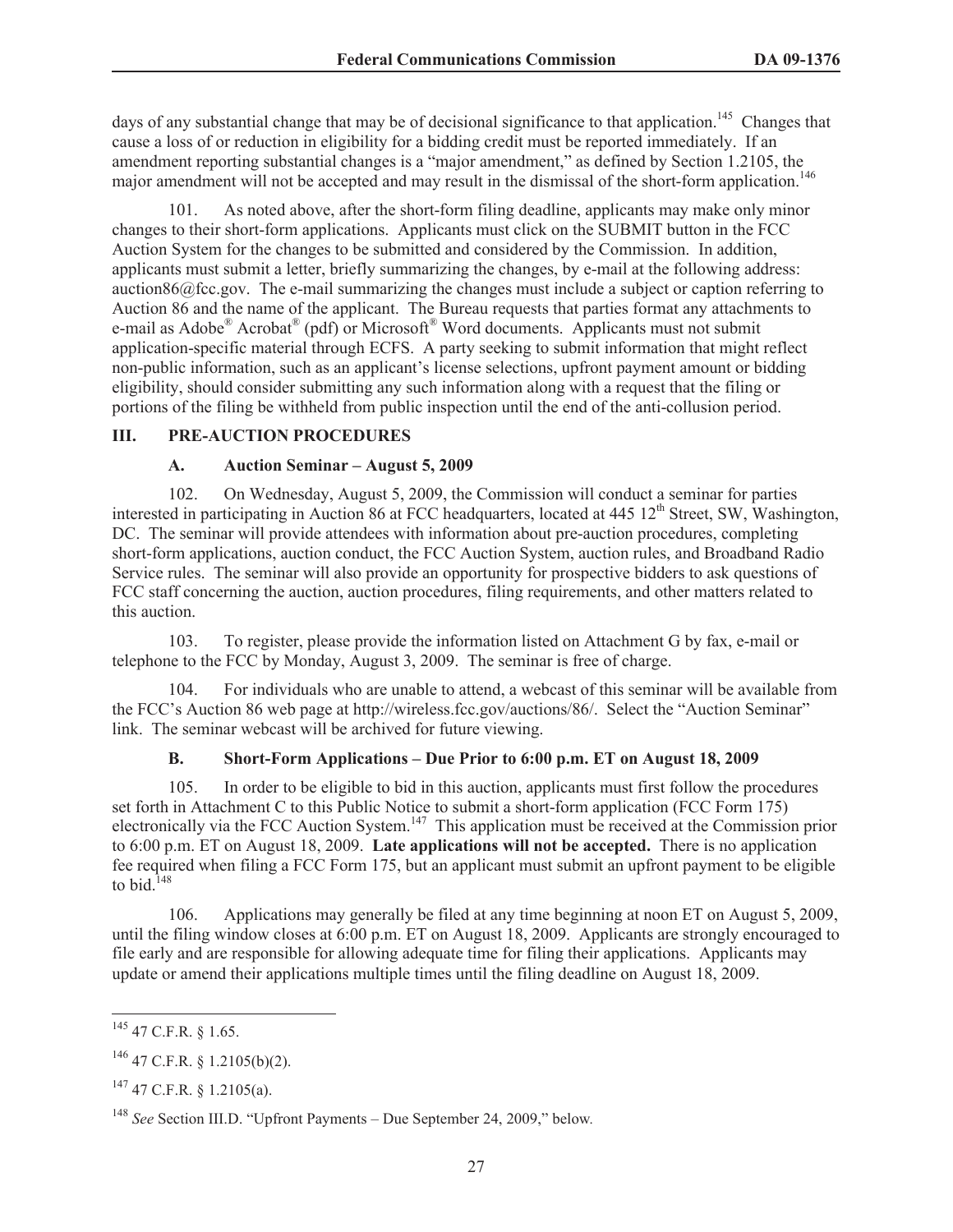days of any substantial change that may be of decisional significance to that application.[145] Changes that cause a loss of or reduction in eligibility for a bidding credit must be reported immediately. If an amendment reporting substantial changes is a "major amendment," as defined by Section 1.2105, the major amendment will not be accepted and may result in the dismissal of the short-form application.[146]

101. As noted above, after the short-form filing deadline, applicants may make only minor changes to their short-form applications. Applicants must click on the SUBMIT button in the FCC Auction System for the changes to be submitted and considered by the Commission. In addition, applicants must submit a letter, briefly summarizing the changes, by e-mail at the following address: auction86@fcc.gov. The e-mail summarizing the changes must include a subject or caption referring to Auction 86 and the name of the applicant. The Bureau requests that parties format any attachments to e-mail as Adobe® Acrobat® (pdf) or Microsoft® Word documents. Applicants must not submit application-specific material through ECFS. A party seeking to submit information that might reflect non-public information, such as an applicant's license selections, upfront payment amount or bidding eligibility, should consider submitting any such information along with a request that the filing or portions of the filing be withheld from public inspection until the end of the anti-collusion period.

## III. PRE-AUCTION PROCEDURES

### A. Auction Seminar – August 5, 2009

102. On Wednesday, August 5, 2009, the Commission will conduct a seminar for parties interested in participating in Auction 86 at FCC headquarters, located at 445 12th Street, SW, Washington, DC. The seminar will provide attendees with information about pre-auction procedures, completing short-form applications, auction conduct, the FCC Auction System, auction rules, and Broadband Radio Service rules. The seminar will also provide an opportunity for prospective bidders to ask questions of FCC staff concerning the auction, auction procedures, filing requirements, and other matters related to this auction.

103. To register, please provide the information listed on Attachment G by fax, e-mail or telephone to the FCC by Monday, August 3, 2009. The seminar is free of charge.

104. For individuals who are unable to attend, a webcast of this seminar will be available from the FCC's Auction 86 web page at http://wireless.fcc.gov/auctions/86/. Select the "Auction Seminar" link. The seminar webcast will be archived for future viewing.

### B. Short-Form Applications – Due Prior to 6:00 p.m. ET on August 18, 2009

105. In order to be eligible to bid in this auction, applicants must first follow the procedures set forth in Attachment C to this Public Notice to submit a short-form application (FCC Form 175) electronically via the FCC Auction System.[147] This application must be received at the Commission prior to 6:00 p.m. ET on August 18, 2009. **Late applications will not be accepted.** There is no application fee required when filing a FCC Form 175, but an applicant must submit an upfront payment to be eligible to bid.[148]

106. Applications may generally be filed at any time beginning at noon ET on August 5, 2009, until the filing window closes at 6:00 p.m. ET on August 18, 2009. Applicants are strongly encouraged to file early and are responsible for allowing adequate time for filing their applications. Applicants may update or amend their applications multiple times until the filing deadline on August 18, 2009.

---

[145] 47 C.F.R. § 1.65.

[146] 47 C.F.R. § 1.2105(b)(2).

[147] 47 C.F.R. § 1.2105(a).

[148] *See* Section III.D. "Upfront Payments – Due September 24, 2009," below.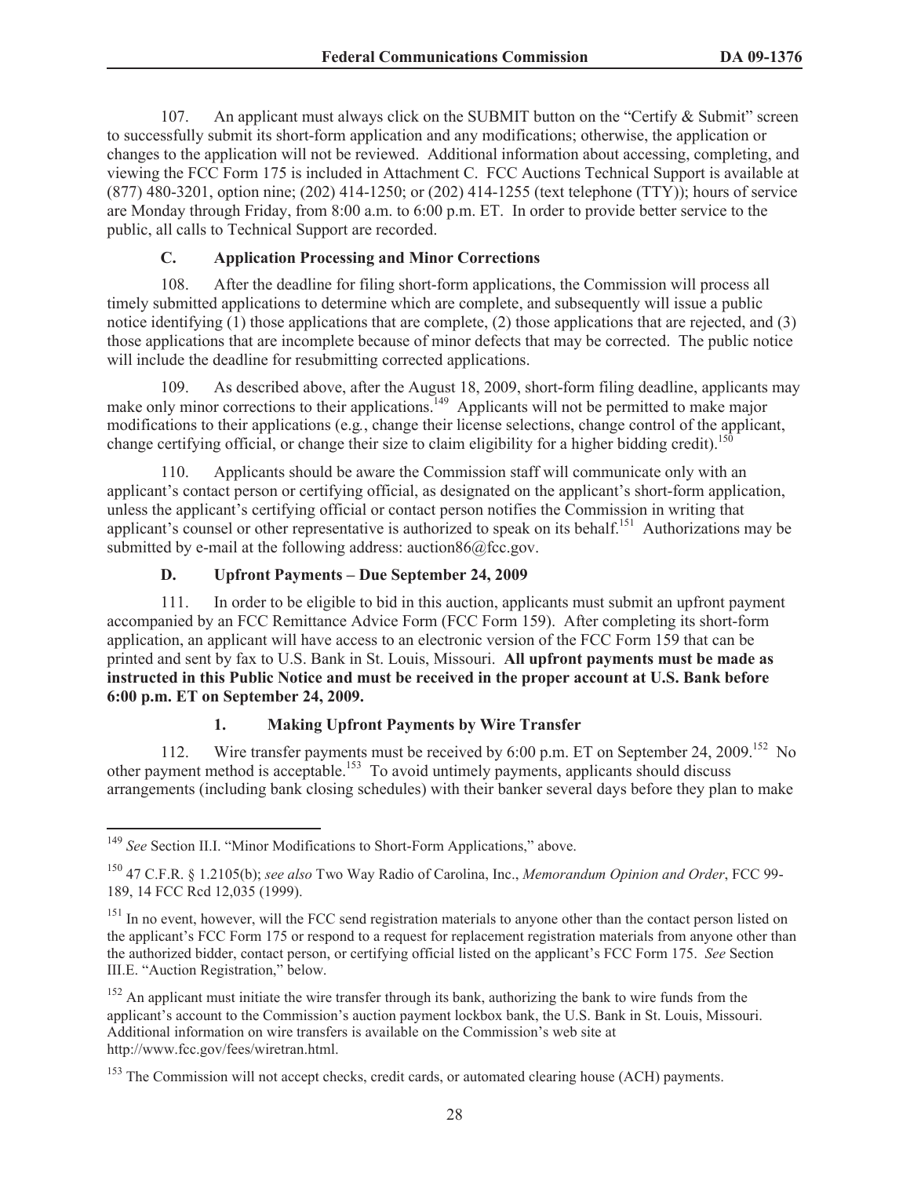107. An applicant must always click on the SUBMIT button on the "Certify & Submit" screen to successfully submit its short-form application and any modifications; otherwise, the application or changes to the application will not be reviewed. Additional information about accessing, completing, and viewing the FCC Form 175 is included in Attachment C. FCC Auctions Technical Support is available at (877) 480-3201, option nine; (202) 414-1250; or (202) 414-1255 (text telephone (TTY)); hours of service are Monday through Friday, from 8:00 a.m. to 6:00 p.m. ET. In order to provide better service to the public, all calls to Technical Support are recorded.

### C. Application Processing and Minor Corrections

108. After the deadline for filing short-form applications, the Commission will process all timely submitted applications to determine which are complete, and subsequently will issue a public notice identifying (1) those applications that are complete, (2) those applications that are rejected, and (3) those applications that are incomplete because of minor defects that may be corrected. The public notice will include the deadline for resubmitting corrected applications.

109. As described above, after the August 18, 2009, short-form filing deadline, applicants may make only minor corrections to their applications.[149] Applicants will not be permitted to make major modifications to their applications (*e.g.*, change their license selections, change control of the applicant, change certifying official, or change their size to claim eligibility for a higher bidding credit).[150]

110. Applicants should be aware the Commission staff will communicate only with an applicant's contact person or certifying official, as designated on the applicant's short-form application, unless the applicant's certifying official or contact person notifies the Commission in writing that applicant's counsel or other representative is authorized to speak on its behalf.[151] Authorizations may be submitted by e-mail at the following address: auction86@fcc.gov.

### D. Upfront Payments – Due September 24, 2009

111. In order to be eligible to bid in this auction, applicants must submit an upfront payment accompanied by an FCC Remittance Advice Form (FCC Form 159). After completing its short-form application, an applicant will have access to an electronic version of the FCC Form 159 that can be printed and sent by fax to U.S. Bank in St. Louis, Missouri. **All upfront payments must be made as instructed in this Public Notice and must be received in the proper account at U.S. Bank before 6:00 p.m. ET on September 24, 2009.**

#### 1. Making Upfront Payments by Wire Transfer

112. Wire transfer payments must be received by 6:00 p.m. ET on September 24, 2009.[152] No other payment method is acceptable.[153] To avoid untimely payments, applicants should discuss arrangements (including bank closing schedules) with their banker several days before they plan to make

---

[149] *See* Section II.I. "Minor Modifications to Short-Form Applications," above.

[150] 47 C.F.R. § 1.2105(b); *see also* Two Way Radio of Carolina, Inc., *Memorandum Opinion and Order*, FCC 99-189, 14 FCC Rcd 12,035 (1999).

[151] In no event, however, will the FCC send registration materials to anyone other than the contact person listed on the applicant's FCC Form 175 or respond to a request for replacement registration materials from anyone other than the authorized bidder, contact person, or certifying official listed on the applicant's FCC Form 175. *See* Section III.E. "Auction Registration," below.

[152] An applicant must initiate the wire transfer through its bank, authorizing the bank to wire funds from the applicant's account to the Commission's auction payment lockbox bank, the U.S. Bank in St. Louis, Missouri. Additional information on wire transfers is available on the Commission's web site at http://www.fcc.gov/fees/wiretran.html.

[153] The Commission will not accept checks, credit cards, or automated clearing house (ACH) payments.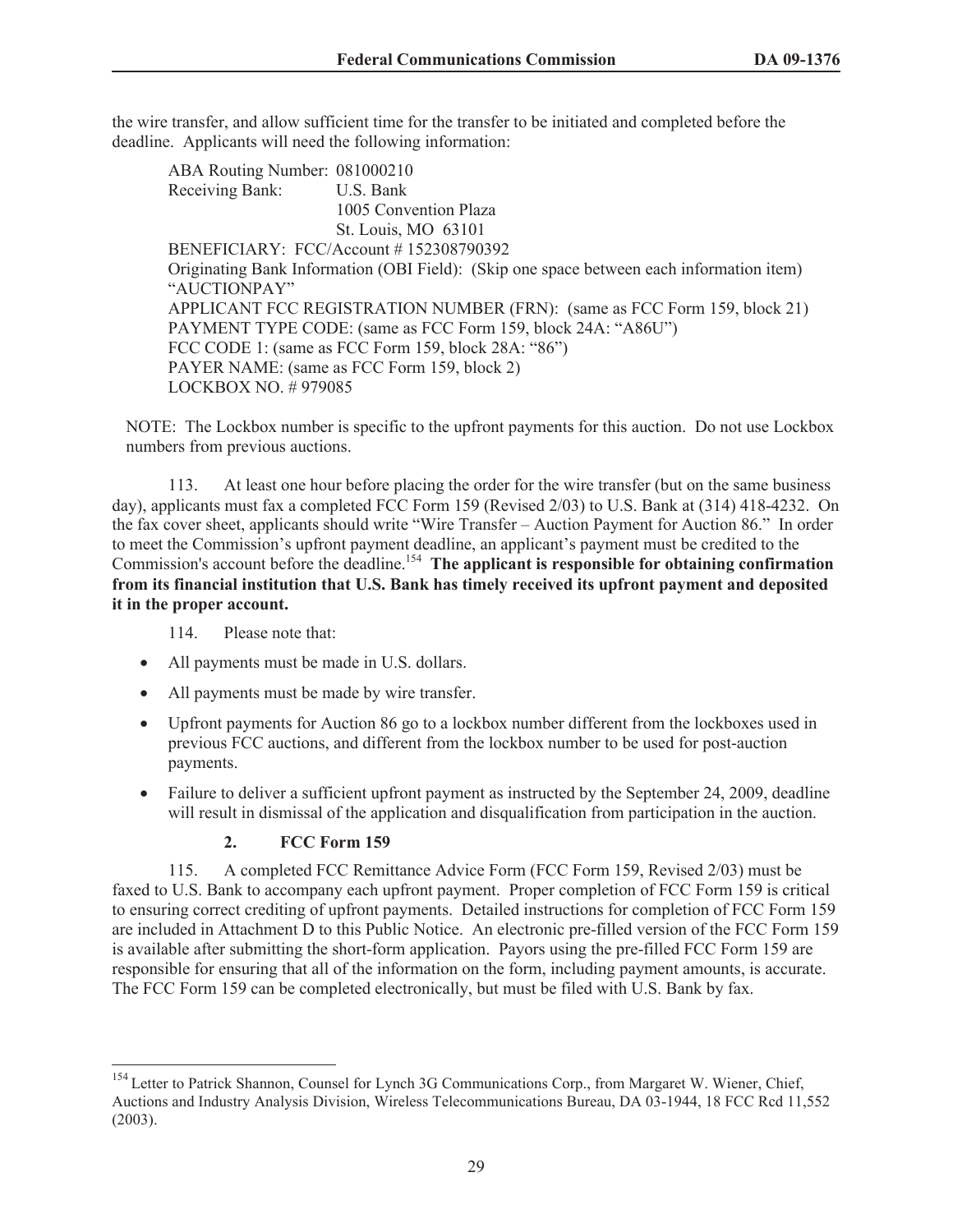the wire transfer, and allow sufficient time for the transfer to be initiated and completed before the deadline. Applicants will need the following information:

ABA Routing Number: 081000210
Receiving Bank: U.S. Bank
1005 Convention Plaza
St. Louis, MO 63101
BENEFICIARY: FCC/Account # 152308790392
Originating Bank Information (OBI Field): (Skip one space between each information item)
"AUCTIONPAY"
APPLICANT FCC REGISTRATION NUMBER (FRN): (same as FCC Form 159, block 21)
PAYMENT TYPE CODE: (same as FCC Form 159, block 24A: "A86U")
FCC CODE 1: (same as FCC Form 159, block 28A: "86")
PAYER NAME: (same as FCC Form 159, block 2)
LOCKBOX NO. # 979085

NOTE: The Lockbox number is specific to the upfront payments for this auction. Do not use Lockbox numbers from previous auctions.

113. At least one hour before placing the order for the wire transfer (but on the same business day), applicants must fax a completed FCC Form 159 (Revised 2/03) to U.S. Bank at (314) 418-4232. On the fax cover sheet, applicants should write "Wire Transfer – Auction Payment for Auction 86." In order to meet the Commission's upfront payment deadline, an applicant's payment must be credited to the Commission's account before the deadline.[154] **The applicant is responsible for obtaining confirmation from its financial institution that U.S. Bank has timely received its upfront payment and deposited it in the proper account.**

114. Please note that:

- All payments must be made in U.S. dollars.
- All payments must be made by wire transfer.
- Upfront payments for Auction 86 go to a lockbox number different from the lockboxes used in previous FCC auctions, and different from the lockbox number to be used for post-auction payments.
- Failure to deliver a sufficient upfront payment as instructed by the September 24, 2009, deadline will result in dismissal of the application and disqualification from participation in the auction.

### 2. FCC Form 159

115. A completed FCC Remittance Advice Form (FCC Form 159, Revised 2/03) must be faxed to U.S. Bank to accompany each upfront payment. Proper completion of FCC Form 159 is critical to ensuring correct crediting of upfront payments. Detailed instructions for completion of FCC Form 159 are included in Attachment D to this Public Notice. An electronic pre-filled version of the FCC Form 159 is available after submitting the short-form application. Payors using the pre-filled FCC Form 159 are responsible for ensuring that all of the information on the form, including payment amounts, is accurate. The FCC Form 159 can be completed electronically, but must be filed with U.S. Bank by fax.

[154] Letter to Patrick Shannon, Counsel for Lynch 3G Communications Corp., from Margaret W. Wiener, Chief, Auctions and Industry Analysis Division, Wireless Telecommunications Bureau, DA 03-1944, 18 FCC Rcd 11,552 (2003).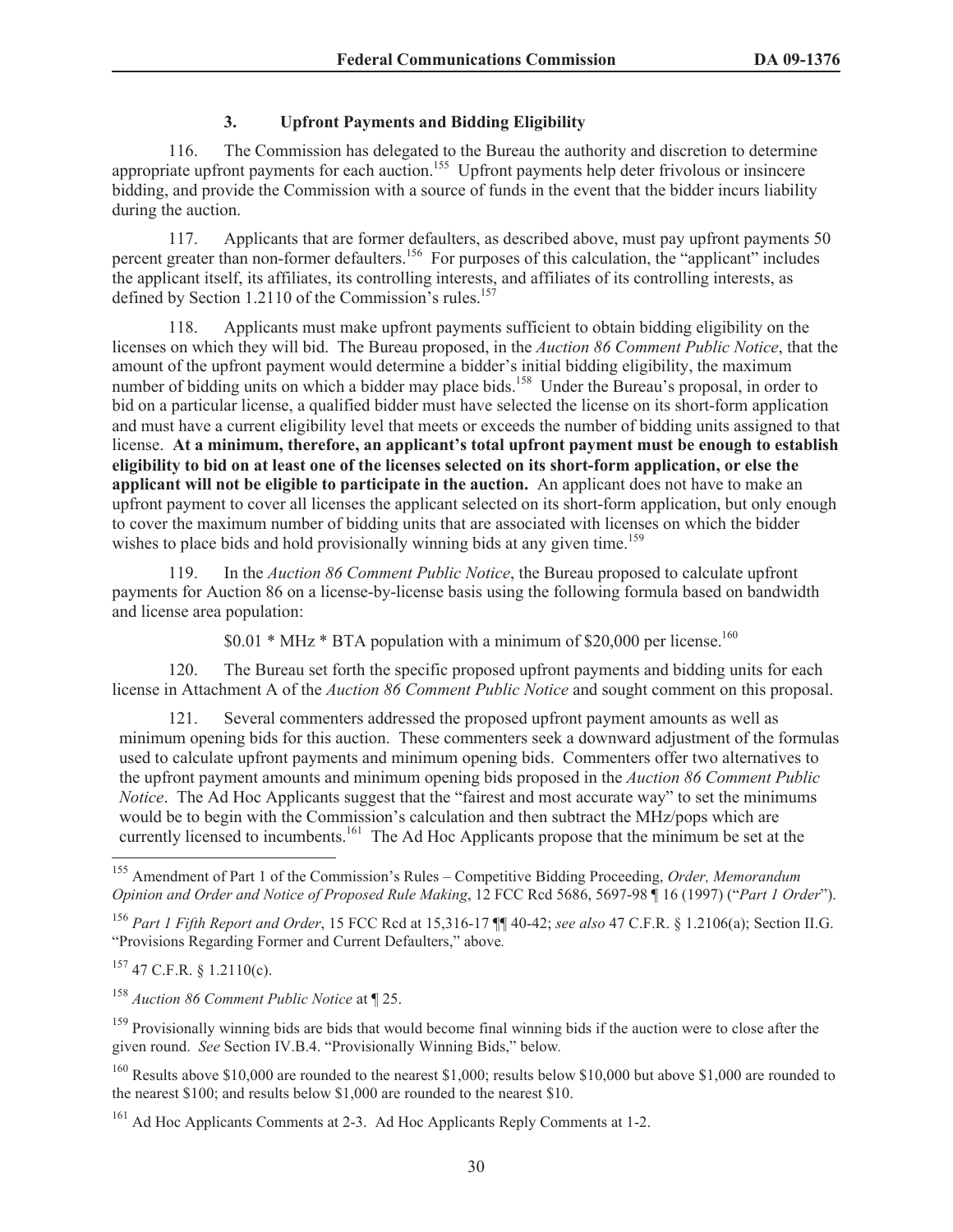### 3. Upfront Payments and Bidding Eligibility

116. The Commission has delegated to the Bureau the authority and discretion to determine appropriate upfront payments for each auction.[155] Upfront payments help deter frivolous or insincere bidding, and provide the Commission with a source of funds in the event that the bidder incurs liability during the auction.

117. Applicants that are former defaulters, as described above, must pay upfront payments 50 percent greater than non-former defaulters.[156] For purposes of this calculation, the "applicant" includes the applicant itself, its affiliates, its controlling interests, and affiliates of its controlling interests, as defined by Section 1.2110 of the Commission's rules.[157]

118. Applicants must make upfront payments sufficient to obtain bidding eligibility on the licenses on which they will bid. The Bureau proposed, in the *Auction 86 Comment Public Notice*, that the amount of the upfront payment would determine a bidder's initial bidding eligibility, the maximum number of bidding units on which a bidder may place bids.[158] Under the Bureau's proposal, in order to bid on a particular license, a qualified bidder must have selected the license on its short-form application and must have a current eligibility level that meets or exceeds the number of bidding units assigned to that license. **At a minimum, therefore, an applicant's total upfront payment must be enough to establish eligibility to bid on at least one of the licenses selected on its short-form application, or else the applicant will not be eligible to participate in the auction.** An applicant does not have to make an upfront payment to cover all licenses the applicant selected on its short-form application, but only enough to cover the maximum number of bidding units that are associated with licenses on which the bidder wishes to place bids and hold provisionally winning bids at any given time.[159]

119. In the *Auction 86 Comment Public Notice*, the Bureau proposed to calculate upfront payments for Auction 86 on a license-by-license basis using the following formula based on bandwidth and license area population:

$0.01 * MHz * BTA population with a minimum of $20,000 per license.[160]

120. The Bureau set forth the specific proposed upfront payments and bidding units for each license in Attachment A of the *Auction 86 Comment Public Notice* and sought comment on this proposal.

121. Several commenters addressed the proposed upfront payment amounts as well as minimum opening bids for this auction. These commenters seek a downward adjustment of the formulas used to calculate upfront payments and minimum opening bids. Commenters offer two alternatives to the upfront payment amounts and minimum opening bids proposed in the *Auction 86 Comment Public Notice*. The Ad Hoc Applicants suggest that the "fairest and most accurate way" to set the minimums would be to begin with the Commission's calculation and then subtract the MHz/pops which are currently licensed to incumbents.[161] The Ad Hoc Applicants propose that the minimum be set at the

---

[155] Amendment of Part 1 of the Commission's Rules – Competitive Bidding Proceeding, *Order, Memorandum Opinion and Order and Notice of Proposed Rule Making*, 12 FCC Rcd 5686, 5697-98 ¶ 16 (1997) ("*Part 1 Order*").

[156] *Part 1 Fifth Report and Order*, 15 FCC Rcd at 15,316-17 ¶¶ 40-42; *see also* 47 C.F.R. § 1.2106(a); Section II.G. "Provisions Regarding Former and Current Defaulters," above.

[157] 47 C.F.R. § 1.2110(c).

[158] *Auction 86 Comment Public Notice* at ¶ 25.

[159] Provisionally winning bids are bids that would become final winning bids if the auction were to close after the given round. *See* Section IV.B.4. "Provisionally Winning Bids," below.

[160] Results above $10,000 are rounded to the nearest $1,000; results below $10,000 but above $1,000 are rounded to the nearest $100; and results below $1,000 are rounded to the nearest $10.

[161] Ad Hoc Applicants Comments at 2-3. Ad Hoc Applicants Reply Comments at 1-2.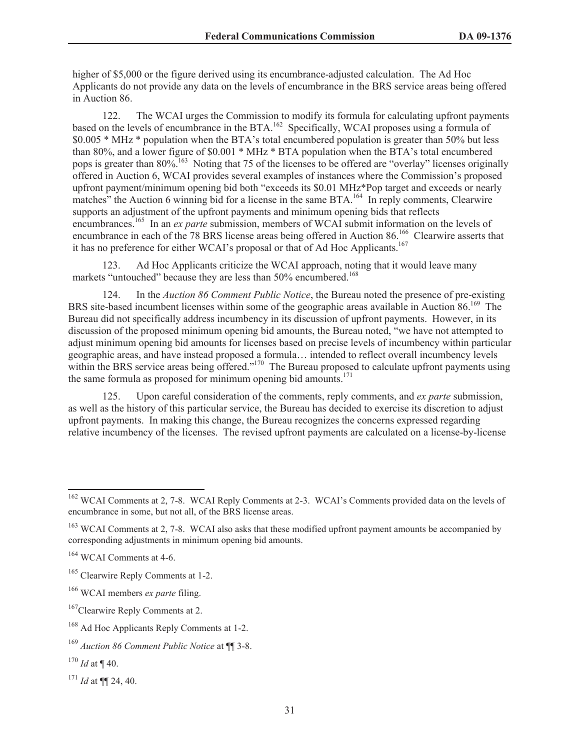higher of $5,000 or the figure derived using its encumbrance-adjusted calculation. The Ad Hoc Applicants do not provide any data on the levels of encumbrance in the BRS service areas being offered in Auction 86.

122. The WCAI urges the Commission to modify its formula for calculating upfront payments based on the levels of encumbrance in the BTA.[162] Specifically, WCAI proposes using a formula of $0.005 * MHz * population when the BTA's total encumbered population is greater than 50% but less than 80%, and a lower figure of $0.001 * MHz * BTA population when the BTA's total encumbered pops is greater than 80%.[163] Noting that 75 of the licenses to be offered are "overlay" licenses originally offered in Auction 6, WCAI provides several examples of instances where the Commission's proposed upfront payment/minimum opening bid both "exceeds its $0.01 MHz*Pop target and exceeds or nearly matches" the Auction 6 winning bid for a license in the same BTA.[164] In reply comments, Clearwire supports an adjustment of the upfront payments and minimum opening bids that reflects encumbrances.[165] In an *ex parte* submission, members of WCAI submit information on the levels of encumbrance in each of the 78 BRS license areas being offered in Auction 86.[166] Clearwire asserts that it has no preference for either WCAI's proposal or that of Ad Hoc Applicants.[167]

123. Ad Hoc Applicants criticize the WCAI approach, noting that it would leave many markets "untouched" because they are less than 50% encumbered.[168]

124. In the *Auction 86 Comment Public Notice*, the Bureau noted the presence of pre-existing BRS site-based incumbent licenses within some of the geographic areas available in Auction 86.[169] The Bureau did not specifically address incumbency in its discussion of upfront payments. However, in its discussion of the proposed minimum opening bid amounts, the Bureau noted, "we have not attempted to adjust minimum opening bid amounts for licenses based on precise levels of incumbency within particular geographic areas, and have instead proposed a formula… intended to reflect overall incumbency levels within the BRS service areas being offered."[170] The Bureau proposed to calculate upfront payments using the same formula as proposed for minimum opening bid amounts.[171]

125. Upon careful consideration of the comments, reply comments, and *ex parte* submission, as well as the history of this particular service, the Bureau has decided to exercise its discretion to adjust upfront payments. In making this change, the Bureau recognizes the concerns expressed regarding relative incumbency of the licenses. The revised upfront payments are calculated on a license-by-license

---

[162] WCAI Comments at 2, 7-8. WCAI Reply Comments at 2-3. WCAI's Comments provided data on the levels of encumbrance in some, but not all, of the BRS license areas.

[163] WCAI Comments at 2, 7-8. WCAI also asks that these modified upfront payment amounts be accompanied by corresponding adjustments in minimum opening bid amounts.

[164] WCAI Comments at 4-6.

[165] Clearwire Reply Comments at 1-2.

[166] WCAI members *ex parte* filing.

[167] Clearwire Reply Comments at 2.

[168] Ad Hoc Applicants Reply Comments at 1-2.

[169] *Auction 86 Comment Public Notice* at ¶¶ 3-8.

[170] *Id* at ¶ 40.

[171] *Id* at ¶¶ 24, 40.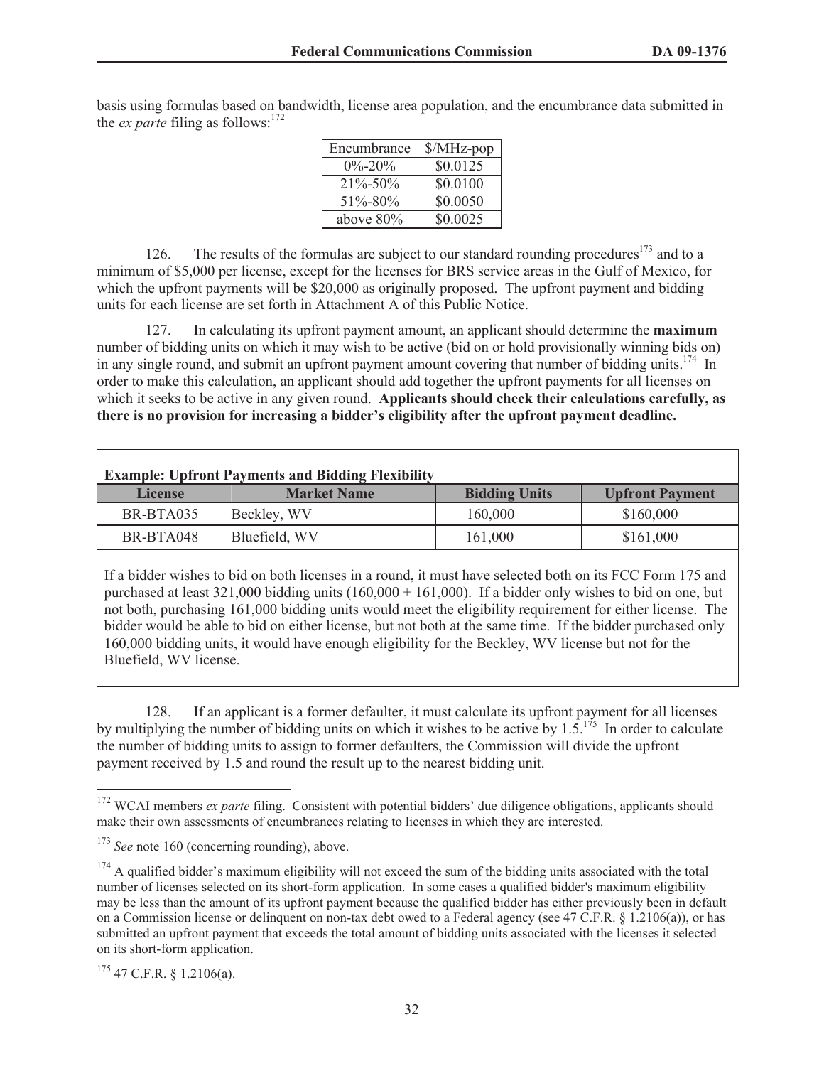basis using formulas based on bandwidth, license area population, and the encumbrance data submitted in the *ex parte* filing as follows:[172]

| Encumbrance | $/MHz-pop |
|---|---|
| 0%-20% | $0.0125 |
| 21%-50% | $0.0100 |
| 51%-80% | $0.0050 |
| above 80% | $0.0025 |

126. The results of the formulas are subject to our standard rounding procedures[173] and to a minimum of $5,000 per license, except for the licenses for BRS service areas in the Gulf of Mexico, for which the upfront payments will be $20,000 as originally proposed. The upfront payment and bidding units for each license are set forth in Attachment A of this Public Notice.

127. In calculating its upfront payment amount, an applicant should determine the **maximum** number of bidding units on which it may wish to be active (bid on or hold provisionally winning bids on) in any single round, and submit an upfront payment amount covering that number of bidding units.[174] In order to make this calculation, an applicant should add together the upfront payments for all licenses on which it seeks to be active in any given round. **Applicants should check their calculations carefully, as there is no provision for increasing a bidder's eligibility after the upfront payment deadline.**

**Example: Upfront Payments and Bidding Flexibility**

| License | Market Name | Bidding Units | Upfront Payment |
|---|---|---|---|
| BR-BTA035 | Beckley, WV | 160,000 | $160,000 |
| BR-BTA048 | Bluefield, WV | 161,000 | $161,000 |

If a bidder wishes to bid on both licenses in a round, it must have selected both on its FCC Form 175 and purchased at least 321,000 bidding units (160,000 + 161,000). If a bidder only wishes to bid on one, but not both, purchasing 161,000 bidding units would meet the eligibility requirement for either license. The bidder would be able to bid on either license, but not both at the same time. If the bidder purchased only 160,000 bidding units, it would have enough eligibility for the Beckley, WV license but not for the Bluefield, WV license.

128. If an applicant is a former defaulter, it must calculate its upfront payment for all licenses by multiplying the number of bidding units on which it wishes to be active by 1.5.[175] In order to calculate the number of bidding units to assign to former defaulters, the Commission will divide the upfront payment received by 1.5 and round the result up to the nearest bidding unit.

---

[172] WCAI members *ex parte* filing. Consistent with potential bidders' due diligence obligations, applicants should make their own assessments of encumbrances relating to licenses in which they are interested.

[173] *See* note 160 (concerning rounding), above.

[174] A qualified bidder's maximum eligibility will not exceed the sum of the bidding units associated with the total number of licenses selected on its short-form application. In some cases a qualified bidder's maximum eligibility may be less than the amount of its upfront payment because the qualified bidder has either previously been in default on a Commission license or delinquent on non-tax debt owed to a Federal agency (see 47 C.F.R. § 1.2106(a)), or has submitted an upfront payment that exceeds the total amount of bidding units associated with the licenses it selected on its short-form application.

[175] 47 C.F.R. § 1.2106(a).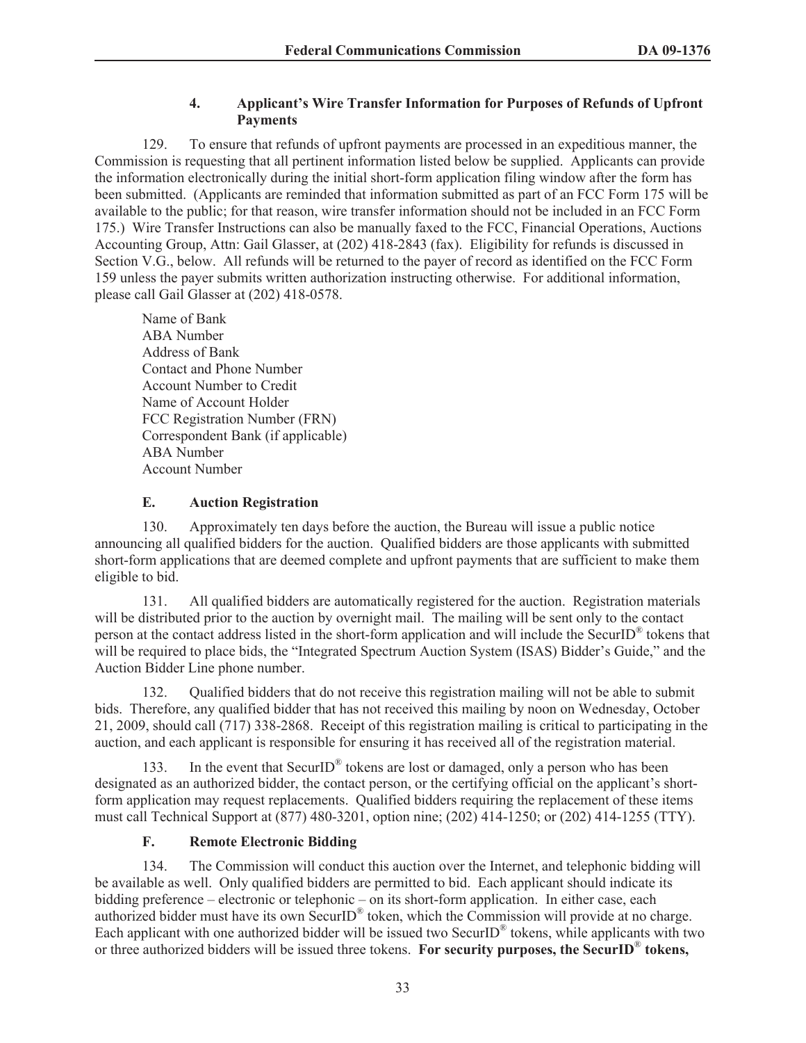#### 4. Applicant's Wire Transfer Information for Purposes of Refunds of Upfront Payments

129. To ensure that refunds of upfront payments are processed in an expeditious manner, the Commission is requesting that all pertinent information listed below be supplied. Applicants can provide the information electronically during the initial short-form application filing window after the form has been submitted. (Applicants are reminded that information submitted as part of an FCC Form 175 will be available to the public; for that reason, wire transfer information should not be included in an FCC Form 175.) Wire Transfer Instructions can also be manually faxed to the FCC, Financial Operations, Auctions Accounting Group, Attn: Gail Glasser, at (202) 418-2843 (fax). Eligibility for refunds is discussed in Section V.G., below. All refunds will be returned to the payer of record as identified on the FCC Form 159 unless the payer submits written authorization instructing otherwise. For additional information, please call Gail Glasser at (202) 418-0578.

Name of Bank
ABA Number
Address of Bank
Contact and Phone Number
Account Number to Credit
Name of Account Holder
FCC Registration Number (FRN)
Correspondent Bank (if applicable)
ABA Number
Account Number

### E. Auction Registration

130. Approximately ten days before the auction, the Bureau will issue a public notice announcing all qualified bidders for the auction. Qualified bidders are those applicants with submitted short-form applications that are deemed complete and upfront payments that are sufficient to make them eligible to bid.

131. All qualified bidders are automatically registered for the auction. Registration materials will be distributed prior to the auction by overnight mail. The mailing will be sent only to the contact person at the contact address listed in the short-form application and will include the SecurID® tokens that will be required to place bids, the "Integrated Spectrum Auction System (ISAS) Bidder's Guide," and the Auction Bidder Line phone number.

132. Qualified bidders that do not receive this registration mailing will not be able to submit bids. Therefore, any qualified bidder that has not received this mailing by noon on Wednesday, October 21, 2009, should call (717) 338-2868. Receipt of this registration mailing is critical to participating in the auction, and each applicant is responsible for ensuring it has received all of the registration material.

133. In the event that SecurID® tokens are lost or damaged, only a person who has been designated as an authorized bidder, the contact person, or the certifying official on the applicant's short-form application may request replacements. Qualified bidders requiring the replacement of these items must call Technical Support at (877) 480-3201, option nine; (202) 414-1250; or (202) 414-1255 (TTY).

### F. Remote Electronic Bidding

134. The Commission will conduct this auction over the Internet, and telephonic bidding will be available as well. Only qualified bidders are permitted to bid. Each applicant should indicate its bidding preference – electronic or telephonic – on its short-form application. In either case, each authorized bidder must have its own SecurID® token, which the Commission will provide at no charge. Each applicant with one authorized bidder will be issued two SecurID® tokens, while applicants with two or three authorized bidders will be issued three tokens. **For security purposes, the SecurID® tokens,**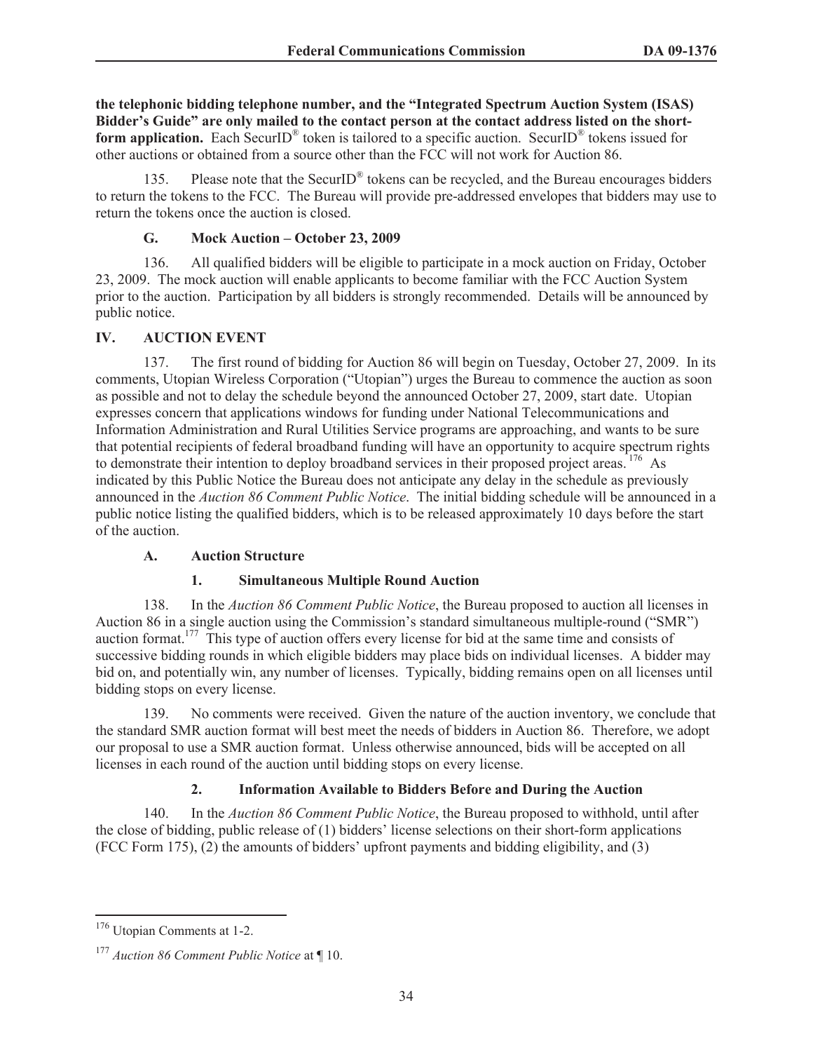**the telephonic bidding telephone number, and the "Integrated Spectrum Auction System (ISAS) Bidder's Guide" are only mailed to the contact person at the contact address listed on the short-form application.** Each SecurID® token is tailored to a specific auction. SecurID® tokens issued for other auctions or obtained from a source other than the FCC will not work for Auction 86.

135. Please note that the SecurID® tokens can be recycled, and the Bureau encourages bidders to return the tokens to the FCC. The Bureau will provide pre-addressed envelopes that bidders may use to return the tokens once the auction is closed.

### G. Mock Auction – October 23, 2009

136. All qualified bidders will be eligible to participate in a mock auction on Friday, October 23, 2009. The mock auction will enable applicants to become familiar with the FCC Auction System prior to the auction. Participation by all bidders is strongly recommended. Details will be announced by public notice.

## IV. AUCTION EVENT

137. The first round of bidding for Auction 86 will begin on Tuesday, October 27, 2009. In its comments, Utopian Wireless Corporation ("Utopian") urges the Bureau to commence the auction as soon as possible and not to delay the schedule beyond the announced October 27, 2009, start date. Utopian expresses concern that applications windows for funding under National Telecommunications and Information Administration and Rural Utilities Service programs are approaching, and wants to be sure that potential recipients of federal broadband funding will have an opportunity to acquire spectrum rights to demonstrate their intention to deploy broadband services in their proposed project areas.[176] As indicated by this Public Notice the Bureau does not anticipate any delay in the schedule as previously announced in the *Auction 86 Comment Public Notice*. The initial bidding schedule will be announced in a public notice listing the qualified bidders, which is to be released approximately 10 days before the start of the auction.

### A. Auction Structure

#### 1. Simultaneous Multiple Round Auction

138. In the *Auction 86 Comment Public Notice*, the Bureau proposed to auction all licenses in Auction 86 in a single auction using the Commission's standard simultaneous multiple-round ("SMR") auction format.[177] This type of auction offers every license for bid at the same time and consists of successive bidding rounds in which eligible bidders may place bids on individual licenses. A bidder may bid on, and potentially win, any number of licenses. Typically, bidding remains open on all licenses until bidding stops on every license.

139. No comments were received. Given the nature of the auction inventory, we conclude that the standard SMR auction format will best meet the needs of bidders in Auction 86. Therefore, we adopt our proposal to use a SMR auction format. Unless otherwise announced, bids will be accepted on all licenses in each round of the auction until bidding stops on every license.

#### 2. Information Available to Bidders Before and During the Auction

140. In the *Auction 86 Comment Public Notice*, the Bureau proposed to withhold, until after the close of bidding, public release of (1) bidders' license selections on their short-form applications (FCC Form 175), (2) the amounts of bidders' upfront payments and bidding eligibility, and (3)

---

[176] Utopian Comments at 1-2.

[177] *Auction 86 Comment Public Notice* at ¶ 10.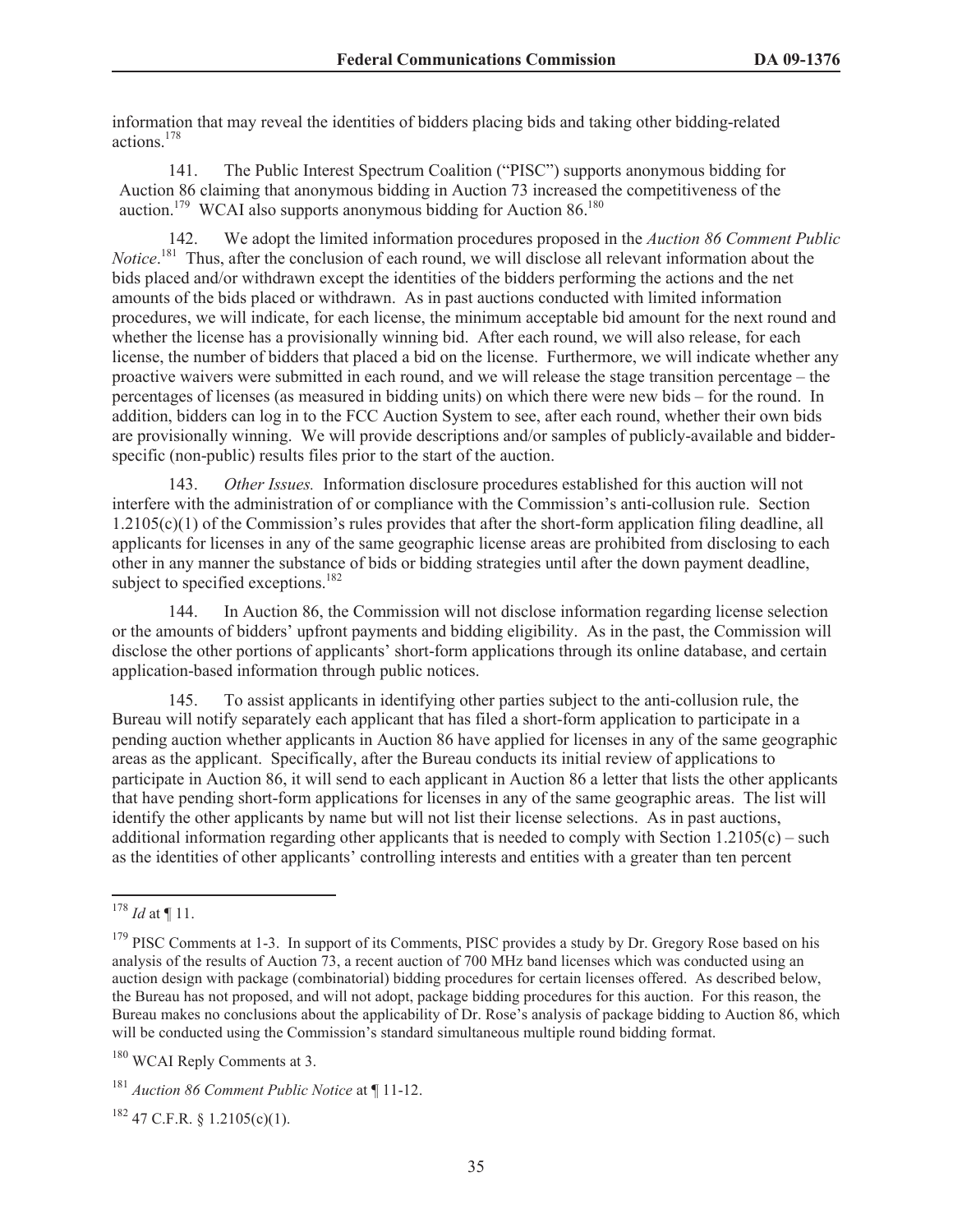information that may reveal the identities of bidders placing bids and taking other bidding-related actions.[178]

141. The Public Interest Spectrum Coalition ("PISC") supports anonymous bidding for Auction 86 claiming that anonymous bidding in Auction 73 increased the competitiveness of the auction.[179] WCAI also supports anonymous bidding for Auction 86.[180]

142. We adopt the limited information procedures proposed in the *Auction 86 Comment Public Notice*.[181] Thus, after the conclusion of each round, we will disclose all relevant information about the bids placed and/or withdrawn except the identities of the bidders performing the actions and the net amounts of the bids placed or withdrawn. As in past auctions conducted with limited information procedures, we will indicate, for each license, the minimum acceptable bid amount for the next round and whether the license has a provisionally winning bid. After each round, we will also release, for each license, the number of bidders that placed a bid on the license. Furthermore, we will indicate whether any proactive waivers were submitted in each round, and we will release the stage transition percentage – the percentages of licenses (as measured in bidding units) on which there were new bids – for the round. In addition, bidders can log in to the FCC Auction System to see, after each round, whether their own bids are provisionally winning. We will provide descriptions and/or samples of publicly-available and bidder-specific (non-public) results files prior to the start of the auction.

143. *Other Issues.* Information disclosure procedures established for this auction will not interfere with the administration of or compliance with the Commission's anti-collusion rule. Section 1.2105(c)(1) of the Commission's rules provides that after the short-form application filing deadline, all applicants for licenses in any of the same geographic license areas are prohibited from disclosing to each other in any manner the substance of bids or bidding strategies until after the down payment deadline, subject to specified exceptions.[182]

144. In Auction 86, the Commission will not disclose information regarding license selection or the amounts of bidders' upfront payments and bidding eligibility. As in the past, the Commission will disclose the other portions of applicants' short-form applications through its online database, and certain application-based information through public notices.

145. To assist applicants in identifying other parties subject to the anti-collusion rule, the Bureau will notify separately each applicant that has filed a short-form application to participate in a pending auction whether applicants in Auction 86 have applied for licenses in any of the same geographic areas as the applicant. Specifically, after the Bureau conducts its initial review of applications to participate in Auction 86, it will send to each applicant in Auction 86 a letter that lists the other applicants that have pending short-form applications for licenses in any of the same geographic areas. The list will identify the other applicants by name but will not list their license selections. As in past auctions, additional information regarding other applicants that is needed to comply with Section 1.2105(c) – such as the identities of other applicants' controlling interests and entities with a greater than ten percent

---

[178] *Id* at ¶ 11.

[179] PISC Comments at 1-3. In support of its Comments, PISC provides a study by Dr. Gregory Rose based on his analysis of the results of Auction 73, a recent auction of 700 MHz band licenses which was conducted using an auction design with package (combinatorial) bidding procedures for certain licenses offered. As described below, the Bureau has not proposed, and will not adopt, package bidding procedures for this auction. For this reason, the Bureau makes no conclusions about the applicability of Dr. Rose's analysis of package bidding to Auction 86, which will be conducted using the Commission's standard simultaneous multiple round bidding format.

[180] WCAI Reply Comments at 3.

[181] *Auction 86 Comment Public Notice* at ¶ 11-12.

[182] 47 C.F.R. § 1.2105(c)(1).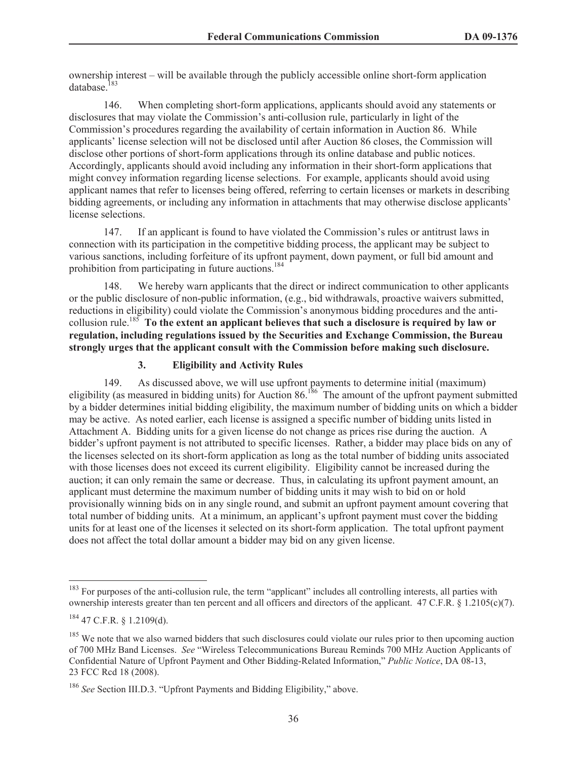ownership interest – will be available through the publicly accessible online short-form application database.[183]

146. When completing short-form applications, applicants should avoid any statements or disclosures that may violate the Commission's anti-collusion rule, particularly in light of the Commission's procedures regarding the availability of certain information in Auction 86. While applicants' license selection will not be disclosed until after Auction 86 closes, the Commission will disclose other portions of short-form applications through its online database and public notices. Accordingly, applicants should avoid including any information in their short-form applications that might convey information regarding license selections. For example, applicants should avoid using applicant names that refer to licenses being offered, referring to certain licenses or markets in describing bidding agreements, or including any information in attachments that may otherwise disclose applicants' license selections.

147. If an applicant is found to have violated the Commission's rules or antitrust laws in connection with its participation in the competitive bidding process, the applicant may be subject to various sanctions, including forfeiture of its upfront payment, down payment, or full bid amount and prohibition from participating in future auctions.[184]

148. We hereby warn applicants that the direct or indirect communication to other applicants or the public disclosure of non-public information, (e.g., bid withdrawals, proactive waivers submitted, reductions in eligibility) could violate the Commission's anonymous bidding procedures and the anti-collusion rule.[185] **To the extent an applicant believes that such a disclosure is required by law or regulation, including regulations issued by the Securities and Exchange Commission, the Bureau strongly urges that the applicant consult with the Commission before making such disclosure.**

### 3. Eligibility and Activity Rules

149. As discussed above, we will use upfront payments to determine initial (maximum) eligibility (as measured in bidding units) for Auction 86.[186] The amount of the upfront payment submitted by a bidder determines initial bidding eligibility, the maximum number of bidding units on which a bidder may be active. As noted earlier, each license is assigned a specific number of bidding units listed in Attachment A. Bidding units for a given license do not change as prices rise during the auction. A bidder's upfront payment is not attributed to specific licenses. Rather, a bidder may place bids on any of the licenses selected on its short-form application as long as the total number of bidding units associated with those licenses does not exceed its current eligibility. Eligibility cannot be increased during the auction; it can only remain the same or decrease. Thus, in calculating its upfront payment amount, an applicant must determine the maximum number of bidding units it may wish to bid on or hold provisionally winning bids on in any single round, and submit an upfront payment amount covering that total number of bidding units. At a minimum, an applicant's upfront payment must cover the bidding units for at least one of the licenses it selected on its short-form application. The total upfront payment does not affect the total dollar amount a bidder may bid on any given license.

---

[183] For purposes of the anti-collusion rule, the term "applicant" includes all controlling interests, all parties with ownership interests greater than ten percent and all officers and directors of the applicant. 47 C.F.R. § 1.2105(c)(7).

[184] 47 C.F.R. § 1.2109(d).

[185] We note that we also warned bidders that such disclosures could violate our rules prior to then upcoming auction of 700 MHz Band Licenses. *See* "Wireless Telecommunications Bureau Reminds 700 MHz Auction Applicants of Confidential Nature of Upfront Payment and Other Bidding-Related Information," *Public Notice*, DA 08-13, 23 FCC Rcd 18 (2008).

[186] *See* Section III.D.3. "Upfront Payments and Bidding Eligibility," above.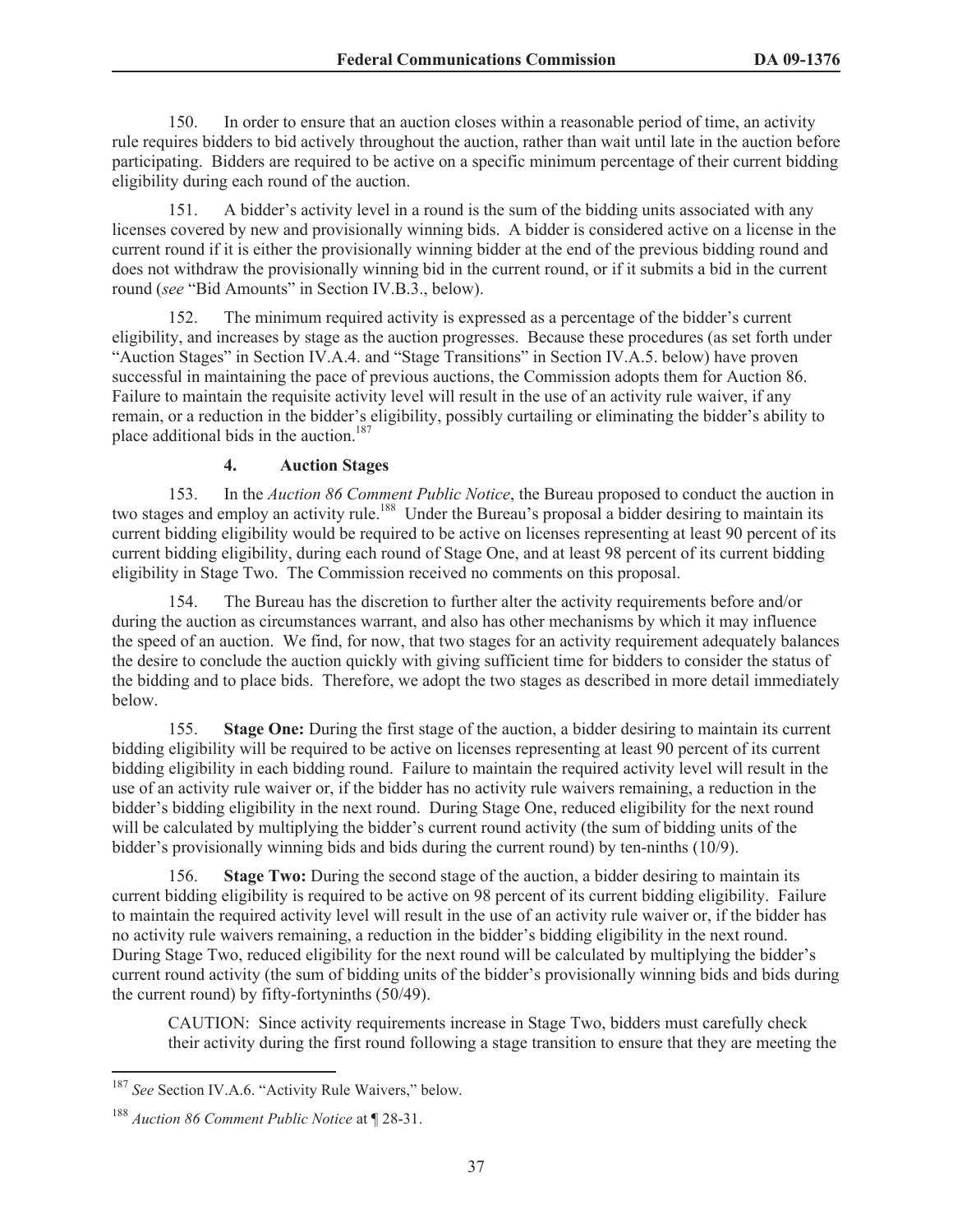150. In order to ensure that an auction closes within a reasonable period of time, an activity rule requires bidders to bid actively throughout the auction, rather than wait until late in the auction before participating. Bidders are required to be active on a specific minimum percentage of their current bidding eligibility during each round of the auction.

151. A bidder's activity level in a round is the sum of the bidding units associated with any licenses covered by new and provisionally winning bids. A bidder is considered active on a license in the current round if it is either the provisionally winning bidder at the end of the previous bidding round and does not withdraw the provisionally winning bid in the current round, or if it submits a bid in the current round (*see* "Bid Amounts" in Section IV.B.3., below).

152. The minimum required activity is expressed as a percentage of the bidder's current eligibility, and increases by stage as the auction progresses. Because these procedures (as set forth under "Auction Stages" in Section IV.A.4. and "Stage Transitions" in Section IV.A.5. below) have proven successful in maintaining the pace of previous auctions, the Commission adopts them for Auction 86. Failure to maintain the requisite activity level will result in the use of an activity rule waiver, if any remain, or a reduction in the bidder's eligibility, possibly curtailing or eliminating the bidder's ability to place additional bids in the auction.[187]

#### 4. Auction Stages

153. In the *Auction 86 Comment Public Notice*, the Bureau proposed to conduct the auction in two stages and employ an activity rule.[188] Under the Bureau's proposal a bidder desiring to maintain its current bidding eligibility would be required to be active on licenses representing at least 90 percent of its current bidding eligibility, during each round of Stage One, and at least 98 percent of its current bidding eligibility in Stage Two. The Commission received no comments on this proposal.

154. The Bureau has the discretion to further alter the activity requirements before and/or during the auction as circumstances warrant, and also has other mechanisms by which it may influence the speed of an auction. We find, for now, that two stages for an activity requirement adequately balances the desire to conclude the auction quickly with giving sufficient time for bidders to consider the status of the bidding and to place bids. Therefore, we adopt the two stages as described in more detail immediately below.

155. **Stage One:** During the first stage of the auction, a bidder desiring to maintain its current bidding eligibility will be required to be active on licenses representing at least 90 percent of its current bidding eligibility in each bidding round. Failure to maintain the required activity level will result in the use of an activity rule waiver or, if the bidder has no activity rule waivers remaining, a reduction in the bidder's bidding eligibility in the next round. During Stage One, reduced eligibility for the next round will be calculated by multiplying the bidder's current round activity (the sum of bidding units of the bidder's provisionally winning bids and bids during the current round) by ten-ninths (10/9).

156. **Stage Two:** During the second stage of the auction, a bidder desiring to maintain its current bidding eligibility is required to be active on 98 percent of its current bidding eligibility. Failure to maintain the required activity level will result in the use of an activity rule waiver or, if the bidder has no activity rule waivers remaining, a reduction in the bidder's bidding eligibility in the next round. During Stage Two, reduced eligibility for the next round will be calculated by multiplying the bidder's current round activity (the sum of bidding units of the bidder's provisionally winning bids and bids during the current round) by fifty-fortyninths (50/49).

> CAUTION: Since activity requirements increase in Stage Two, bidders must carefully check their activity during the first round following a stage transition to ensure that they are meeting the

---

[187] *See* Section IV.A.6. "Activity Rule Waivers," below.

[188] *Auction 86 Comment Public Notice* at ¶ 28-31.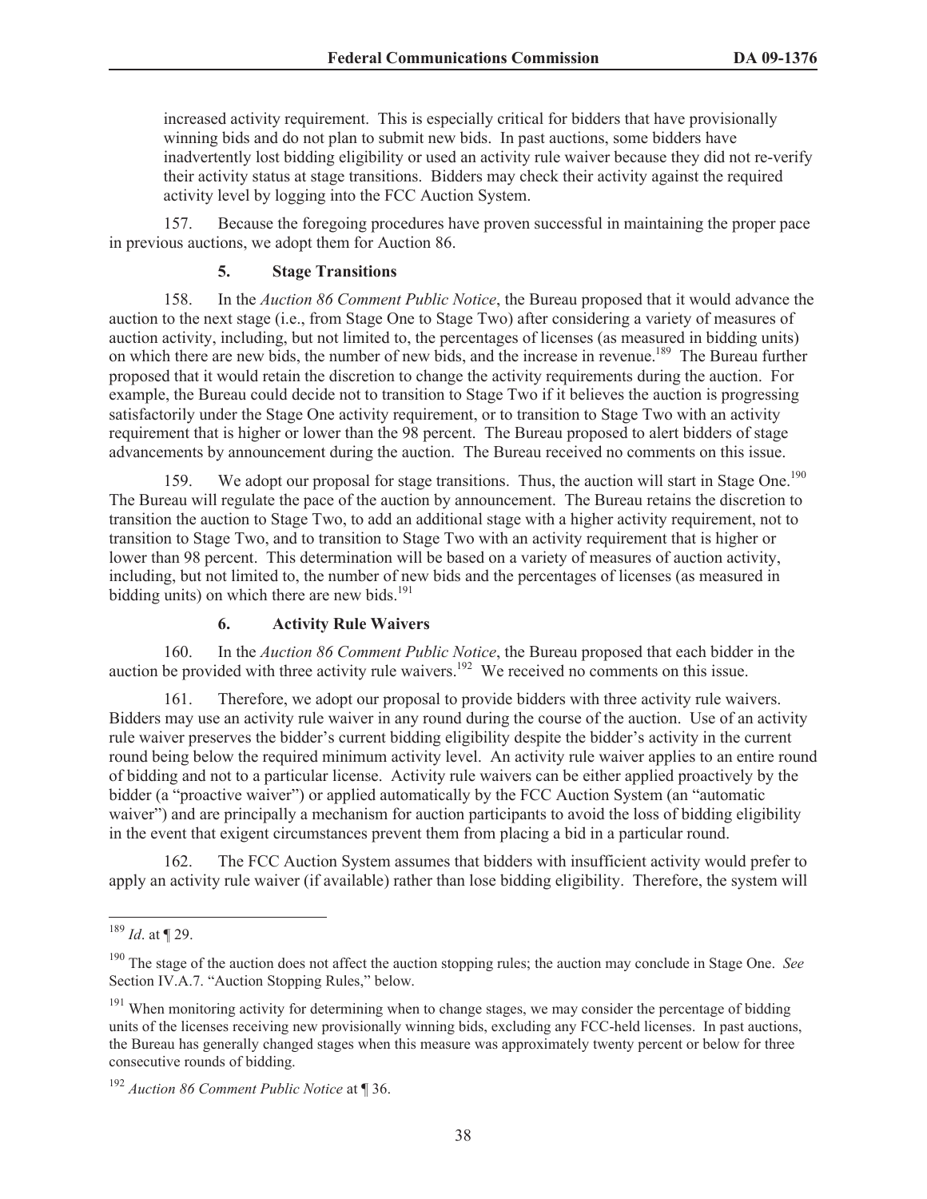increased activity requirement. This is especially critical for bidders that have provisionally winning bids and do not plan to submit new bids. In past auctions, some bidders have inadvertently lost bidding eligibility or used an activity rule waiver because they did not re-verify their activity status at stage transitions. Bidders may check their activity against the required activity level by logging into the FCC Auction System.

157. Because the foregoing procedures have proven successful in maintaining the proper pace in previous auctions, we adopt them for Auction 86.

#### 5. Stage Transitions

158. In the *Auction 86 Comment Public Notice*, the Bureau proposed that it would advance the auction to the next stage (i.e., from Stage One to Stage Two) after considering a variety of measures of auction activity, including, but not limited to, the percentages of licenses (as measured in bidding units) on which there are new bids, the number of new bids, and the increase in revenue.[189] The Bureau further proposed that it would retain the discretion to change the activity requirements during the auction. For example, the Bureau could decide not to transition to Stage Two if it believes the auction is progressing satisfactorily under the Stage One activity requirement, or to transition to Stage Two with an activity requirement that is higher or lower than the 98 percent. The Bureau proposed to alert bidders of stage advancements by announcement during the auction. The Bureau received no comments on this issue.

159. We adopt our proposal for stage transitions. Thus, the auction will start in Stage One.[190] The Bureau will regulate the pace of the auction by announcement. The Bureau retains the discretion to transition the auction to Stage Two, to add an additional stage with a higher activity requirement, not to transition to Stage Two, and to transition to Stage Two with an activity requirement that is higher or lower than 98 percent. This determination will be based on a variety of measures of auction activity, including, but not limited to, the number of new bids and the percentages of licenses (as measured in bidding units) on which there are new bids.[191]

#### 6. Activity Rule Waivers

160. In the *Auction 86 Comment Public Notice*, the Bureau proposed that each bidder in the auction be provided with three activity rule waivers.[192] We received no comments on this issue.

161. Therefore, we adopt our proposal to provide bidders with three activity rule waivers. Bidders may use an activity rule waiver in any round during the course of the auction. Use of an activity rule waiver preserves the bidder's current bidding eligibility despite the bidder's activity in the current round being below the required minimum activity level. An activity rule waiver applies to an entire round of bidding and not to a particular license. Activity rule waivers can be either applied proactively by the bidder (a "proactive waiver") or applied automatically by the FCC Auction System (an "automatic waiver") and are principally a mechanism for auction participants to avoid the loss of bidding eligibility in the event that exigent circumstances prevent them from placing a bid in a particular round.

162. The FCC Auction System assumes that bidders with insufficient activity would prefer to apply an activity rule waiver (if available) rather than lose bidding eligibility. Therefore, the system will

---

[189] *Id*. at ¶ 29.

[190] The stage of the auction does not affect the auction stopping rules; the auction may conclude in Stage One. *See* Section IV.A.7. "Auction Stopping Rules," below.

[191] When monitoring activity for determining when to change stages, we may consider the percentage of bidding units of the licenses receiving new provisionally winning bids, excluding any FCC-held licenses. In past auctions, the Bureau has generally changed stages when this measure was approximately twenty percent or below for three consecutive rounds of bidding.

[192] *Auction 86 Comment Public Notice* at ¶ 36.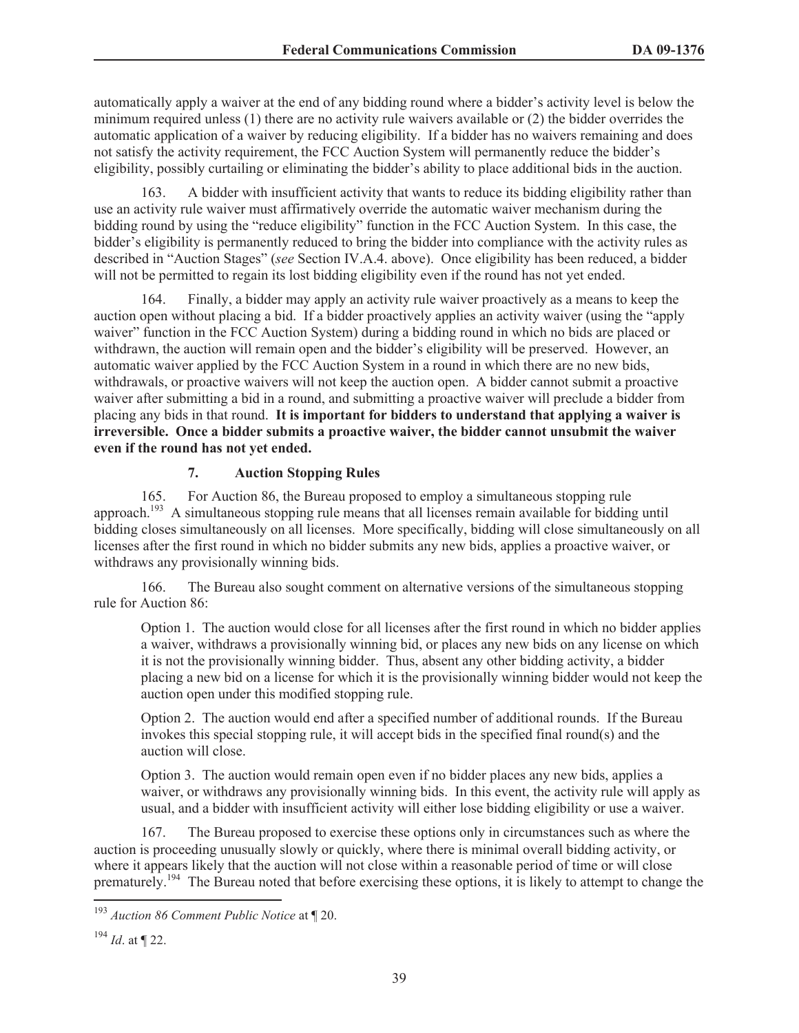automatically apply a waiver at the end of any bidding round where a bidder's activity level is below the minimum required unless (1) there are no activity rule waivers available or (2) the bidder overrides the automatic application of a waiver by reducing eligibility. If a bidder has no waivers remaining and does not satisfy the activity requirement, the FCC Auction System will permanently reduce the bidder's eligibility, possibly curtailing or eliminating the bidder's ability to place additional bids in the auction.

163. A bidder with insufficient activity that wants to reduce its bidding eligibility rather than use an activity rule waiver must affirmatively override the automatic waiver mechanism during the bidding round by using the "reduce eligibility" function in the FCC Auction System. In this case, the bidder's eligibility is permanently reduced to bring the bidder into compliance with the activity rules as described in "Auction Stages" (*see* Section IV.A.4. above). Once eligibility has been reduced, a bidder will not be permitted to regain its lost bidding eligibility even if the round has not yet ended.

164. Finally, a bidder may apply an activity rule waiver proactively as a means to keep the auction open without placing a bid. If a bidder proactively applies an activity waiver (using the "apply waiver" function in the FCC Auction System) during a bidding round in which no bids are placed or withdrawn, the auction will remain open and the bidder's eligibility will be preserved. However, an automatic waiver applied by the FCC Auction System in a round in which there are no new bids, withdrawals, or proactive waivers will not keep the auction open. A bidder cannot submit a proactive waiver after submitting a bid in a round, and submitting a proactive waiver will preclude a bidder from placing any bids in that round. **It is important for bidders to understand that applying a waiver is irreversible. Once a bidder submits a proactive waiver, the bidder cannot unsubmit the waiver even if the round has not yet ended.**

### 7. Auction Stopping Rules

165. For Auction 86, the Bureau proposed to employ a simultaneous stopping rule approach.[193] A simultaneous stopping rule means that all licenses remain available for bidding until bidding closes simultaneously on all licenses. More specifically, bidding will close simultaneously on all licenses after the first round in which no bidder submits any new bids, applies a proactive waiver, or withdraws any provisionally winning bids.

166. The Bureau also sought comment on alternative versions of the simultaneous stopping rule for Auction 86:

> Option 1. The auction would close for all licenses after the first round in which no bidder applies a waiver, withdraws a provisionally winning bid, or places any new bids on any license on which it is not the provisionally winning bidder. Thus, absent any other bidding activity, a bidder placing a new bid on a license for which it is the provisionally winning bidder would not keep the auction open under this modified stopping rule.
>
> Option 2. The auction would end after a specified number of additional rounds. If the Bureau invokes this special stopping rule, it will accept bids in the specified final round(s) and the auction will close.
>
> Option 3. The auction would remain open even if no bidder places any new bids, applies a waiver, or withdraws any provisionally winning bids. In this event, the activity rule will apply as usual, and a bidder with insufficient activity will either lose bidding eligibility or use a waiver.

167. The Bureau proposed to exercise these options only in circumstances such as where the auction is proceeding unusually slowly or quickly, where there is minimal overall bidding activity, or where it appears likely that the auction will not close within a reasonable period of time or will close prematurely.[194] The Bureau noted that before exercising these options, it is likely to attempt to change the

---

[193] *Auction 86 Comment Public Notice* at ¶ 20.

[194] *Id*. at ¶ 22.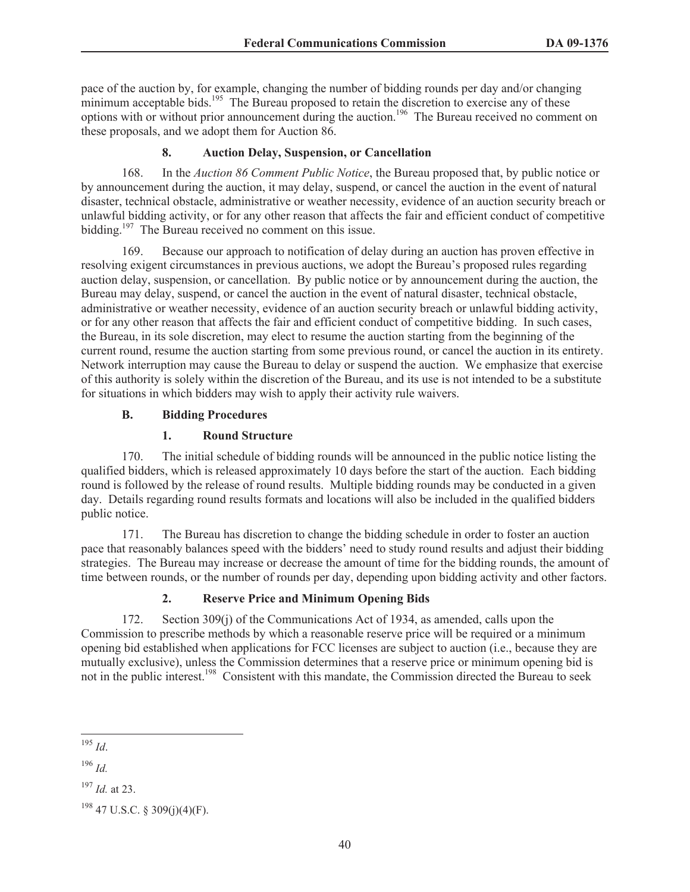pace of the auction by, for example, changing the number of bidding rounds per day and/or changing minimum acceptable bids.[195] The Bureau proposed to retain the discretion to exercise any of these options with or without prior announcement during the auction.[196] The Bureau received no comment on these proposals, and we adopt them for Auction 86.

### 8. Auction Delay, Suspension, or Cancellation

168. In the *Auction 86 Comment Public Notice*, the Bureau proposed that, by public notice or by announcement during the auction, it may delay, suspend, or cancel the auction in the event of natural disaster, technical obstacle, administrative or weather necessity, evidence of an auction security breach or unlawful bidding activity, or for any other reason that affects the fair and efficient conduct of competitive bidding.[197] The Bureau received no comment on this issue.

169. Because our approach to notification of delay during an auction has proven effective in resolving exigent circumstances in previous auctions, we adopt the Bureau's proposed rules regarding auction delay, suspension, or cancellation. By public notice or by announcement during the auction, the Bureau may delay, suspend, or cancel the auction in the event of natural disaster, technical obstacle, administrative or weather necessity, evidence of an auction security breach or unlawful bidding activity, or for any other reason that affects the fair and efficient conduct of competitive bidding. In such cases, the Bureau, in its sole discretion, may elect to resume the auction starting from the beginning of the current round, resume the auction starting from some previous round, or cancel the auction in its entirety. Network interruption may cause the Bureau to delay or suspend the auction. We emphasize that exercise of this authority is solely within the discretion of the Bureau, and its use is not intended to be a substitute for situations in which bidders may wish to apply their activity rule waivers.

## B. Bidding Procedures

### 1. Round Structure

170. The initial schedule of bidding rounds will be announced in the public notice listing the qualified bidders, which is released approximately 10 days before the start of the auction. Each bidding round is followed by the release of round results. Multiple bidding rounds may be conducted in a given day. Details regarding round results formats and locations will also be included in the qualified bidders public notice.

171. The Bureau has discretion to change the bidding schedule in order to foster an auction pace that reasonably balances speed with the bidders' need to study round results and adjust their bidding strategies. The Bureau may increase or decrease the amount of time for the bidding rounds, the amount of time between rounds, or the number of rounds per day, depending upon bidding activity and other factors.

### 2. Reserve Price and Minimum Opening Bids

172. Section 309(j) of the Communications Act of 1934, as amended, calls upon the Commission to prescribe methods by which a reasonable reserve price will be required or a minimum opening bid established when applications for FCC licenses are subject to auction (i.e., because they are mutually exclusive), unless the Commission determines that a reserve price or minimum opening bid is not in the public interest.[198] Consistent with this mandate, the Commission directed the Bureau to seek

---

[195] *Id*.

[196] *Id.*

[197] *Id.* at 23.

[198] 47 U.S.C. § 309(j)(4)(F).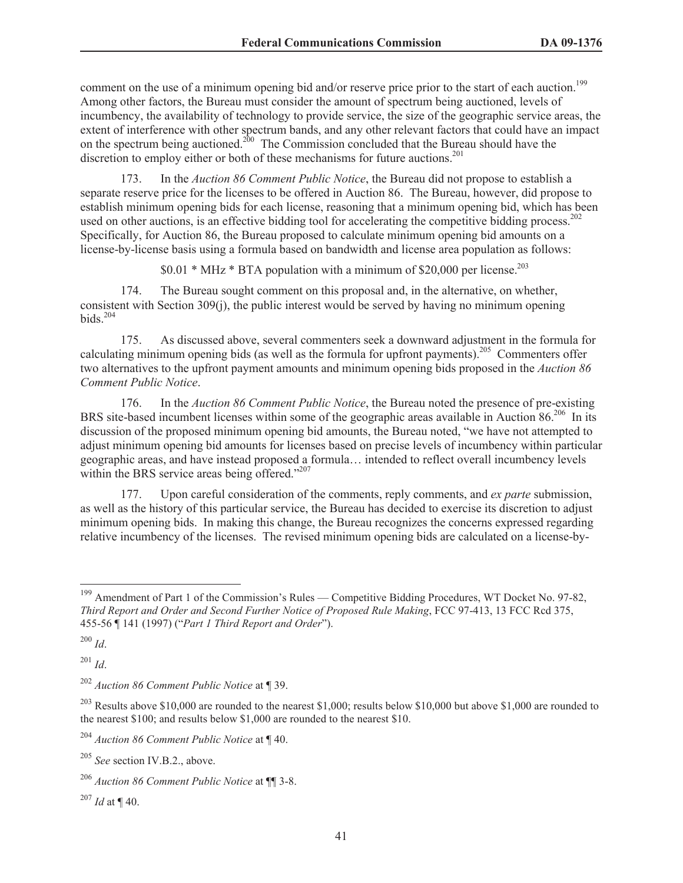comment on the use of a minimum opening bid and/or reserve price prior to the start of each auction.[199] Among other factors, the Bureau must consider the amount of spectrum being auctioned, levels of incumbency, the availability of technology to provide service, the size of the geographic service areas, the extent of interference with other spectrum bands, and any other relevant factors that could have an impact on the spectrum being auctioned.[200] The Commission concluded that the Bureau should have the discretion to employ either or both of these mechanisms for future auctions.[201]

173. In the *Auction 86 Comment Public Notice*, the Bureau did not propose to establish a separate reserve price for the licenses to be offered in Auction 86. The Bureau, however, did propose to establish minimum opening bids for each license, reasoning that a minimum opening bid, which has been used on other auctions, is an effective bidding tool for accelerating the competitive bidding process.[202] Specifically, for Auction 86, the Bureau proposed to calculate minimum opening bid amounts on a license-by-license basis using a formula based on bandwidth and license area population as follows:

$0.01 * MHz * BTA population with a minimum of $20,000 per license.[203]

174. The Bureau sought comment on this proposal and, in the alternative, on whether, consistent with Section 309(j), the public interest would be served by having no minimum opening bids.[204]

175. As discussed above, several commenters seek a downward adjustment in the formula for calculating minimum opening bids (as well as the formula for upfront payments).[205] Commenters offer two alternatives to the upfront payment amounts and minimum opening bids proposed in the *Auction 86 Comment Public Notice*.

176. In the *Auction 86 Comment Public Notice*, the Bureau noted the presence of pre-existing BRS site-based incumbent licenses within some of the geographic areas available in Auction 86.[206] In its discussion of the proposed minimum opening bid amounts, the Bureau noted, "we have not attempted to adjust minimum opening bid amounts for licenses based on precise levels of incumbency within particular geographic areas, and have instead proposed a formula… intended to reflect overall incumbency levels within the BRS service areas being offered."[207]

177. Upon careful consideration of the comments, reply comments, and *ex parte* submission, as well as the history of this particular service, the Bureau has decided to exercise its discretion to adjust minimum opening bids. In making this change, the Bureau recognizes the concerns expressed regarding relative incumbency of the licenses. The revised minimum opening bids are calculated on a license-by-

---

[199] Amendment of Part 1 of the Commission's Rules — Competitive Bidding Procedures, WT Docket No. 97-82, *Third Report and Order and Second Further Notice of Proposed Rule Making*, FCC 97-413, 13 FCC Rcd 375, 455-56 ¶ 141 (1997) ("*Part 1 Third Report and Order*").

[200] *Id*.

[201] *Id*.

[202] *Auction 86 Comment Public Notice* at ¶ 39.

[203] Results above $10,000 are rounded to the nearest $1,000; results below $10,000 but above $1,000 are rounded to the nearest $100; and results below $1,000 are rounded to the nearest $10.

[204] *Auction 86 Comment Public Notice* at ¶ 40.

[205] *See* section IV.B.2., above.

[206] *Auction 86 Comment Public Notice* at ¶¶ 3-8.

[207] *Id* at ¶ 40.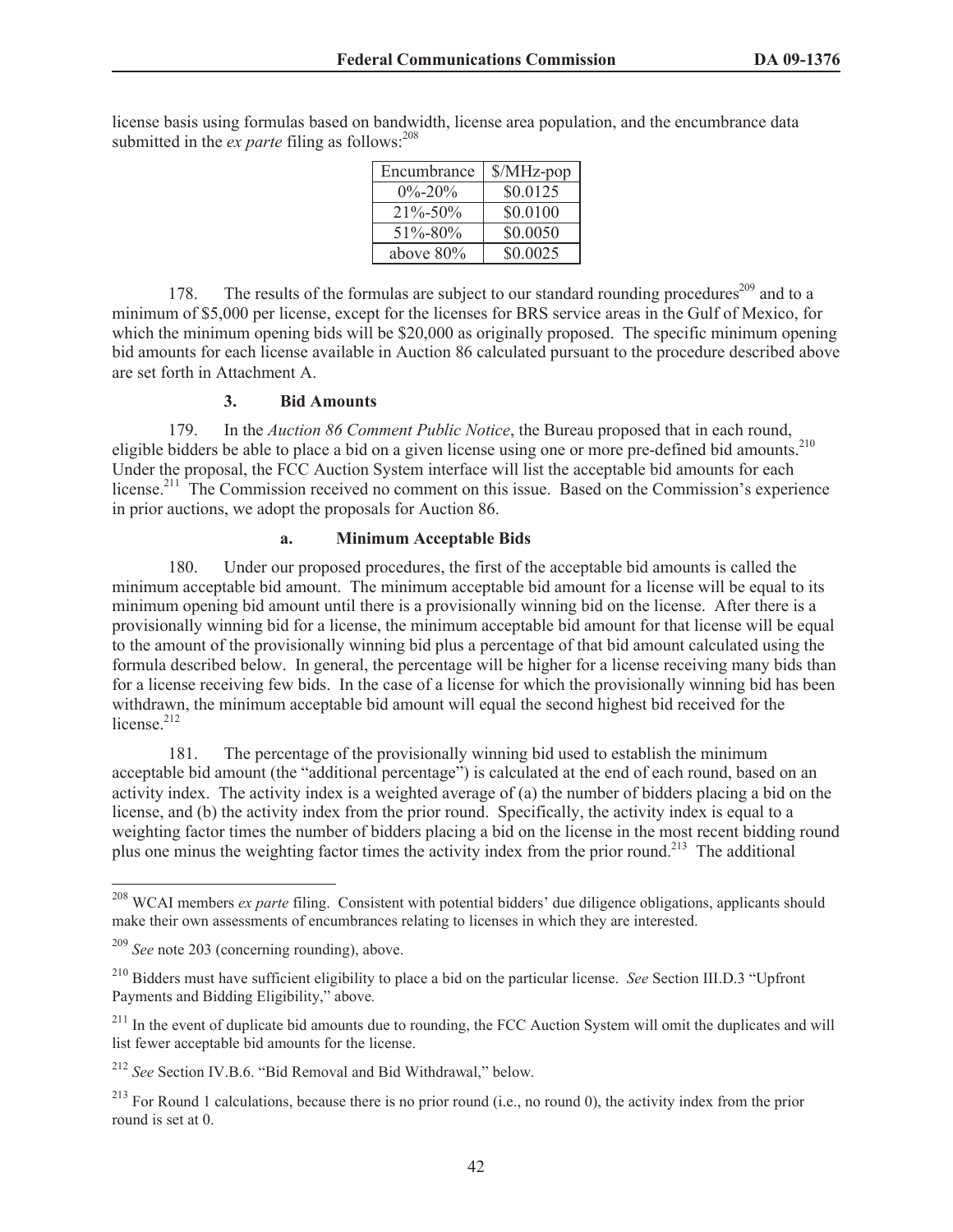license basis using formulas based on bandwidth, license area population, and the encumbrance data submitted in the *ex parte* filing as follows:[208]

| Encumbrance | $/MHz-pop |
|---|---|
| 0%-20% | $0.0125 |
| 21%-50% | $0.0100 |
| 51%-80% | $0.0050 |
| above 80% | $0.0025 |

178. The results of the formulas are subject to our standard rounding procedures[209] and to a minimum of $5,000 per license, except for the licenses for BRS service areas in the Gulf of Mexico, for which the minimum opening bids will be $20,000 as originally proposed. The specific minimum opening bid amounts for each license available in Auction 86 calculated pursuant to the procedure described above are set forth in Attachment A.

### 3. Bid Amounts

179. In the *Auction 86 Comment Public Notice*, the Bureau proposed that in each round, eligible bidders be able to place a bid on a given license using one or more pre-defined bid amounts.[210] Under the proposal, the FCC Auction System interface will list the acceptable bid amounts for each license.[211] The Commission received no comment on this issue. Based on the Commission's experience in prior auctions, we adopt the proposals for Auction 86.

#### a. Minimum Acceptable Bids

180. Under our proposed procedures, the first of the acceptable bid amounts is called the minimum acceptable bid amount. The minimum acceptable bid amount for a license will be equal to its minimum opening bid amount until there is a provisionally winning bid on the license. After there is a provisionally winning bid for a license, the minimum acceptable bid amount for that license will be equal to the amount of the provisionally winning bid plus a percentage of that bid amount calculated using the formula described below. In general, the percentage will be higher for a license receiving many bids than for a license receiving few bids. In the case of a license for which the provisionally winning bid has been withdrawn, the minimum acceptable bid amount will equal the second highest bid received for the license.[212]

181. The percentage of the provisionally winning bid used to establish the minimum acceptable bid amount (the "additional percentage") is calculated at the end of each round, based on an activity index. The activity index is a weighted average of (a) the number of bidders placing a bid on the license, and (b) the activity index from the prior round. Specifically, the activity index is equal to a weighting factor times the number of bidders placing a bid on the license in the most recent bidding round plus one minus the weighting factor times the activity index from the prior round.[213] The additional

---

[208] WCAI members *ex parte* filing. Consistent with potential bidders' due diligence obligations, applicants should make their own assessments of encumbrances relating to licenses in which they are interested.

[209] *See* note 203 (concerning rounding), above.

[210] Bidders must have sufficient eligibility to place a bid on the particular license. *See* Section III.D.3 "Upfront Payments and Bidding Eligibility," above.

[211] In the event of duplicate bid amounts due to rounding, the FCC Auction System will omit the duplicates and will list fewer acceptable bid amounts for the license.

[212] *See* Section IV.B.6. "Bid Removal and Bid Withdrawal," below.

[213] For Round 1 calculations, because there is no prior round (i.e., no round 0), the activity index from the prior round is set at 0.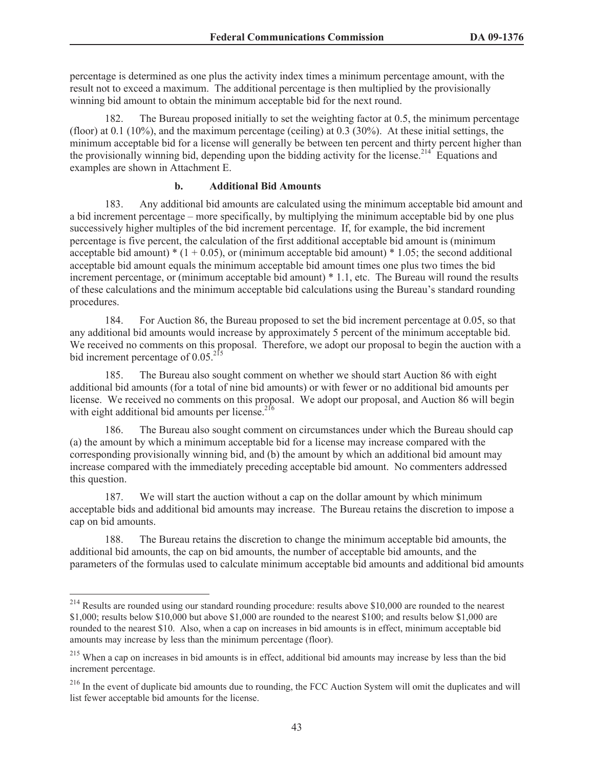percentage is determined as one plus the activity index times a minimum percentage amount, with the result not to exceed a maximum. The additional percentage is then multiplied by the provisionally winning bid amount to obtain the minimum acceptable bid for the next round.

182. The Bureau proposed initially to set the weighting factor at 0.5, the minimum percentage (floor) at 0.1 (10%), and the maximum percentage (ceiling) at 0.3 (30%). At these initial settings, the minimum acceptable bid for a license will generally be between ten percent and thirty percent higher than the provisionally winning bid, depending upon the bidding activity for the license.[214] Equations and examples are shown in Attachment E.

**b. Additional Bid Amounts**

183. Any additional bid amounts are calculated using the minimum acceptable bid amount and a bid increment percentage – more specifically, by multiplying the minimum acceptable bid by one plus successively higher multiples of the bid increment percentage. If, for example, the bid increment percentage is five percent, the calculation of the first additional acceptable bid amount is (minimum acceptable bid amount) * (1 + 0.05), or (minimum acceptable bid amount) * 1.05; the second additional acceptable bid amount equals the minimum acceptable bid amount times one plus two times the bid increment percentage, or (minimum acceptable bid amount) * 1.1, etc. The Bureau will round the results of these calculations and the minimum acceptable bid calculations using the Bureau's standard rounding procedures.

184. For Auction 86, the Bureau proposed to set the bid increment percentage at 0.05, so that any additional bid amounts would increase by approximately 5 percent of the minimum acceptable bid. We received no comments on this proposal. Therefore, we adopt our proposal to begin the auction with a bid increment percentage of 0.05.[215]

185. The Bureau also sought comment on whether we should start Auction 86 with eight additional bid amounts (for a total of nine bid amounts) or with fewer or no additional bid amounts per license. We received no comments on this proposal. We adopt our proposal, and Auction 86 will begin with eight additional bid amounts per license.[216]

186. The Bureau also sought comment on circumstances under which the Bureau should cap (a) the amount by which a minimum acceptable bid for a license may increase compared with the corresponding provisionally winning bid, and (b) the amount by which an additional bid amount may increase compared with the immediately preceding acceptable bid amount. No commenters addressed this question.

187. We will start the auction without a cap on the dollar amount by which minimum acceptable bids and additional bid amounts may increase. The Bureau retains the discretion to impose a cap on bid amounts.

188. The Bureau retains the discretion to change the minimum acceptable bid amounts, the additional bid amounts, the cap on bid amounts, the number of acceptable bid amounts, and the parameters of the formulas used to calculate minimum acceptable bid amounts and additional bid amounts

---

[214] Results are rounded using our standard rounding procedure: results above $10,000 are rounded to the nearest $1,000; results below $10,000 but above $1,000 are rounded to the nearest $100; and results below $1,000 are rounded to the nearest $10. Also, when a cap on increases in bid amounts is in effect, minimum acceptable bid amounts may increase by less than the minimum percentage (floor).

[215] When a cap on increases in bid amounts is in effect, additional bid amounts may increase by less than the bid increment percentage.

[216] In the event of duplicate bid amounts due to rounding, the FCC Auction System will omit the duplicates and will list fewer acceptable bid amounts for the license.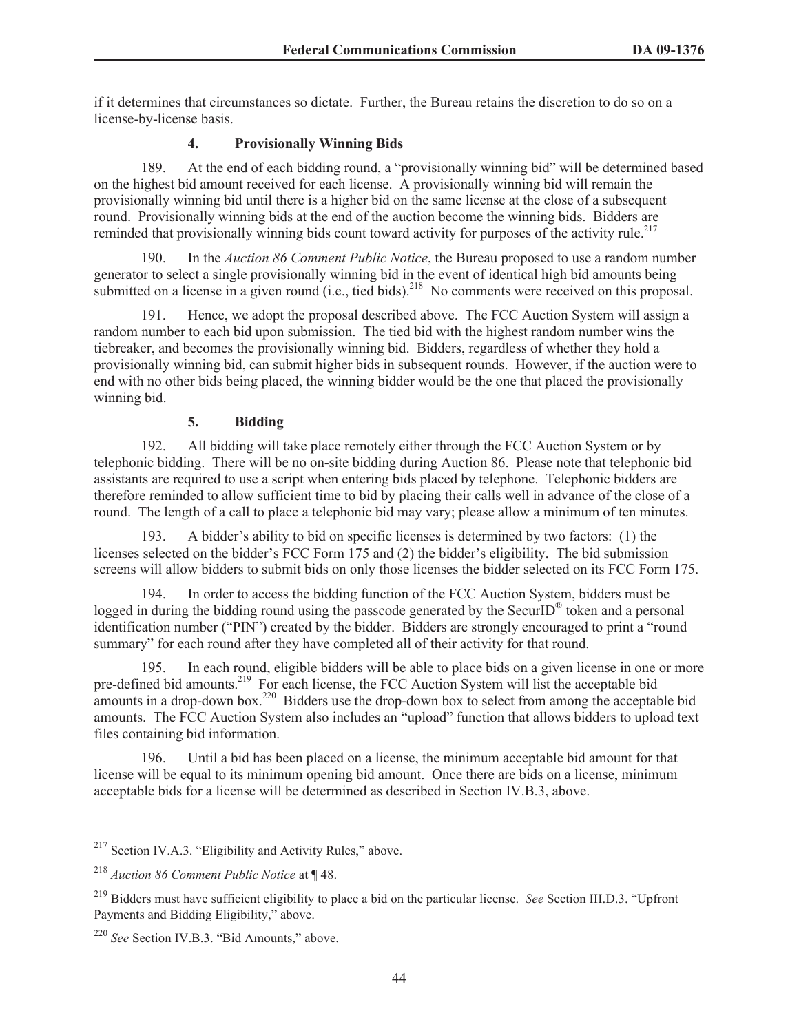if it determines that circumstances so dictate. Further, the Bureau retains the discretion to do so on a license-by-license basis.

### 4. Provisionally Winning Bids

189. At the end of each bidding round, a "provisionally winning bid" will be determined based on the highest bid amount received for each license. A provisionally winning bid will remain the provisionally winning bid until there is a higher bid on the same license at the close of a subsequent round. Provisionally winning bids at the end of the auction become the winning bids. Bidders are reminded that provisionally winning bids count toward activity for purposes of the activity rule.[217]

190. In the *Auction 86 Comment Public Notice*, the Bureau proposed to use a random number generator to select a single provisionally winning bid in the event of identical high bid amounts being submitted on a license in a given round (i.e., tied bids).[218] No comments were received on this proposal.

191. Hence, we adopt the proposal described above. The FCC Auction System will assign a random number to each bid upon submission. The tied bid with the highest random number wins the tiebreaker, and becomes the provisionally winning bid. Bidders, regardless of whether they hold a provisionally winning bid, can submit higher bids in subsequent rounds. However, if the auction were to end with no other bids being placed, the winning bidder would be the one that placed the provisionally winning bid.

### 5. Bidding

192. All bidding will take place remotely either through the FCC Auction System or by telephonic bidding. There will be no on-site bidding during Auction 86. Please note that telephonic bid assistants are required to use a script when entering bids placed by telephone. Telephonic bidders are therefore reminded to allow sufficient time to bid by placing their calls well in advance of the close of a round. The length of a call to place a telephonic bid may vary; please allow a minimum of ten minutes.

193. A bidder's ability to bid on specific licenses is determined by two factors: (1) the licenses selected on the bidder's FCC Form 175 and (2) the bidder's eligibility. The bid submission screens will allow bidders to submit bids on only those licenses the bidder selected on its FCC Form 175.

194. In order to access the bidding function of the FCC Auction System, bidders must be logged in during the bidding round using the passcode generated by the SecurID® token and a personal identification number ("PIN") created by the bidder. Bidders are strongly encouraged to print a "round summary" for each round after they have completed all of their activity for that round.

195. In each round, eligible bidders will be able to place bids on a given license in one or more pre-defined bid amounts.[219] For each license, the FCC Auction System will list the acceptable bid amounts in a drop-down box.[220] Bidders use the drop-down box to select from among the acceptable bid amounts. The FCC Auction System also includes an "upload" function that allows bidders to upload text files containing bid information.

196. Until a bid has been placed on a license, the minimum acceptable bid amount for that license will be equal to its minimum opening bid amount. Once there are bids on a license, minimum acceptable bids for a license will be determined as described in Section IV.B.3, above.

---

[217] Section IV.A.3. "Eligibility and Activity Rules," above.

[218] *Auction 86 Comment Public Notice* at ¶ 48.

[219] Bidders must have sufficient eligibility to place a bid on the particular license. *See* Section III.D.3. "Upfront Payments and Bidding Eligibility," above.

[220] *See* Section IV.B.3. "Bid Amounts," above.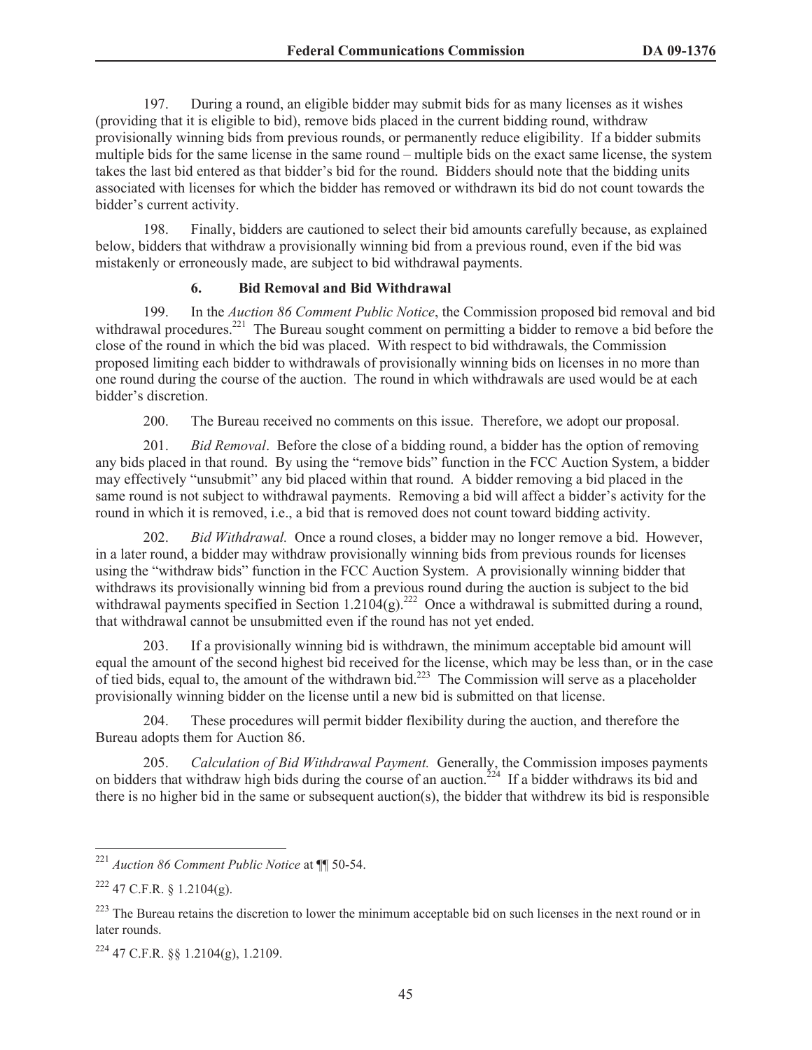197. During a round, an eligible bidder may submit bids for as many licenses as it wishes (providing that it is eligible to bid), remove bids placed in the current bidding round, withdraw provisionally winning bids from previous rounds, or permanently reduce eligibility. If a bidder submits multiple bids for the same license in the same round – multiple bids on the exact same license, the system takes the last bid entered as that bidder's bid for the round. Bidders should note that the bidding units associated with licenses for which the bidder has removed or withdrawn its bid do not count towards the bidder's current activity.

198. Finally, bidders are cautioned to select their bid amounts carefully because, as explained below, bidders that withdraw a provisionally winning bid from a previous round, even if the bid was mistakenly or erroneously made, are subject to bid withdrawal payments.

### 6. Bid Removal and Bid Withdrawal

199. In the *Auction 86 Comment Public Notice*, the Commission proposed bid removal and bid withdrawal procedures.[221] The Bureau sought comment on permitting a bidder to remove a bid before the close of the round in which the bid was placed. With respect to bid withdrawals, the Commission proposed limiting each bidder to withdrawals of provisionally winning bids on licenses in no more than one round during the course of the auction. The round in which withdrawals are used would be at each bidder's discretion.

200. The Bureau received no comments on this issue. Therefore, we adopt our proposal.

201. *Bid Removal*. Before the close of a bidding round, a bidder has the option of removing any bids placed in that round. By using the "remove bids" function in the FCC Auction System, a bidder may effectively "unsubmit" any bid placed within that round. A bidder removing a bid placed in the same round is not subject to withdrawal payments. Removing a bid will affect a bidder's activity for the round in which it is removed, i.e., a bid that is removed does not count toward bidding activity.

202. *Bid Withdrawal.* Once a round closes, a bidder may no longer remove a bid. However, in a later round, a bidder may withdraw provisionally winning bids from previous rounds for licenses using the "withdraw bids" function in the FCC Auction System. A provisionally winning bidder that withdraws its provisionally winning bid from a previous round during the auction is subject to the bid withdrawal payments specified in Section 1.2104(g).[222] Once a withdrawal is submitted during a round, that withdrawal cannot be unsubmitted even if the round has not yet ended.

203. If a provisionally winning bid is withdrawn, the minimum acceptable bid amount will equal the amount of the second highest bid received for the license, which may be less than, or in the case of tied bids, equal to, the amount of the withdrawn bid.[223] The Commission will serve as a placeholder provisionally winning bidder on the license until a new bid is submitted on that license.

204. These procedures will permit bidder flexibility during the auction, and therefore the Bureau adopts them for Auction 86.

205. *Calculation of Bid Withdrawal Payment.* Generally, the Commission imposes payments on bidders that withdraw high bids during the course of an auction.[224] If a bidder withdraws its bid and there is no higher bid in the same or subsequent auction(s), the bidder that withdrew its bid is responsible

---

[221] *Auction 86 Comment Public Notice* at ¶¶ 50-54.

[222] 47 C.F.R. § 1.2104(g).

[223] The Bureau retains the discretion to lower the minimum acceptable bid on such licenses in the next round or in later rounds.

[224] 47 C.F.R. §§ 1.2104(g), 1.2109.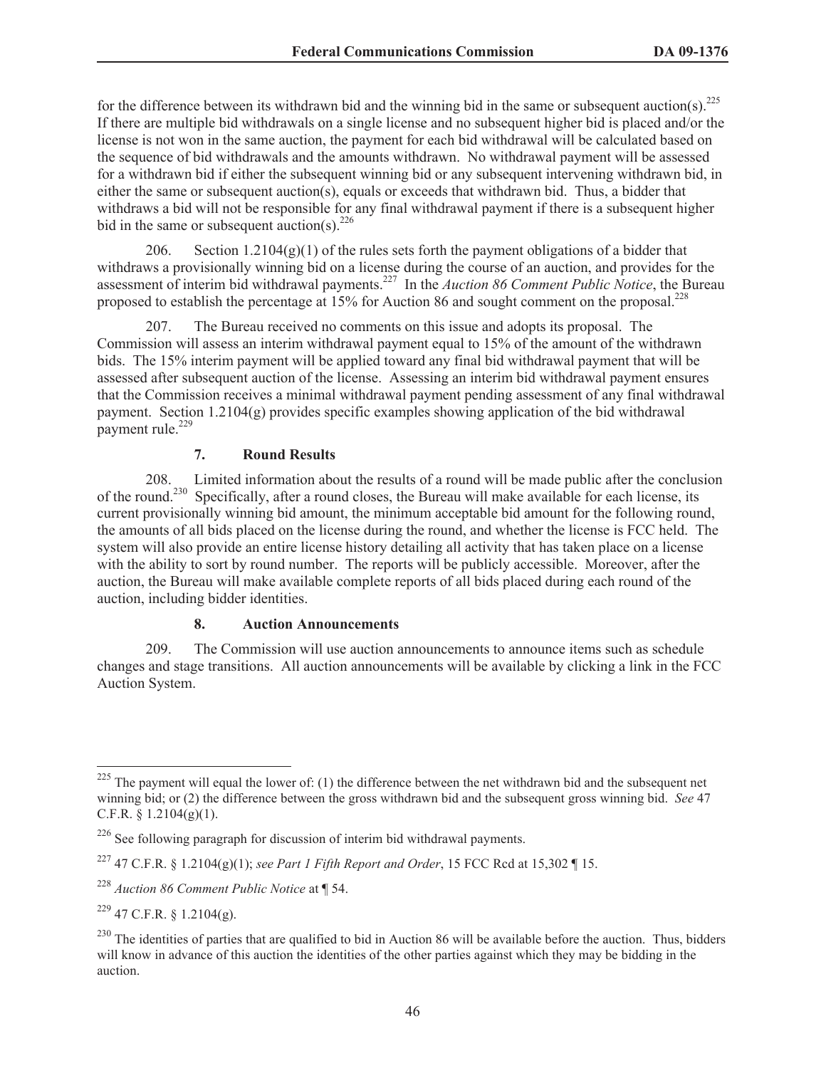for the difference between its withdrawn bid and the winning bid in the same or subsequent auction(s).[225] If there are multiple bid withdrawals on a single license and no subsequent higher bid is placed and/or the license is not won in the same auction, the payment for each bid withdrawal will be calculated based on the sequence of bid withdrawals and the amounts withdrawn. No withdrawal payment will be assessed for a withdrawn bid if either the subsequent winning bid or any subsequent intervening withdrawn bid, in either the same or subsequent auction(s), equals or exceeds that withdrawn bid. Thus, a bidder that withdraws a bid will not be responsible for any final withdrawal payment if there is a subsequent higher bid in the same or subsequent auction(s).[226]

206. Section 1.2104(g)(1) of the rules sets forth the payment obligations of a bidder that withdraws a provisionally winning bid on a license during the course of an auction, and provides for the assessment of interim bid withdrawal payments.[227] In the *Auction 86 Comment Public Notice*, the Bureau proposed to establish the percentage at 15% for Auction 86 and sought comment on the proposal.[228]

207. The Bureau received no comments on this issue and adopts its proposal. The Commission will assess an interim withdrawal payment equal to 15% of the amount of the withdrawn bids. The 15% interim payment will be applied toward any final bid withdrawal payment that will be assessed after subsequent auction of the license. Assessing an interim bid withdrawal payment ensures that the Commission receives a minimal withdrawal payment pending assessment of any final withdrawal payment. Section 1.2104(g) provides specific examples showing application of the bid withdrawal payment rule.[229]

### 7. Round Results

208. Limited information about the results of a round will be made public after the conclusion of the round.[230] Specifically, after a round closes, the Bureau will make available for each license, its current provisionally winning bid amount, the minimum acceptable bid amount for the following round, the amounts of all bids placed on the license during the round, and whether the license is FCC held. The system will also provide an entire license history detailing all activity that has taken place on a license with the ability to sort by round number. The reports will be publicly accessible. Moreover, after the auction, the Bureau will make available complete reports of all bids placed during each round of the auction, including bidder identities.

### 8. Auction Announcements

209. The Commission will use auction announcements to announce items such as schedule changes and stage transitions. All auction announcements will be available by clicking a link in the FCC Auction System.

---

[225] The payment will equal the lower of: (1) the difference between the net withdrawn bid and the subsequent net winning bid; or (2) the difference between the gross withdrawn bid and the subsequent gross winning bid. *See* 47 C.F.R. § 1.2104(g)(1).

[226] See following paragraph for discussion of interim bid withdrawal payments.

[227] 47 C.F.R. § 1.2104(g)(1); *see Part 1 Fifth Report and Order*, 15 FCC Rcd at 15,302 ¶ 15.

[228] *Auction 86 Comment Public Notice* at ¶ 54.

[229] 47 C.F.R. § 1.2104(g).

[230] The identities of parties that are qualified to bid in Auction 86 will be available before the auction. Thus, bidders will know in advance of this auction the identities of the other parties against which they may be bidding in the auction.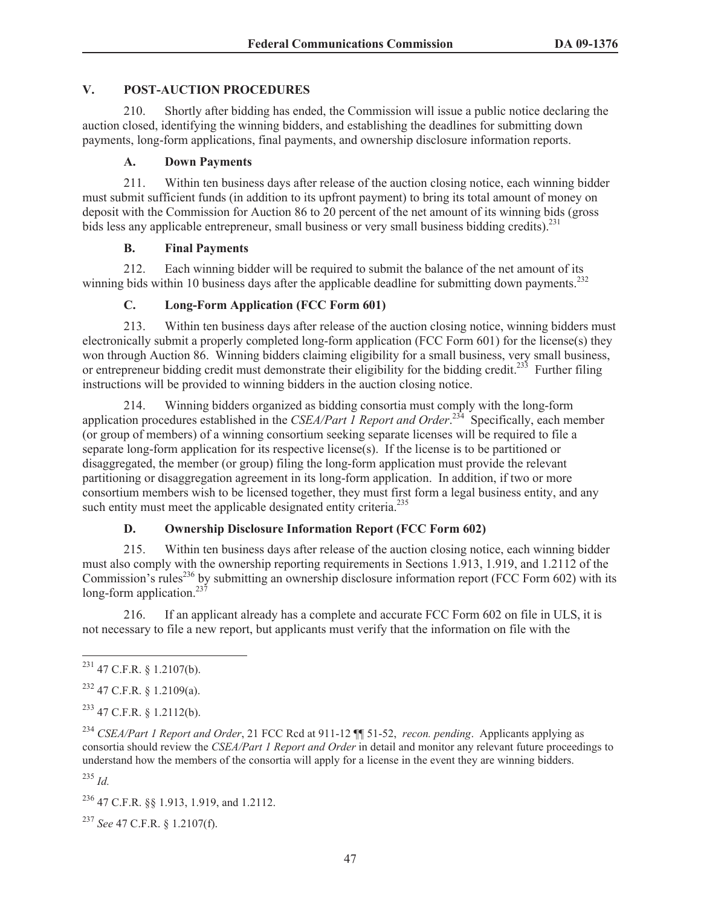## V. POST-AUCTION PROCEDURES

210. Shortly after bidding has ended, the Commission will issue a public notice declaring the auction closed, identifying the winning bidders, and establishing the deadlines for submitting down payments, long-form applications, final payments, and ownership disclosure information reports.

### A. Down Payments

211. Within ten business days after release of the auction closing notice, each winning bidder must submit sufficient funds (in addition to its upfront payment) to bring its total amount of money on deposit with the Commission for Auction 86 to 20 percent of the net amount of its winning bids (gross bids less any applicable entrepreneur, small business or very small business bidding credits).[231]

### B. Final Payments

212. Each winning bidder will be required to submit the balance of the net amount of its winning bids within 10 business days after the applicable deadline for submitting down payments.[232]

### C. Long-Form Application (FCC Form 601)

213. Within ten business days after release of the auction closing notice, winning bidders must electronically submit a properly completed long-form application (FCC Form 601) for the license(s) they won through Auction 86. Winning bidders claiming eligibility for a small business, very small business, or entrepreneur bidding credit must demonstrate their eligibility for the bidding credit.[233] Further filing instructions will be provided to winning bidders in the auction closing notice.

214. Winning bidders organized as bidding consortia must comply with the long-form application procedures established in the *CSEA/Part 1 Report and Order*.[234] Specifically, each member (or group of members) of a winning consortium seeking separate licenses will be required to file a separate long-form application for its respective license(s). If the license is to be partitioned or disaggregated, the member (or group) filing the long-form application must provide the relevant partitioning or disaggregation agreement in its long-form application. In addition, if two or more consortium members wish to be licensed together, they must first form a legal business entity, and any such entity must meet the applicable designated entity criteria.[235]

### D. Ownership Disclosure Information Report (FCC Form 602)

215. Within ten business days after release of the auction closing notice, each winning bidder must also comply with the ownership reporting requirements in Sections 1.913, 1.919, and 1.2112 of the Commission's rules[236] by submitting an ownership disclosure information report (FCC Form 602) with its long-form application.[237]

216. If an applicant already has a complete and accurate FCC Form 602 on file in ULS, it is not necessary to file a new report, but applicants must verify that the information on file with the

---

[231] 47 C.F.R. § 1.2107(b).

[232] 47 C.F.R. § 1.2109(a).

[233] 47 C.F.R. § 1.2112(b).

[234] *CSEA/Part 1 Report and Order*, 21 FCC Rcd at 911-12 ¶¶ 51-52, *recon. pending*. Applicants applying as consortia should review the *CSEA/Part 1 Report and Order* in detail and monitor any relevant future proceedings to understand how the members of the consortia will apply for a license in the event they are winning bidders.

[235] *Id.*

[236] 47 C.F.R. §§ 1.913, 1.919, and 1.2112.

[237] *See* 47 C.F.R. § 1.2107(f).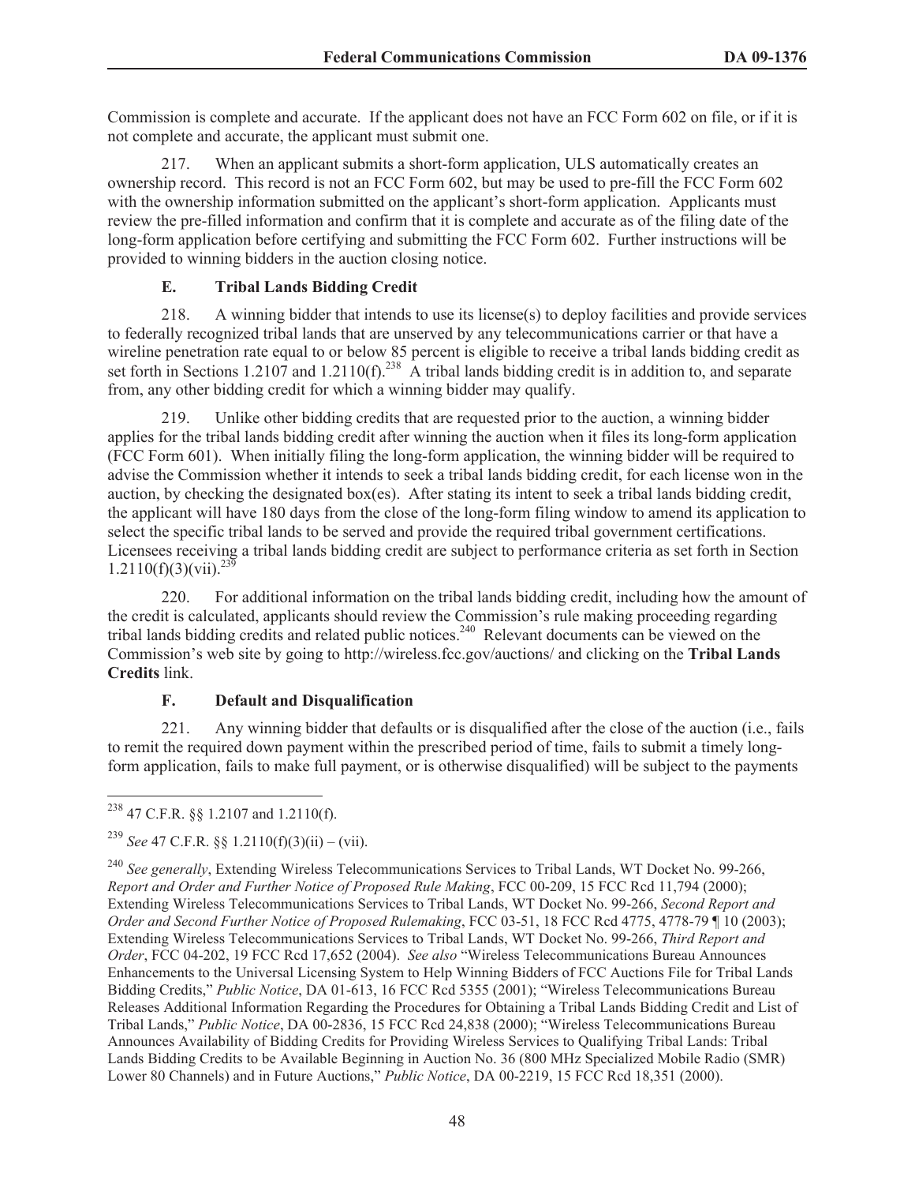Commission is complete and accurate. If the applicant does not have an FCC Form 602 on file, or if it is not complete and accurate, the applicant must submit one.

217. When an applicant submits a short-form application, ULS automatically creates an ownership record. This record is not an FCC Form 602, but may be used to pre-fill the FCC Form 602 with the ownership information submitted on the applicant's short-form application. Applicants must review the pre-filled information and confirm that it is complete and accurate as of the filing date of the long-form application before certifying and submitting the FCC Form 602. Further instructions will be provided to winning bidders in the auction closing notice.

### E. Tribal Lands Bidding Credit

218. A winning bidder that intends to use its license(s) to deploy facilities and provide services to federally recognized tribal lands that are unserved by any telecommunications carrier or that have a wireline penetration rate equal to or below 85 percent is eligible to receive a tribal lands bidding credit as set forth in Sections 1.2107 and 1.2110(f).[238] A tribal lands bidding credit is in addition to, and separate from, any other bidding credit for which a winning bidder may qualify.

219. Unlike other bidding credits that are requested prior to the auction, a winning bidder applies for the tribal lands bidding credit after winning the auction when it files its long-form application (FCC Form 601). When initially filing the long-form application, the winning bidder will be required to advise the Commission whether it intends to seek a tribal lands bidding credit, for each license won in the auction, by checking the designated box(es). After stating its intent to seek a tribal lands bidding credit, the applicant will have 180 days from the close of the long-form filing window to amend its application to select the specific tribal lands to be served and provide the required tribal government certifications. Licensees receiving a tribal lands bidding credit are subject to performance criteria as set forth in Section 1.2110(f)(3)(vii).[239]

220. For additional information on the tribal lands bidding credit, including how the amount of the credit is calculated, applicants should review the Commission's rule making proceeding regarding tribal lands bidding credits and related public notices.[240] Relevant documents can be viewed on the Commission's web site by going to http://wireless.fcc.gov/auctions/ and clicking on the **Tribal Lands Credits** link.

### F. Default and Disqualification

221. Any winning bidder that defaults or is disqualified after the close of the auction (i.e., fails to remit the required down payment within the prescribed period of time, fails to submit a timely long-form application, fails to make full payment, or is otherwise disqualified) will be subject to the payments

---

[238] 47 C.F.R. §§ 1.2107 and 1.2110(f).

[239] *See* 47 C.F.R. §§ 1.2110(f)(3)(ii) – (vii).

[240] *See generally*, Extending Wireless Telecommunications Services to Tribal Lands, WT Docket No. 99-266, *Report and Order and Further Notice of Proposed Rule Making*, FCC 00-209, 15 FCC Rcd 11,794 (2000); Extending Wireless Telecommunications Services to Tribal Lands, WT Docket No. 99-266, *Second Report and Order and Second Further Notice of Proposed Rulemaking*, FCC 03-51, 18 FCC Rcd 4775, 4778-79 ¶ 10 (2003); Extending Wireless Telecommunications Services to Tribal Lands, WT Docket No. 99-266, *Third Report and Order*, FCC 04-202, 19 FCC Rcd 17,652 (2004). *See also* "Wireless Telecommunications Bureau Announces Enhancements to the Universal Licensing System to Help Winning Bidders of FCC Auctions File for Tribal Lands Bidding Credits," *Public Notice*, DA 01-613, 16 FCC Rcd 5355 (2001); "Wireless Telecommunications Bureau Releases Additional Information Regarding the Procedures for Obtaining a Tribal Lands Bidding Credit and List of Tribal Lands," *Public Notice*, DA 00-2836, 15 FCC Rcd 24,838 (2000); "Wireless Telecommunications Bureau Announces Availability of Bidding Credits for Providing Wireless Services to Qualifying Tribal Lands: Tribal Lands Bidding Credits to be Available Beginning in Auction No. 36 (800 MHz Specialized Mobile Radio (SMR) Lower 80 Channels) and in Future Auctions," *Public Notice*, DA 00-2219, 15 FCC Rcd 18,351 (2000).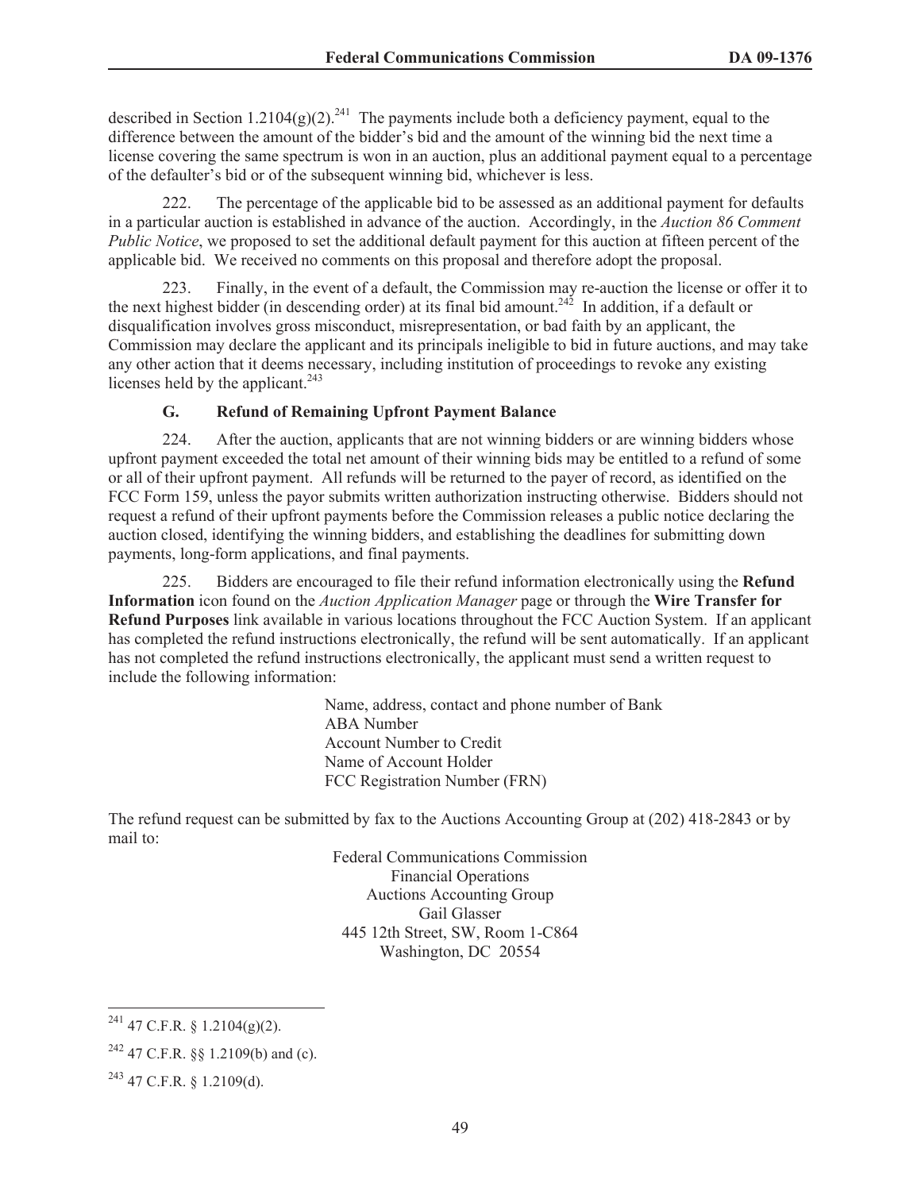described in Section 1.2104(g)(2).[241] The payments include both a deficiency payment, equal to the difference between the amount of the bidder's bid and the amount of the winning bid the next time a license covering the same spectrum is won in an auction, plus an additional payment equal to a percentage of the defaulter's bid or of the subsequent winning bid, whichever is less.

222. The percentage of the applicable bid to be assessed as an additional payment for defaults in a particular auction is established in advance of the auction. Accordingly, in the *Auction 86 Comment Public Notice*, we proposed to set the additional default payment for this auction at fifteen percent of the applicable bid. We received no comments on this proposal and therefore adopt the proposal.

223. Finally, in the event of a default, the Commission may re-auction the license or offer it to the next highest bidder (in descending order) at its final bid amount.[242] In addition, if a default or disqualification involves gross misconduct, misrepresentation, or bad faith by an applicant, the Commission may declare the applicant and its principals ineligible to bid in future auctions, and may take any other action that it deems necessary, including institution of proceedings to revoke any existing licenses held by the applicant.[243]

### G. Refund of Remaining Upfront Payment Balance

224. After the auction, applicants that are not winning bidders or are winning bidders whose upfront payment exceeded the total net amount of their winning bids may be entitled to a refund of some or all of their upfront payment. All refunds will be returned to the payer of record, as identified on the FCC Form 159, unless the payor submits written authorization instructing otherwise. Bidders should not request a refund of their upfront payments before the Commission releases a public notice declaring the auction closed, identifying the winning bidders, and establishing the deadlines for submitting down payments, long-form applications, and final payments.

225. Bidders are encouraged to file their refund information electronically using the **Refund Information** icon found on the *Auction Application Manager* page or through the **Wire Transfer for Refund Purposes** link available in various locations throughout the FCC Auction System. If an applicant has completed the refund instructions electronically, the refund will be sent automatically. If an applicant has not completed the refund instructions electronically, the applicant must send a written request to include the following information:

Name, address, contact and phone number of Bank
ABA Number
Account Number to Credit
Name of Account Holder
FCC Registration Number (FRN)

The refund request can be submitted by fax to the Auctions Accounting Group at (202) 418-2843 or by mail to:

Federal Communications Commission
Financial Operations
Auctions Accounting Group
Gail Glasser
445 12th Street, SW, Room 1-C864
Washington, DC 20554

---

[241] 47 C.F.R. § 1.2104(g)(2).

[242] 47 C.F.R. §§ 1.2109(b) and (c).

[243] 47 C.F.R. § 1.2109(d).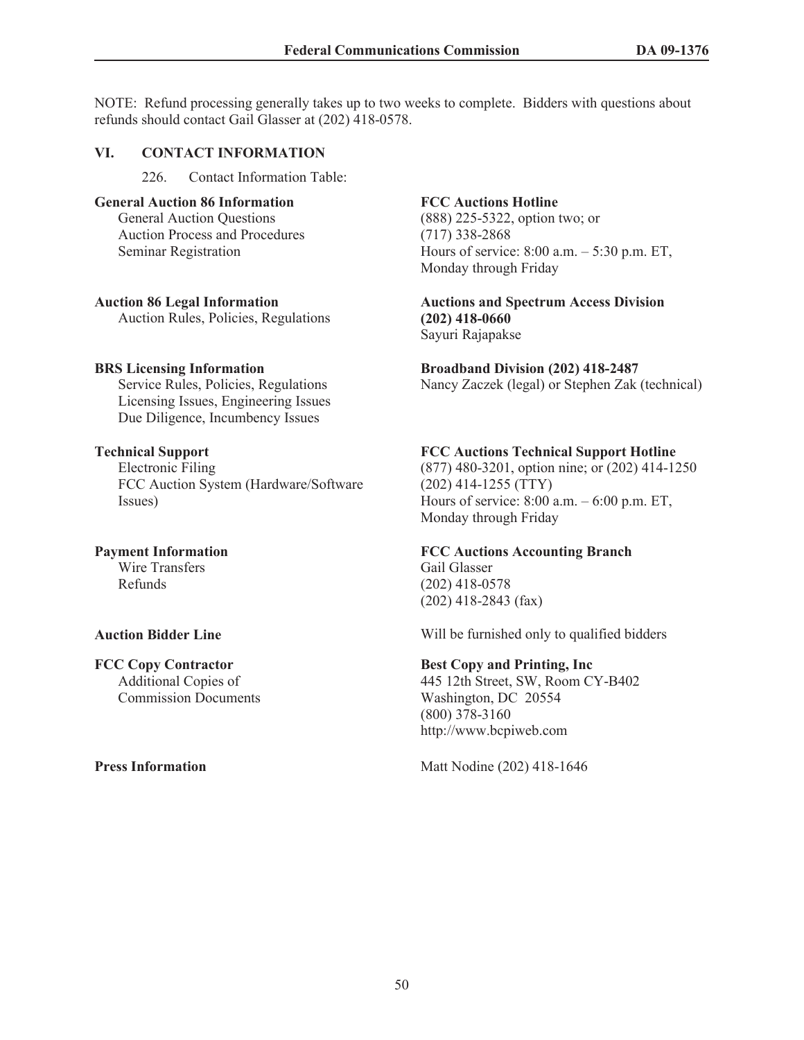NOTE: Refund processing generally takes up to two weeks to complete. Bidders with questions about refunds should contact Gail Glasser at (202) 418-0578.

## VI. CONTACT INFORMATION

226. Contact Information Table:

| | |
|---|---|
| **General Auction 86 Information**<br>General Auction Questions<br>Auction Process and Procedures<br>Seminar Registration | **FCC Auctions Hotline**<br>(888) 225-5322, option two; or<br>(717) 338-2868<br>Hours of service: 8:00 a.m. – 5:30 p.m. ET, Monday through Friday |
| **Auction 86 Legal Information**<br>Auction Rules, Policies, Regulations | **Auctions and Spectrum Access Division (202) 418-0660**<br>Sayuri Rajapakse |
| **BRS Licensing Information**<br>Service Rules, Policies, Regulations<br>Licensing Issues, Engineering Issues<br>Due Diligence, Incumbency Issues | **Broadband Division (202) 418-2487**<br>Nancy Zaczek (legal) or Stephen Zak (technical) |
| **Technical Support**<br>Electronic Filing<br>FCC Auction System (Hardware/Software Issues) | **FCC Auctions Technical Support Hotline**<br>(877) 480-3201, option nine; or (202) 414-1250<br>(202) 414-1255 (TTY)<br>Hours of service: 8:00 a.m. – 6:00 p.m. ET, Monday through Friday |
| **Payment Information**<br>Wire Transfers<br>Refunds | **FCC Auctions Accounting Branch**<br>Gail Glasser<br>(202) 418-0578<br>(202) 418-2843 (fax) |
| **Auction Bidder Line** | Will be furnished only to qualified bidders |
| **FCC Copy Contractor**<br>Additional Copies of Commission Documents | **Best Copy and Printing, Inc**<br>445 12th Street, SW, Room CY-B402<br>Washington, DC 20554<br>(800) 378-3160<br>http://www.bcpiweb.com |
| **Press Information** | Matt Nodine (202) 418-1646 |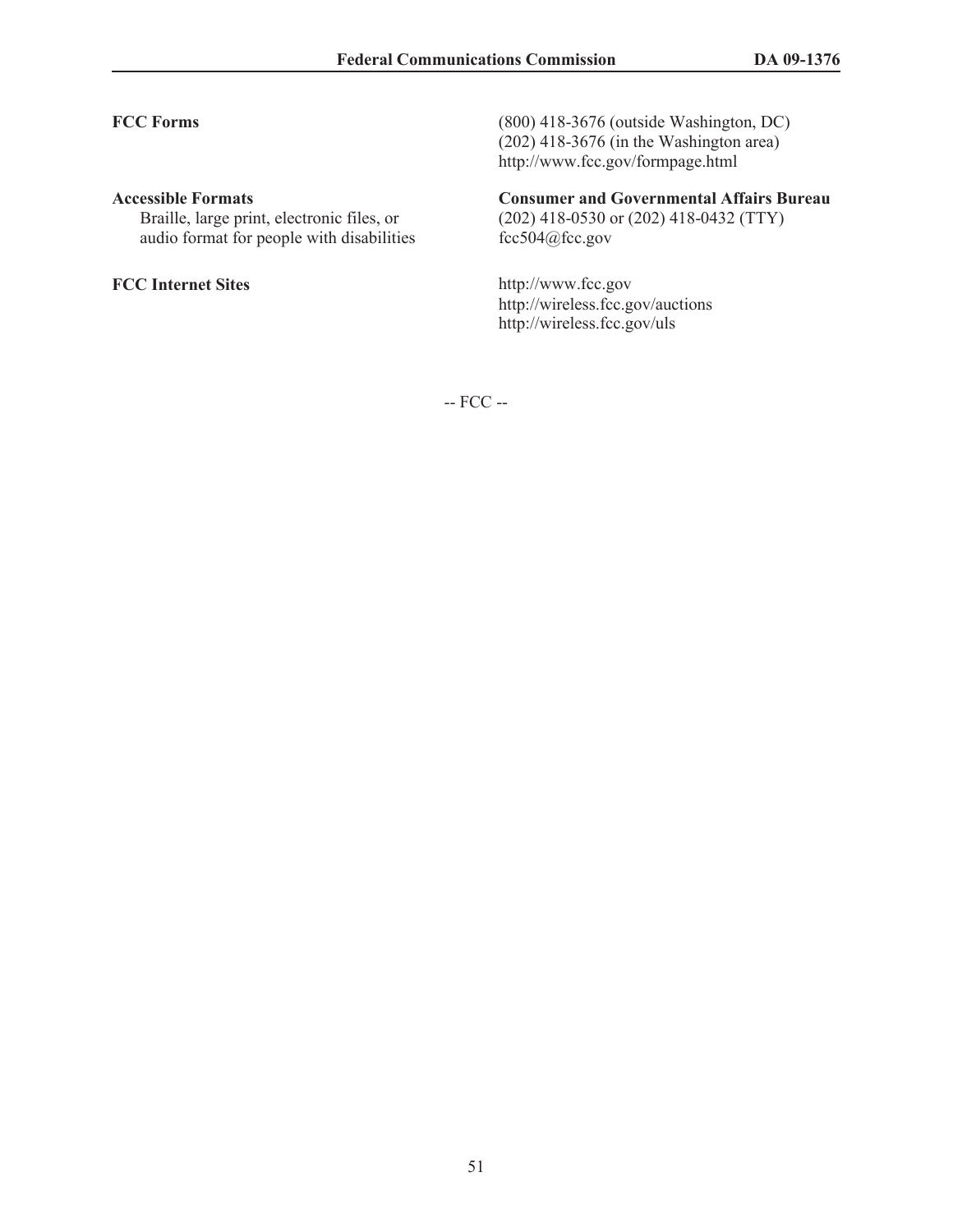| | |
|---|---|
| **FCC Forms** | (800) 418-3676 (outside Washington, DC)<br>(202) 418-3676 (in the Washington area)<br>http://www.fcc.gov/formpage.html |
| **Accessible Formats**<br>Braille, large print, electronic files, or audio format for people with disabilities | **Consumer and Governmental Affairs Bureau**<br>(202) 418-0530 or (202) 418-0432 (TTY)<br>fcc504@fcc.gov |
| **FCC Internet Sites** | http://www.fcc.gov<br>http://wireless.fcc.gov/auctions<br>http://wireless.fcc.gov/uls |

-- FCC --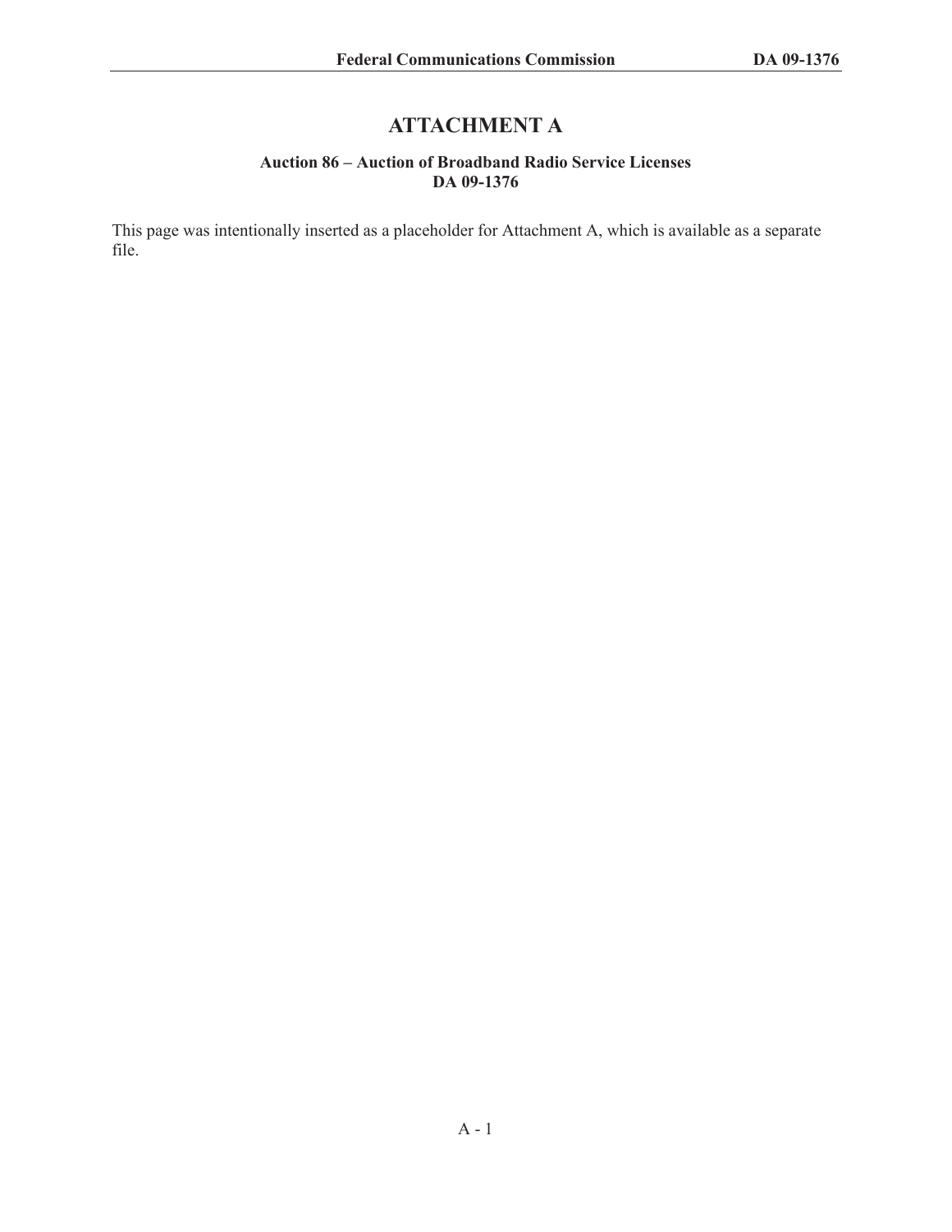# ATTACHMENT A

**Auction 86 – Auction of Broadband Radio Service Licenses**
**DA 09-1376**

This page was intentionally inserted as a placeholder for Attachment A, which is available as a separate file.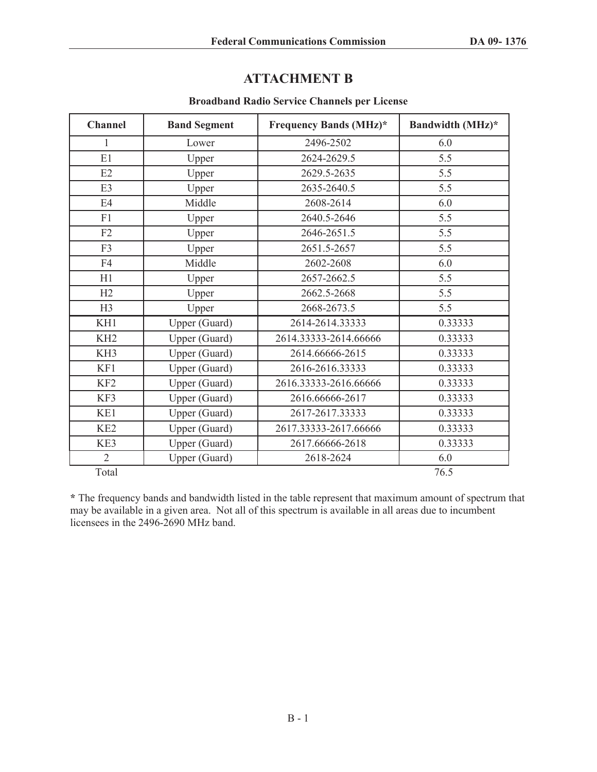# ATTACHMENT B

**Broadband Radio Service Channels per License**

| Channel | Band Segment | Frequency Bands (MHz)* | Bandwidth (MHz)* |
|---|---|---|---|
| 1 | Lower | 2496-2502 | 6.0 |
| E1 | Upper | 2624-2629.5 | 5.5 |
| E2 | Upper | 2629.5-2635 | 5.5 |
| E3 | Upper | 2635-2640.5 | 5.5 |
| E4 | Middle | 2608-2614 | 6.0 |
| F1 | Upper | 2640.5-2646 | 5.5 |
| F2 | Upper | 2646-2651.5 | 5.5 |
| F3 | Upper | 2651.5-2657 | 5.5 |
| F4 | Middle | 2602-2608 | 6.0 |
| H1 | Upper | 2657-2662.5 | 5.5 |
| H2 | Upper | 2662.5-2668 | 5.5 |
| H3 | Upper | 2668-2673.5 | 5.5 |
| KH1 | Upper (Guard) | 2614-2614.33333 | 0.33333 |
| KH2 | Upper (Guard) | 2614.33333-2614.66666 | 0.33333 |
| KH3 | Upper (Guard) | 2614.66666-2615 | 0.33333 |
| KF1 | Upper (Guard) | 2616-2616.33333 | 0.33333 |
| KF2 | Upper (Guard) | 2616.33333-2616.66666 | 0.33333 |
| KF3 | Upper (Guard) | 2616.66666-2617 | 0.33333 |
| KE1 | Upper (Guard) | 2617-2617.33333 | 0.33333 |
| KE2 | Upper (Guard) | 2617.33333-2617.66666 | 0.33333 |
| KE3 | Upper (Guard) | 2617.66666-2618 | 0.33333 |
| 2 | Upper (Guard) | 2618-2624 | 6.0 |
| Total | | | 76.5 |

**\*** The frequency bands and bandwidth listed in the table represent that maximum amount of spectrum that may be available in a given area. Not all of this spectrum is available in all areas due to incumbent licensees in the 2496-2690 MHz band.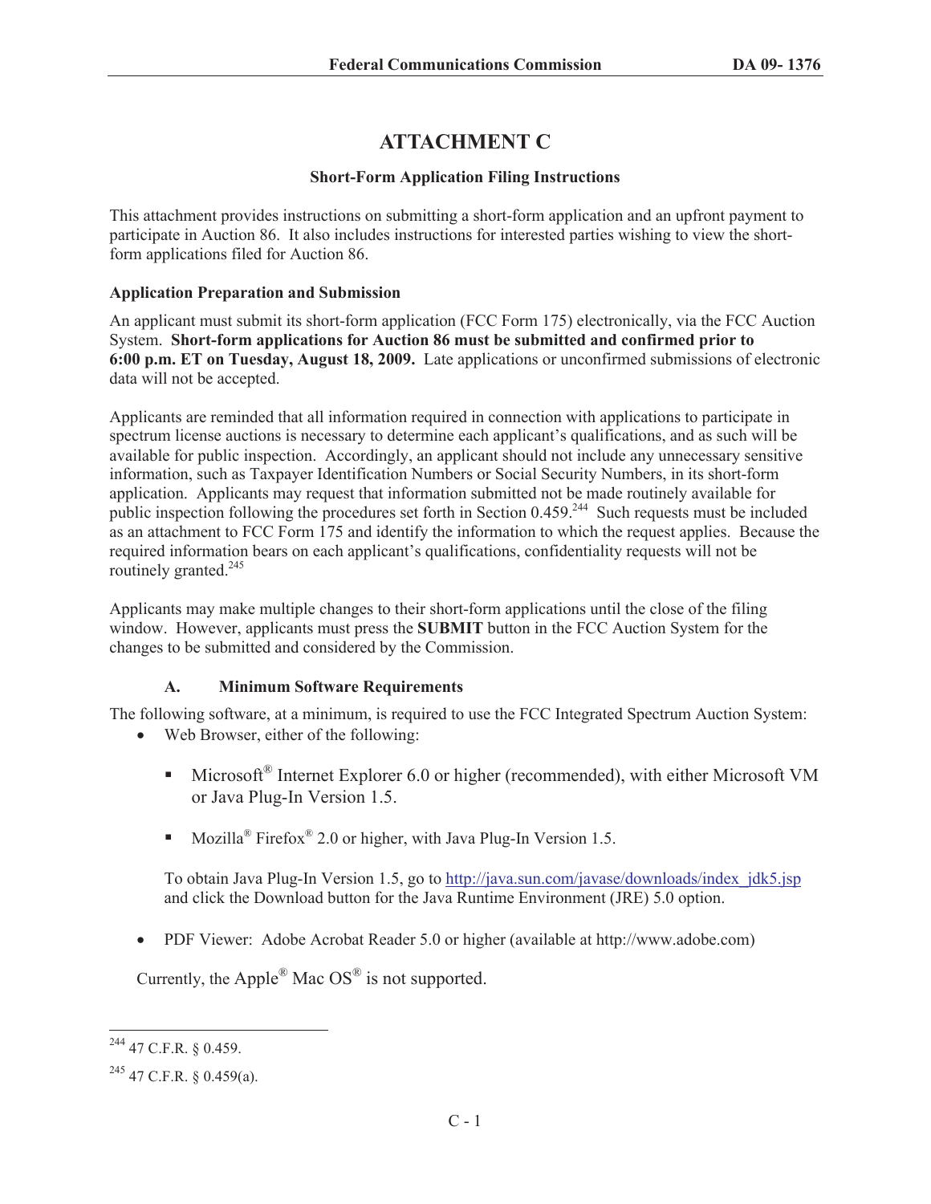# ATTACHMENT C

### Short-Form Application Filing Instructions

This attachment provides instructions on submitting a short-form application and an upfront payment to participate in Auction 86. It also includes instructions for interested parties wishing to view the short-form applications filed for Auction 86.

**Application Preparation and Submission**

An applicant must submit its short-form application (FCC Form 175) electronically, via the FCC Auction System. **Short-form applications for Auction 86 must be submitted and confirmed prior to 6:00 p.m. ET on Tuesday, August 18, 2009.** Late applications or unconfirmed submissions of electronic data will not be accepted.

Applicants are reminded that all information required in connection with applications to participate in spectrum license auctions is necessary to determine each applicant's qualifications, and as such will be available for public inspection. Accordingly, an applicant should not include any unnecessary sensitive information, such as Taxpayer Identification Numbers or Social Security Numbers, in its short-form application. Applicants may request that information submitted not be made routinely available for public inspection following the procedures set forth in Section 0.459.[244] Such requests must be included as an attachment to FCC Form 175 and identify the information to which the request applies. Because the required information bears on each applicant's qualifications, confidentiality requests will not be routinely granted.[245]

Applicants may make multiple changes to their short-form applications until the close of the filing window. However, applicants must press the **SUBMIT** button in the FCC Auction System for the changes to be submitted and considered by the Commission.

#### A. Minimum Software Requirements

The following software, at a minimum, is required to use the FCC Integrated Spectrum Auction System:

- Web Browser, either of the following:
  - Microsoft® Internet Explorer 6.0 or higher (recommended), with either Microsoft VM or Java Plug-In Version 1.5.
  - Mozilla® Firefox® 2.0 or higher, with Java Plug-In Version 1.5.

  To obtain Java Plug-In Version 1.5, go to http://java.sun.com/javase/downloads/index_jdk5.jsp and click the Download button for the Java Runtime Environment (JRE) 5.0 option.

- PDF Viewer: Adobe Acrobat Reader 5.0 or higher (available at http://www.adobe.com)

Currently, the Apple® Mac OS® is not supported.

---

[244] 47 C.F.R. § 0.459.

[245] 47 C.F.R. § 0.459(a).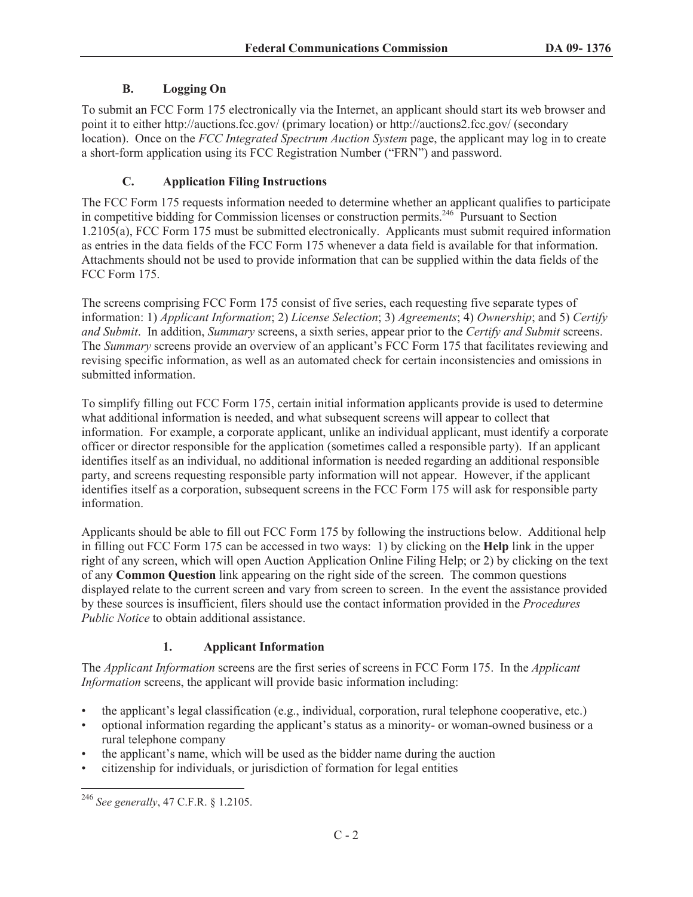### B. Logging On

To submit an FCC Form 175 electronically via the Internet, an applicant should start its web browser and point it to either http://auctions.fcc.gov/ (primary location) or http://auctions2.fcc.gov/ (secondary location). Once on the *FCC Integrated Spectrum Auction System* page, the applicant may log in to create a short-form application using its FCC Registration Number ("FRN") and password.

### C. Application Filing Instructions

The FCC Form 175 requests information needed to determine whether an applicant qualifies to participate in competitive bidding for Commission licenses or construction permits.[246] Pursuant to Section 1.2105(a), FCC Form 175 must be submitted electronically. Applicants must submit required information as entries in the data fields of the FCC Form 175 whenever a data field is available for that information. Attachments should not be used to provide information that can be supplied within the data fields of the FCC Form 175.

The screens comprising FCC Form 175 consist of five series, each requesting five separate types of information: 1) *Applicant Information*; 2) *License Selection*; 3) *Agreements*; 4) *Ownership*; and 5) *Certify and Submit*. In addition, *Summary* screens, a sixth series, appear prior to the *Certify and Submit* screens. The *Summary* screens provide an overview of an applicant's FCC Form 175 that facilitates reviewing and revising specific information, as well as an automated check for certain inconsistencies and omissions in submitted information.

To simplify filling out FCC Form 175, certain initial information applicants provide is used to determine what additional information is needed, and what subsequent screens will appear to collect that information. For example, a corporate applicant, unlike an individual applicant, must identify a corporate officer or director responsible for the application (sometimes called a responsible party). If an applicant identifies itself as an individual, no additional information is needed regarding an additional responsible party, and screens requesting responsible party information will not appear. However, if the applicant identifies itself as a corporation, subsequent screens in the FCC Form 175 will ask for responsible party information.

Applicants should be able to fill out FCC Form 175 by following the instructions below. Additional help in filling out FCC Form 175 can be accessed in two ways: 1) by clicking on the **Help** link in the upper right of any screen, which will open Auction Application Online Filing Help; or 2) by clicking on the text of any **Common Question** link appearing on the right side of the screen. The common questions displayed relate to the current screen and vary from screen to screen. In the event the assistance provided by these sources is insufficient, filers should use the contact information provided in the *Procedures Public Notice* to obtain additional assistance.

#### 1. Applicant Information

The *Applicant Information* screens are the first series of screens in FCC Form 175. In the *Applicant Information* screens, the applicant will provide basic information including:

- the applicant's legal classification (e.g., individual, corporation, rural telephone cooperative, etc.)
- optional information regarding the applicant's status as a minority- or woman-owned business or a rural telephone company
- the applicant's name, which will be used as the bidder name during the auction
- citizenship for individuals, or jurisdiction of formation for legal entities

---

[246] *See generally*, 47 C.F.R. § 1.2105.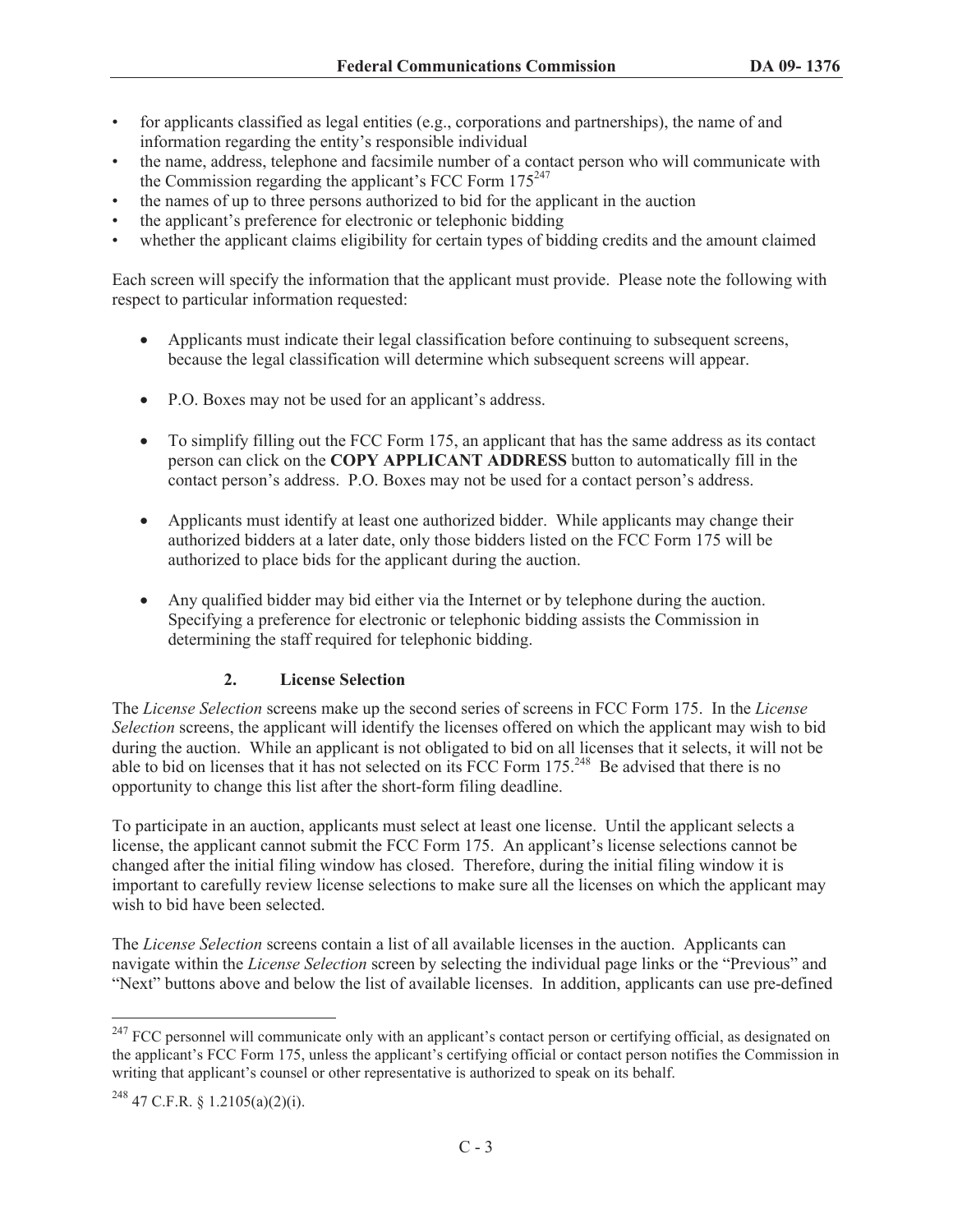- for applicants classified as legal entities (e.g., corporations and partnerships), the name of and information regarding the entity's responsible individual
- the name, address, telephone and facsimile number of a contact person who will communicate with the Commission regarding the applicant's FCC Form 175[247]
- the names of up to three persons authorized to bid for the applicant in the auction
- the applicant's preference for electronic or telephonic bidding
- whether the applicant claims eligibility for certain types of bidding credits and the amount claimed

Each screen will specify the information that the applicant must provide. Please note the following with respect to particular information requested:

- Applicants must indicate their legal classification before continuing to subsequent screens, because the legal classification will determine which subsequent screens will appear.

- P.O. Boxes may not be used for an applicant's address.

- To simplify filling out the FCC Form 175, an applicant that has the same address as its contact person can click on the **COPY APPLICANT ADDRESS** button to automatically fill in the contact person's address. P.O. Boxes may not be used for a contact person's address.

- Applicants must identify at least one authorized bidder. While applicants may change their authorized bidders at a later date, only those bidders listed on the FCC Form 175 will be authorized to place bids for the applicant during the auction.

- Any qualified bidder may bid either via the Internet or by telephone during the auction. Specifying a preference for electronic or telephonic bidding assists the Commission in determining the staff required for telephonic bidding.

### 2. License Selection

The *License Selection* screens make up the second series of screens in FCC Form 175. In the *License Selection* screens, the applicant will identify the licenses offered on which the applicant may wish to bid during the auction. While an applicant is not obligated to bid on all licenses that it selects, it will not be able to bid on licenses that it has not selected on its FCC Form 175.[248] Be advised that there is no opportunity to change this list after the short-form filing deadline.

To participate in an auction, applicants must select at least one license. Until the applicant selects a license, the applicant cannot submit the FCC Form 175. An applicant's license selections cannot be changed after the initial filing window has closed. Therefore, during the initial filing window it is important to carefully review license selections to make sure all the licenses on which the applicant may wish to bid have been selected.

The *License Selection* screens contain a list of all available licenses in the auction. Applicants can navigate within the *License Selection* screen by selecting the individual page links or the "Previous" and "Next" buttons above and below the list of available licenses. In addition, applicants can use pre-defined

---

[247] FCC personnel will communicate only with an applicant's contact person or certifying official, as designated on the applicant's FCC Form 175, unless the applicant's certifying official or contact person notifies the Commission in writing that applicant's counsel or other representative is authorized to speak on its behalf.

[248] 47 C.F.R. § 1.2105(a)(2)(i).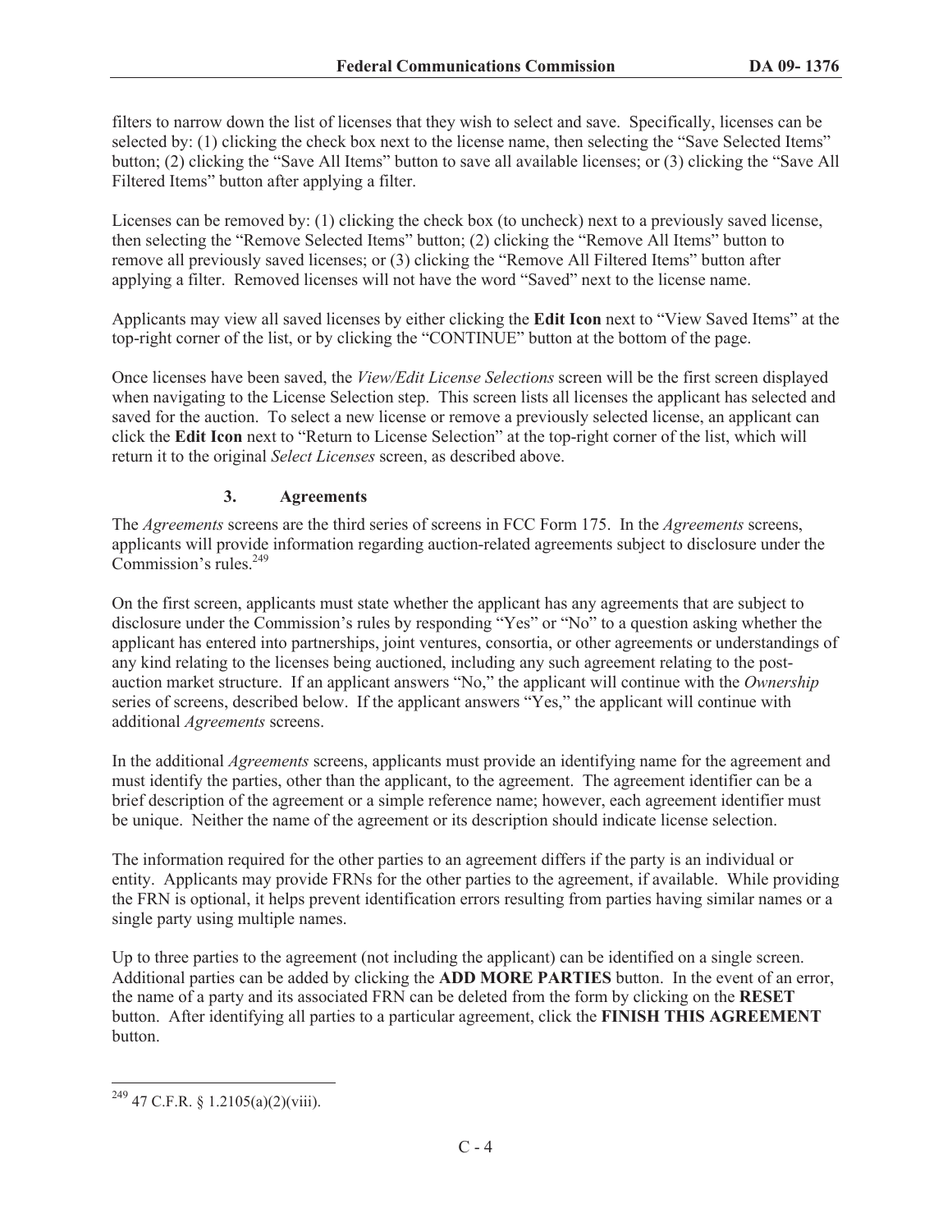filters to narrow down the list of licenses that they wish to select and save. Specifically, licenses can be selected by: (1) clicking the check box next to the license name, then selecting the "Save Selected Items" button; (2) clicking the "Save All Items" button to save all available licenses; or (3) clicking the "Save All Filtered Items" button after applying a filter.

Licenses can be removed by: (1) clicking the check box (to uncheck) next to a previously saved license, then selecting the "Remove Selected Items" button; (2) clicking the "Remove All Items" button to remove all previously saved licenses; or (3) clicking the "Remove All Filtered Items" button after applying a filter. Removed licenses will not have the word "Saved" next to the license name.

Applicants may view all saved licenses by either clicking the **Edit Icon** next to "View Saved Items" at the top-right corner of the list, or by clicking the "CONTINUE" button at the bottom of the page.

Once licenses have been saved, the *View/Edit License Selections* screen will be the first screen displayed when navigating to the License Selection step. This screen lists all licenses the applicant has selected and saved for the auction. To select a new license or remove a previously selected license, an applicant can click the **Edit Icon** next to "Return to License Selection" at the top-right corner of the list, which will return it to the original *Select Licenses* screen, as described above.

### 3. Agreements

The *Agreements* screens are the third series of screens in FCC Form 175. In the *Agreements* screens, applicants will provide information regarding auction-related agreements subject to disclosure under the Commission's rules.[249]

On the first screen, applicants must state whether the applicant has any agreements that are subject to disclosure under the Commission's rules by responding "Yes" or "No" to a question asking whether the applicant has entered into partnerships, joint ventures, consortia, or other agreements or understandings of any kind relating to the licenses being auctioned, including any such agreement relating to the post-auction market structure. If an applicant answers "No," the applicant will continue with the *Ownership* series of screens, described below. If the applicant answers "Yes," the applicant will continue with additional *Agreements* screens.

In the additional *Agreements* screens, applicants must provide an identifying name for the agreement and must identify the parties, other than the applicant, to the agreement. The agreement identifier can be a brief description of the agreement or a simple reference name; however, each agreement identifier must be unique. Neither the name of the agreement or its description should indicate license selection.

The information required for the other parties to an agreement differs if the party is an individual or entity. Applicants may provide FRNs for the other parties to the agreement, if available. While providing the FRN is optional, it helps prevent identification errors resulting from parties having similar names or a single party using multiple names.

Up to three parties to the agreement (not including the applicant) can be identified on a single screen. Additional parties can be added by clicking the **ADD MORE PARTIES** button. In the event of an error, the name of a party and its associated FRN can be deleted from the form by clicking on the **RESET** button. After identifying all parties to a particular agreement, click the **FINISH THIS AGREEMENT** button.

---

[249] 47 C.F.R. § 1.2105(a)(2)(viii).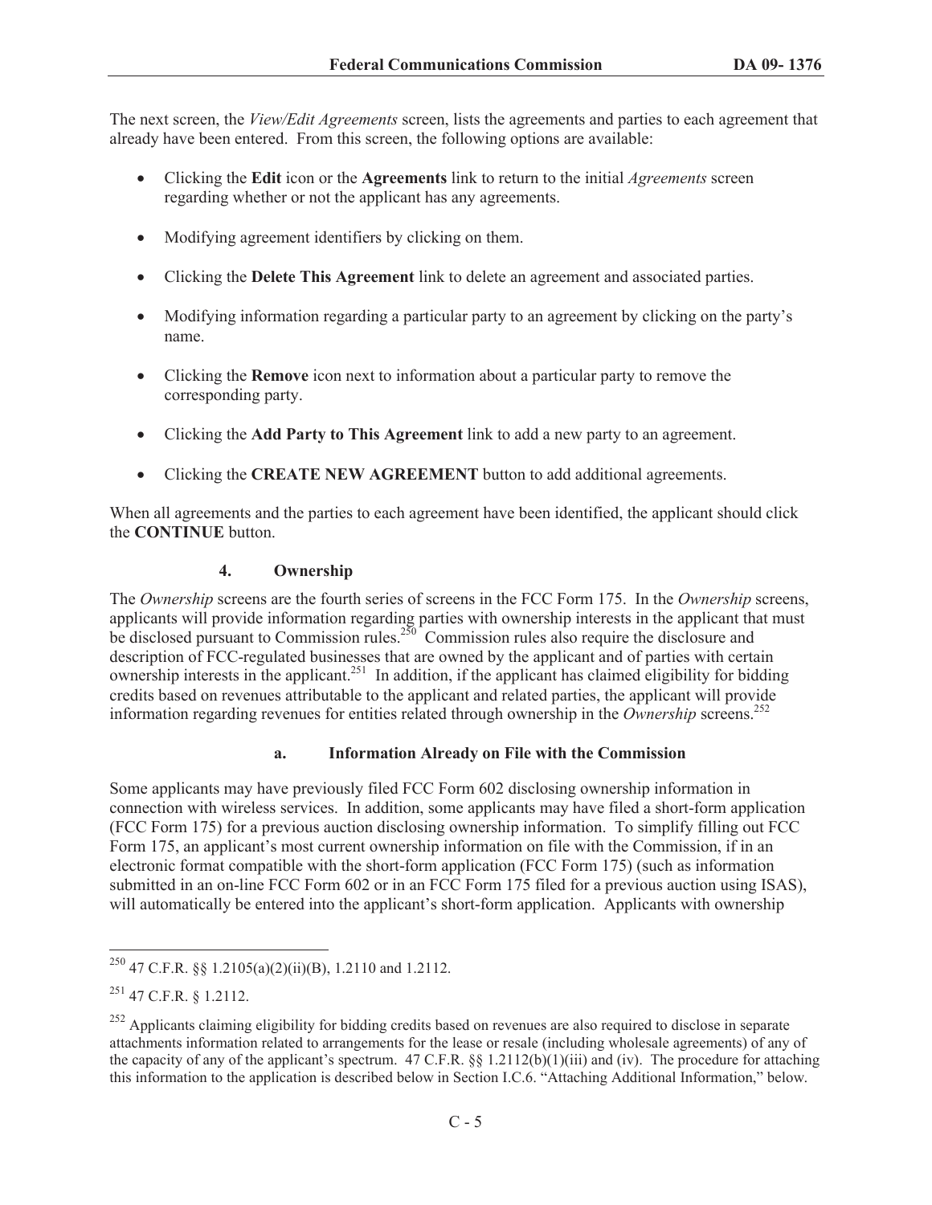The next screen, the *View/Edit Agreements* screen, lists the agreements and parties to each agreement that already have been entered. From this screen, the following options are available:

- Clicking the **Edit** icon or the **Agreements** link to return to the initial *Agreements* screen regarding whether or not the applicant has any agreements.
- Modifying agreement identifiers by clicking on them.
- Clicking the **Delete This Agreement** link to delete an agreement and associated parties.
- Modifying information regarding a particular party to an agreement by clicking on the party's name.
- Clicking the **Remove** icon next to information about a particular party to remove the corresponding party.
- Clicking the **Add Party to This Agreement** link to add a new party to an agreement.
- Clicking the **CREATE NEW AGREEMENT** button to add additional agreements.

When all agreements and the parties to each agreement have been identified, the applicant should click the **CONTINUE** button.

### 4. Ownership

The *Ownership* screens are the fourth series of screens in the FCC Form 175. In the *Ownership* screens, applicants will provide information regarding parties with ownership interests in the applicant that must be disclosed pursuant to Commission rules.[250] Commission rules also require the disclosure and description of FCC-regulated businesses that are owned by the applicant and of parties with certain ownership interests in the applicant.[251] In addition, if the applicant has claimed eligibility for bidding credits based on revenues attributable to the applicant and related parties, the applicant will provide information regarding revenues for entities related through ownership in the *Ownership* screens.[252]

#### a. Information Already on File with the Commission

Some applicants may have previously filed FCC Form 602 disclosing ownership information in connection with wireless services. In addition, some applicants may have filed a short-form application (FCC Form 175) for a previous auction disclosing ownership information. To simplify filling out FCC Form 175, an applicant's most current ownership information on file with the Commission, if in an electronic format compatible with the short-form application (FCC Form 175) (such as information submitted in an on-line FCC Form 602 or in an FCC Form 175 filed for a previous auction using ISAS), will automatically be entered into the applicant's short-form application. Applicants with ownership

---

[250] 47 C.F.R. §§ 1.2105(a)(2)(ii)(B), 1.2110 and 1.2112.

[251] 47 C.F.R. § 1.2112.

[252] Applicants claiming eligibility for bidding credits based on revenues are also required to disclose in separate attachments information related to arrangements for the lease or resale (including wholesale agreements) of any of the capacity of any of the applicant's spectrum. 47 C.F.R. §§ 1.2112(b)(1)(iii) and (iv). The procedure for attaching this information to the application is described below in Section I.C.6. "Attaching Additional Information," below.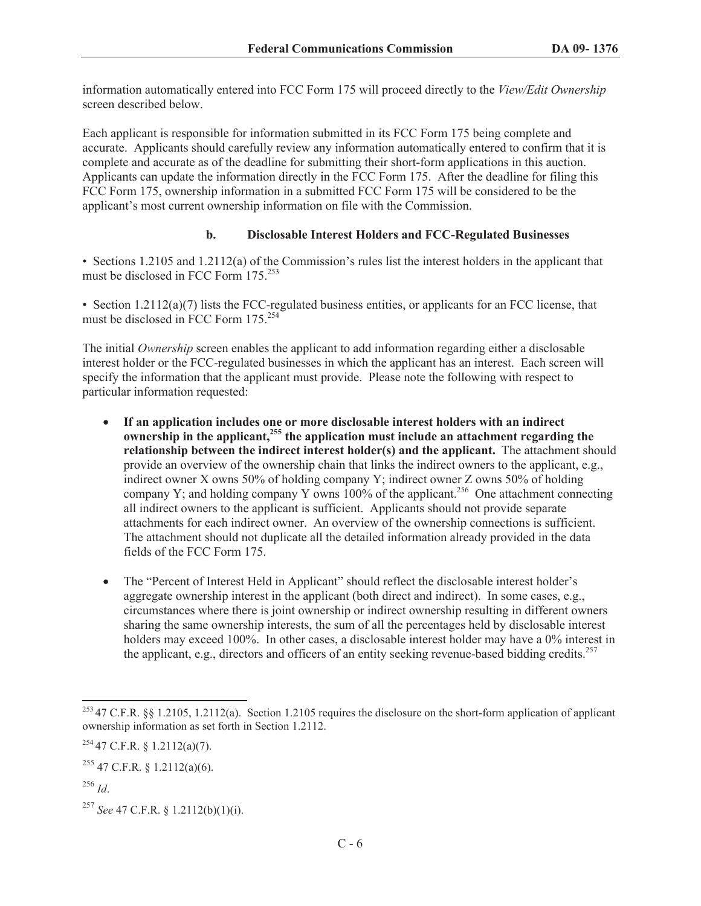information automatically entered into FCC Form 175 will proceed directly to the *View/Edit Ownership* screen described below.

Each applicant is responsible for information submitted in its FCC Form 175 being complete and accurate. Applicants should carefully review any information automatically entered to confirm that it is complete and accurate as of the deadline for submitting their short-form applications in this auction. Applicants can update the information directly in the FCC Form 175. After the deadline for filing this FCC Form 175, ownership information in a submitted FCC Form 175 will be considered to be the applicant's most current ownership information on file with the Commission.

### b. Disclosable Interest Holders and FCC-Regulated Businesses

• Sections 1.2105 and 1.2112(a) of the Commission's rules list the interest holders in the applicant that must be disclosed in FCC Form 175.[253]

• Section 1.2112(a)(7) lists the FCC-regulated business entities, or applicants for an FCC license, that must be disclosed in FCC Form 175.[254]

The initial *Ownership* screen enables the applicant to add information regarding either a disclosable interest holder or the FCC-regulated businesses in which the applicant has an interest. Each screen will specify the information that the applicant must provide. Please note the following with respect to particular information requested:

- **If an application includes one or more disclosable interest holders with an indirect ownership in the applicant,[255] the application must include an attachment regarding the relationship between the indirect interest holder(s) and the applicant.** The attachment should provide an overview of the ownership chain that links the indirect owners to the applicant, e.g., indirect owner X owns 50% of holding company Y; indirect owner Z owns 50% of holding company Y; and holding company Y owns 100% of the applicant.[256] One attachment connecting all indirect owners to the applicant is sufficient. Applicants should not provide separate attachments for each indirect owner. An overview of the ownership connections is sufficient. The attachment should not duplicate all the detailed information already provided in the data fields of the FCC Form 175.

- The "Percent of Interest Held in Applicant" should reflect the disclosable interest holder's aggregate ownership interest in the applicant (both direct and indirect). In some cases, e.g., circumstances where there is joint ownership or indirect ownership resulting in different owners sharing the same ownership interests, the sum of all the percentages held by disclosable interest holders may exceed 100%. In other cases, a disclosable interest holder may have a 0% interest in the applicant, e.g., directors and officers of an entity seeking revenue-based bidding credits.[257]

---

[253] 47 C.F.R. §§ 1.2105, 1.2112(a). Section 1.2105 requires the disclosure on the short-form application of applicant ownership information as set forth in Section 1.2112.

[254] 47 C.F.R. § 1.2112(a)(7).

[255] 47 C.F.R. § 1.2112(a)(6).

[256] *Id*.

[257] *See* 47 C.F.R. § 1.2112(b)(1)(i).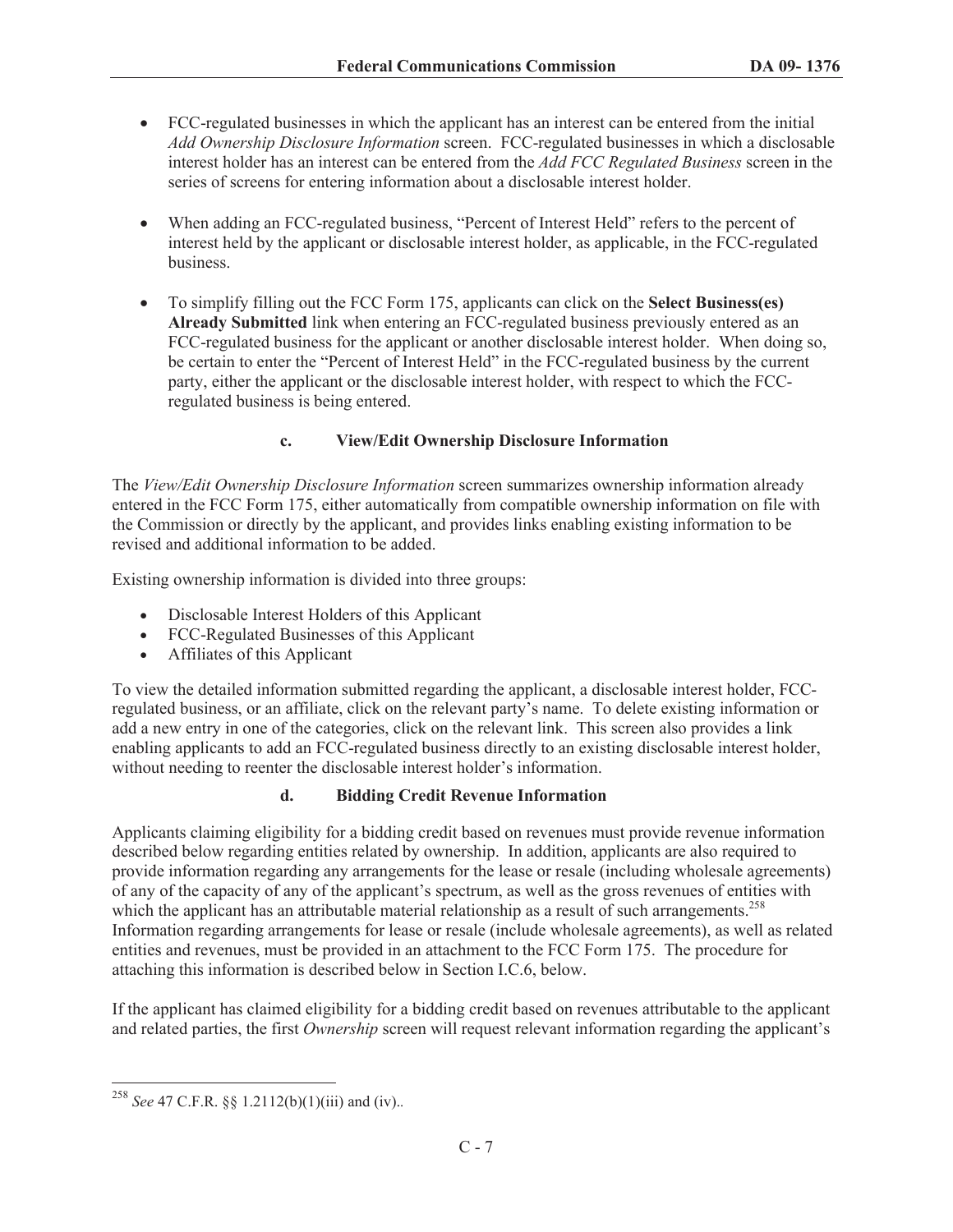- FCC-regulated businesses in which the applicant has an interest can be entered from the initial *Add Ownership Disclosure Information* screen. FCC-regulated businesses in which a disclosable interest holder has an interest can be entered from the *Add FCC Regulated Business* screen in the series of screens for entering information about a disclosable interest holder.

- When adding an FCC-regulated business, "Percent of Interest Held" refers to the percent of interest held by the applicant or disclosable interest holder, as applicable, in the FCC-regulated business.

- To simplify filling out the FCC Form 175, applicants can click on the **Select Business(es) Already Submitted** link when entering an FCC-regulated business previously entered as an FCC-regulated business for the applicant or another disclosable interest holder. When doing so, be certain to enter the "Percent of Interest Held" in the FCC-regulated business by the current party, either the applicant or the disclosable interest holder, with respect to which the FCC-regulated business is being entered.

#### c. View/Edit Ownership Disclosure Information

The *View/Edit Ownership Disclosure Information* screen summarizes ownership information already entered in the FCC Form 175, either automatically from compatible ownership information on file with the Commission or directly by the applicant, and provides links enabling existing information to be revised and additional information to be added.

Existing ownership information is divided into three groups:

- Disclosable Interest Holders of this Applicant
- FCC-Regulated Businesses of this Applicant
- Affiliates of this Applicant

To view the detailed information submitted regarding the applicant, a disclosable interest holder, FCC-regulated business, or an affiliate, click on the relevant party's name. To delete existing information or add a new entry in one of the categories, click on the relevant link. This screen also provides a link enabling applicants to add an FCC-regulated business directly to an existing disclosable interest holder, without needing to reenter the disclosable interest holder's information.

#### d. Bidding Credit Revenue Information

Applicants claiming eligibility for a bidding credit based on revenues must provide revenue information described below regarding entities related by ownership. In addition, applicants are also required to provide information regarding any arrangements for the lease or resale (including wholesale agreements) of any of the capacity of any of the applicant's spectrum, as well as the gross revenues of entities with which the applicant has an attributable material relationship as a result of such arrangements.[258] Information regarding arrangements for lease or resale (include wholesale agreements), as well as related entities and revenues, must be provided in an attachment to the FCC Form 175. The procedure for attaching this information is described below in Section I.C.6, below.

If the applicant has claimed eligibility for a bidding credit based on revenues attributable to the applicant and related parties, the first *Ownership* screen will request relevant information regarding the applicant's

---

[258] *See* 47 C.F.R. §§ 1.2112(b)(1)(iii) and (iv)..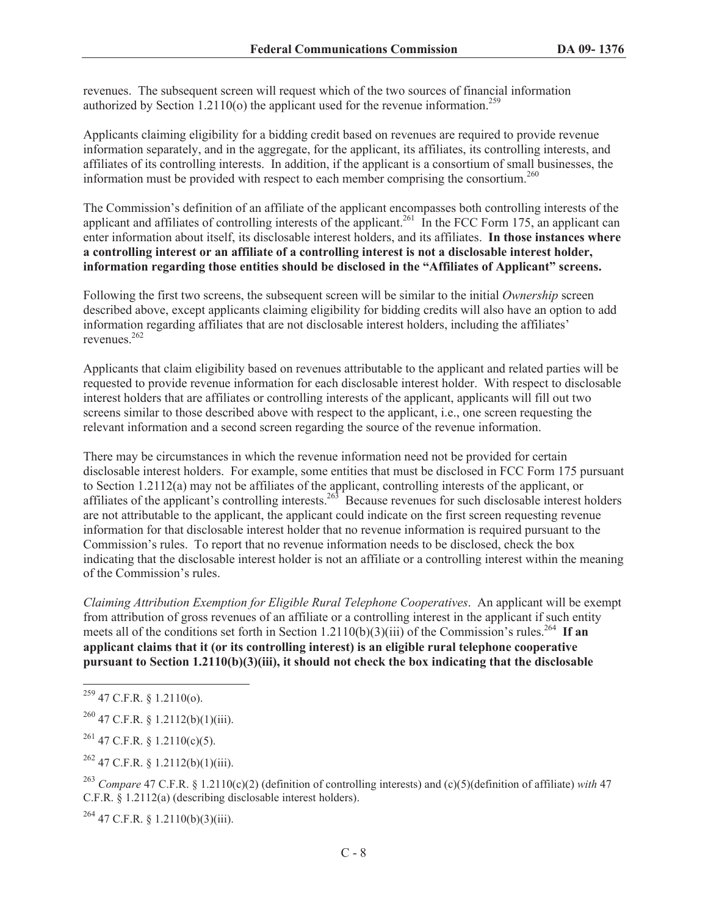revenues. The subsequent screen will request which of the two sources of financial information authorized by Section 1.2110(o) the applicant used for the revenue information.[259]

Applicants claiming eligibility for a bidding credit based on revenues are required to provide revenue information separately, and in the aggregate, for the applicant, its affiliates, its controlling interests, and affiliates of its controlling interests. In addition, if the applicant is a consortium of small businesses, the information must be provided with respect to each member comprising the consortium.[260]

The Commission's definition of an affiliate of the applicant encompasses both controlling interests of the applicant and affiliates of controlling interests of the applicant.[261] In the FCC Form 175, an applicant can enter information about itself, its disclosable interest holders, and its affiliates. **In those instances where a controlling interest or an affiliate of a controlling interest is not a disclosable interest holder, information regarding those entities should be disclosed in the "Affiliates of Applicant" screens.**

Following the first two screens, the subsequent screen will be similar to the initial *Ownership* screen described above, except applicants claiming eligibility for bidding credits will also have an option to add information regarding affiliates that are not disclosable interest holders, including the affiliates' revenues.[262]

Applicants that claim eligibility based on revenues attributable to the applicant and related parties will be requested to provide revenue information for each disclosable interest holder. With respect to disclosable interest holders that are affiliates or controlling interests of the applicant, applicants will fill out two screens similar to those described above with respect to the applicant, i.e., one screen requesting the relevant information and a second screen regarding the source of the revenue information.

There may be circumstances in which the revenue information need not be provided for certain disclosable interest holders. For example, some entities that must be disclosed in FCC Form 175 pursuant to Section 1.2112(a) may not be affiliates of the applicant, controlling interests of the applicant, or affiliates of the applicant's controlling interests.[263] Because revenues for such disclosable interest holders are not attributable to the applicant, the applicant could indicate on the first screen requesting revenue information for that disclosable interest holder that no revenue information is required pursuant to the Commission's rules. To report that no revenue information needs to be disclosed, check the box indicating that the disclosable interest holder is not an affiliate or a controlling interest within the meaning of the Commission's rules.

*Claiming Attribution Exemption for Eligible Rural Telephone Cooperatives*. An applicant will be exempt from attribution of gross revenues of an affiliate or a controlling interest in the applicant if such entity meets all of the conditions set forth in Section 1.2110(b)(3)(iii) of the Commission's rules.[264] **If an applicant claims that it (or its controlling interest) is an eligible rural telephone cooperative pursuant to Section 1.2110(b)(3)(iii), it should not check the box indicating that the disclosable**

---

[259] 47 C.F.R. § 1.2110(o).

[260] 47 C.F.R. § 1.2112(b)(1)(iii).

[261] 47 C.F.R. § 1.2110(c)(5).

[262] 47 C.F.R. § 1.2112(b)(1)(iii).

[263] *Compare* 47 C.F.R. § 1.2110(c)(2) (definition of controlling interests) and (c)(5)(definition of affiliate) *with* 47 C.F.R. § 1.2112(a) (describing disclosable interest holders).

[264] 47 C.F.R. § 1.2110(b)(3)(iii).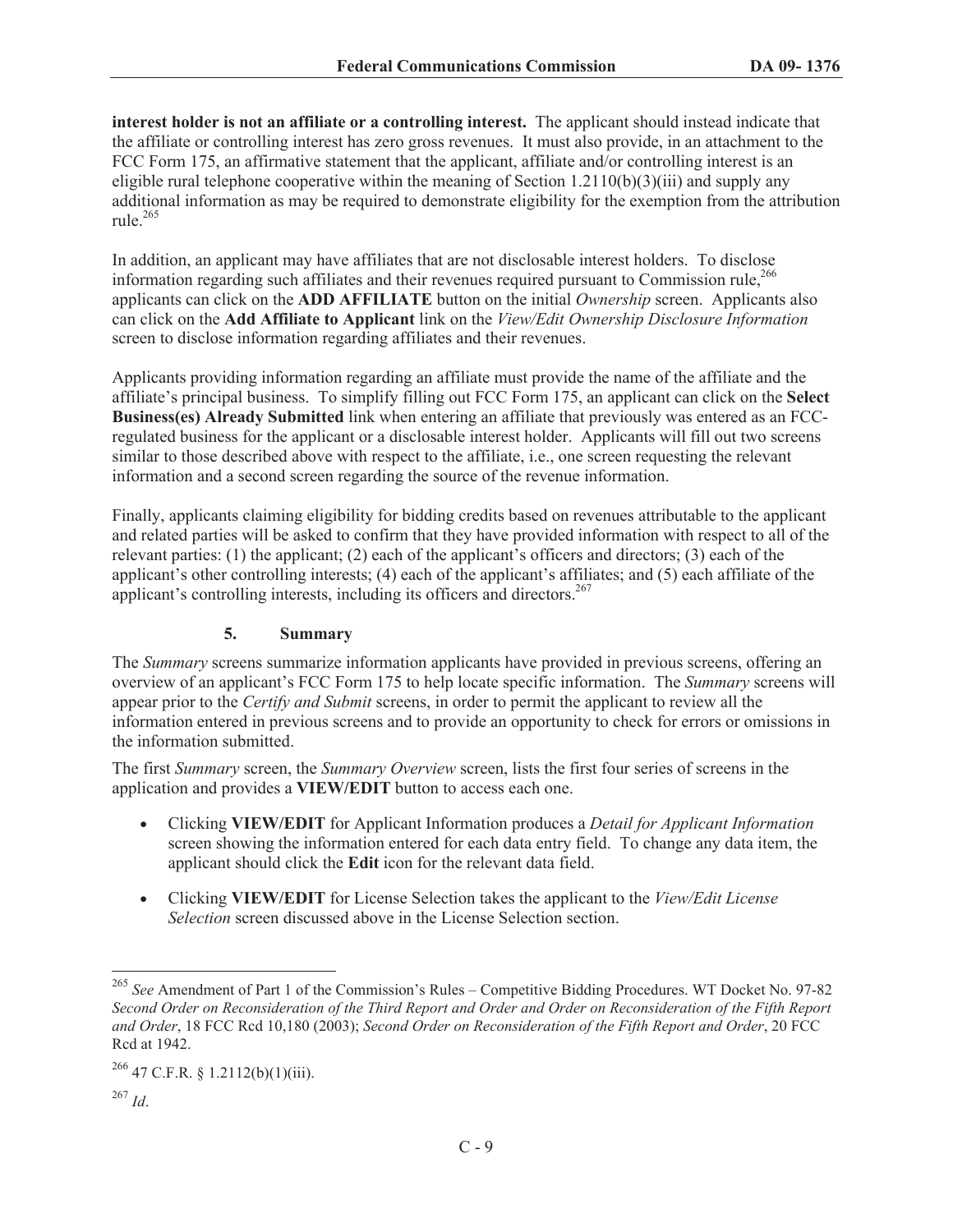**interest holder is not an affiliate or a controlling interest.** The applicant should instead indicate that the affiliate or controlling interest has zero gross revenues. It must also provide, in an attachment to the FCC Form 175, an affirmative statement that the applicant, affiliate and/or controlling interest is an eligible rural telephone cooperative within the meaning of Section 1.2110(b)(3)(iii) and supply any additional information as may be required to demonstrate eligibility for the exemption from the attribution rule.[265]

In addition, an applicant may have affiliates that are not disclosable interest holders. To disclose information regarding such affiliates and their revenues required pursuant to Commission rule,[266] applicants can click on the **ADD AFFILIATE** button on the initial *Ownership* screen. Applicants also can click on the **Add Affiliate to Applicant** link on the *View/Edit Ownership Disclosure Information* screen to disclose information regarding affiliates and their revenues.

Applicants providing information regarding an affiliate must provide the name of the affiliate and the affiliate's principal business. To simplify filling out FCC Form 175, an applicant can click on the **Select Business(es) Already Submitted** link when entering an affiliate that previously was entered as an FCC-regulated business for the applicant or a disclosable interest holder. Applicants will fill out two screens similar to those described above with respect to the affiliate, i.e., one screen requesting the relevant information and a second screen regarding the source of the revenue information.

Finally, applicants claiming eligibility for bidding credits based on revenues attributable to the applicant and related parties will be asked to confirm that they have provided information with respect to all of the relevant parties: (1) the applicant; (2) each of the applicant's officers and directors; (3) each of the applicant's other controlling interests; (4) each of the applicant's affiliates; and (5) each affiliate of the applicant's controlling interests, including its officers and directors.[267]

### 5. Summary

The *Summary* screens summarize information applicants have provided in previous screens, offering an overview of an applicant's FCC Form 175 to help locate specific information. The *Summary* screens will appear prior to the *Certify and Submit* screens, in order to permit the applicant to review all the information entered in previous screens and to provide an opportunity to check for errors or omissions in the information submitted.

The first *Summary* screen, the *Summary Overview* screen, lists the first four series of screens in the application and provides a **VIEW/EDIT** button to access each one.

- Clicking **VIEW/EDIT** for Applicant Information produces a *Detail for Applicant Information* screen showing the information entered for each data entry field. To change any data item, the applicant should click the **Edit** icon for the relevant data field.
- Clicking **VIEW/EDIT** for License Selection takes the applicant to the *View/Edit License Selection* screen discussed above in the License Selection section.

---

[265] *See* Amendment of Part 1 of the Commission's Rules – Competitive Bidding Procedures. WT Docket No. 97-82 *Second Order on Reconsideration of the Third Report and Order and Order on Reconsideration of the Fifth Report and Order*, 18 FCC Rcd 10,180 (2003); *Second Order on Reconsideration of the Fifth Report and Order*, 20 FCC Rcd at 1942.

[266] 47 C.F.R. § 1.2112(b)(1)(iii).

[267] *Id*.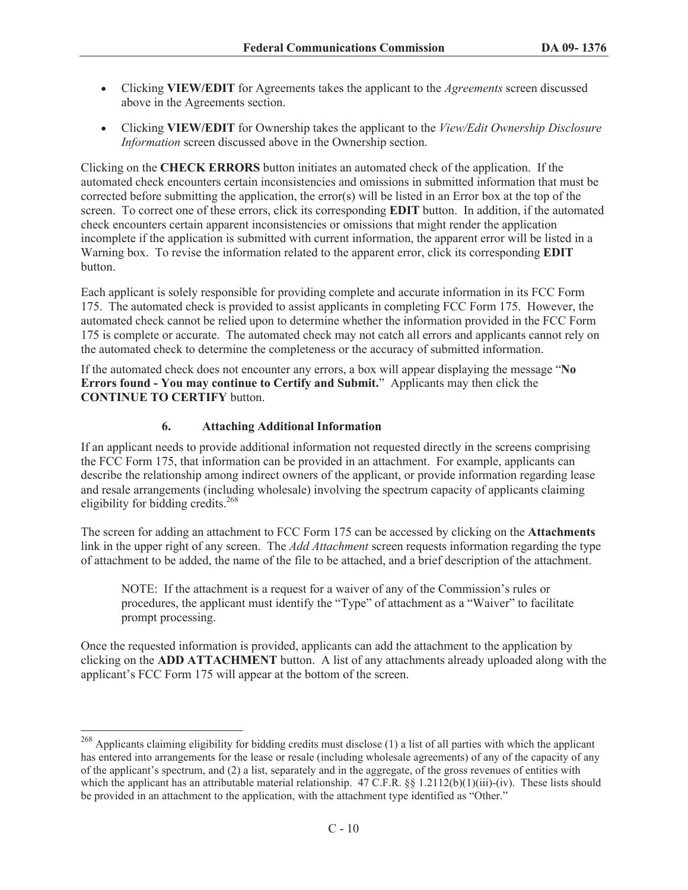- Clicking **VIEW/EDIT** for Agreements takes the applicant to the *Agreements* screen discussed above in the Agreements section.
- Clicking **VIEW/EDIT** for Ownership takes the applicant to the *View/Edit Ownership Disclosure Information* screen discussed above in the Ownership section.

Clicking on the **CHECK ERRORS** button initiates an automated check of the application. If the automated check encounters certain inconsistencies and omissions in submitted information that must be corrected before submitting the application, the error(s) will be listed in an Error box at the top of the screen. To correct one of these errors, click its corresponding **EDIT** button. In addition, if the automated check encounters certain apparent inconsistencies or omissions that might render the application incomplete if the application is submitted with current information, the apparent error will be listed in a Warning box. To revise the information related to the apparent error, click its corresponding **EDIT** button.

Each applicant is solely responsible for providing complete and accurate information in its FCC Form 175. The automated check is provided to assist applicants in completing FCC Form 175. However, the automated check cannot be relied upon to determine whether the information provided in the FCC Form 175 is complete or accurate. The automated check may not catch all errors and applicants cannot rely on the automated check to determine the completeness or the accuracy of submitted information.

If the automated check does not encounter any errors, a box will appear displaying the message "**No Errors found - You may continue to Certify and Submit.**" Applicants may then click the **CONTINUE TO CERTIFY** button.

### 6. Attaching Additional Information

If an applicant needs to provide additional information not requested directly in the screens comprising the FCC Form 175, that information can be provided in an attachment. For example, applicants can describe the relationship among indirect owners of the applicant, or provide information regarding lease and resale arrangements (including wholesale) involving the spectrum capacity of applicants claiming eligibility for bidding credits.[268]

The screen for adding an attachment to FCC Form 175 can be accessed by clicking on the **Attachments** link in the upper right of any screen. The *Add Attachment* screen requests information regarding the type of attachment to be added, the name of the file to be attached, and a brief description of the attachment.

> NOTE: If the attachment is a request for a waiver of any of the Commission's rules or procedures, the applicant must identify the "Type" of attachment as a "Waiver" to facilitate prompt processing.

Once the requested information is provided, applicants can add the attachment to the application by clicking on the **ADD ATTACHMENT** button. A list of any attachments already uploaded along with the applicant's FCC Form 175 will appear at the bottom of the screen.

---

[268] Applicants claiming eligibility for bidding credits must disclose (1) a list of all parties with which the applicant has entered into arrangements for the lease or resale (including wholesale agreements) of any of the capacity of any of the applicant's spectrum, and (2) a list, separately and in the aggregate, of the gross revenues of entities with which the applicant has an attributable material relationship. 47 C.F.R. §§ 1.2112(b)(1)(iii)-(iv). These lists should be provided in an attachment to the application, with the attachment type identified as "Other."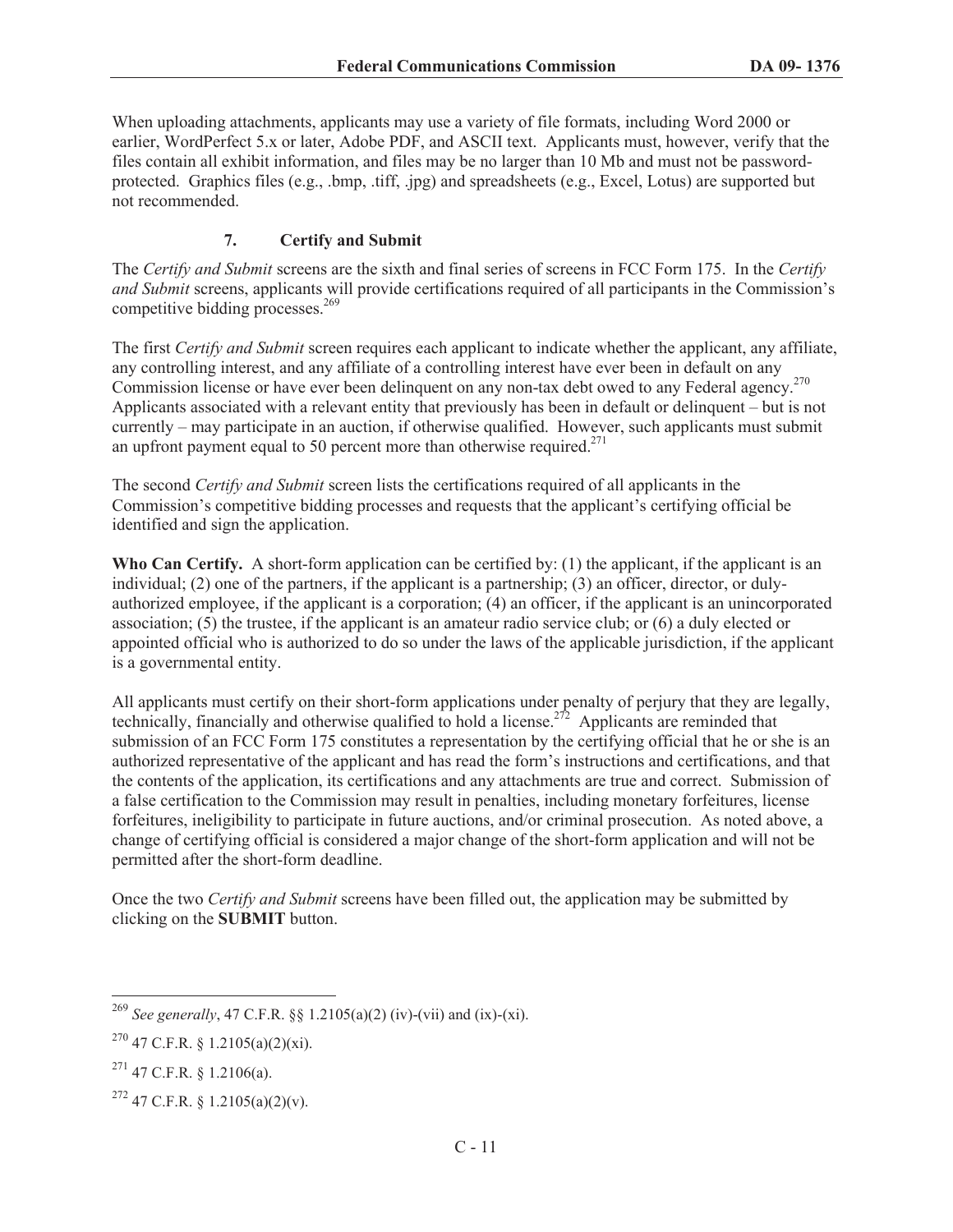When uploading attachments, applicants may use a variety of file formats, including Word 2000 or earlier, WordPerfect 5.x or later, Adobe PDF, and ASCII text. Applicants must, however, verify that the files contain all exhibit information, and files may be no larger than 10 Mb and must not be password-protected. Graphics files (e.g., .bmp, .tiff, .jpg) and spreadsheets (e.g., Excel, Lotus) are supported but not recommended.

### 7. Certify and Submit

The *Certify and Submit* screens are the sixth and final series of screens in FCC Form 175. In the *Certify and Submit* screens, applicants will provide certifications required of all participants in the Commission's competitive bidding processes.[269]

The first *Certify and Submit* screen requires each applicant to indicate whether the applicant, any affiliate, any controlling interest, and any affiliate of a controlling interest have ever been in default on any Commission license or have ever been delinquent on any non-tax debt owed to any Federal agency.[270] Applicants associated with a relevant entity that previously has been in default or delinquent – but is not currently – may participate in an auction, if otherwise qualified. However, such applicants must submit an upfront payment equal to 50 percent more than otherwise required.[271]

The second *Certify and Submit* screen lists the certifications required of all applicants in the Commission's competitive bidding processes and requests that the applicant's certifying official be identified and sign the application.

**Who Can Certify.** A short-form application can be certified by: (1) the applicant, if the applicant is an individual; (2) one of the partners, if the applicant is a partnership; (3) an officer, director, or duly-authorized employee, if the applicant is a corporation; (4) an officer, if the applicant is an unincorporated association; (5) the trustee, if the applicant is an amateur radio service club; or (6) a duly elected or appointed official who is authorized to do so under the laws of the applicable jurisdiction, if the applicant is a governmental entity.

All applicants must certify on their short-form applications under penalty of perjury that they are legally, technically, financially and otherwise qualified to hold a license.[272] Applicants are reminded that submission of an FCC Form 175 constitutes a representation by the certifying official that he or she is an authorized representative of the applicant and has read the form's instructions and certifications, and that the contents of the application, its certifications and any attachments are true and correct. Submission of a false certification to the Commission may result in penalties, including monetary forfeitures, license forfeitures, ineligibility to participate in future auctions, and/or criminal prosecution. As noted above, a change of certifying official is considered a major change of the short-form application and will not be permitted after the short-form deadline.

Once the two *Certify and Submit* screens have been filled out, the application may be submitted by clicking on the **SUBMIT** button.

---

[269] *See generally*, 47 C.F.R. §§ 1.2105(a)(2) (iv)-(vii) and (ix)-(xi).

[270] 47 C.F.R. § 1.2105(a)(2)(xi).

[271] 47 C.F.R. § 1.2106(a).

[272] 47 C.F.R. § 1.2105(a)(2)(v).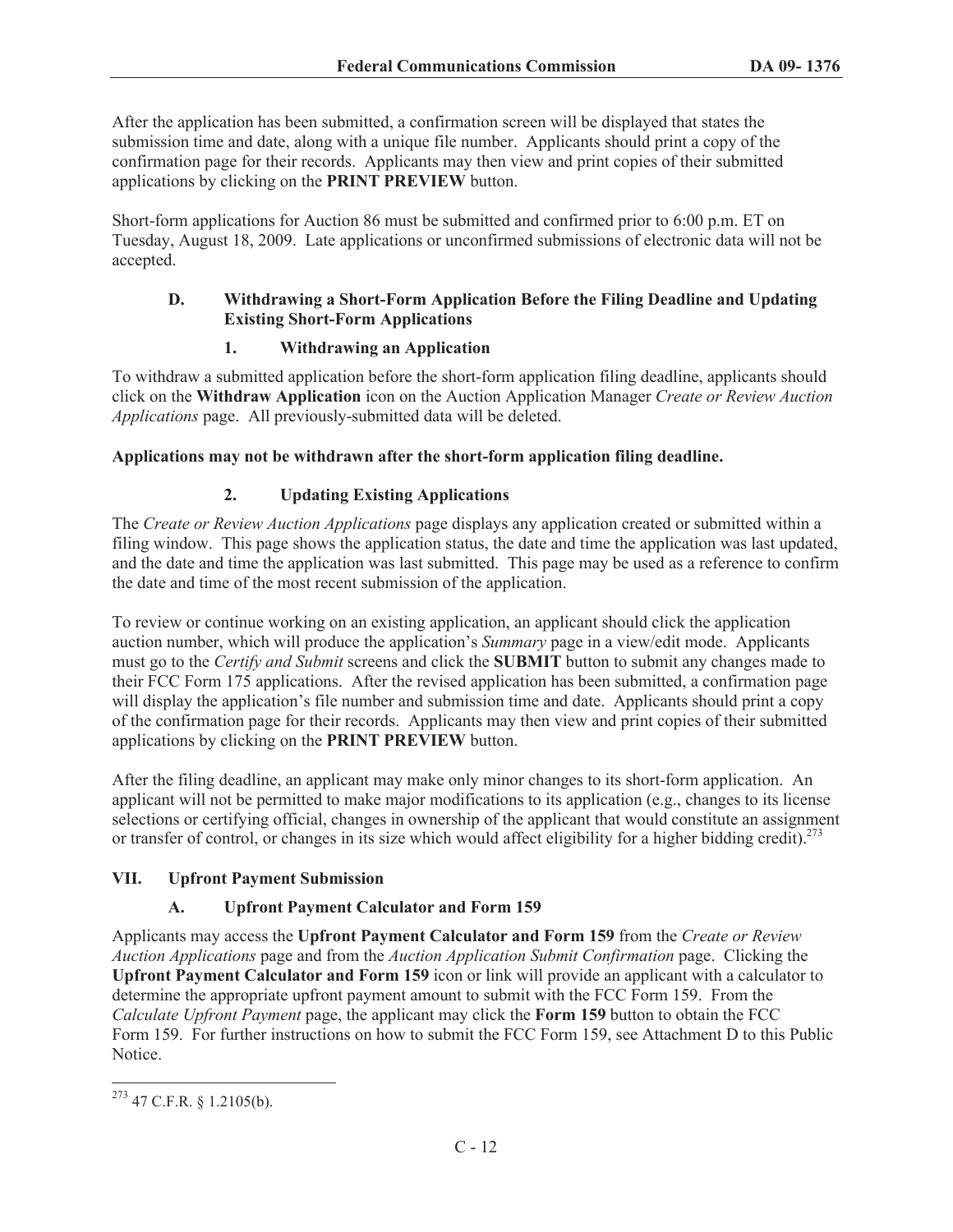After the application has been submitted, a confirmation screen will be displayed that states the submission time and date, along with a unique file number. Applicants should print a copy of the confirmation page for their records. Applicants may then view and print copies of their submitted applications by clicking on the **PRINT PREVIEW** button.

Short-form applications for Auction 86 must be submitted and confirmed prior to 6:00 p.m. ET on Tuesday, August 18, 2009. Late applications or unconfirmed submissions of electronic data will not be accepted.

### D. Withdrawing a Short-Form Application Before the Filing Deadline and Updating Existing Short-Form Applications

#### 1. Withdrawing an Application

To withdraw a submitted application before the short-form application filing deadline, applicants should click on the **Withdraw Application** icon on the Auction Application Manager *Create or Review Auction Applications* page. All previously-submitted data will be deleted.

**Applications may not be withdrawn after the short-form application filing deadline.**

#### 2. Updating Existing Applications

The *Create or Review Auction Applications* page displays any application created or submitted within a filing window. This page shows the application status, the date and time the application was last updated, and the date and time the application was last submitted. This page may be used as a reference to confirm the date and time of the most recent submission of the application.

To review or continue working on an existing application, an applicant should click the application auction number, which will produce the application's *Summary* page in a view/edit mode. Applicants must go to the *Certify and Submit* screens and click the **SUBMIT** button to submit any changes made to their FCC Form 175 applications. After the revised application has been submitted, a confirmation page will display the application's file number and submission time and date. Applicants should print a copy of the confirmation page for their records. Applicants may then view and print copies of their submitted applications by clicking on the **PRINT PREVIEW** button.

After the filing deadline, an applicant may make only minor changes to its short-form application. An applicant will not be permitted to make major modifications to its application (e.g., changes to its license selections or certifying official, changes in ownership of the applicant that would constitute an assignment or transfer of control, or changes in its size which would affect eligibility for a higher bidding credit).[273]

## VII. Upfront Payment Submission

### A. Upfront Payment Calculator and Form 159

Applicants may access the **Upfront Payment Calculator and Form 159** from the *Create or Review Auction Applications* page and from the *Auction Application Submit Confirmation* page. Clicking the **Upfront Payment Calculator and Form 159** icon or link will provide an applicant with a calculator to determine the appropriate upfront payment amount to submit with the FCC Form 159. From the *Calculate Upfront Payment* page, the applicant may click the **Form 159** button to obtain the FCC Form 159. For further instructions on how to submit the FCC Form 159, see Attachment D to this Public Notice.

---

[273] 47 C.F.R. § 1.2105(b).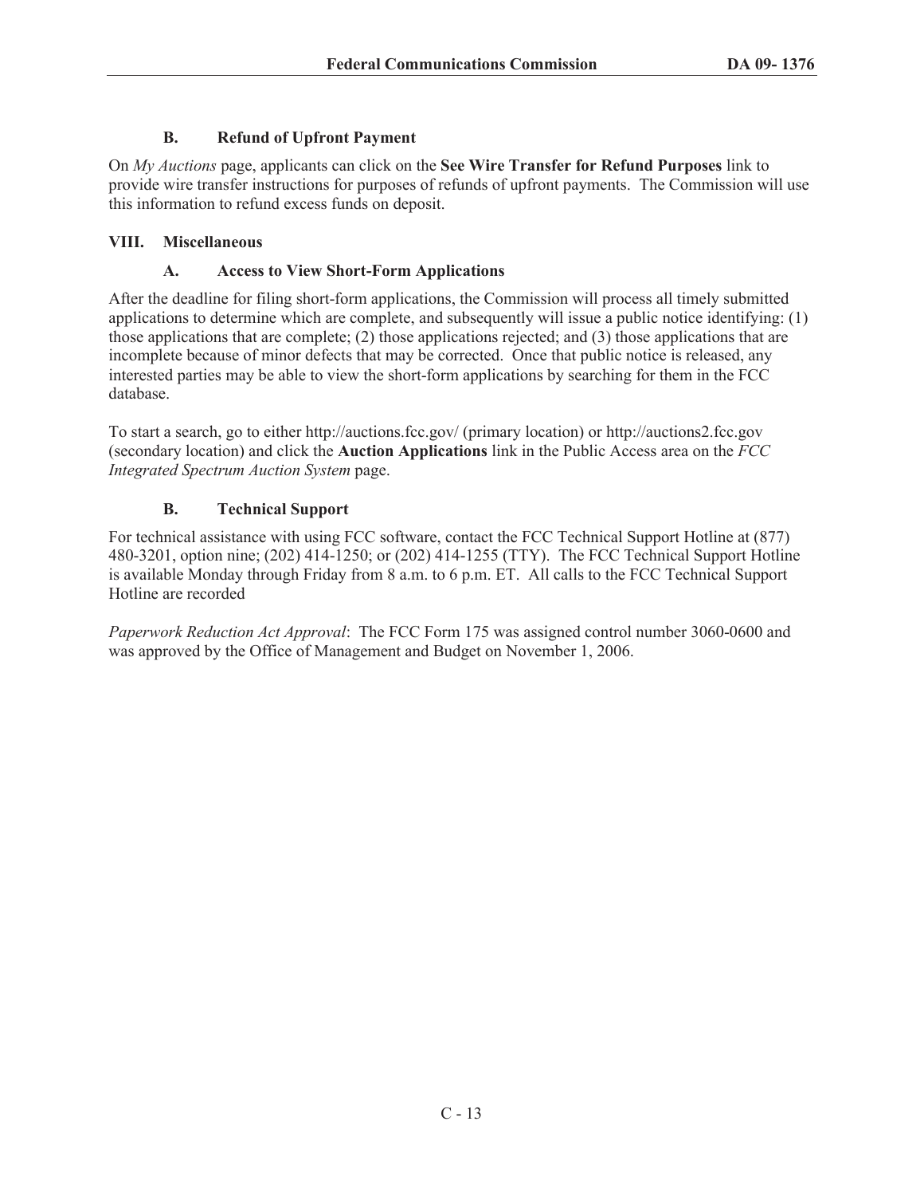### B. Refund of Upfront Payment

On *My Auctions* page, applicants can click on the **See Wire Transfer for Refund Purposes** link to provide wire transfer instructions for purposes of refunds of upfront payments. The Commission will use this information to refund excess funds on deposit.

## VIII. Miscellaneous

### A. Access to View Short-Form Applications

After the deadline for filing short-form applications, the Commission will process all timely submitted applications to determine which are complete, and subsequently will issue a public notice identifying: (1) those applications that are complete; (2) those applications rejected; and (3) those applications that are incomplete because of minor defects that may be corrected. Once that public notice is released, any interested parties may be able to view the short-form applications by searching for them in the FCC database.

To start a search, go to either http://auctions.fcc.gov/ (primary location) or http://auctions2.fcc.gov (secondary location) and click the **Auction Applications** link in the Public Access area on the *FCC Integrated Spectrum Auction System* page.

### B. Technical Support

For technical assistance with using FCC software, contact the FCC Technical Support Hotline at (877) 480-3201, option nine; (202) 414-1250; or (202) 414-1255 (TTY). The FCC Technical Support Hotline is available Monday through Friday from 8 a.m. to 6 p.m. ET. All calls to the FCC Technical Support Hotline are recorded

*Paperwork Reduction Act Approval*: The FCC Form 175 was assigned control number 3060-0600 and was approved by the Office of Management and Budget on November 1, 2006.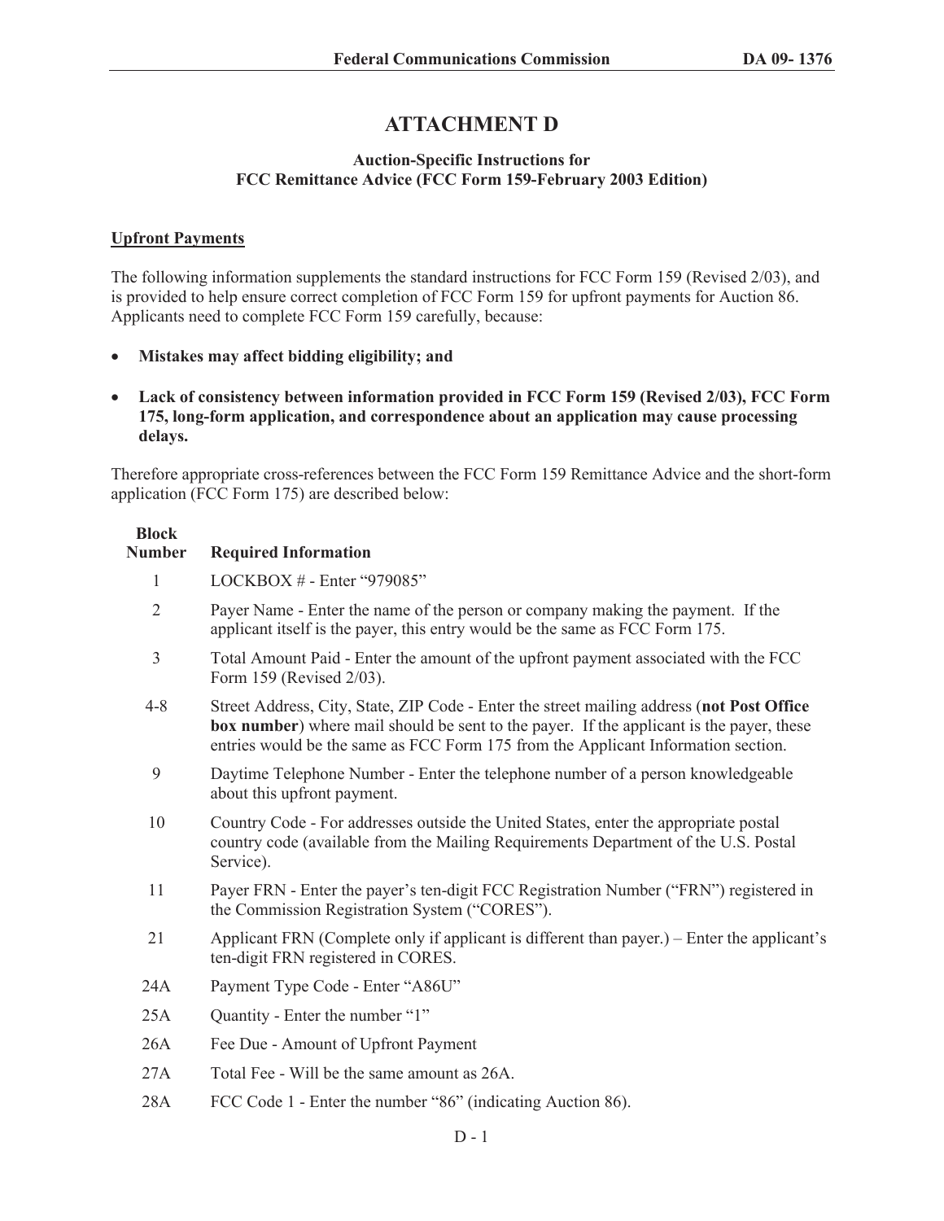# ATTACHMENT D

### Auction-Specific Instructions for FCC Remittance Advice (FCC Form 159-February 2003 Edition)

**Upfront Payments**

The following information supplements the standard instructions for FCC Form 159 (Revised 2/03), and is provided to help ensure correct completion of FCC Form 159 for upfront payments for Auction 86. Applicants need to complete FCC Form 159 carefully, because:

- **Mistakes may affect bidding eligibility; and**
- **Lack of consistency between information provided in FCC Form 159 (Revised 2/03), FCC Form 175, long-form application, and correspondence about an application may cause processing delays.**

Therefore appropriate cross-references between the FCC Form 159 Remittance Advice and the short-form application (FCC Form 175) are described below:

| Block Number | Required Information |
|---|---|
| 1 | LOCKBOX # - Enter "979085" |
| 2 | Payer Name - Enter the name of the person or company making the payment. If the applicant itself is the payer, this entry would be the same as FCC Form 175. |
| 3 | Total Amount Paid - Enter the amount of the upfront payment associated with the FCC Form 159 (Revised 2/03). |
| 4-8 | Street Address, City, State, ZIP Code - Enter the street mailing address (**not Post Office box number**) where mail should be sent to the payer. If the applicant is the payer, these entries would be the same as FCC Form 175 from the Applicant Information section. |
| 9 | Daytime Telephone Number - Enter the telephone number of a person knowledgeable about this upfront payment. |
| 10 | Country Code - For addresses outside the United States, enter the appropriate postal country code (available from the Mailing Requirements Department of the U.S. Postal Service). |
| 11 | Payer FRN - Enter the payer's ten-digit FCC Registration Number ("FRN") registered in the Commission Registration System ("CORES"). |
| 21 | Applicant FRN (Complete only if applicant is different than payer.) – Enter the applicant's ten-digit FRN registered in CORES. |
| 24A | Payment Type Code - Enter "A86U" |
| 25A | Quantity - Enter the number "1" |
| 26A | Fee Due - Amount of Upfront Payment |
| 27A | Total Fee - Will be the same amount as 26A. |
| 28A | FCC Code 1 - Enter the number "86" (indicating Auction 86). |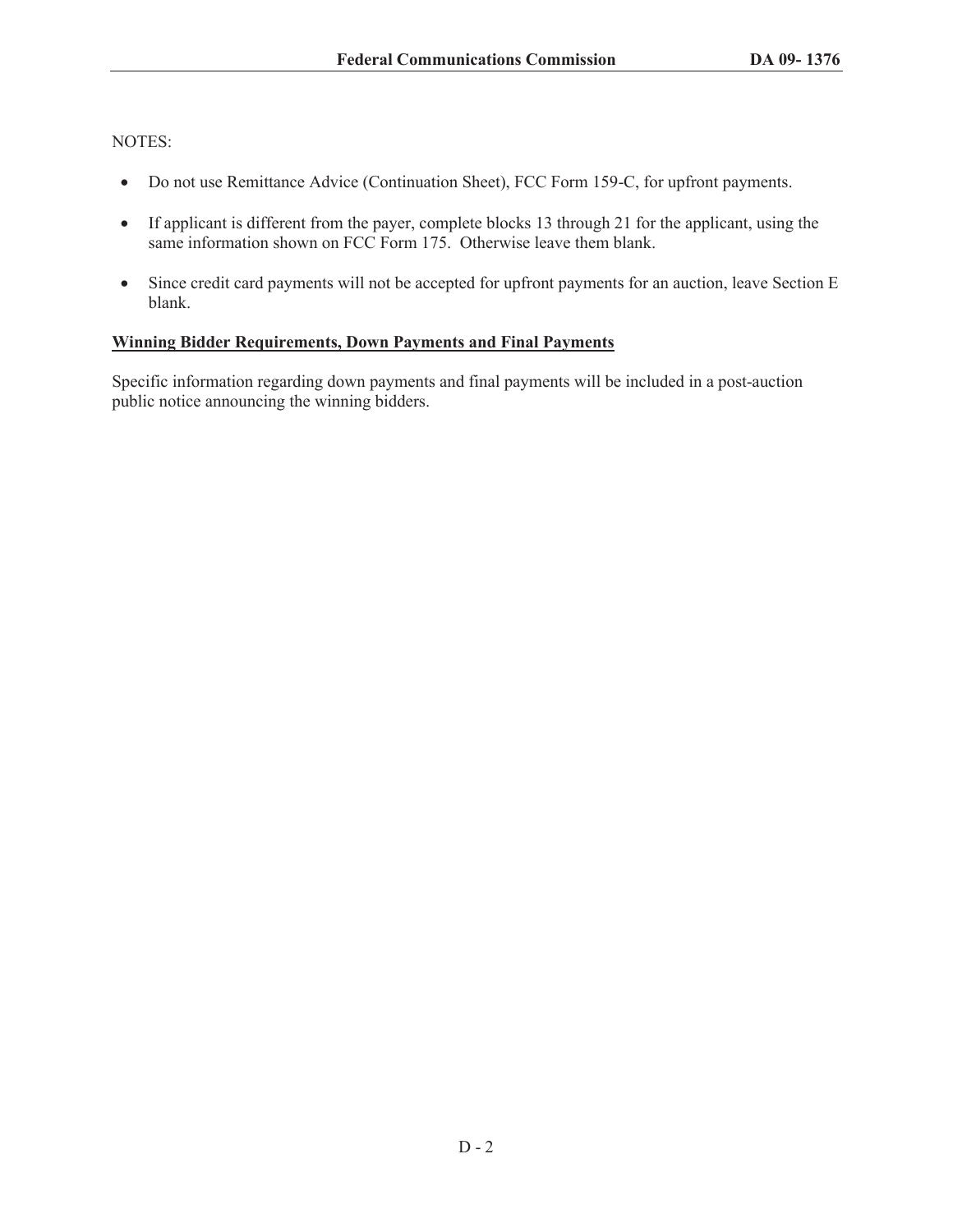NOTES:

- Do not use Remittance Advice (Continuation Sheet), FCC Form 159-C, for upfront payments.
- If applicant is different from the payer, complete blocks 13 through 21 for the applicant, using the same information shown on FCC Form 175. Otherwise leave them blank.
- Since credit card payments will not be accepted for upfront payments for an auction, leave Section E blank.

**Winning Bidder Requirements, Down Payments and Final Payments**

Specific information regarding down payments and final payments will be included in a post-auction public notice announcing the winning bidders.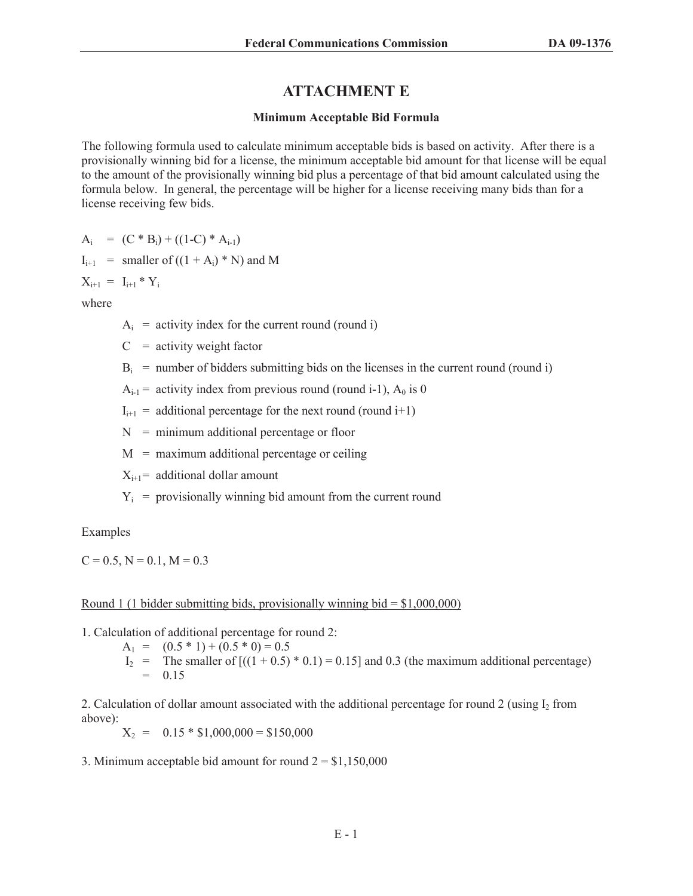# ATTACHMENT E

**Minimum Acceptable Bid Formula**

The following formula used to calculate minimum acceptable bids is based on activity. After there is a provisionally winning bid for a license, the minimum acceptable bid amount for that license will be equal to the amount of the provisionally winning bid plus a percentage of that bid amount calculated using the formula below. In general, the percentage will be higher for a license receiving many bids than for a license receiving few bids.

$A_i$ = $(C * B_i) + ((1-C) * A_{i-1})$

$I_{i+1}$ = smaller of $((1 + A_i) * N)$ and M

$X_{i+1}$ = $I_{i+1} * Y_i$

where

- $A_i$ = activity index for the current round (round i)
- $C$ = activity weight factor
- $B_i$ = number of bidders submitting bids on the licenses in the current round (round i)
- $A_{i-1}$ = activity index from previous round (round i-1), $A_0$ is 0
- $I_{i+1}$ = additional percentage for the next round (round i+1)
- $N$ = minimum additional percentage or floor
- $M$ = maximum additional percentage or ceiling
- $X_{i+1}$ = additional dollar amount
- $Y_i$ = provisionally winning bid amount from the current round

Examples

C = 0.5, N = 0.1, M = 0.3

<u>Round 1 (1 bidder submitting bids, provisionally winning bid = $1,000,000)</u>

1. Calculation of additional percentage for round 2:

   $A_1$ = $(0.5 * 1) + (0.5 * 0) = 0.5$

   $I_2$ = The smaller of [((1 + 0.5) * 0.1) = 0.15] and 0.3 (the maximum additional percentage)
   = 0.15

2. Calculation of dollar amount associated with the additional percentage for round 2 (using $I_2$ from above):

   $X_2$ = 0.15 * $1,000,000 = $150,000

3. Minimum acceptable bid amount for round 2 = $1,150,000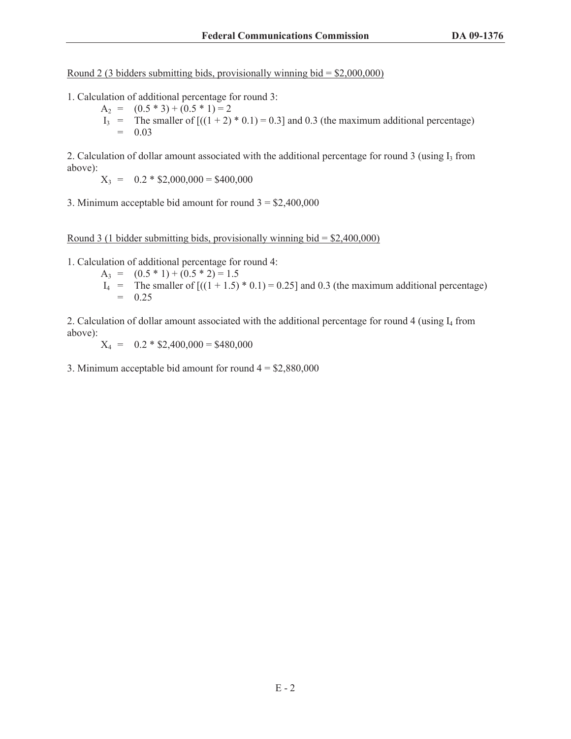Round 2 (3 bidders submitting bids, provisionally winning bid = $2,000,000)

1. Calculation of additional percentage for round 3:

$A_2$ = (0.5 * 3) + (0.5 * 1) = 2

$I_3$ = The smaller of [((1 + 2) * 0.1) = 0.3] and 0.3 (the maximum additional percentage)
= 0.03

2. Calculation of dollar amount associated with the additional percentage for round 3 (using $I_3$ from above):

$X_3$ = 0.2 * $2,000,000 = $400,000

3. Minimum acceptable bid amount for round 3 = $2,400,000

Round 3 (1 bidder submitting bids, provisionally winning bid = $2,400,000)

1. Calculation of additional percentage for round 4:

$A_3$ = (0.5 * 1) + (0.5 * 2) = 1.5

$I_4$ = The smaller of [((1 + 1.5) * 0.1) = 0.25] and 0.3 (the maximum additional percentage)
= 0.25

2. Calculation of dollar amount associated with the additional percentage for round 4 (using $I_4$ from above):

$X_4$ = 0.2 * $2,400,000 = $480,000

3. Minimum acceptable bid amount for round 4 = $2,880,000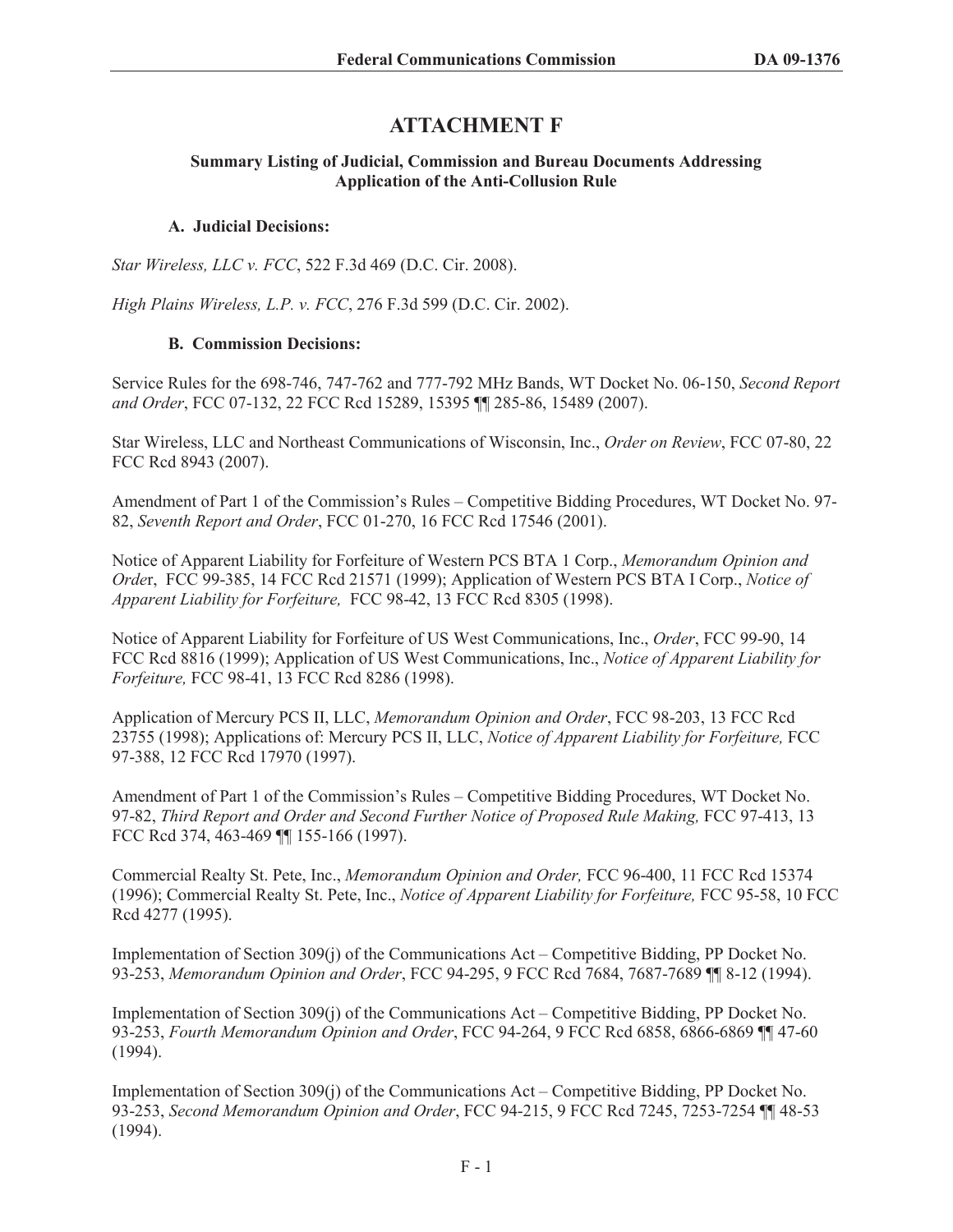# ATTACHMENT F

**Summary Listing of Judicial, Commission and Bureau Documents Addressing Application of the Anti-Collusion Rule**

### A. Judicial Decisions:

*Star Wireless, LLC v. FCC*, 522 F.3d 469 (D.C. Cir. 2008).

*High Plains Wireless, L.P. v. FCC*, 276 F.3d 599 (D.C. Cir. 2002).

### B. Commission Decisions:

Service Rules for the 698-746, 747-762 and 777-792 MHz Bands, WT Docket No. 06-150, *Second Report and Order*, FCC 07-132, 22 FCC Rcd 15289, 15395 ¶¶ 285-86, 15489 (2007).

Star Wireless, LLC and Northeast Communications of Wisconsin, Inc., *Order on Review*, FCC 07-80, 22 FCC Rcd 8943 (2007).

Amendment of Part 1 of the Commission's Rules – Competitive Bidding Procedures, WT Docket No. 97-82, *Seventh Report and Order*, FCC 01-270, 16 FCC Rcd 17546 (2001).

Notice of Apparent Liability for Forfeiture of Western PCS BTA 1 Corp., *Memorandum Opinion and Order*, FCC 99-385, 14 FCC Rcd 21571 (1999); Application of Western PCS BTA I Corp., *Notice of Apparent Liability for Forfeiture,* FCC 98-42, 13 FCC Rcd 8305 (1998).

Notice of Apparent Liability for Forfeiture of US West Communications, Inc., *Order*, FCC 99-90, 14 FCC Rcd 8816 (1999); Application of US West Communications, Inc., *Notice of Apparent Liability for Forfeiture,* FCC 98-41, 13 FCC Rcd 8286 (1998).

Application of Mercury PCS II, LLC, *Memorandum Opinion and Order*, FCC 98-203, 13 FCC Rcd 23755 (1998); Applications of: Mercury PCS II, LLC, *Notice of Apparent Liability for Forfeiture,* FCC 97-388, 12 FCC Rcd 17970 (1997).

Amendment of Part 1 of the Commission's Rules – Competitive Bidding Procedures, WT Docket No. 97-82, *Third Report and Order and Second Further Notice of Proposed Rule Making,* FCC 97-413, 13 FCC Rcd 374, 463-469 ¶¶ 155-166 (1997).

Commercial Realty St. Pete, Inc., *Memorandum Opinion and Order,* FCC 96-400, 11 FCC Rcd 15374 (1996); Commercial Realty St. Pete, Inc., *Notice of Apparent Liability for Forfeiture,* FCC 95-58, 10 FCC Rcd 4277 (1995).

Implementation of Section 309(j) of the Communications Act – Competitive Bidding, PP Docket No. 93-253, *Memorandum Opinion and Order*, FCC 94-295, 9 FCC Rcd 7684, 7687-7689 ¶¶ 8-12 (1994).

Implementation of Section 309(j) of the Communications Act – Competitive Bidding, PP Docket No. 93-253, *Fourth Memorandum Opinion and Order*, FCC 94-264, 9 FCC Rcd 6858, 6866-6869 ¶¶ 47-60 (1994).

Implementation of Section 309(j) of the Communications Act – Competitive Bidding, PP Docket No. 93-253, *Second Memorandum Opinion and Order*, FCC 94-215, 9 FCC Rcd 7245, 7253-7254 ¶¶ 48-53 (1994).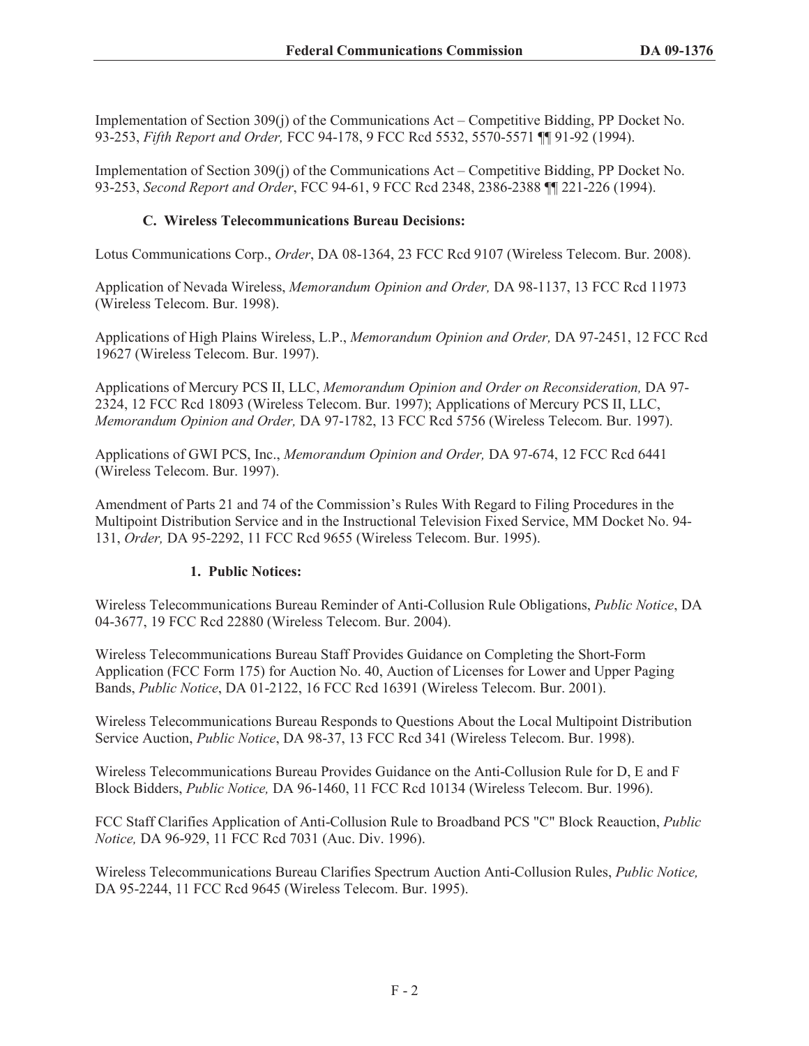Implementation of Section 309(j) of the Communications Act – Competitive Bidding, PP Docket No. 93-253, *Fifth Report and Order,* FCC 94-178, 9 FCC Rcd 5532, 5570-5571 ¶¶ 91-92 (1994).

Implementation of Section 309(j) of the Communications Act – Competitive Bidding, PP Docket No. 93-253, *Second Report and Order*, FCC 94-61, 9 FCC Rcd 2348, 2386-2388 ¶¶ 221-226 (1994).

### C. Wireless Telecommunications Bureau Decisions:

Lotus Communications Corp., *Order*, DA 08-1364, 23 FCC Rcd 9107 (Wireless Telecom. Bur. 2008).

Application of Nevada Wireless, *Memorandum Opinion and Order,* DA 98-1137, 13 FCC Rcd 11973 (Wireless Telecom. Bur. 1998).

Applications of High Plains Wireless, L.P., *Memorandum Opinion and Order,* DA 97-2451, 12 FCC Rcd 19627 (Wireless Telecom. Bur. 1997).

Applications of Mercury PCS II, LLC, *Memorandum Opinion and Order on Reconsideration,* DA 97-2324, 12 FCC Rcd 18093 (Wireless Telecom. Bur. 1997); Applications of Mercury PCS II, LLC, *Memorandum Opinion and Order,* DA 97-1782, 13 FCC Rcd 5756 (Wireless Telecom. Bur. 1997).

Applications of GWI PCS, Inc., *Memorandum Opinion and Order,* DA 97-674, 12 FCC Rcd 6441 (Wireless Telecom. Bur. 1997).

Amendment of Parts 21 and 74 of the Commission's Rules With Regard to Filing Procedures in the Multipoint Distribution Service and in the Instructional Television Fixed Service, MM Docket No. 94-131, *Order,* DA 95-2292, 11 FCC Rcd 9655 (Wireless Telecom. Bur. 1995).

#### 1. Public Notices:

Wireless Telecommunications Bureau Reminder of Anti-Collusion Rule Obligations, *Public Notice*, DA 04-3677, 19 FCC Rcd 22880 (Wireless Telecom. Bur. 2004).

Wireless Telecommunications Bureau Staff Provides Guidance on Completing the Short-Form Application (FCC Form 175) for Auction No. 40, Auction of Licenses for Lower and Upper Paging Bands, *Public Notice*, DA 01-2122, 16 FCC Rcd 16391 (Wireless Telecom. Bur. 2001).

Wireless Telecommunications Bureau Responds to Questions About the Local Multipoint Distribution Service Auction, *Public Notice*, DA 98-37, 13 FCC Rcd 341 (Wireless Telecom. Bur. 1998).

Wireless Telecommunications Bureau Provides Guidance on the Anti-Collusion Rule for D, E and F Block Bidders, *Public Notice,* DA 96-1460, 11 FCC Rcd 10134 (Wireless Telecom. Bur. 1996).

FCC Staff Clarifies Application of Anti-Collusion Rule to Broadband PCS "C" Block Reauction, *Public Notice,* DA 96-929, 11 FCC Rcd 7031 (Auc. Div. 1996).

Wireless Telecommunications Bureau Clarifies Spectrum Auction Anti-Collusion Rules, *Public Notice,* DA 95-2244, 11 FCC Rcd 9645 (Wireless Telecom. Bur. 1995).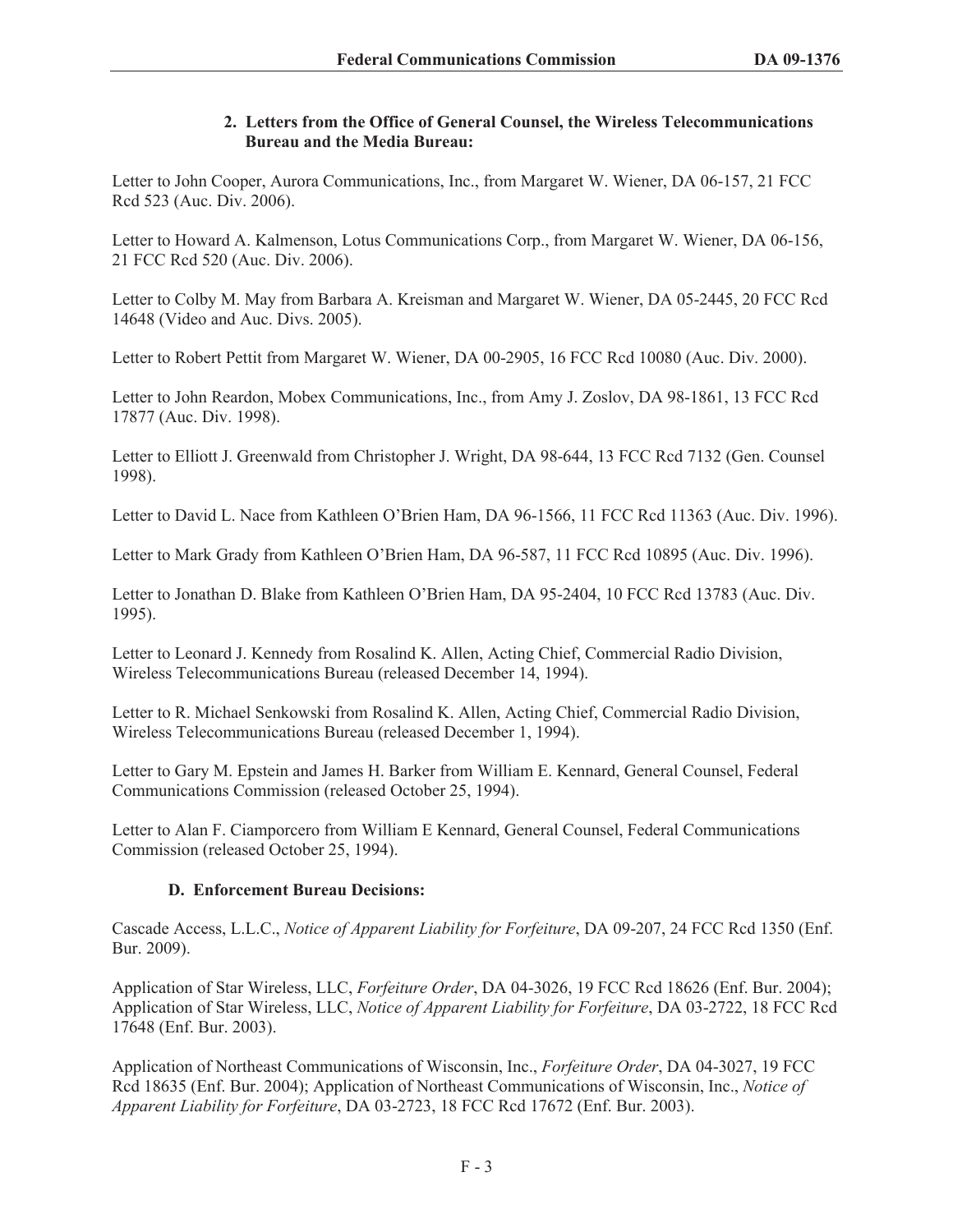### 2. Letters from the Office of General Counsel, the Wireless Telecommunications Bureau and the Media Bureau:

Letter to John Cooper, Aurora Communications, Inc., from Margaret W. Wiener, DA 06-157, 21 FCC Rcd 523 (Auc. Div. 2006).

Letter to Howard A. Kalmenson, Lotus Communications Corp., from Margaret W. Wiener, DA 06-156, 21 FCC Rcd 520 (Auc. Div. 2006).

Letter to Colby M. May from Barbara A. Kreisman and Margaret W. Wiener, DA 05-2445, 20 FCC Rcd 14648 (Video and Auc. Divs. 2005).

Letter to Robert Pettit from Margaret W. Wiener, DA 00-2905, 16 FCC Rcd 10080 (Auc. Div. 2000).

Letter to John Reardon, Mobex Communications, Inc., from Amy J. Zoslov, DA 98-1861, 13 FCC Rcd 17877 (Auc. Div. 1998).

Letter to Elliott J. Greenwald from Christopher J. Wright, DA 98-644, 13 FCC Rcd 7132 (Gen. Counsel 1998).

Letter to David L. Nace from Kathleen O'Brien Ham, DA 96-1566, 11 FCC Rcd 11363 (Auc. Div. 1996).

Letter to Mark Grady from Kathleen O'Brien Ham, DA 96-587, 11 FCC Rcd 10895 (Auc. Div. 1996).

Letter to Jonathan D. Blake from Kathleen O'Brien Ham, DA 95-2404, 10 FCC Rcd 13783 (Auc. Div. 1995).

Letter to Leonard J. Kennedy from Rosalind K. Allen, Acting Chief, Commercial Radio Division, Wireless Telecommunications Bureau (released December 14, 1994).

Letter to R. Michael Senkowski from Rosalind K. Allen, Acting Chief, Commercial Radio Division, Wireless Telecommunications Bureau (released December 1, 1994).

Letter to Gary M. Epstein and James H. Barker from William E. Kennard, General Counsel, Federal Communications Commission (released October 25, 1994).

Letter to Alan F. Ciamporcero from William E Kennard, General Counsel, Federal Communications Commission (released October 25, 1994).

### D. Enforcement Bureau Decisions:

Cascade Access, L.L.C., *Notice of Apparent Liability for Forfeiture*, DA 09-207, 24 FCC Rcd 1350 (Enf. Bur. 2009).

Application of Star Wireless, LLC, *Forfeiture Order*, DA 04-3026, 19 FCC Rcd 18626 (Enf. Bur. 2004); Application of Star Wireless, LLC, *Notice of Apparent Liability for Forfeiture*, DA 03-2722, 18 FCC Rcd 17648 (Enf. Bur. 2003).

Application of Northeast Communications of Wisconsin, Inc., *Forfeiture Order*, DA 04-3027, 19 FCC Rcd 18635 (Enf. Bur. 2004); Application of Northeast Communications of Wisconsin, Inc., *Notice of Apparent Liability for Forfeiture*, DA 03-2723, 18 FCC Rcd 17672 (Enf. Bur. 2003).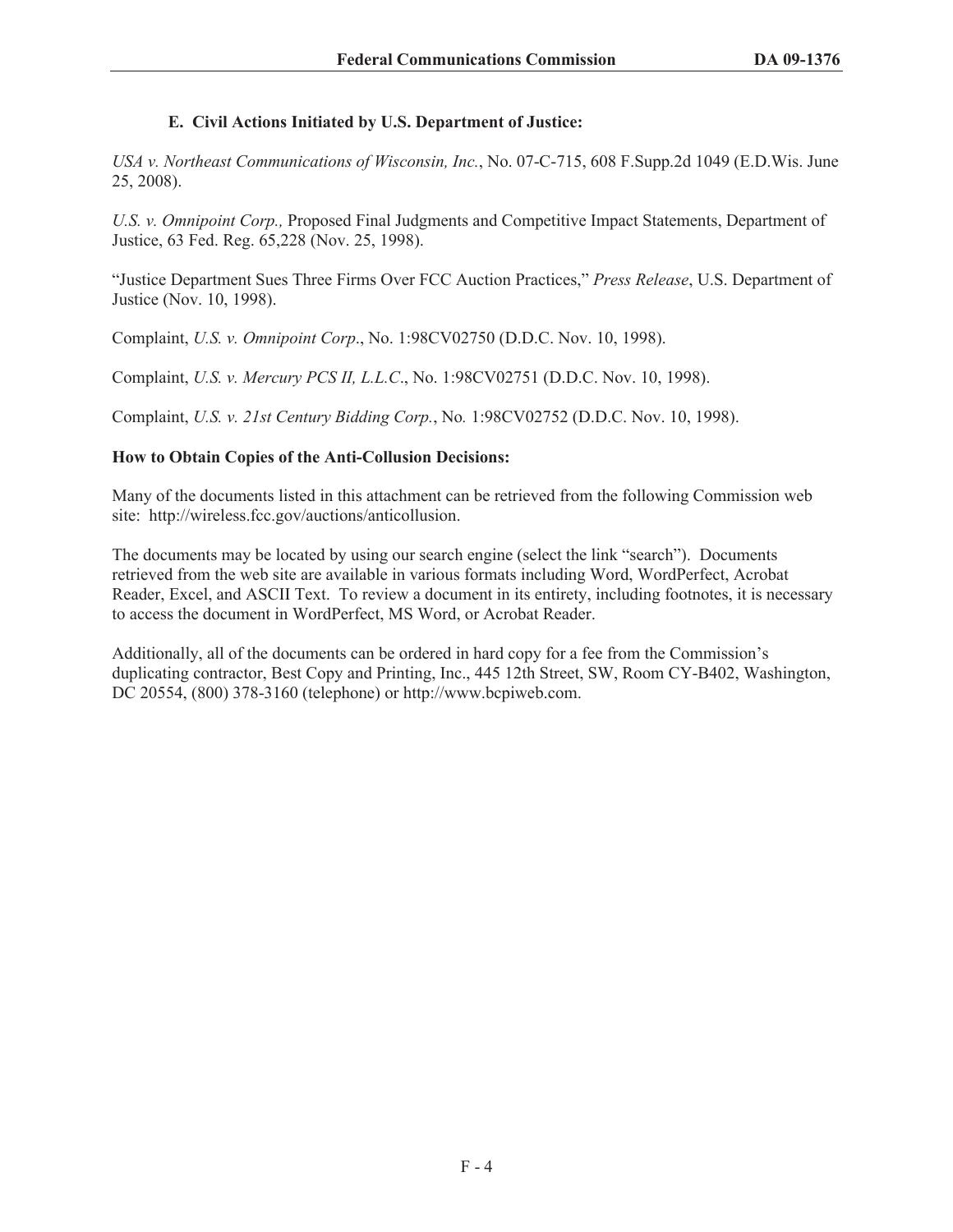### E. Civil Actions Initiated by U.S. Department of Justice:

*USA v. Northeast Communications of Wisconsin, Inc.*, No. 07-C-715, 608 F.Supp.2d 1049 (E.D.Wis. June 25, 2008).

*U.S. v. Omnipoint Corp.,* Proposed Final Judgments and Competitive Impact Statements, Department of Justice, 63 Fed. Reg. 65,228 (Nov. 25, 1998).

"Justice Department Sues Three Firms Over FCC Auction Practices," *Press Release*, U.S. Department of Justice (Nov. 10, 1998).

Complaint, *U.S. v. Omnipoint Corp*., No. 1:98CV02750 (D.D.C. Nov. 10, 1998).

Complaint, *U.S. v. Mercury PCS II, L.L.C*., No. 1:98CV02751 (D.D.C. Nov. 10, 1998).

Complaint, *U.S. v. 21st Century Bidding Corp.*, No. 1:98CV02752 (D.D.C. Nov. 10, 1998).

**How to Obtain Copies of the Anti-Collusion Decisions:**

Many of the documents listed in this attachment can be retrieved from the following Commission web site: http://wireless.fcc.gov/auctions/anticollusion.

The documents may be located by using our search engine (select the link "search"). Documents retrieved from the web site are available in various formats including Word, WordPerfect, Acrobat Reader, Excel, and ASCII Text. To review a document in its entirety, including footnotes, it is necessary to access the document in WordPerfect, MS Word, or Acrobat Reader.

Additionally, all of the documents can be ordered in hard copy for a fee from the Commission's duplicating contractor, Best Copy and Printing, Inc., 445 12th Street, SW, Room CY-B402, Washington, DC 20554, (800) 378-3160 (telephone) or http://www.bcpiweb.com.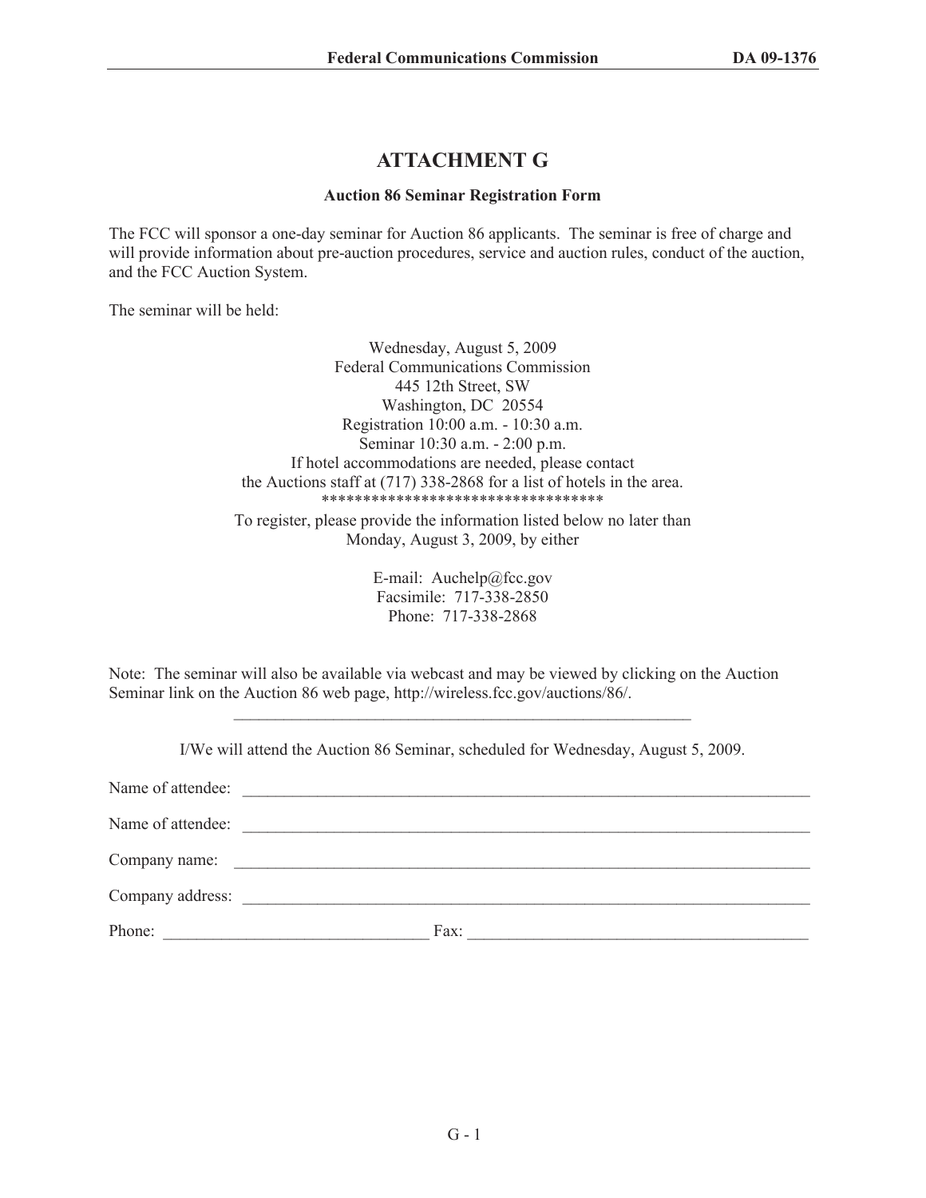# ATTACHMENT G

### Auction 86 Seminar Registration Form

The FCC will sponsor a one-day seminar for Auction 86 applicants. The seminar is free of charge and will provide information about pre-auction procedures, service and auction rules, conduct of the auction, and the FCC Auction System.

The seminar will be held:

Wednesday, August 5, 2009
Federal Communications Commission
445 12th Street, SW
Washington, DC 20554
Registration 10:00 a.m. - 10:30 a.m.
Seminar 10:30 a.m. - 2:00 p.m.
If hotel accommodations are needed, please contact
the Auctions staff at (717) 338-2868 for a list of hotels in the area.

***********************************

To register, please provide the information listed below no later than
Monday, August 3, 2009, by either

E-mail: Auchelp@fcc.gov
Facsimile: 717-338-2850
Phone: 717-338-2868

Note: The seminar will also be available via webcast and may be viewed by clicking on the Auction Seminar link on the Auction 86 web page, http://wireless.fcc.gov/auctions/86/.

---

I/We will attend the Auction 86 Seminar, scheduled for Wednesday, August 5, 2009.

Name of attendee: ______________________________________________

Name of attendee: ______________________________________________

Company name: ______________________________________________

Company address: ______________________________________________

Phone: ______________________ Fax: ______________________